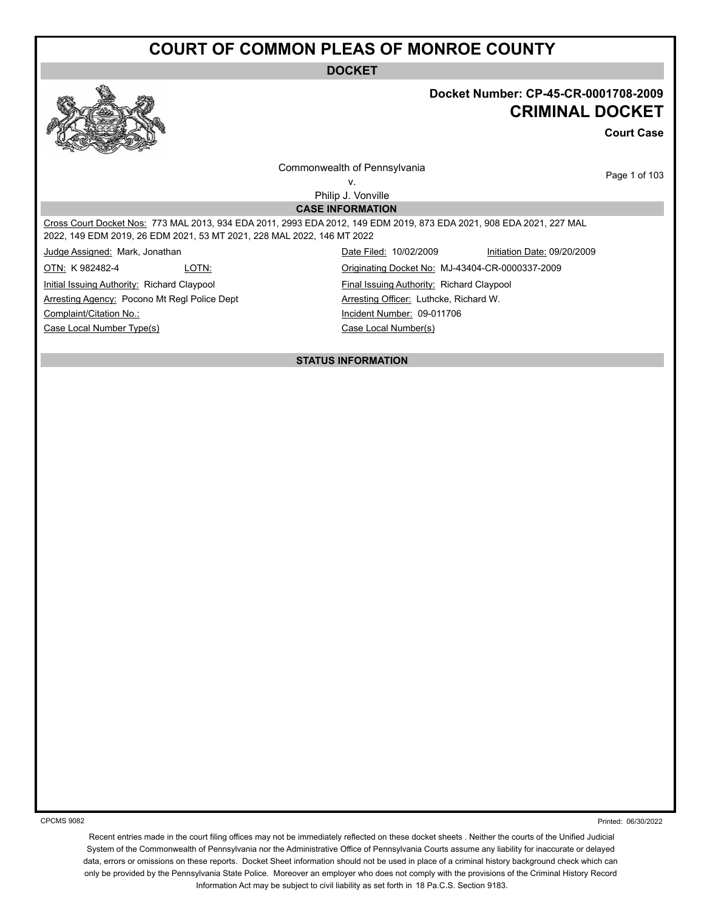# COURT OF COMMON PLEAS OF MONROE COUNTY

**DOCKET**

**Docket Number: CP-45-CR-0001708-2009**

## CRIMINAL DOCKET

**Court Case**

Commonwealth of Pennsylvania
v.
Philip J. Vonville

### CASE INFORMATION

Cross Court Docket Nos: 773 MAL 2013, 934 EDA 2011, 2993 EDA 2012, 149 EDM 2019, 873 EDA 2021, 908 EDA 2021, 227 MAL 2022, 149 EDM 2019, 26 EDM 2021, 53 MT 2021, 228 MAL 2022, 146 MT 2022

| | | | |
|---|---|---|---|
| Judge Assigned: Mark, Jonathan | | Date Filed: 10/02/2009 | Initiation Date: 09/20/2009 |
| OTN: K 982482-4 | LOTN: | Originating Docket No: MJ-43404-CR-0000337-2009 | |
| Initial Issuing Authority: Richard Claypool | | Final Issuing Authority: Richard Claypool | |
| Arresting Agency: Pocono Mt Regl Police Dept | | Arresting Officer: Luthcke, Richard W. | |
| Complaint/Citation No.: | | Incident Number: 09-011706 | |
| Case Local Number Type(s) | | Case Local Number(s) | |

### STATUS INFORMATION

CPCMS 9082

Printed: 06/30/2022

Recent entries made in the court filing offices may not be immediately reflected on these docket sheets . Neither the courts of the Unified Judicial System of the Commonwealth of Pennsylvania nor the Administrative Office of Pennsylvania Courts assume any liability for inaccurate or delayed data, errors or omissions on these reports. Docket Sheet information should not be used in place of a criminal history background check which can only be provided by the Pennsylvania State Police. Moreover an employer who does not comply with the provisions of the Criminal History Record Information Act may be subject to civil liability as set forth in 18 Pa.C.S. Section 9183.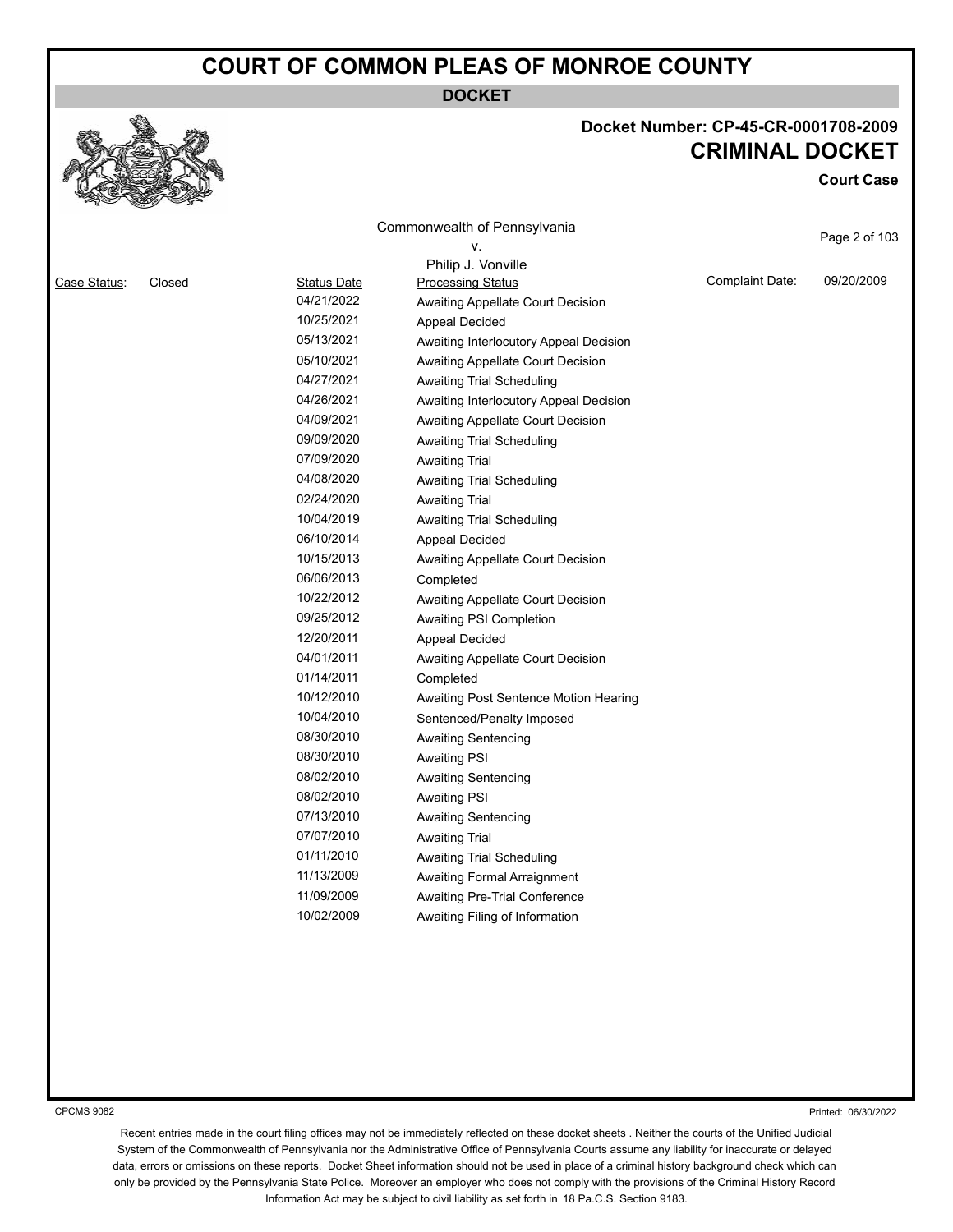# COURT OF COMMON PLEAS OF MONROE COUNTY

**DOCKET**

**Docket Number: CP-45-CR-0001708-2009**

## CRIMINAL DOCKET

**Court Case**

Commonwealth of Pennsylvania
v.
Philip J. Vonville

Case Status: Closed

Complaint Date: 09/20/2009

| Status Date | Processing Status |
|---|---|
| 04/21/2022 | Awaiting Appellate Court Decision |
| 10/25/2021 | Appeal Decided |
| 05/13/2021 | Awaiting Interlocutory Appeal Decision |
| 05/10/2021 | Awaiting Appellate Court Decision |
| 04/27/2021 | Awaiting Trial Scheduling |
| 04/26/2021 | Awaiting Interlocutory Appeal Decision |
| 04/09/2021 | Awaiting Appellate Court Decision |
| 09/09/2020 | Awaiting Trial Scheduling |
| 07/09/2020 | Awaiting Trial |
| 04/08/2020 | Awaiting Trial Scheduling |
| 02/24/2020 | Awaiting Trial |
| 10/04/2019 | Awaiting Trial Scheduling |
| 06/10/2014 | Appeal Decided |
| 10/15/2013 | Awaiting Appellate Court Decision |
| 06/06/2013 | Completed |
| 10/22/2012 | Awaiting Appellate Court Decision |
| 09/25/2012 | Awaiting PSI Completion |
| 12/20/2011 | Appeal Decided |
| 04/01/2011 | Awaiting Appellate Court Decision |
| 01/14/2011 | Completed |
| 10/12/2010 | Awaiting Post Sentence Motion Hearing |
| 10/04/2010 | Sentenced/Penalty Imposed |
| 08/30/2010 | Awaiting Sentencing |
| 08/30/2010 | Awaiting PSI |
| 08/02/2010 | Awaiting Sentencing |
| 08/02/2010 | Awaiting PSI |
| 07/13/2010 | Awaiting Sentencing |
| 07/07/2010 | Awaiting Trial |
| 01/11/2010 | Awaiting Trial Scheduling |
| 11/13/2009 | Awaiting Formal Arraignment |
| 11/09/2009 | Awaiting Pre-Trial Conference |
| 10/02/2009 | Awaiting Filing of Information |

CPCMS 9082

Printed: 06/30/2022

Recent entries made in the court filing offices may not be immediately reflected on these docket sheets . Neither the courts of the Unified Judicial System of the Commonwealth of Pennsylvania nor the Administrative Office of Pennsylvania Courts assume any liability for inaccurate or delayed data, errors or omissions on these reports. Docket Sheet information should not be used in place of a criminal history background check which can only be provided by the Pennsylvania State Police. Moreover an employer who does not comply with the provisions of the Criminal History Record Information Act may be subject to civil liability as set forth in 18 Pa.C.S. Section 9183.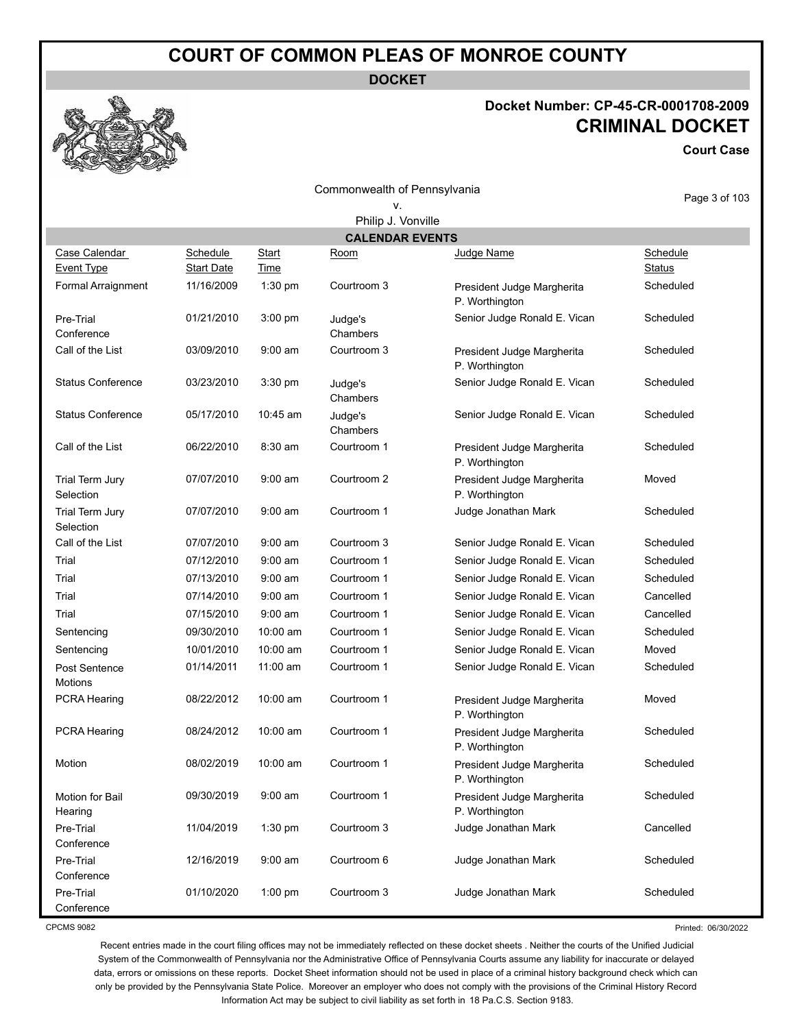# COURT OF COMMON PLEAS OF MONROE COUNTY

**DOCKET**

**Docket Number: CP-45-CR-0001708-2009**

**CRIMINAL DOCKET**

**Court Case**

Commonwealth of Pennsylvania
v.
Philip J. Vonville

## CALENDAR EVENTS

| Case Calendar Event Type | Schedule Start Date | Start Time | Room | Judge Name | Schedule Status |
|---|---|---|---|---|---|
| Formal Arraignment | 11/16/2009 | 1:30 pm | Courtroom 3 | President Judge Margherita P. Worthington | Scheduled |
| Pre-Trial Conference | 01/21/2010 | 3:00 pm | Judge's Chambers | Senior Judge Ronald E. Vican | Scheduled |
| Call of the List | 03/09/2010 | 9:00 am | Courtroom 3 | President Judge Margherita P. Worthington | Scheduled |
| Status Conference | 03/23/2010 | 3:30 pm | Judge's Chambers | Senior Judge Ronald E. Vican | Scheduled |
| Status Conference | 05/17/2010 | 10:45 am | Judge's Chambers | Senior Judge Ronald E. Vican | Scheduled |
| Call of the List | 06/22/2010 | 8:30 am | Courtroom 1 | President Judge Margherita P. Worthington | Scheduled |
| Trial Term Jury Selection | 07/07/2010 | 9:00 am | Courtroom 2 | President Judge Margherita P. Worthington | Moved |
| Trial Term Jury Selection | 07/07/2010 | 9:00 am | Courtroom 1 | Judge Jonathan Mark | Scheduled |
| Call of the List | 07/07/2010 | 9:00 am | Courtroom 3 | Senior Judge Ronald E. Vican | Scheduled |
| Trial | 07/12/2010 | 9:00 am | Courtroom 1 | Senior Judge Ronald E. Vican | Scheduled |
| Trial | 07/13/2010 | 9:00 am | Courtroom 1 | Senior Judge Ronald E. Vican | Scheduled |
| Trial | 07/14/2010 | 9:00 am | Courtroom 1 | Senior Judge Ronald E. Vican | Cancelled |
| Trial | 07/15/2010 | 9:00 am | Courtroom 1 | Senior Judge Ronald E. Vican | Cancelled |
| Sentencing | 09/30/2010 | 10:00 am | Courtroom 1 | Senior Judge Ronald E. Vican | Scheduled |
| Sentencing | 10/01/2010 | 10:00 am | Courtroom 1 | Senior Judge Ronald E. Vican | Moved |
| Post Sentence Motions | 01/14/2011 | 11:00 am | Courtroom 1 | Senior Judge Ronald E. Vican | Scheduled |
| PCRA Hearing | 08/22/2012 | 10:00 am | Courtroom 1 | President Judge Margherita P. Worthington | Moved |
| PCRA Hearing | 08/24/2012 | 10:00 am | Courtroom 1 | President Judge Margherita P. Worthington | Scheduled |
| Motion | 08/02/2019 | 10:00 am | Courtroom 1 | President Judge Margherita P. Worthington | Scheduled |
| Motion for Bail Hearing | 09/30/2019 | 9:00 am | Courtroom 1 | President Judge Margherita P. Worthington | Scheduled |
| Pre-Trial Conference | 11/04/2019 | 1:30 pm | Courtroom 3 | Judge Jonathan Mark | Cancelled |
| Pre-Trial Conference | 12/16/2019 | 9:00 am | Courtroom 6 | Judge Jonathan Mark | Scheduled |
| Pre-Trial Conference | 01/10/2020 | 1:00 pm | Courtroom 3 | Judge Jonathan Mark | Scheduled |

CPCMS 9082

Printed: 06/30/2022

Recent entries made in the court filing offices may not be immediately reflected on these docket sheets . Neither the courts of the Unified Judicial System of the Commonwealth of Pennsylvania nor the Administrative Office of Pennsylvania Courts assume any liability for inaccurate or delayed data, errors or omissions on these reports. Docket Sheet information should not be used in place of a criminal history background check which can only be provided by the Pennsylvania State Police. Moreover an employer who does not comply with the provisions of the Criminal History Record Information Act may be subject to civil liability as set forth in 18 Pa.C.S. Section 9183.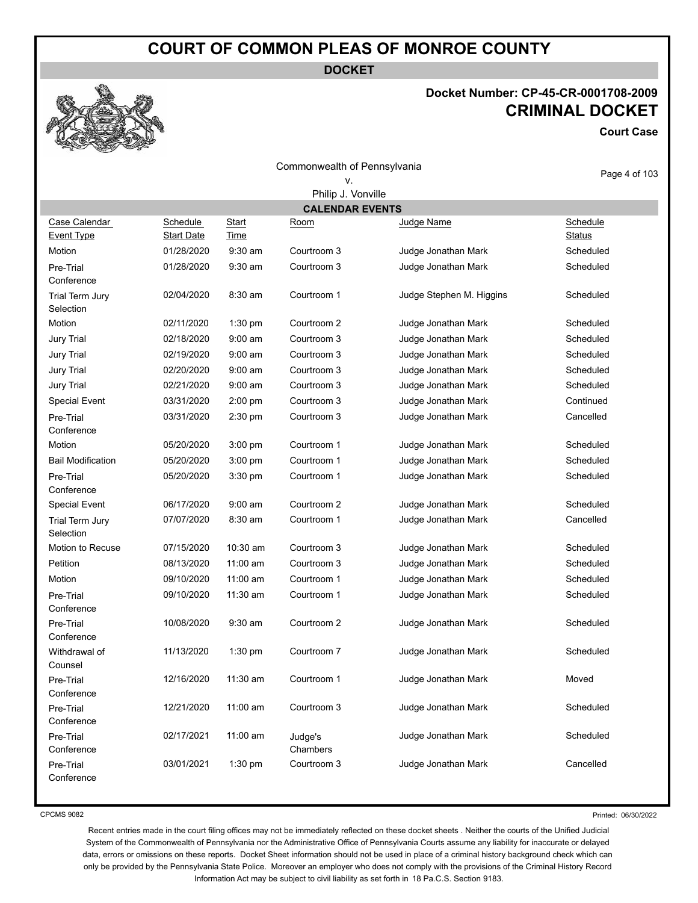# COURT OF COMMON PLEAS OF MONROE COUNTY

**DOCKET**

**Docket Number: CP-45-CR-0001708-2009**

## CRIMINAL DOCKET

**Court Case**

Commonwealth of Pennsylvania
v.
Philip J. Vonville

### CALENDAR EVENTS

| Case Calendar Event Type | Schedule Start Date | Start Time | Room | Judge Name | Schedule Status |
|---|---|---|---|---|---|
| Motion | 01/28/2020 | 9:30 am | Courtroom 3 | Judge Jonathan Mark | Scheduled |
| Pre-Trial Conference | 01/28/2020 | 9:30 am | Courtroom 3 | Judge Jonathan Mark | Scheduled |
| Trial Term Jury Selection | 02/04/2020 | 8:30 am | Courtroom 1 | Judge Stephen M. Higgins | Scheduled |
| Motion | 02/11/2020 | 1:30 pm | Courtroom 2 | Judge Jonathan Mark | Scheduled |
| Jury Trial | 02/18/2020 | 9:00 am | Courtroom 3 | Judge Jonathan Mark | Scheduled |
| Jury Trial | 02/19/2020 | 9:00 am | Courtroom 3 | Judge Jonathan Mark | Scheduled |
| Jury Trial | 02/20/2020 | 9:00 am | Courtroom 3 | Judge Jonathan Mark | Scheduled |
| Jury Trial | 02/21/2020 | 9:00 am | Courtroom 3 | Judge Jonathan Mark | Scheduled |
| Special Event | 03/31/2020 | 2:00 pm | Courtroom 3 | Judge Jonathan Mark | Continued |
| Pre-Trial Conference | 03/31/2020 | 2:30 pm | Courtroom 3 | Judge Jonathan Mark | Cancelled |
| Motion | 05/20/2020 | 3:00 pm | Courtroom 1 | Judge Jonathan Mark | Scheduled |
| Bail Modification | 05/20/2020 | 3:00 pm | Courtroom 1 | Judge Jonathan Mark | Scheduled |
| Pre-Trial Conference | 05/20/2020 | 3:30 pm | Courtroom 1 | Judge Jonathan Mark | Scheduled |
| Special Event | 06/17/2020 | 9:00 am | Courtroom 2 | Judge Jonathan Mark | Scheduled |
| Trial Term Jury Selection | 07/07/2020 | 8:30 am | Courtroom 1 | Judge Jonathan Mark | Cancelled |
| Motion to Recuse | 07/15/2020 | 10:30 am | Courtroom 3 | Judge Jonathan Mark | Scheduled |
| Petition | 08/13/2020 | 11:00 am | Courtroom 3 | Judge Jonathan Mark | Scheduled |
| Motion | 09/10/2020 | 11:00 am | Courtroom 1 | Judge Jonathan Mark | Scheduled |
| Pre-Trial Conference | 09/10/2020 | 11:30 am | Courtroom 1 | Judge Jonathan Mark | Scheduled |
| Pre-Trial Conference | 10/08/2020 | 9:30 am | Courtroom 2 | Judge Jonathan Mark | Scheduled |
| Withdrawal of Counsel | 11/13/2020 | 1:30 pm | Courtroom 7 | Judge Jonathan Mark | Scheduled |
| Pre-Trial Conference | 12/16/2020 | 11:30 am | Courtroom 1 | Judge Jonathan Mark | Moved |
| Pre-Trial Conference | 12/21/2020 | 11:00 am | Courtroom 3 | Judge Jonathan Mark | Scheduled |
| Pre-Trial Conference | 02/17/2021 | 11:00 am | Judge's Chambers | Judge Jonathan Mark | Scheduled |
| Pre-Trial Conference | 03/01/2021 | 1:30 pm | Courtroom 3 | Judge Jonathan Mark | Cancelled |

CPCMS 9082

Printed: 06/30/2022

Recent entries made in the court filing offices may not be immediately reflected on these docket sheets . Neither the courts of the Unified Judicial System of the Commonwealth of Pennsylvania nor the Administrative Office of Pennsylvania Courts assume any liability for inaccurate or delayed data, errors or omissions on these reports. Docket Sheet information should not be used in place of a criminal history background check which can only be provided by the Pennsylvania State Police. Moreover an employer who does not comply with the provisions of the Criminal History Record Information Act may be subject to civil liability as set forth in 18 Pa.C.S. Section 9183.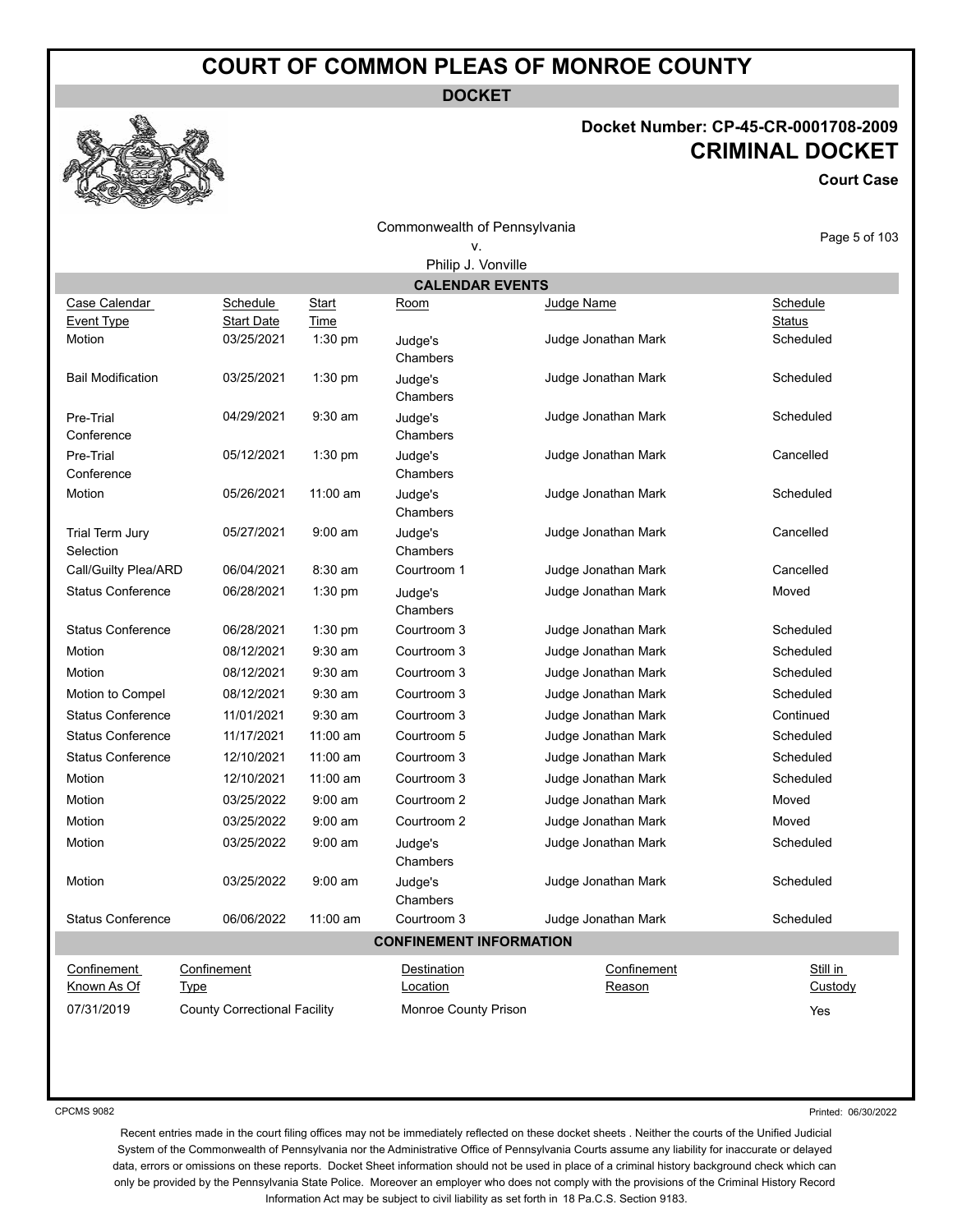# COURT OF COMMON PLEAS OF MONROE COUNTY

**DOCKET**

**Docket Number: CP-45-CR-0001708-2009**

**CRIMINAL DOCKET**

**Court Case**

Commonwealth of Pennsylvania
v.
Philip J. Vonville

## CALENDAR EVENTS

| Case Calendar Event Type | Schedule Start Date | Start Time | Room | Judge Name | Schedule Status |
|---|---|---|---|---|---|
| Motion | 03/25/2021 | 1:30 pm | Judge's Chambers | Judge Jonathan Mark | Scheduled |
| Bail Modification | 03/25/2021 | 1:30 pm | Judge's Chambers | Judge Jonathan Mark | Scheduled |
| Pre-Trial Conference | 04/29/2021 | 9:30 am | Judge's Chambers | Judge Jonathan Mark | Scheduled |
| Pre-Trial Conference | 05/12/2021 | 1:30 pm | Judge's Chambers | Judge Jonathan Mark | Cancelled |
| Motion | 05/26/2021 | 11:00 am | Judge's Chambers | Judge Jonathan Mark | Scheduled |
| Trial Term Jury Selection | 05/27/2021 | 9:00 am | Judge's Chambers | Judge Jonathan Mark | Cancelled |
| Call/Guilty Plea/ARD | 06/04/2021 | 8:30 am | Courtroom 1 | Judge Jonathan Mark | Cancelled |
| Status Conference | 06/28/2021 | 1:30 pm | Judge's Chambers | Judge Jonathan Mark | Moved |
| Status Conference | 06/28/2021 | 1:30 pm | Courtroom 3 | Judge Jonathan Mark | Scheduled |
| Motion | 08/12/2021 | 9:30 am | Courtroom 3 | Judge Jonathan Mark | Scheduled |
| Motion | 08/12/2021 | 9:30 am | Courtroom 3 | Judge Jonathan Mark | Scheduled |
| Motion to Compel | 08/12/2021 | 9:30 am | Courtroom 3 | Judge Jonathan Mark | Scheduled |
| Status Conference | 11/01/2021 | 9:30 am | Courtroom 3 | Judge Jonathan Mark | Continued |
| Status Conference | 11/17/2021 | 11:00 am | Courtroom 5 | Judge Jonathan Mark | Scheduled |
| Status Conference | 12/10/2021 | 11:00 am | Courtroom 3 | Judge Jonathan Mark | Scheduled |
| Motion | 12/10/2021 | 11:00 am | Courtroom 3 | Judge Jonathan Mark | Scheduled |
| Motion | 03/25/2022 | 9:00 am | Courtroom 2 | Judge Jonathan Mark | Moved |
| Motion | 03/25/2022 | 9:00 am | Courtroom 2 | Judge Jonathan Mark | Moved |
| Motion | 03/25/2022 | 9:00 am | Judge's Chambers | Judge Jonathan Mark | Scheduled |
| Motion | 03/25/2022 | 9:00 am | Judge's Chambers | Judge Jonathan Mark | Scheduled |
| Status Conference | 06/06/2022 | 11:00 am | Courtroom 3 | Judge Jonathan Mark | Scheduled |

## CONFINEMENT INFORMATION

| Confinement Known As Of | Confinement Type | Destination Location | Confinement Reason | Still in Custody |
|---|---|---|---|---|
| 07/31/2019 | County Correctional Facility | Monroe County Prison | | Yes |

CPCMS 9082

Printed: 06/30/2022

Recent entries made in the court filing offices may not be immediately reflected on these docket sheets . Neither the courts of the Unified Judicial System of the Commonwealth of Pennsylvania nor the Administrative Office of Pennsylvania Courts assume any liability for inaccurate or delayed data, errors or omissions on these reports. Docket Sheet information should not be used in place of a criminal history background check which can only be provided by the Pennsylvania State Police. Moreover an employer who does not comply with the provisions of the Criminal History Record Information Act may be subject to civil liability as set forth in 18 Pa.C.S. Section 9183.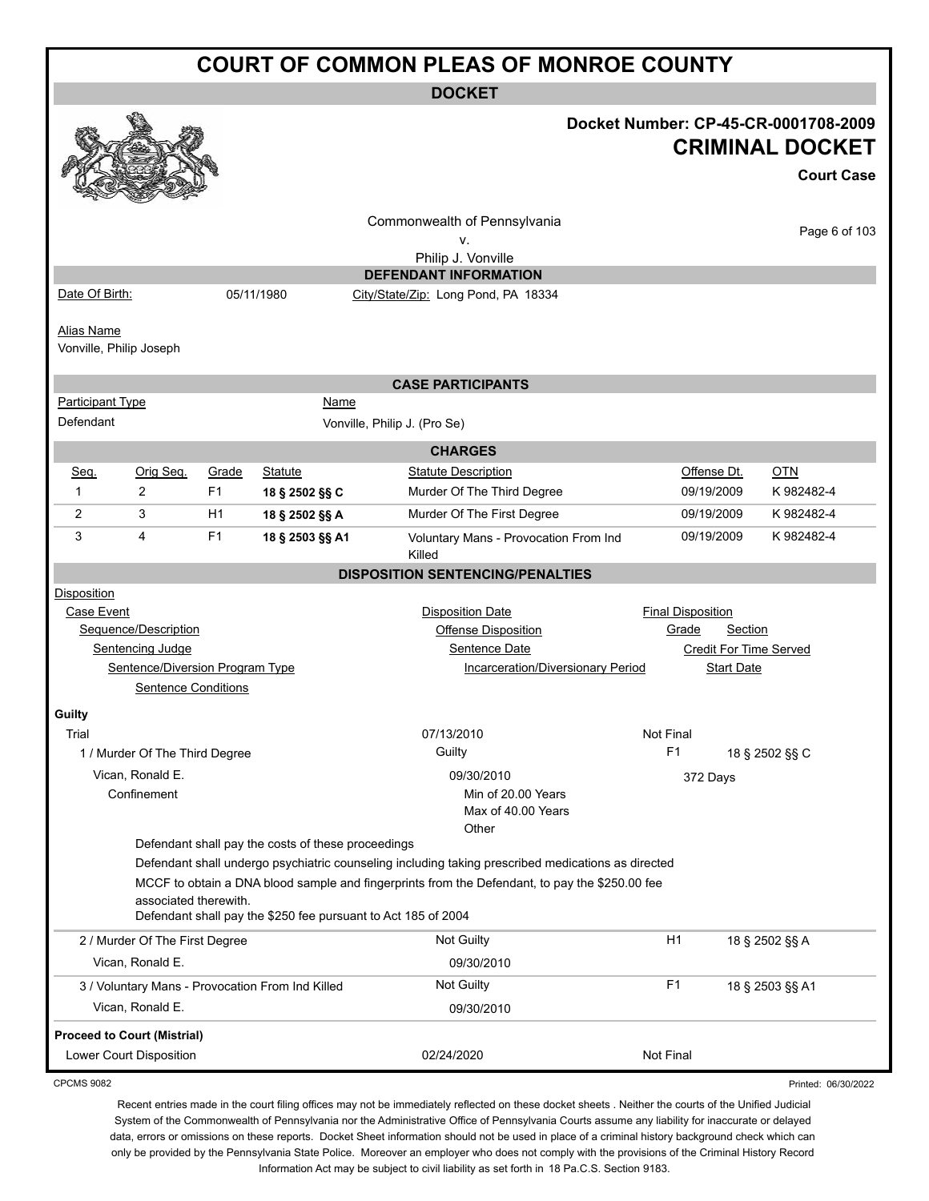# COURT OF COMMON PLEAS OF MONROE COUNTY

**DOCKET**

**Docket Number: CP-45-CR-0001708-2009**

**CRIMINAL DOCKET**

**Court Case**

Commonwealth of Pennsylvania
v.
Philip J. Vonville

## DEFENDANT INFORMATION

Date Of Birth: 05/11/1980 City/State/Zip: Long Pond, PA 18334

Alias Name
Vonville, Philip Joseph

## CASE PARTICIPANTS

| Participant Type | Name |
|---|---|
| Defendant | Vonville, Philip J. (Pro Se) |

## CHARGES

| Seq. | Orig Seq. | Grade | Statute | Statute Description | Offense Dt. | OTN |
|---|---|---|---|---|---|---|
| 1 | 2 | F1 | **18 § 2502 §§ C** | Murder Of The Third Degree | 09/19/2009 | K 982482-4 |
| 2 | 3 | H1 | **18 § 2502 §§ A** | Murder Of The First Degree | 09/19/2009 | K 982482-4 |
| 3 | 4 | F1 | **18 § 2503 §§ A1** | Voluntary Mans - Provocation From Ind Killed | 09/19/2009 | K 982482-4 |

## DISPOSITION SENTENCING/PENALTIES

Disposition
Case Event — Disposition Date — Final Disposition
Sequence/Description — Offense Disposition — Grade — Section
Sentencing Judge — Sentence Date — Credit For Time Served
Sentence/Diversion Program Type — Incarceration/Diversionary Period — Start Date
Sentence Conditions

**Guilty**

Trial — 07/13/2010 — Not Final

1 / Murder Of The Third Degree — Guilty — F1 — 18 § 2502 §§ C

Vican, Ronald E. — 09/30/2010 — 372 Days

Confinement — Min of 20.00 Years, Max of 40.00 Years, Other

Defendant shall pay the costs of these proceedings

Defendant shall undergo psychiatric counseling including taking prescribed medications as directed

MCCF to obtain a DNA blood sample and fingerprints from the Defendant, to pay the $250.00 fee associated therewith.

Defendant shall pay the $250 fee pursuant to Act 185 of 2004

2 / Murder Of The First Degree — Not Guilty — H1 — 18 § 2502 §§ A

Vican, Ronald E. — 09/30/2010

3 / Voluntary Mans - Provocation From Ind Killed — Not Guilty — F1 — 18 § 2503 §§ A1

Vican, Ronald E. — 09/30/2010

**Proceed to Court (Mistrial)**

Lower Court Disposition — 02/24/2020 — Not Final

CPCMS 9082 Printed: 06/30/2022

Recent entries made in the court filing offices may not be immediately reflected on these docket sheets . Neither the courts of the Unified Judicial System of the Commonwealth of Pennsylvania nor the Administrative Office of Pennsylvania Courts assume any liability for inaccurate or delayed data, errors or omissions on these reports. Docket Sheet information should not be used in place of a criminal history background check which can only be provided by the Pennsylvania State Police. Moreover an employer who does not comply with the provisions of the Criminal History Record Information Act may be subject to civil liability as set forth in 18 Pa.C.S. Section 9183.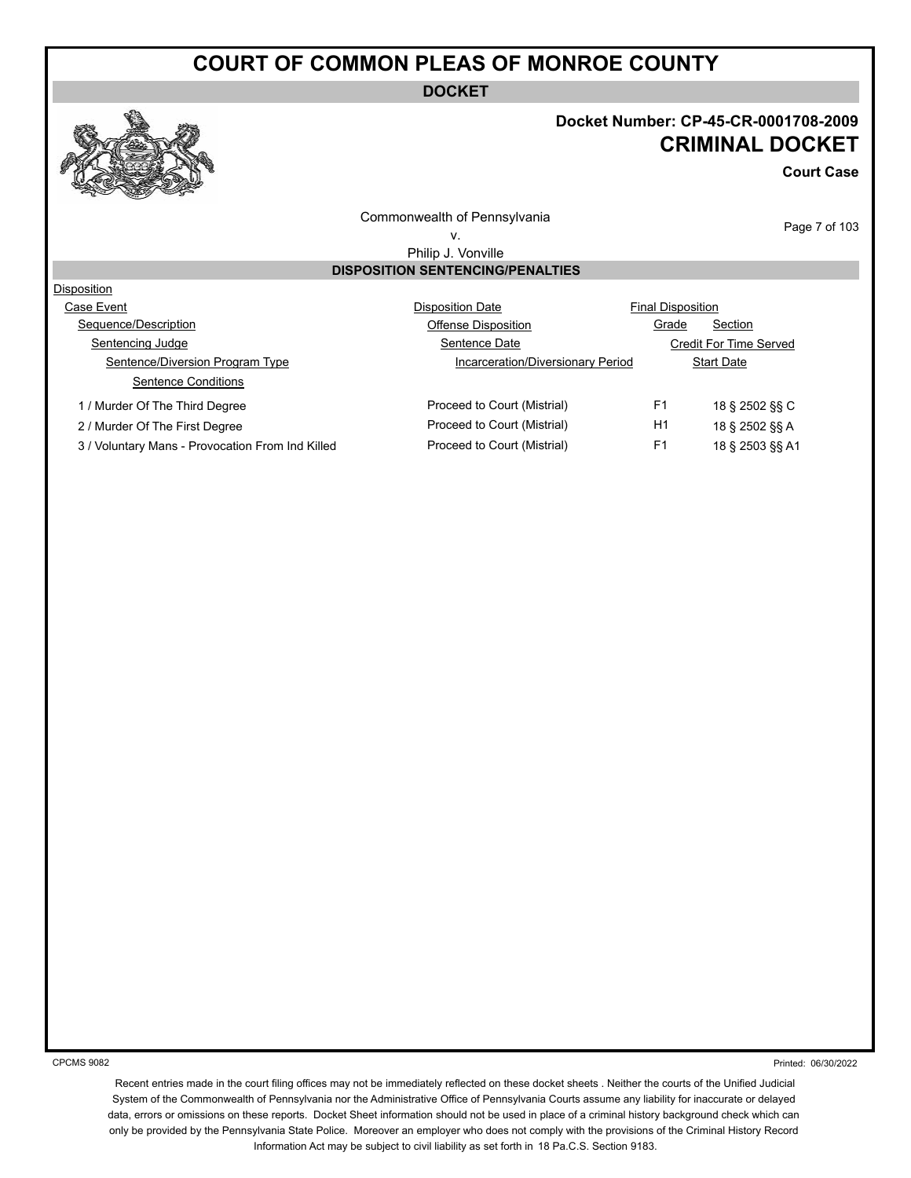# COURT OF COMMON PLEAS OF MONROE COUNTY

**DOCKET**

**Docket Number: CP-45-CR-0001708-2009**

## CRIMINAL DOCKET

**Court Case**

Commonwealth of Pennsylvania
v.
Philip J. Vonville

### DISPOSITION SENTENCING/PENALTIES

Disposition

| Case Event | Disposition Date | Final Disposition | |
|---|---|---|---|
| Sequence/Description | Offense Disposition | Grade | Section |
| Sentencing Judge | Sentence Date | Credit For Time Served | |
| Sentence/Diversion Program Type | Incarceration/Diversionary Period | Start Date | |
| Sentence Conditions | | | |
| 1 / Murder Of The Third Degree | Proceed to Court (Mistrial) | F1 | 18 § 2502 §§ C |
| 2 / Murder Of The First Degree | Proceed to Court (Mistrial) | H1 | 18 § 2502 §§ A |
| 3 / Voluntary Mans - Provocation From Ind Killed | Proceed to Court (Mistrial) | F1 | 18 § 2503 §§ A1 |

CPCMS 9082

Printed: 06/30/2022

Recent entries made in the court filing offices may not be immediately reflected on these docket sheets . Neither the courts of the Unified Judicial System of the Commonwealth of Pennsylvania nor the Administrative Office of Pennsylvania Courts assume any liability for inaccurate or delayed data, errors or omissions on these reports. Docket Sheet information should not be used in place of a criminal history background check which can only be provided by the Pennsylvania State Police. Moreover an employer who does not comply with the provisions of the Criminal History Record Information Act may be subject to civil liability as set forth in 18 Pa.C.S. Section 9183.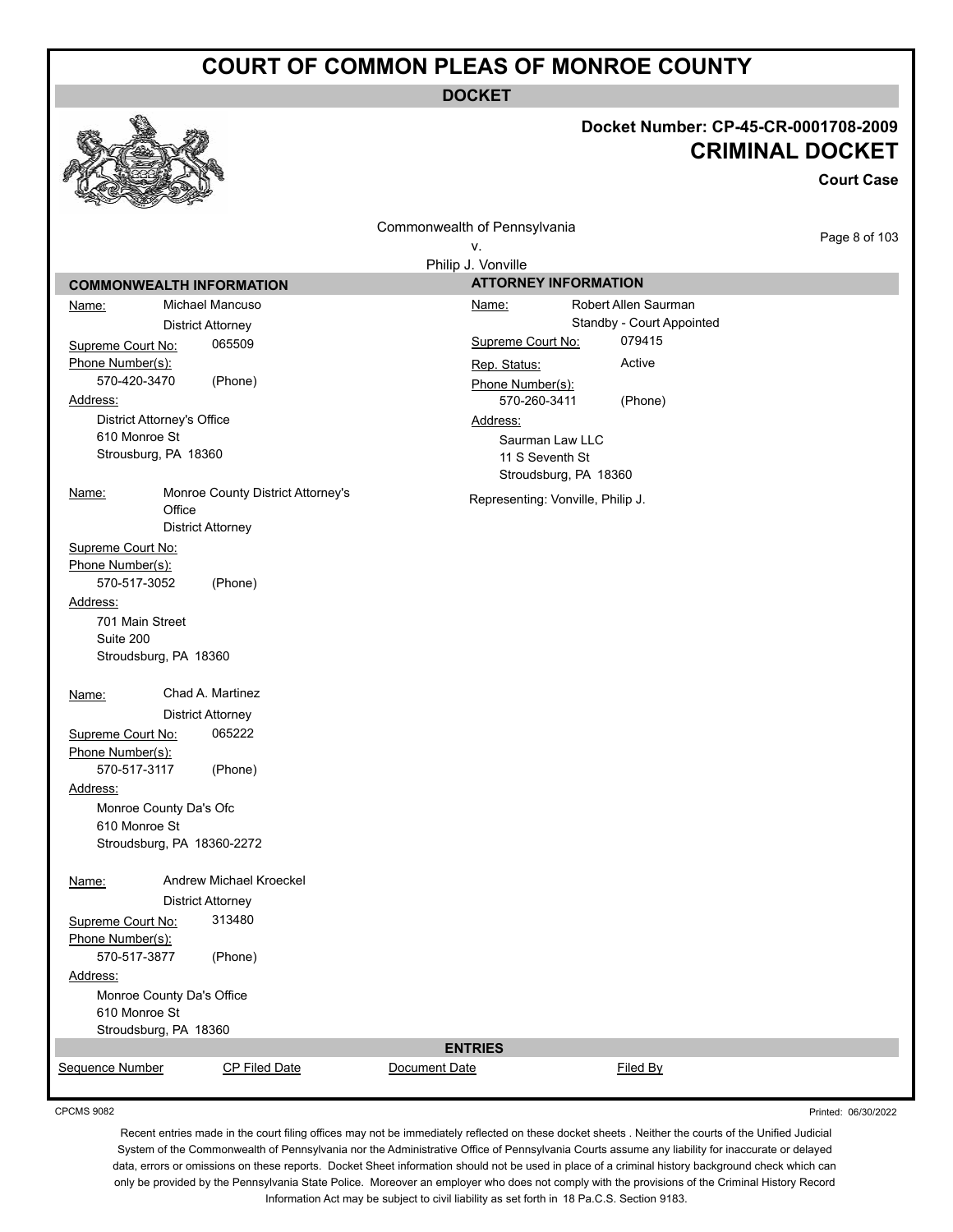# COURT OF COMMON PLEAS OF MONROE COUNTY

## DOCKET

**Docket Number: CP-45-CR-0001708-2009**

**CRIMINAL DOCKET**

**Court Case**

Commonwealth of Pennsylvania
v.
Philip J. Vonville

### COMMONWEALTH INFORMATION

**Name:** Michael Mancuso
District Attorney
**Supreme Court No:** 065509
**Phone Number(s):**
570-420-3470 (Phone)
**Address:**
District Attorney's Office
610 Monroe St
Strousburg, PA 18360

**Name:** Monroe County District Attorney's Office
District Attorney
**Supreme Court No:**
**Phone Number(s):**
570-517-3052 (Phone)
**Address:**
701 Main Street
Suite 200
Stroudsburg, PA 18360

**Name:** Chad A. Martinez
District Attorney
**Supreme Court No:** 065222
**Phone Number(s):**
570-517-3117 (Phone)
**Address:**
Monroe County Da's Ofc
610 Monroe St
Stroudsburg, PA 18360-2272

**Name:** Andrew Michael Kroeckel
District Attorney
**Supreme Court No:** 313480
**Phone Number(s):**
570-517-3877 (Phone)
**Address:**
Monroe County Da's Office
610 Monroe St
Stroudsburg, PA 18360

### ATTORNEY INFORMATION

**Name:** Robert Allen Saurman
Standby - Court Appointed
**Supreme Court No:** 079415
**Rep. Status:** Active
**Phone Number(s):**
570-260-3411 (Phone)
**Address:**
Saurman Law LLC
11 S Seventh St
Stroudsburg, PA 18360

Representing: Vonville, Philip J.

### ENTRIES

| Sequence Number | CP Filed Date | Document Date | Filed By |
|---|---|---|---|

CPCMS 9082

Printed: 06/30/2022

Recent entries made in the court filing offices may not be immediately reflected on these docket sheets . Neither the courts of the Unified Judicial System of the Commonwealth of Pennsylvania nor the Administrative Office of Pennsylvania Courts assume any liability for inaccurate or delayed data, errors or omissions on these reports. Docket Sheet information should not be used in place of a criminal history background check which can only be provided by the Pennsylvania State Police. Moreover an employer who does not comply with the provisions of the Criminal History Record Information Act may be subject to civil liability as set forth in 18 Pa.C.S. Section 9183.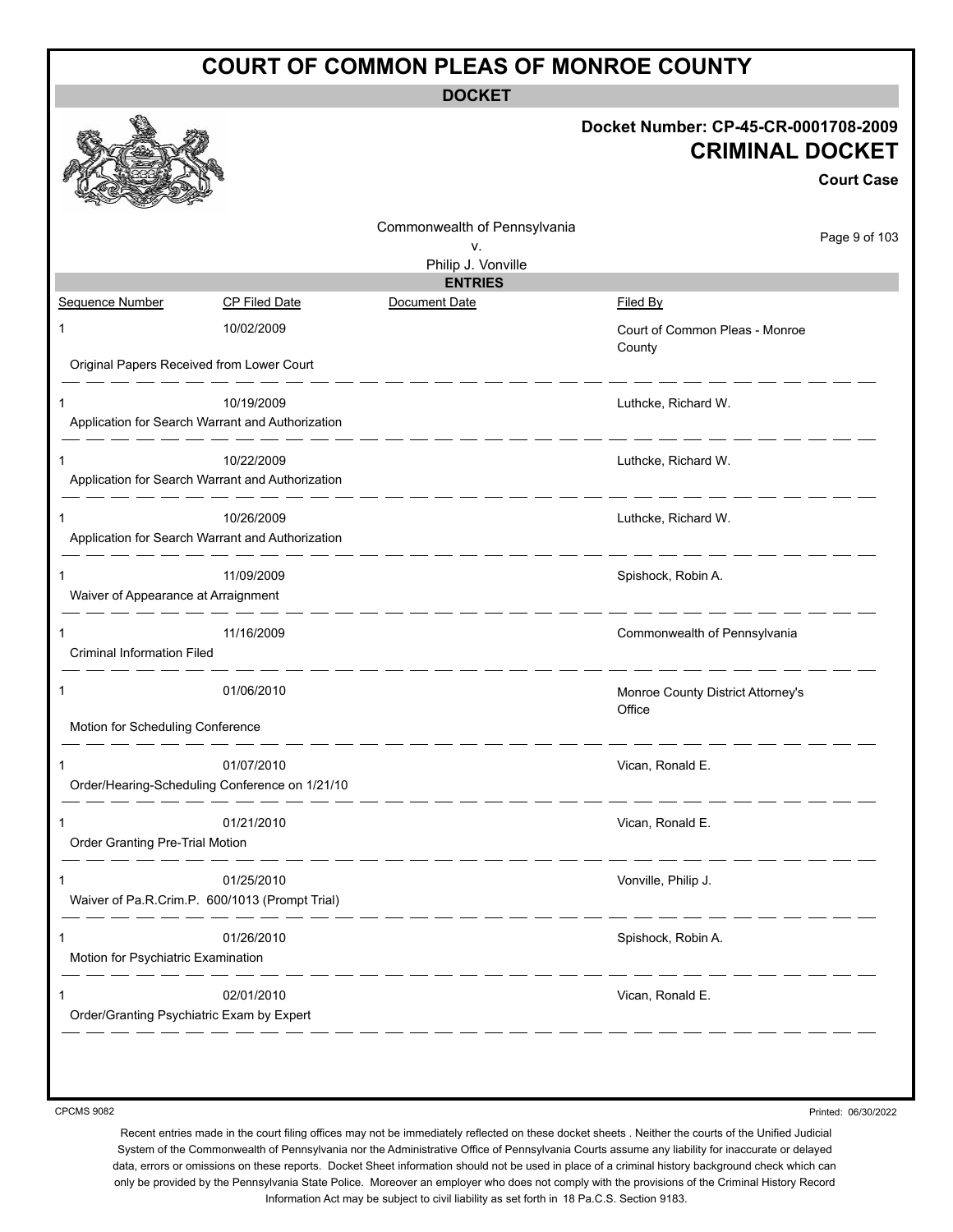# COURT OF COMMON PLEAS OF MONROE COUNTY

## DOCKET

**Docket Number: CP-45-CR-0001708-2009**

**CRIMINAL DOCKET**

**Court Case**

Commonwealth of Pennsylvania
v.
Philip J. Vonville

## ENTRIES

| Sequence Number | CP Filed Date | Document Date | Filed By |
|---|---|---|---|
| 1 | 10/02/2009 | | Court of Common Pleas - Monroe County |
| Original Papers Received from Lower Court | | | |
| 1 | 10/19/2009 | | Luthcke, Richard W. |
| Application for Search Warrant and Authorization | | | |
| 1 | 10/22/2009 | | Luthcke, Richard W. |
| Application for Search Warrant and Authorization | | | |
| 1 | 10/26/2009 | | Luthcke, Richard W. |
| Application for Search Warrant and Authorization | | | |
| 1 | 11/09/2009 | | Spishock, Robin A. |
| Waiver of Appearance at Arraignment | | | |
| 1 | 11/16/2009 | | Commonwealth of Pennsylvania |
| Criminal Information Filed | | | |
| 1 | 01/06/2010 | | Monroe County District Attorney's Office |
| Motion for Scheduling Conference | | | |
| 1 | 01/07/2010 | | Vican, Ronald E. |
| Order/Hearing-Scheduling Conference on 1/21/10 | | | |
| 1 | 01/21/2010 | | Vican, Ronald E. |
| Order Granting Pre-Trial Motion | | | |
| 1 | 01/25/2010 | | Vonville, Philip J. |
| Waiver of Pa.R.Crim.P. 600/1013 (Prompt Trial) | | | |
| 1 | 01/26/2010 | | Spishock, Robin A. |
| Motion for Psychiatric Examination | | | |
| 1 | 02/01/2010 | | Vican, Ronald E. |
| Order/Granting Psychiatric Exam by Expert | | | |

CPCMS 9082

Printed: 06/30/2022

Recent entries made in the court filing offices may not be immediately reflected on these docket sheets . Neither the courts of the Unified Judicial System of the Commonwealth of Pennsylvania nor the Administrative Office of Pennsylvania Courts assume any liability for inaccurate or delayed data, errors or omissions on these reports. Docket Sheet information should not be used in place of a criminal history background check which can only be provided by the Pennsylvania State Police. Moreover an employer who does not comply with the provisions of the Criminal History Record Information Act may be subject to civil liability as set forth in 18 Pa.C.S. Section 9183.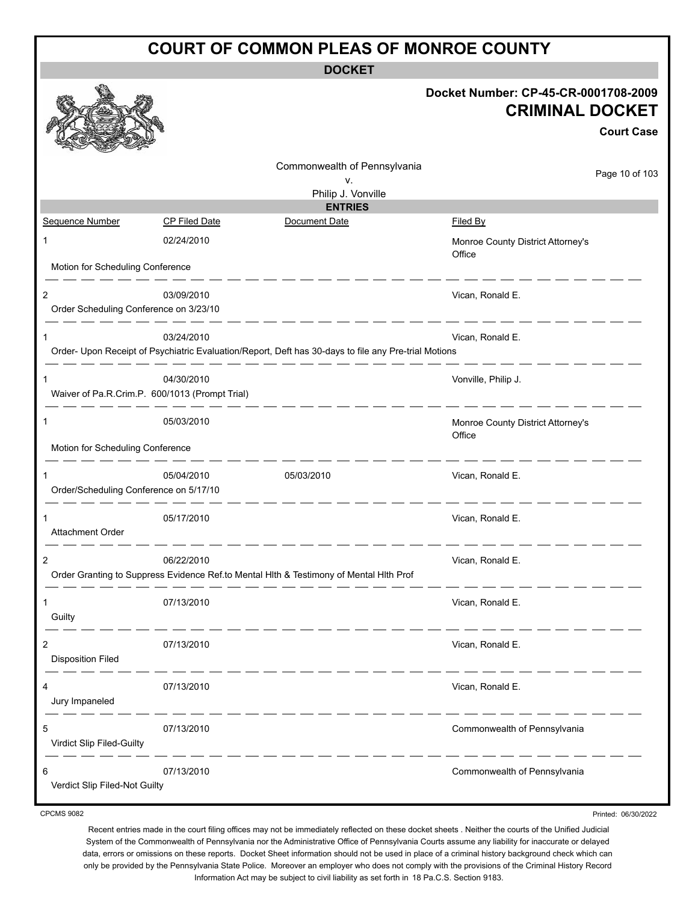# COURT OF COMMON PLEAS OF MONROE COUNTY

**DOCKET**

**Docket Number: CP-45-CR-0001708-2009**

**CRIMINAL DOCKET**

**Court Case**

Commonwealth of Pennsylvania
v.
Philip J. Vonville

**ENTRIES**

| Sequence Number | CP Filed Date | Document Date | Filed By |
|---|---|---|---|
| 1 | 02/24/2010 | | Monroe County District Attorney's Office |
| Motion for Scheduling Conference | | | |
| 2 | 03/09/2010 | | Vican, Ronald E. |
| Order Scheduling Conference on 3/23/10 | | | |
| 1 | 03/24/2010 | | Vican, Ronald E. |
| Order- Upon Receipt of Psychiatric Evaluation/Report, Deft has 30-days to file any Pre-trial Motions | | | |
| 1 | 04/30/2010 | | Vonville, Philip J. |
| Waiver of Pa.R.Crim.P. 600/1013 (Prompt Trial) | | | |
| 1 | 05/03/2010 | | Monroe County District Attorney's Office |
| Motion for Scheduling Conference | | | |
| 1 | 05/04/2010 | 05/03/2010 | Vican, Ronald E. |
| Order/Scheduling Conference on 5/17/10 | | | |
| 1 | 05/17/2010 | | Vican, Ronald E. |
| Attachment Order | | | |
| 2 | 06/22/2010 | | Vican, Ronald E. |
| Order Granting to Suppress Evidence Ref.to Mental Hlth & Testimony of Mental Hlth Prof | | | |
| 1 | 07/13/2010 | | Vican, Ronald E. |
| Guilty | | | |
| 2 | 07/13/2010 | | Vican, Ronald E. |
| Disposition Filed | | | |
| 4 | 07/13/2010 | | Vican, Ronald E. |
| Jury Impaneled | | | |
| 5 | 07/13/2010 | | Commonwealth of Pennsylvania |
| Virdict Slip Filed-Guilty | | | |
| 6 | 07/13/2010 | | Commonwealth of Pennsylvania |
| Verdict Slip Filed-Not Guilty | | | |

CPCMS 9082

Printed: 06/30/2022

Recent entries made in the court filing offices may not be immediately reflected on these docket sheets . Neither the courts of the Unified Judicial System of the Commonwealth of Pennsylvania nor the Administrative Office of Pennsylvania Courts assume any liability for inaccurate or delayed data, errors or omissions on these reports. Docket Sheet information should not be used in place of a criminal history background check which can only be provided by the Pennsylvania State Police. Moreover an employer who does not comply with the provisions of the Criminal History Record Information Act may be subject to civil liability as set forth in 18 Pa.C.S. Section 9183.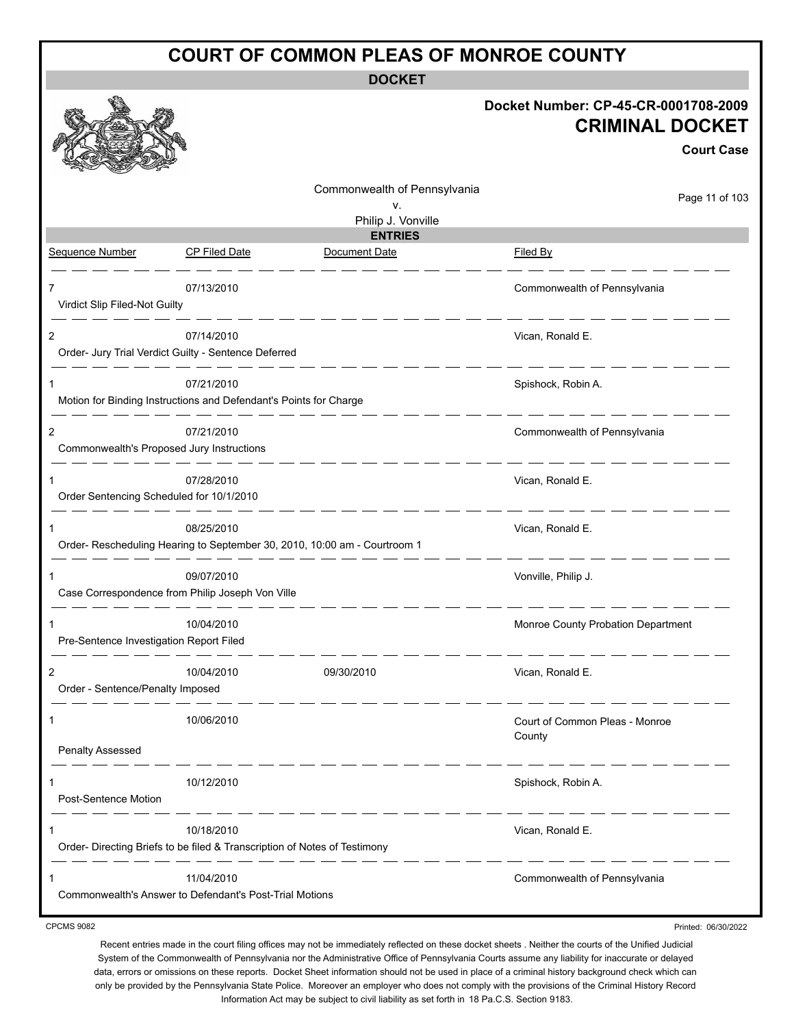# COURT OF COMMON PLEAS OF MONROE COUNTY

**DOCKET**

**Docket Number: CP-45-CR-0001708-2009**

**CRIMINAL DOCKET**

**Court Case**

Commonwealth of Pennsylvania
v.
Philip J. Vonville

**ENTRIES**

| Sequence Number | CP Filed Date | Document Date | Filed By |
|---|---|---|---|
| 7 | 07/13/2010 | | Commonwealth of Pennsylvania |
| Virdict Slip Filed-Not Guilty | | | |
| 2 | 07/14/2010 | | Vican, Ronald E. |
| Order- Jury Trial Verdict Guilty - Sentence Deferred | | | |
| 1 | 07/21/2010 | | Spishock, Robin A. |
| Motion for Binding Instructions and Defendant's Points for Charge | | | |
| 2 | 07/21/2010 | | Commonwealth of Pennsylvania |
| Commonwealth's Proposed Jury Instructions | | | |
| 1 | 07/28/2010 | | Vican, Ronald E. |
| Order Sentencing Scheduled for 10/1/2010 | | | |
| 1 | 08/25/2010 | | Vican, Ronald E. |
| Order- Rescheduling Hearing to September 30, 2010, 10:00 am - Courtroom 1 | | | |
| 1 | 09/07/2010 | | Vonville, Philip J. |
| Case Correspondence from Philip Joseph Von Ville | | | |
| 1 | 10/04/2010 | | Monroe County Probation Department |
| Pre-Sentence Investigation Report Filed | | | |
| 2 | 10/04/2010 | 09/30/2010 | Vican, Ronald E. |
| Order - Sentence/Penalty Imposed | | | |
| 1 | 10/06/2010 | | Court of Common Pleas - Monroe County |
| Penalty Assessed | | | |
| 1 | 10/12/2010 | | Spishock, Robin A. |
| Post-Sentence Motion | | | |
| 1 | 10/18/2010 | | Vican, Ronald E. |
| Order- Directing Briefs to be filed & Transcription of Notes of Testimony | | | |
| 1 | 11/04/2010 | | Commonwealth of Pennsylvania |
| Commonwealth's Answer to Defendant's Post-Trial Motions | | | |

CPCMS 9082

Printed: 06/30/2022

Recent entries made in the court filing offices may not be immediately reflected on these docket sheets . Neither the courts of the Unified Judicial System of the Commonwealth of Pennsylvania nor the Administrative Office of Pennsylvania Courts assume any liability for inaccurate or delayed data, errors or omissions on these reports. Docket Sheet information should not be used in place of a criminal history background check which can only be provided by the Pennsylvania State Police. Moreover an employer who does not comply with the provisions of the Criminal History Record Information Act may be subject to civil liability as set forth in 18 Pa.C.S. Section 9183.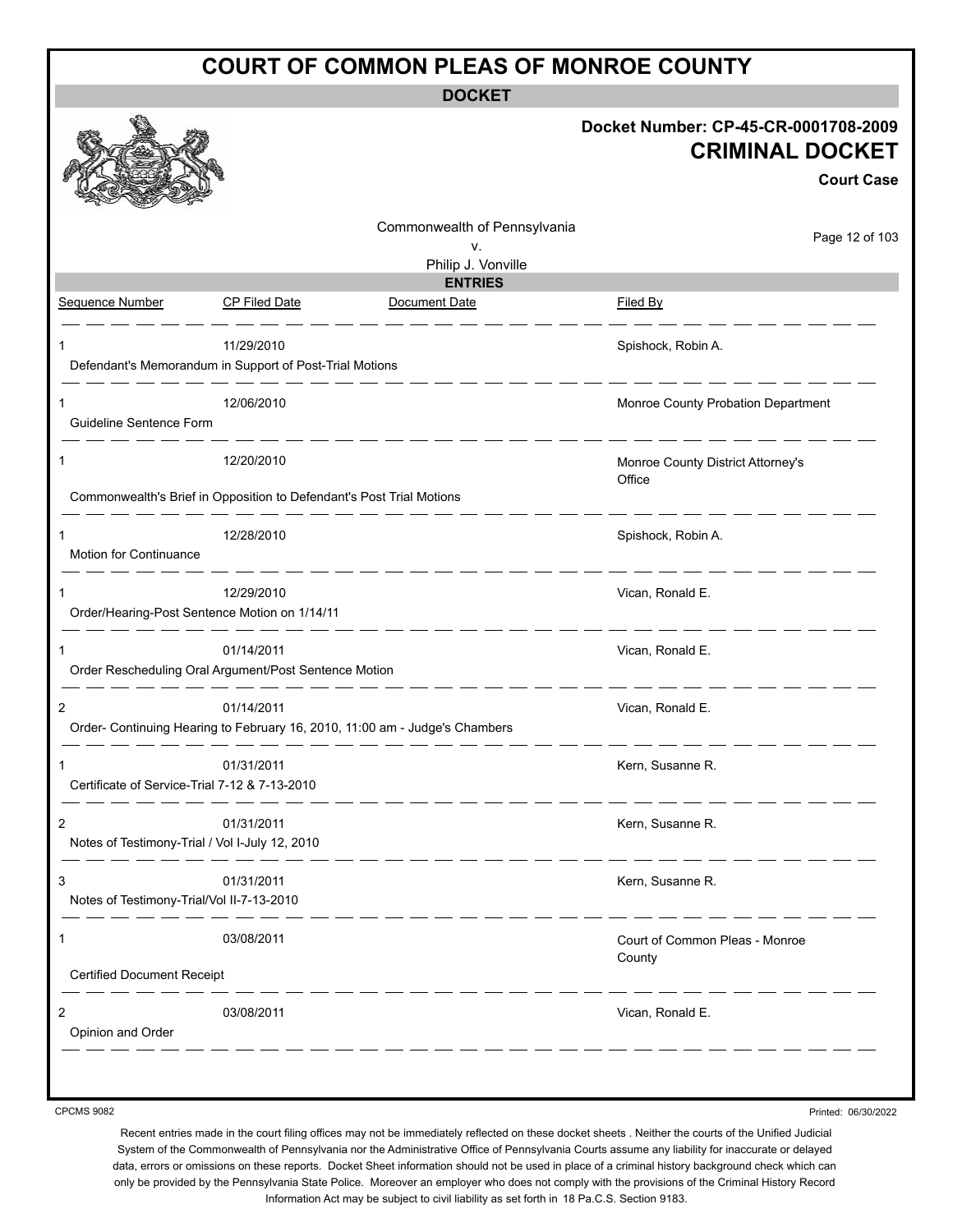# COURT OF COMMON PLEAS OF MONROE COUNTY

## DOCKET

**Docket Number: CP-45-CR-0001708-2009**

**CRIMINAL DOCKET**

**Court Case**

Commonwealth of Pennsylvania
v.
Philip J. Vonville

## ENTRIES

| Sequence Number | CP Filed Date | Document Date | Filed By |
|---|---|---|---|
| 1 | 11/29/2010 | | Spishock, Robin A. |
| Defendant's Memorandum in Support of Post-Trial Motions | | | |
| 1 | 12/06/2010 | | Monroe County Probation Department |
| Guideline Sentence Form | | | |
| 1 | 12/20/2010 | | Monroe County District Attorney's Office |
| Commonwealth's Brief in Opposition to Defendant's Post Trial Motions | | | |
| 1 | 12/28/2010 | | Spishock, Robin A. |
| Motion for Continuance | | | |
| 1 | 12/29/2010 | | Vican, Ronald E. |
| Order/Hearing-Post Sentence Motion on 1/14/11 | | | |
| 1 | 01/14/2011 | | Vican, Ronald E. |
| Order Rescheduling Oral Argument/Post Sentence Motion | | | |
| 2 | 01/14/2011 | | Vican, Ronald E. |
| Order- Continuing Hearing to February 16, 2010, 11:00 am - Judge's Chambers | | | |
| 1 | 01/31/2011 | | Kern, Susanne R. |
| Certificate of Service-Trial 7-12 & 7-13-2010 | | | |
| 2 | 01/31/2011 | | Kern, Susanne R. |
| Notes of Testimony-Trial / Vol I-July 12, 2010 | | | |
| 3 | 01/31/2011 | | Kern, Susanne R. |
| Notes of Testimony-Trial/Vol II-7-13-2010 | | | |
| 1 | 03/08/2011 | | Court of Common Pleas - Monroe County |
| Certified Document Receipt | | | |
| 2 | 03/08/2011 | | Vican, Ronald E. |
| Opinion and Order | | | |

CPCMS 9082

Printed: 06/30/2022

Recent entries made in the court filing offices may not be immediately reflected on these docket sheets . Neither the courts of the Unified Judicial System of the Commonwealth of Pennsylvania nor the Administrative Office of Pennsylvania Courts assume any liability for inaccurate or delayed data, errors or omissions on these reports. Docket Sheet information should not be used in place of a criminal history background check which can only be provided by the Pennsylvania State Police. Moreover an employer who does not comply with the provisions of the Criminal History Record Information Act may be subject to civil liability as set forth in 18 Pa.C.S. Section 9183.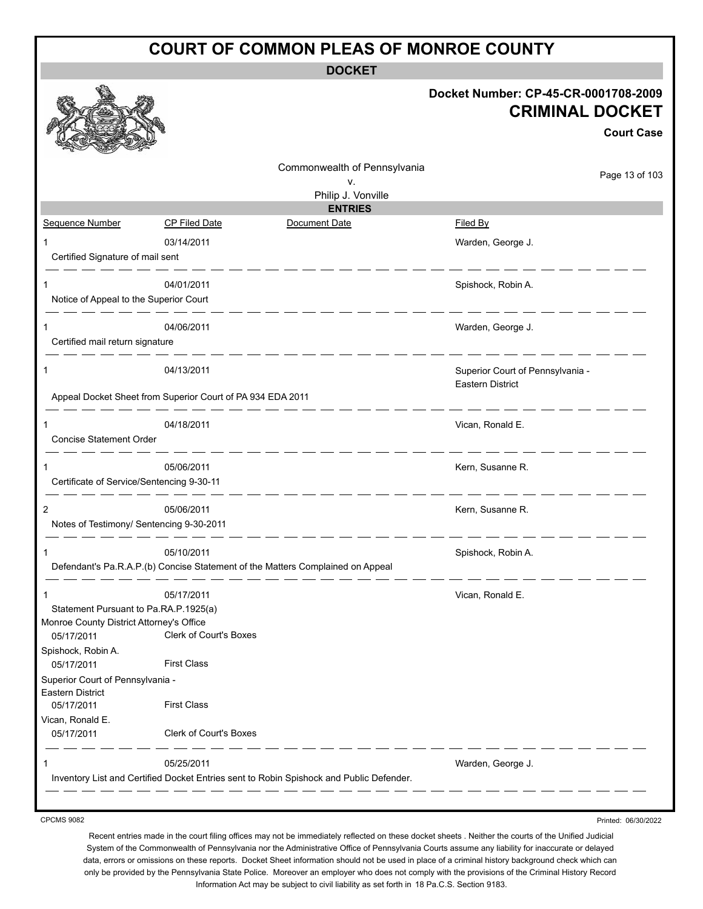# COURT OF COMMON PLEAS OF MONROE COUNTY

## DOCKET

**Docket Number: CP-45-CR-0001708-2009**

## CRIMINAL DOCKET

**Court Case**

Commonwealth of Pennsylvania
v.
Philip J. Vonville

### ENTRIES

| Sequence Number | CP Filed Date | Document Date | Filed By |
|---|---|---|---|
| 1 | 03/14/2011 | | Warden, George J. |
| Certified Signature of mail sent | | | |
| 1 | 04/01/2011 | | Spishock, Robin A. |
| Notice of Appeal to the Superior Court | | | |
| 1 | 04/06/2011 | | Warden, George J. |
| Certified mail return signature | | | |
| 1 | 04/13/2011 | | Superior Court of Pennsylvania - Eastern District |
| Appeal Docket Sheet from Superior Court of PA 934 EDA 2011 | | | |
| 1 | 04/18/2011 | | Vican, Ronald E. |
| Concise Statement Order | | | |
| 1 | 05/06/2011 | | Kern, Susanne R. |
| Certificate of Service/Sentencing 9-30-11 | | | |
| 2 | 05/06/2011 | | Kern, Susanne R. |
| Notes of Testimony/ Sentencing 9-30-2011 | | | |
| 1 | 05/10/2011 | | Spishock, Robin A. |
| Defendant's Pa.R.A.P.(b) Concise Statement of the Matters Complained on Appeal | | | |
| 1 | 05/17/2011 | | Vican, Ronald E. |
| Statement Pursuant to Pa.RA.P.1925(a) | | | |
| Monroe County District Attorney's Office | | | |
| 05/17/2011 | Clerk of Court's Boxes | | |
| Spishock, Robin A. | | | |
| 05/17/2011 | First Class | | |
| Superior Court of Pennsylvania - Eastern District | | | |
| 05/17/2011 | First Class | | |
| Vican, Ronald E. | | | |
| 05/17/2011 | Clerk of Court's Boxes | | |
| 1 | 05/25/2011 | | Warden, George J. |
| Inventory List and Certified Docket Entries sent to Robin Spishock and Public Defender. | | | |

CPCMS 9082

Printed: 06/30/2022

Recent entries made in the court filing offices may not be immediately reflected on these docket sheets . Neither the courts of the Unified Judicial System of the Commonwealth of Pennsylvania nor the Administrative Office of Pennsylvania Courts assume any liability for inaccurate or delayed data, errors or omissions on these reports. Docket Sheet information should not be used in place of a criminal history background check which can only be provided by the Pennsylvania State Police. Moreover an employer who does not comply with the provisions of the Criminal History Record Information Act may be subject to civil liability as set forth in 18 Pa.C.S. Section 9183.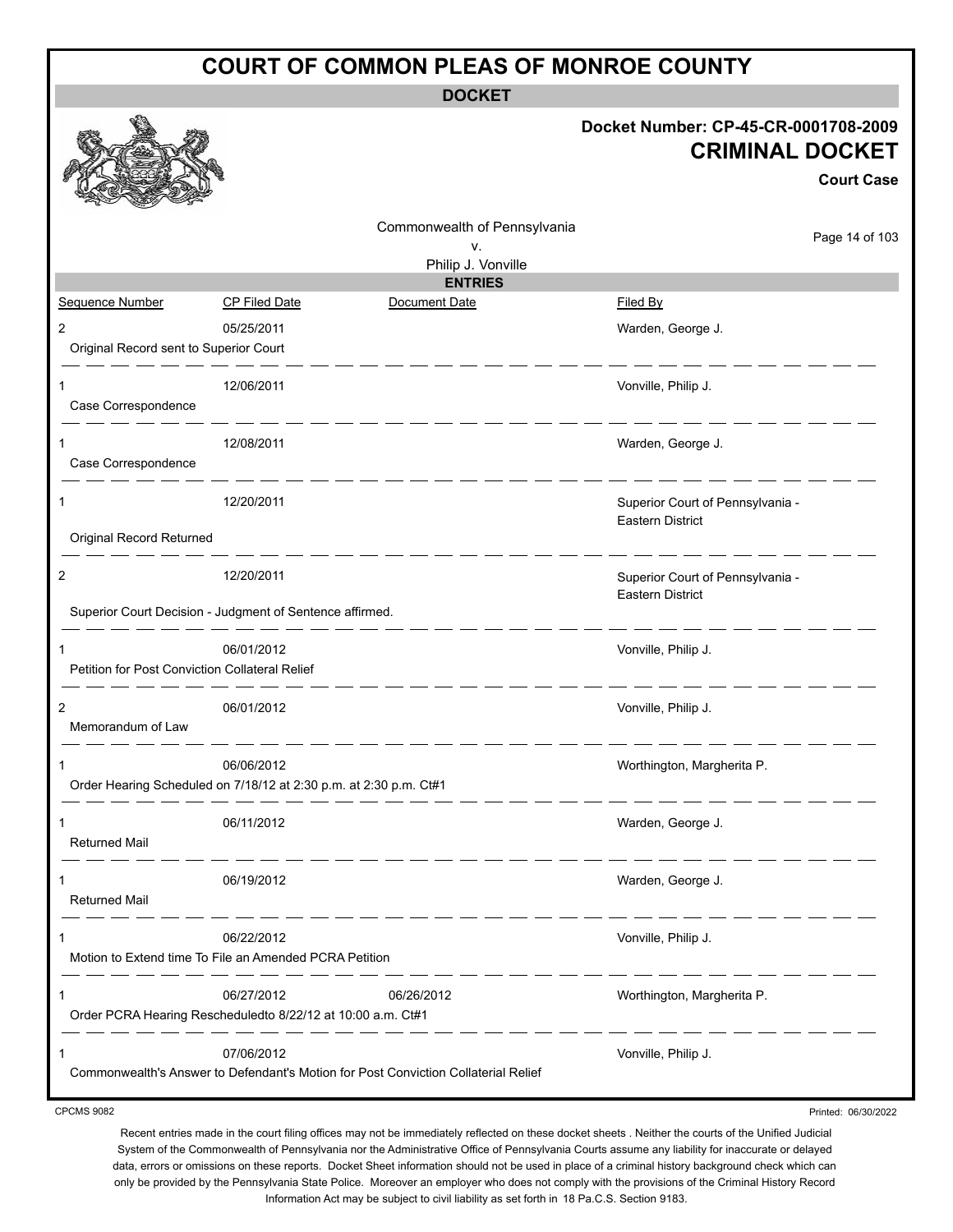# COURT OF COMMON PLEAS OF MONROE COUNTY

## DOCKET

**Docket Number: CP-45-CR-0001708-2009**

**CRIMINAL DOCKET**

**Court Case**

Commonwealth of Pennsylvania
v.
Philip J. Vonville

## ENTRIES

| Sequence Number | CP Filed Date | Document Date | Filed By |
|---|---|---|---|
| 2<br>Original Record sent to Superior Court | 05/25/2011 | | Warden, George J. |
| 1<br>Case Correspondence | 12/06/2011 | | Vonville, Philip J. |
| 1<br>Case Correspondence | 12/08/2011 | | Warden, George J. |
| 1<br>Original Record Returned | 12/20/2011 | | Superior Court of Pennsylvania - Eastern District |
| 2<br>Superior Court Decision - Judgment of Sentence affirmed. | 12/20/2011 | | Superior Court of Pennsylvania - Eastern District |
| 1<br>Petition for Post Conviction Collateral Relief | 06/01/2012 | | Vonville, Philip J. |
| 2<br>Memorandum of Law | 06/01/2012 | | Vonville, Philip J. |
| 1<br>Order Hearing Scheduled on 7/18/12 at 2:30 p.m. at 2:30 p.m. Ct#1 | 06/06/2012 | | Worthington, Margherita P. |
| 1<br>Returned Mail | 06/11/2012 | | Warden, George J. |
| 1<br>Returned Mail | 06/19/2012 | | Warden, George J. |
| 1<br>Motion to Extend time To File an Amended PCRA Petition | 06/22/2012 | | Vonville, Philip J. |
| 1<br>Order PCRA Hearing Rescheduledto 8/22/12 at 10:00 a.m. Ct#1 | 06/27/2012 | 06/26/2012 | Worthington, Margherita P. |
| 1<br>Commonwealth's Answer to Defendant's Motion for Post Conviction Collaterial Relief | 07/06/2012 | | Vonville, Philip J. |

CPCMS 9082

Printed: 06/30/2022

Recent entries made in the court filing offices may not be immediately reflected on these docket sheets . Neither the courts of the Unified Judicial System of the Commonwealth of Pennsylvania nor the Administrative Office of Pennsylvania Courts assume any liability for inaccurate or delayed data, errors or omissions on these reports. Docket Sheet information should not be used in place of a criminal history background check which can only be provided by the Pennsylvania State Police. Moreover an employer who does not comply with the provisions of the Criminal History Record Information Act may be subject to civil liability as set forth in 18 Pa.C.S. Section 9183.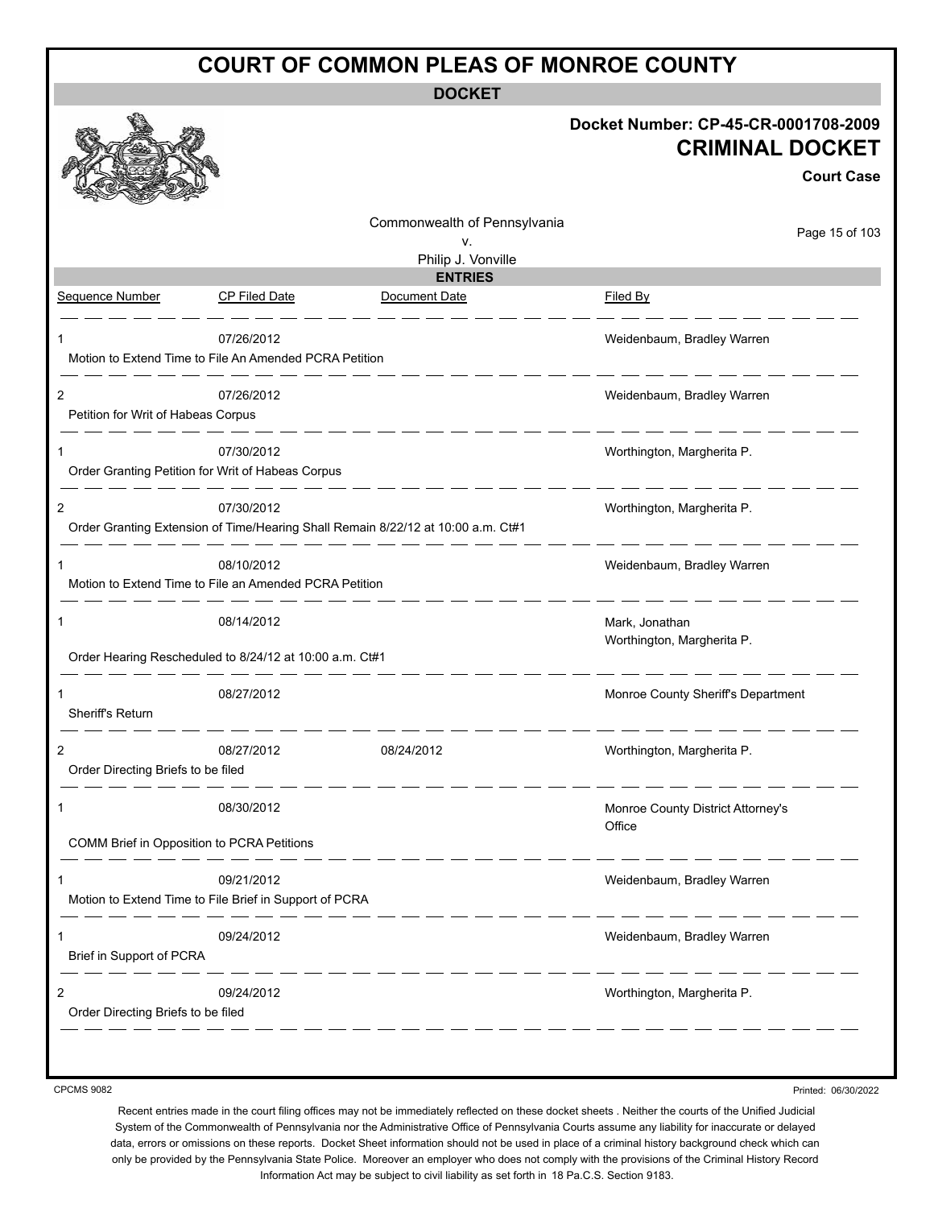# COURT OF COMMON PLEAS OF MONROE COUNTY

**DOCKET**

**Docket Number: CP-45-CR-0001708-2009**

## CRIMINAL DOCKET

**Court Case**

Commonwealth of Pennsylvania
v.
Philip J. Vonville

**ENTRIES**

| Sequence Number | CP Filed Date | Document Date | Filed By |
|---|---|---|---|
| 1 | 07/26/2012 | | Weidenbaum, Bradley Warren |
| Motion to Extend Time to File An Amended PCRA Petition | | | |
| 2 | 07/26/2012 | | Weidenbaum, Bradley Warren |
| Petition for Writ of Habeas Corpus | | | |
| 1 | 07/30/2012 | | Worthington, Margherita P. |
| Order Granting Petition for Writ of Habeas Corpus | | | |
| 2 | 07/30/2012 | | Worthington, Margherita P. |
| Order Granting Extension of Time/Hearing Shall Remain 8/22/12 at 10:00 a.m. Ct#1 | | | |
| 1 | 08/10/2012 | | Weidenbaum, Bradley Warren |
| Motion to Extend Time to File an Amended PCRA Petition | | | |
| 1 | 08/14/2012 | | Mark, Jonathan<br>Worthington, Margherita P. |
| Order Hearing Rescheduled to 8/24/12 at 10:00 a.m. Ct#1 | | | |
| 1 | 08/27/2012 | | Monroe County Sheriff's Department |
| Sheriff's Return | | | |
| 2 | 08/27/2012 | 08/24/2012 | Worthington, Margherita P. |
| Order Directing Briefs to be filed | | | |
| 1 | 08/30/2012 | | Monroe County District Attorney's Office |
| COMM Brief in Opposition to PCRA Petitions | | | |
| 1 | 09/21/2012 | | Weidenbaum, Bradley Warren |
| Motion to Extend Time to File Brief in Support of PCRA | | | |
| 1 | 09/24/2012 | | Weidenbaum, Bradley Warren |
| Brief in Support of PCRA | | | |
| 2 | 09/24/2012 | | Worthington, Margherita P. |
| Order Directing Briefs to be filed | | | |

CPCMS 9082

Printed: 06/30/2022

Recent entries made in the court filing offices may not be immediately reflected on these docket sheets . Neither the courts of the Unified Judicial System of the Commonwealth of Pennsylvania nor the Administrative Office of Pennsylvania Courts assume any liability for inaccurate or delayed data, errors or omissions on these reports. Docket Sheet information should not be used in place of a criminal history background check which can only be provided by the Pennsylvania State Police. Moreover an employer who does not comply with the provisions of the Criminal History Record Information Act may be subject to civil liability as set forth in 18 Pa.C.S. Section 9183.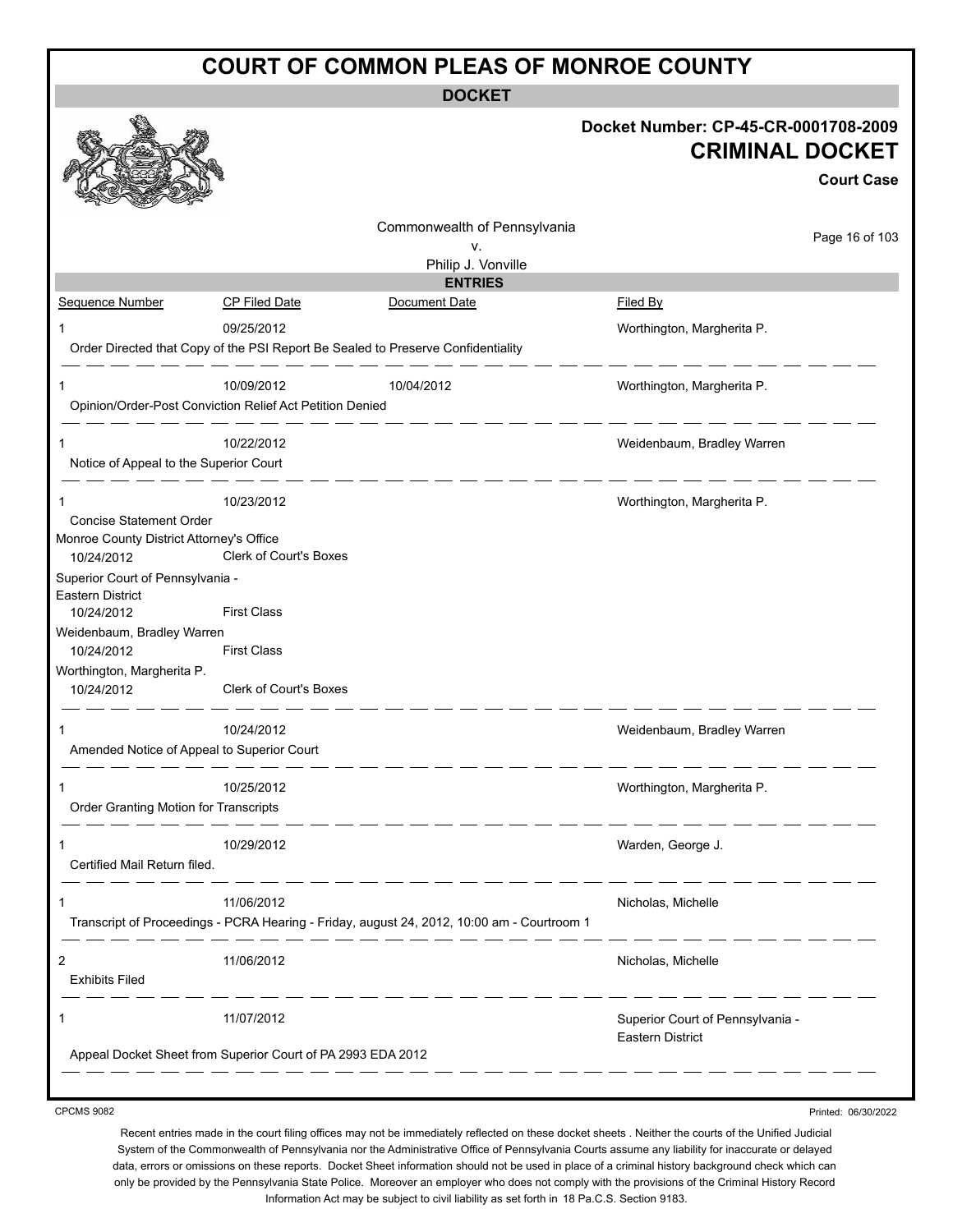# COURT OF COMMON PLEAS OF MONROE COUNTY

## DOCKET

**Docket Number: CP-45-CR-0001708-2009**

**CRIMINAL DOCKET**

**Court Case**

Commonwealth of Pennsylvania
v.
Philip J. Vonville

### ENTRIES

| Sequence Number | CP Filed Date | Document Date | Filed By |
|---|---|---|---|
| 1 | 09/25/2012 | | Worthington, Margherita P. |
| Order Directed that Copy of the PSI Report Be Sealed to Preserve Confidentiality | | | |
| 1 | 10/09/2012 | 10/04/2012 | Worthington, Margherita P. |
| Opinion/Order-Post Conviction Relief Act Petition Denied | | | |
| 1 | 10/22/2012 | | Weidenbaum, Bradley Warren |
| Notice of Appeal to the Superior Court | | | |
| 1 | 10/23/2012 | | Worthington, Margherita P. |
| Concise Statement Order | | | |
| Monroe County District Attorney's Office | | | |
| 10/24/2012 | Clerk of Court's Boxes | | |
| Superior Court of Pennsylvania - Eastern District | | | |
| 10/24/2012 | First Class | | |
| Weidenbaum, Bradley Warren | | | |
| 10/24/2012 | First Class | | |
| Worthington, Margherita P. | | | |
| 10/24/2012 | Clerk of Court's Boxes | | |
| 1 | 10/24/2012 | | Weidenbaum, Bradley Warren |
| Amended Notice of Appeal to Superior Court | | | |
| 1 | 10/25/2012 | | Worthington, Margherita P. |
| Order Granting Motion for Transcripts | | | |
| 1 | 10/29/2012 | | Warden, George J. |
| Certified Mail Return filed. | | | |
| 1 | 11/06/2012 | | Nicholas, Michelle |
| Transcript of Proceedings - PCRA Hearing - Friday, august 24, 2012, 10:00 am - Courtroom 1 | | | |
| 2 | 11/06/2012 | | Nicholas, Michelle |
| Exhibits Filed | | | |
| 1 | 11/07/2012 | | Superior Court of Pennsylvania - Eastern District |
| Appeal Docket Sheet from Superior Court of PA 2993 EDA 2012 | | | |

CPCMS 9082

Printed: 06/30/2022

Recent entries made in the court filing offices may not be immediately reflected on these docket sheets . Neither the courts of the Unified Judicial System of the Commonwealth of Pennsylvania nor the Administrative Office of Pennsylvania Courts assume any liability for inaccurate or delayed data, errors or omissions on these reports. Docket Sheet information should not be used in place of a criminal history background check which can only be provided by the Pennsylvania State Police. Moreover an employer who does not comply with the provisions of the Criminal History Record Information Act may be subject to civil liability as set forth in 18 Pa.C.S. Section 9183.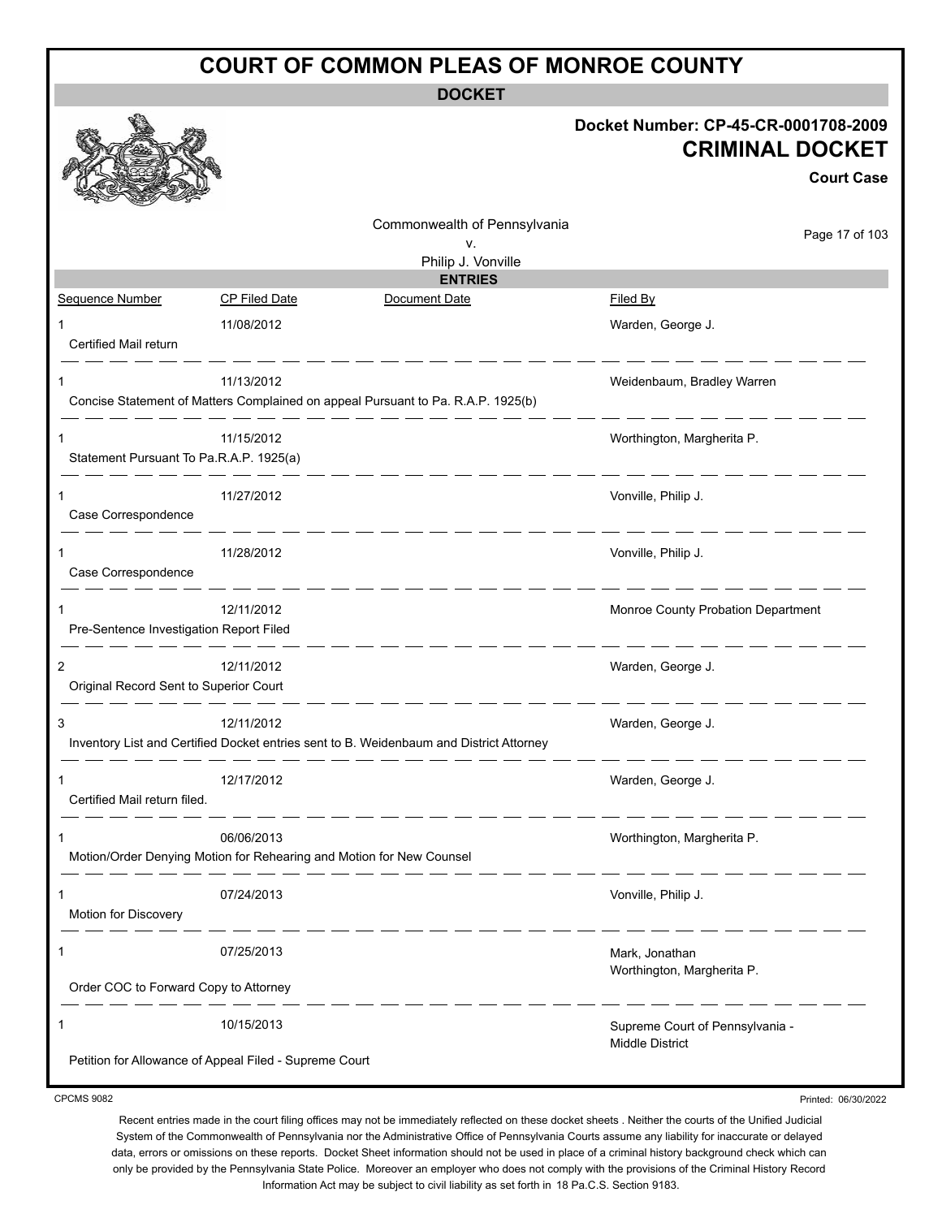# COURT OF COMMON PLEAS OF MONROE COUNTY

**DOCKET**

**Docket Number: CP-45-CR-0001708-2009**

**CRIMINAL DOCKET**

**Court Case**

Commonwealth of Pennsylvania
v.
Philip J. Vonville

**ENTRIES**

| Sequence Number | CP Filed Date | Document Date | Filed By |
|---|---|---|---|
| 1<br>Certified Mail return | 11/08/2012 | | Warden, George J. |
| 1<br>Concise Statement of Matters Complained on appeal Pursuant to Pa. R.A.P. 1925(b) | 11/13/2012 | | Weidenbaum, Bradley Warren |
| 1<br>Statement Pursuant To Pa.R.A.P. 1925(a) | 11/15/2012 | | Worthington, Margherita P. |
| 1<br>Case Correspondence | 11/27/2012 | | Vonville, Philip J. |
| 1<br>Case Correspondence | 11/28/2012 | | Vonville, Philip J. |
| 1<br>Pre-Sentence Investigation Report Filed | 12/11/2012 | | Monroe County Probation Department |
| 2<br>Original Record Sent to Superior Court | 12/11/2012 | | Warden, George J. |
| 3<br>Inventory List and Certified Docket entries sent to B. Weidenbaum and District Attorney | 12/11/2012 | | Warden, George J. |
| 1<br>Certified Mail return filed. | 12/17/2012 | | Warden, George J. |
| 1<br>Motion/Order Denying Motion for Rehearing and Motion for New Counsel | 06/06/2013 | | Worthington, Margherita P. |
| 1<br>Motion for Discovery | 07/24/2013 | | Vonville, Philip J. |
| 1<br>Order COC to Forward Copy to Attorney | 07/25/2013 | | Mark, Jonathan<br>Worthington, Margherita P. |
| 1<br>Petition for Allowance of Appeal Filed - Supreme Court | 10/15/2013 | | Supreme Court of Pennsylvania - Middle District |

CPCMS 9082

Printed: 06/30/2022

Recent entries made in the court filing offices may not be immediately reflected on these docket sheets . Neither the courts of the Unified Judicial System of the Commonwealth of Pennsylvania nor the Administrative Office of Pennsylvania Courts assume any liability for inaccurate or delayed data, errors or omissions on these reports. Docket Sheet information should not be used in place of a criminal history background check which can only be provided by the Pennsylvania State Police. Moreover an employer who does not comply with the provisions of the Criminal History Record Information Act may be subject to civil liability as set forth in 18 Pa.C.S. Section 9183.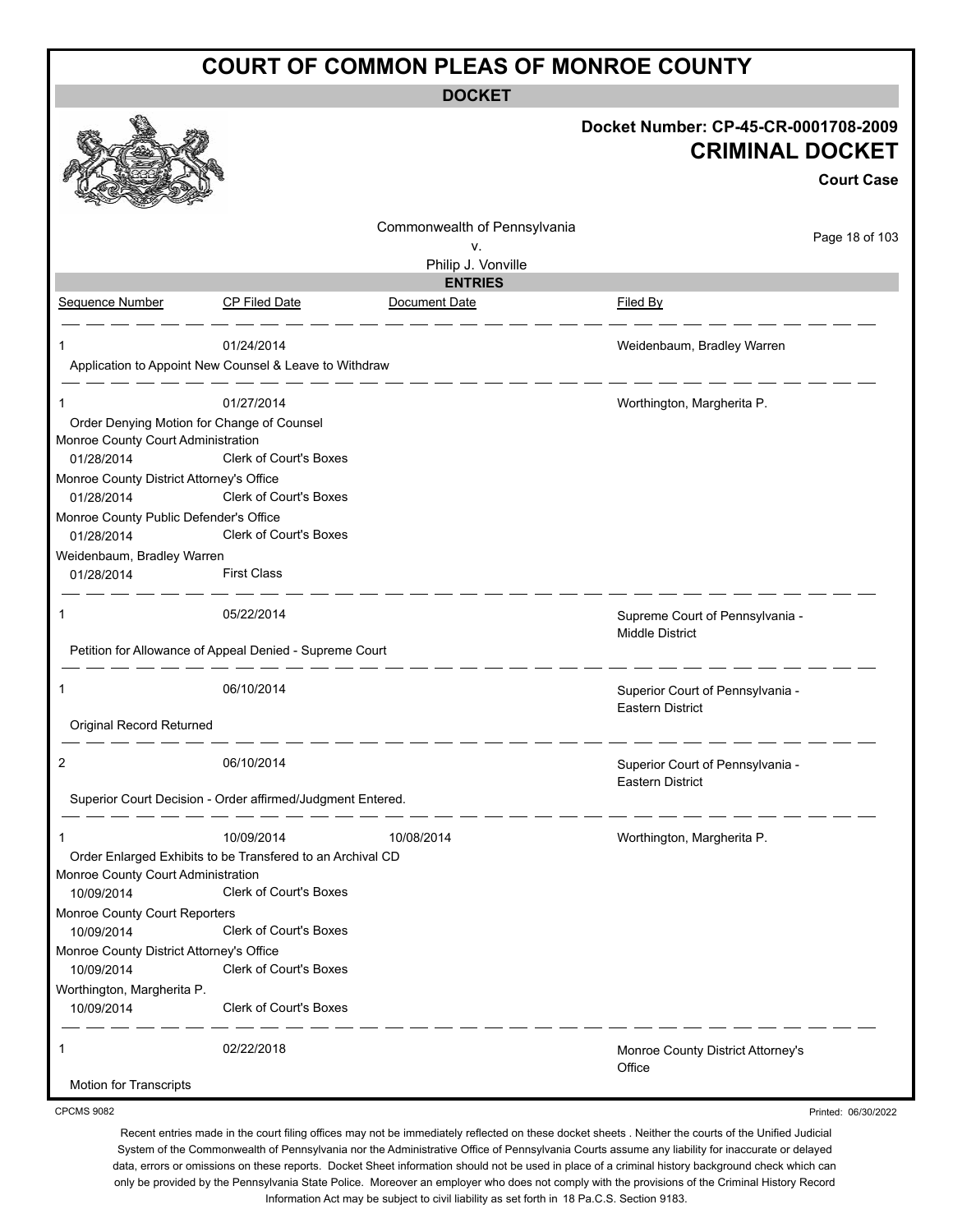# COURT OF COMMON PLEAS OF MONROE COUNTY

**DOCKET**

**Docket Number: CP-45-CR-0001708-2009**

**CRIMINAL DOCKET**

**Court Case**

Commonwealth of Pennsylvania
v.
Philip J. Vonville

**ENTRIES**

| Sequence Number | CP Filed Date | Document Date | Filed By |
|---|---|---|---|
| 1 | 01/24/2014 | | Weidenbaum, Bradley Warren |

Application to Appoint New Counsel & Leave to Withdraw

| Sequence Number | CP Filed Date | Document Date | Filed By |
|---|---|---|---|
| 1 | 01/27/2014 | | Worthington, Margherita P. |

Order Denying Motion for Change of Counsel

Monroe County Court Administration
01/28/2014 Clerk of Court's Boxes

Monroe County District Attorney's Office
01/28/2014 Clerk of Court's Boxes

Monroe County Public Defender's Office
01/28/2014 Clerk of Court's Boxes

Weidenbaum, Bradley Warren
01/28/2014 First Class

| Sequence Number | CP Filed Date | Document Date | Filed By |
|---|---|---|---|
| 1 | 05/22/2014 | | Supreme Court of Pennsylvania - Middle District |

Petition for Allowance of Appeal Denied - Supreme Court

| Sequence Number | CP Filed Date | Document Date | Filed By |
|---|---|---|---|
| 1 | 06/10/2014 | | Superior Court of Pennsylvania - Eastern District |

Original Record Returned

| Sequence Number | CP Filed Date | Document Date | Filed By |
|---|---|---|---|
| 2 | 06/10/2014 | | Superior Court of Pennsylvania - Eastern District |

Superior Court Decision - Order affirmed/Judgment Entered.

| Sequence Number | CP Filed Date | Document Date | Filed By |
|---|---|---|---|
| 1 | 10/09/2014 | 10/08/2014 | Worthington, Margherita P. |

Order Enlarged Exhibits to be Transfered to an Archival CD

Monroe County Court Administration
10/09/2014 Clerk of Court's Boxes

Monroe County Court Reporters
10/09/2014 Clerk of Court's Boxes

Monroe County District Attorney's Office
10/09/2014 Clerk of Court's Boxes

Worthington, Margherita P.
10/09/2014 Clerk of Court's Boxes

| Sequence Number | CP Filed Date | Document Date | Filed By |
|---|---|---|---|
| 1 | 02/22/2018 | | Monroe County District Attorney's Office |

Motion for Transcripts

CPCMS 9082

Printed: 06/30/2022

Recent entries made in the court filing offices may not be immediately reflected on these docket sheets . Neither the courts of the Unified Judicial System of the Commonwealth of Pennsylvania nor the Administrative Office of Pennsylvania Courts assume any liability for inaccurate or delayed data, errors or omissions on these reports. Docket Sheet information should not be used in place of a criminal history background check which can only be provided by the Pennsylvania State Police. Moreover an employer who does not comply with the provisions of the Criminal History Record Information Act may be subject to civil liability as set forth in 18 Pa.C.S. Section 9183.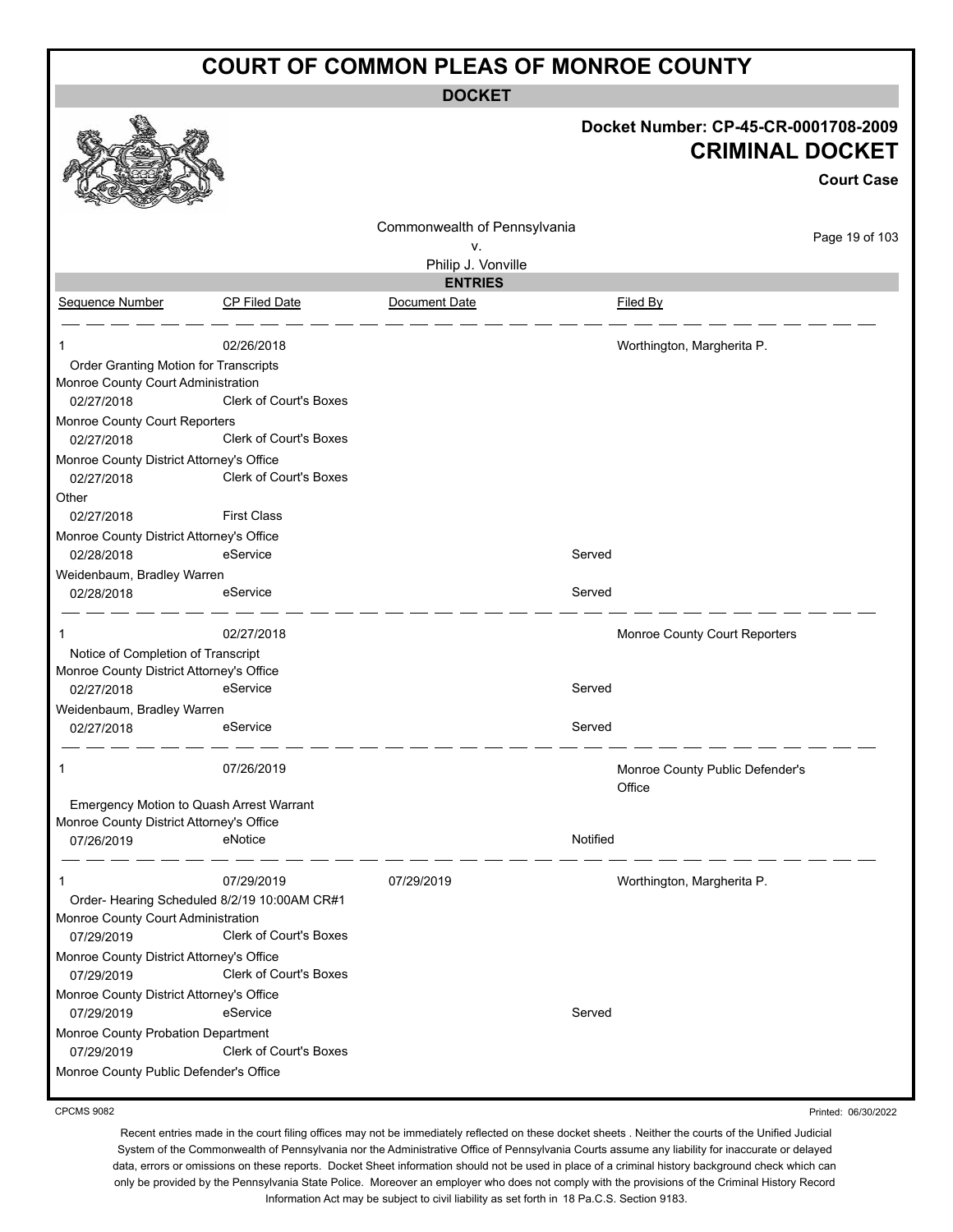# COURT OF COMMON PLEAS OF MONROE COUNTY

**DOCKET**

**Docket Number: CP-45-CR-0001708-2009**

**CRIMINAL DOCKET**

**Court Case**

Commonwealth of Pennsylvania
v.
Philip J. Vonville

**ENTRIES**

| Sequence Number | CP Filed Date | Document Date | | Filed By |
|---|---|---|---|---|
| 1 | 02/26/2018 | | | Worthington, Margherita P. |
| Order Granting Motion for Transcripts | | | | |
| Monroe County Court Administration | | | | |
| 02/27/2018 | Clerk of Court's Boxes | | | |
| Monroe County Court Reporters | | | | |
| 02/27/2018 | Clerk of Court's Boxes | | | |
| Monroe County District Attorney's Office | | | | |
| 02/27/2018 | Clerk of Court's Boxes | | | |
| Other | | | | |
| 02/27/2018 | First Class | | | |
| Monroe County District Attorney's Office | | | | |
| 02/28/2018 | eService | | Served | |
| Weidenbaum, Bradley Warren | | | | |
| 02/28/2018 | eService | | Served | |
| 1 | 02/27/2018 | | | Monroe County Court Reporters |
| Notice of Completion of Transcript | | | | |
| Monroe County District Attorney's Office | | | | |
| 02/27/2018 | eService | | Served | |
| Weidenbaum, Bradley Warren | | | | |
| 02/27/2018 | eService | | Served | |
| 1 | 07/26/2019 | | | Monroe County Public Defender's Office |
| Emergency Motion to Quash Arrest Warrant | | | | |
| Monroe County District Attorney's Office | | | | |
| 07/26/2019 | eNotice | | Notified | |
| 1 | 07/29/2019 | 07/29/2019 | | Worthington, Margherita P. |
| Order- Hearing Scheduled 8/2/19 10:00AM CR#1 | | | | |
| Monroe County Court Administration | | | | |
| 07/29/2019 | Clerk of Court's Boxes | | | |
| Monroe County District Attorney's Office | | | | |
| 07/29/2019 | Clerk of Court's Boxes | | | |
| Monroe County District Attorney's Office | | | | |
| 07/29/2019 | eService | | Served | |
| Monroe County Probation Department | | | | |
| 07/29/2019 | Clerk of Court's Boxes | | | |
| Monroe County Public Defender's Office | | | | |

CPCMS 9082

Printed: 06/30/2022

Recent entries made in the court filing offices may not be immediately reflected on these docket sheets . Neither the courts of the Unified Judicial System of the Commonwealth of Pennsylvania nor the Administrative Office of Pennsylvania Courts assume any liability for inaccurate or delayed data, errors or omissions on these reports. Docket Sheet information should not be used in place of a criminal history background check which can only be provided by the Pennsylvania State Police. Moreover an employer who does not comply with the provisions of the Criminal History Record Information Act may be subject to civil liability as set forth in 18 Pa.C.S. Section 9183.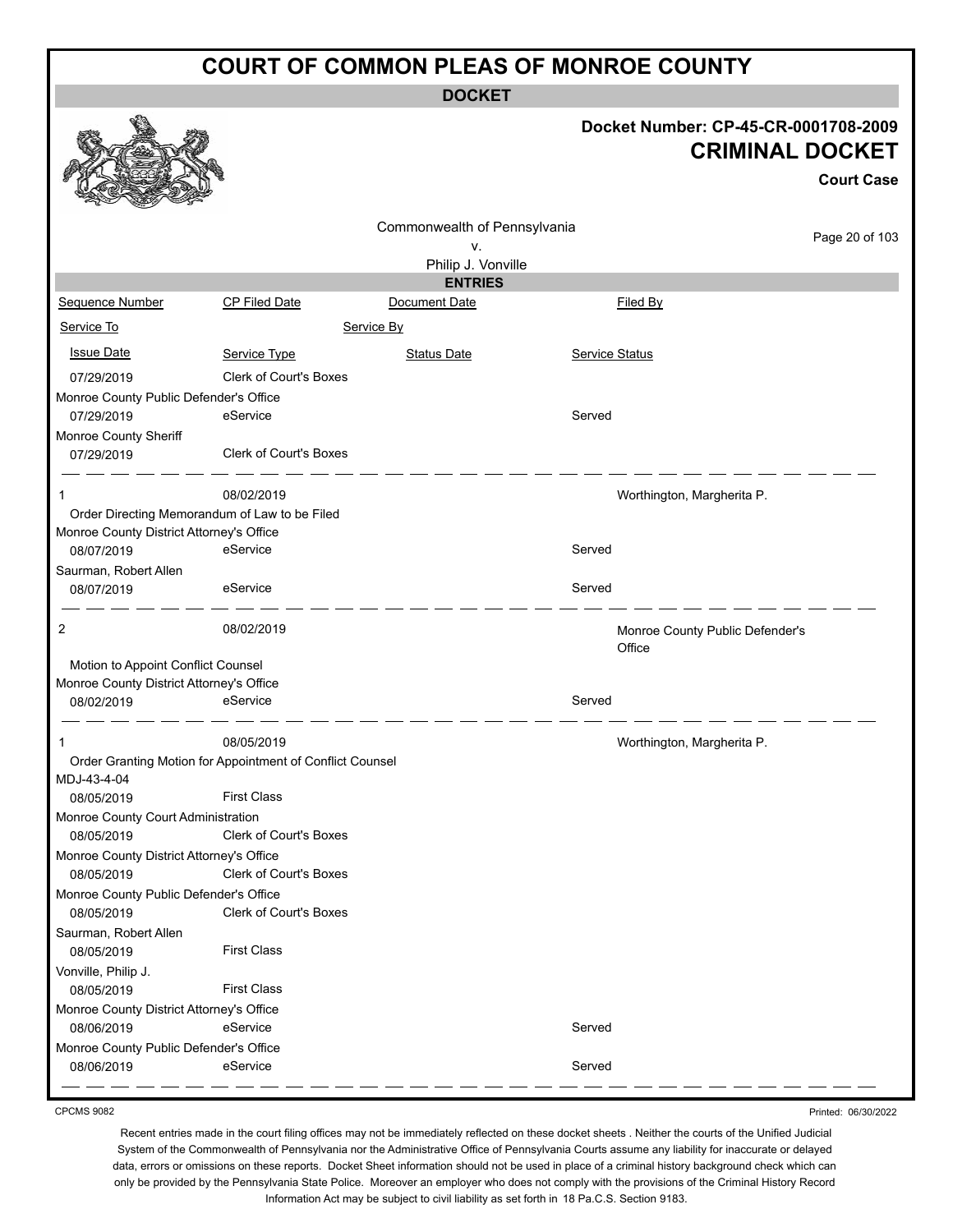# COURT OF COMMON PLEAS OF MONROE COUNTY

**DOCKET**

**Docket Number: CP-45-CR-0001708-2009**

**CRIMINAL DOCKET**

**Court Case**

Commonwealth of Pennsylvania
v.
Philip J. Vonville

**ENTRIES**

| Sequence Number | CP Filed Date | Document Date | Filed By |
|---|---|---|---|
| Service To | | Service By | |
| Issue Date | Service Type | Status Date | Service Status |
| 07/29/2019 | Clerk of Court's Boxes | | |
| Monroe County Public Defender's Office | | | |
| 07/29/2019 | eService | | Served |
| Monroe County Sheriff | | | |
| 07/29/2019 | Clerk of Court's Boxes | | |
| 1 | 08/02/2019 | | Worthington, Margherita P. |
| Order Directing Memorandum of Law to be Filed | | | |
| Monroe County District Attorney's Office | | | |
| 08/07/2019 | eService | | Served |
| Saurman, Robert Allen | | | |
| 08/07/2019 | eService | | Served |
| 2 | 08/02/2019 | | Monroe County Public Defender's Office |
| Motion to Appoint Conflict Counsel | | | |
| Monroe County District Attorney's Office | | | |
| 08/02/2019 | eService | | Served |
| 1 | 08/05/2019 | | Worthington, Margherita P. |
| Order Granting Motion for Appointment of Conflict Counsel | | | |
| MDJ-43-4-04 | | | |
| 08/05/2019 | First Class | | |
| Monroe County Court Administration | | | |
| 08/05/2019 | Clerk of Court's Boxes | | |
| Monroe County District Attorney's Office | | | |
| 08/05/2019 | Clerk of Court's Boxes | | |
| Monroe County Public Defender's Office | | | |
| 08/05/2019 | Clerk of Court's Boxes | | |
| Saurman, Robert Allen | | | |
| 08/05/2019 | First Class | | |
| Vonville, Philip J. | | | |
| 08/05/2019 | First Class | | |
| Monroe County District Attorney's Office | | | |
| 08/06/2019 | eService | | Served |
| Monroe County Public Defender's Office | | | |
| 08/06/2019 | eService | | Served |

CPCMS 9082

Printed: 06/30/2022

Recent entries made in the court filing offices may not be immediately reflected on these docket sheets . Neither the courts of the Unified Judicial System of the Commonwealth of Pennsylvania nor the Administrative Office of Pennsylvania Courts assume any liability for inaccurate or delayed data, errors or omissions on these reports. Docket Sheet information should not be used in place of a criminal history background check which can only be provided by the Pennsylvania State Police. Moreover an employer who does not comply with the provisions of the Criminal History Record Information Act may be subject to civil liability as set forth in 18 Pa.C.S. Section 9183.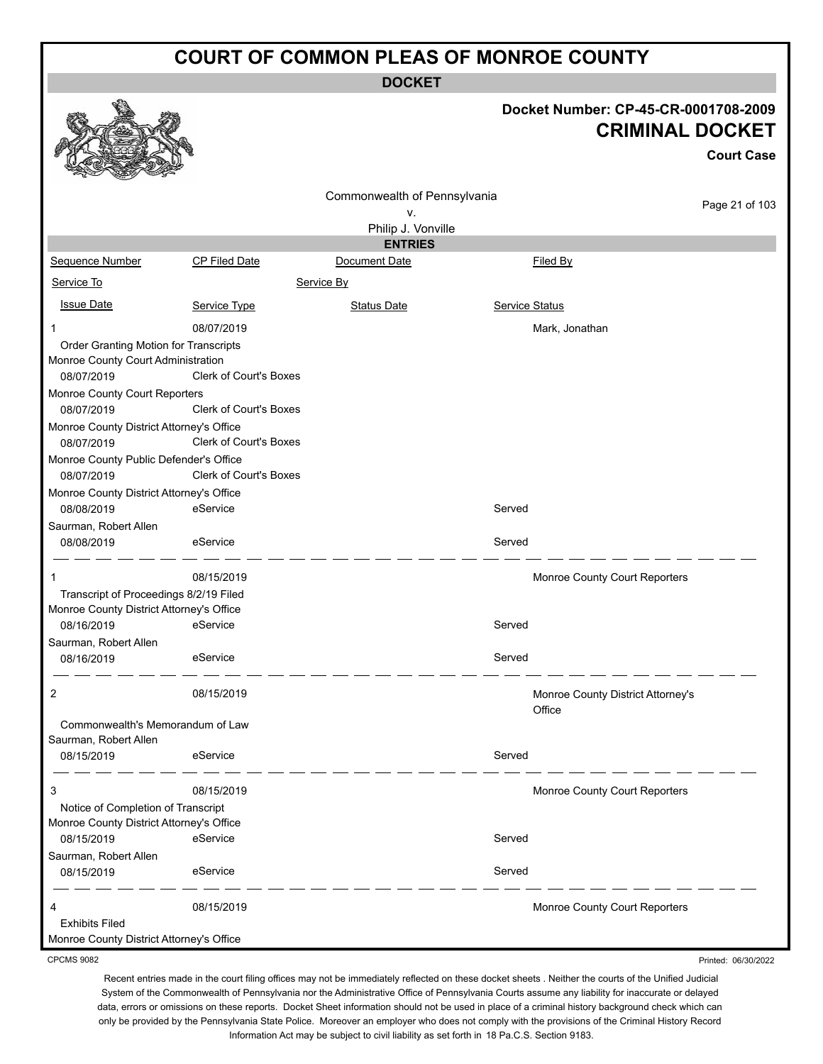# COURT OF COMMON PLEAS OF MONROE COUNTY

## DOCKET

**Docket Number: CP-45-CR-0001708-2009**

**CRIMINAL DOCKET**

**Court Case**

Commonwealth of Pennsylvania
v.
Philip J. Vonville

### ENTRIES

| Sequence Number | CP Filed Date | Document Date | Filed By |
|---|---|---|---|
| Service To | | Service By | |
| Issue Date | Service Type | Status Date | Service Status |

---

**1** | 08/07/2019 | | Mark, Jonathan

Order Granting Motion for Transcripts

| Service To | Issue Date | Service Type | Service Status |
|---|---|---|---|
| Monroe County Court Administration | 08/07/2019 | Clerk of Court's Boxes | |
| Monroe County Court Reporters | 08/07/2019 | Clerk of Court's Boxes | |
| Monroe County District Attorney's Office | 08/07/2019 | Clerk of Court's Boxes | |
| Monroe County Public Defender's Office | 08/07/2019 | Clerk of Court's Boxes | |
| Monroe County District Attorney's Office | 08/08/2019 | eService | Served |
| Saurman, Robert Allen | 08/08/2019 | eService | Served |

---

**1** | 08/15/2019 | | Monroe County Court Reporters

Transcript of Proceedings 8/2/19 Filed

| Service To | Issue Date | Service Type | Service Status |
|---|---|---|---|
| Monroe County District Attorney's Office | 08/16/2019 | eService | Served |
| Saurman, Robert Allen | 08/16/2019 | eService | Served |

---

**2** | 08/15/2019 | | Monroe County District Attorney's Office

Commonwealth's Memorandum of Law

| Service To | Issue Date | Service Type | Service Status |
|---|---|---|---|
| Saurman, Robert Allen | 08/15/2019 | eService | Served |

---

**3** | 08/15/2019 | | Monroe County Court Reporters

Notice of Completion of Transcript

| Service To | Issue Date | Service Type | Service Status |
|---|---|---|---|
| Monroe County District Attorney's Office | 08/15/2019 | eService | Served |
| Saurman, Robert Allen | 08/15/2019 | eService | Served |

---

**4** | 08/15/2019 | | Monroe County Court Reporters

Exhibits Filed

Monroe County District Attorney's Office

CPCMS 9082

Printed: 06/30/2022

Recent entries made in the court filing offices may not be immediately reflected on these docket sheets . Neither the courts of the Unified Judicial System of the Commonwealth of Pennsylvania nor the Administrative Office of Pennsylvania Courts assume any liability for inaccurate or delayed data, errors or omissions on these reports. Docket Sheet information should not be used in place of a criminal history background check which can only be provided by the Pennsylvania State Police. Moreover an employer who does not comply with the provisions of the Criminal History Record Information Act may be subject to civil liability as set forth in 18 Pa.C.S. Section 9183.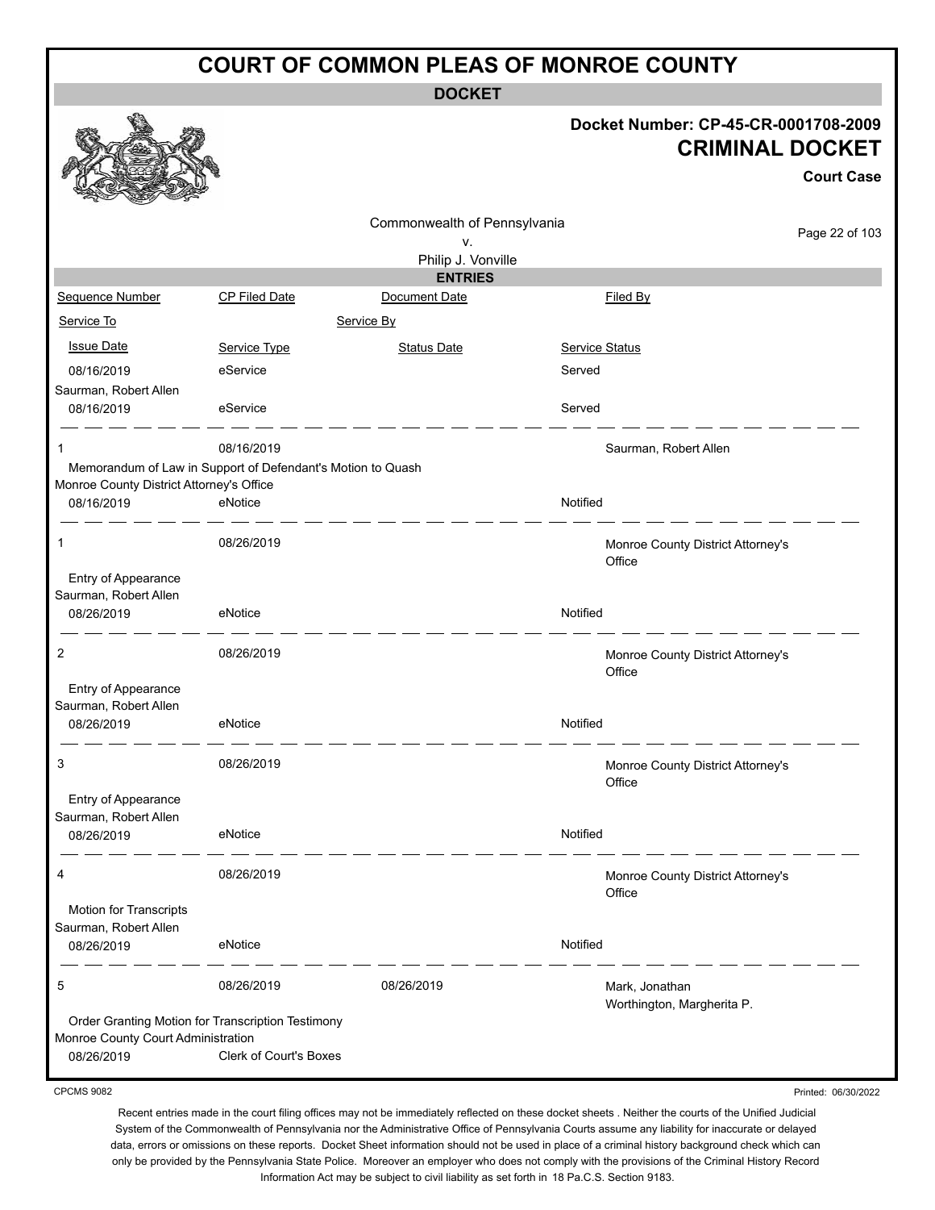# COURT OF COMMON PLEAS OF MONROE COUNTY

## DOCKET

**Docket Number: CP-45-CR-0001708-2009**

**CRIMINAL DOCKET**

**Court Case**

Commonwealth of Pennsylvania
v.
Philip J. Vonville

### ENTRIES

| Sequence Number | CP Filed Date | Document Date | Filed By |
|---|---|---|---|
| Service To | | Service By | |
| Issue Date | Service Type | Status Date | Service Status |
| 08/16/2019 | eService | | Served |
| Saurman, Robert Allen | | | |
| 08/16/2019 | eService | | Served |
| 1 | 08/16/2019 | | Saurman, Robert Allen |
| Memorandum of Law in Support of Defendant's Motion to Quash | | | |
| Monroe County District Attorney's Office | | | |
| 08/16/2019 | eNotice | | Notified |
| 1 | 08/26/2019 | | Monroe County District Attorney's Office |
| Entry of Appearance | | | |
| Saurman, Robert Allen | | | |
| 08/26/2019 | eNotice | | Notified |
| 2 | 08/26/2019 | | Monroe County District Attorney's Office |
| Entry of Appearance | | | |
| Saurman, Robert Allen | | | |
| 08/26/2019 | eNotice | | Notified |
| 3 | 08/26/2019 | | Monroe County District Attorney's Office |
| Entry of Appearance | | | |
| Saurman, Robert Allen | | | |
| 08/26/2019 | eNotice | | Notified |
| 4 | 08/26/2019 | | Monroe County District Attorney's Office |
| Motion for Transcripts | | | |
| Saurman, Robert Allen | | | |
| 08/26/2019 | eNotice | | Notified |
| 5 | 08/26/2019 | 08/26/2019 | Mark, Jonathan<br>Worthington, Margherita P. |
| Order Granting Motion for Transcription Testimony | | | |
| Monroe County Court Administration | | | |
| 08/26/2019 | Clerk of Court's Boxes | | |

CPCMS 9082

Printed: 06/30/2022

Recent entries made in the court filing offices may not be immediately reflected on these docket sheets . Neither the courts of the Unified Judicial System of the Commonwealth of Pennsylvania nor the Administrative Office of Pennsylvania Courts assume any liability for inaccurate or delayed data, errors or omissions on these reports. Docket Sheet information should not be used in place of a criminal history background check which can only be provided by the Pennsylvania State Police. Moreover an employer who does not comply with the provisions of the Criminal History Record Information Act may be subject to civil liability as set forth in 18 Pa.C.S. Section 9183.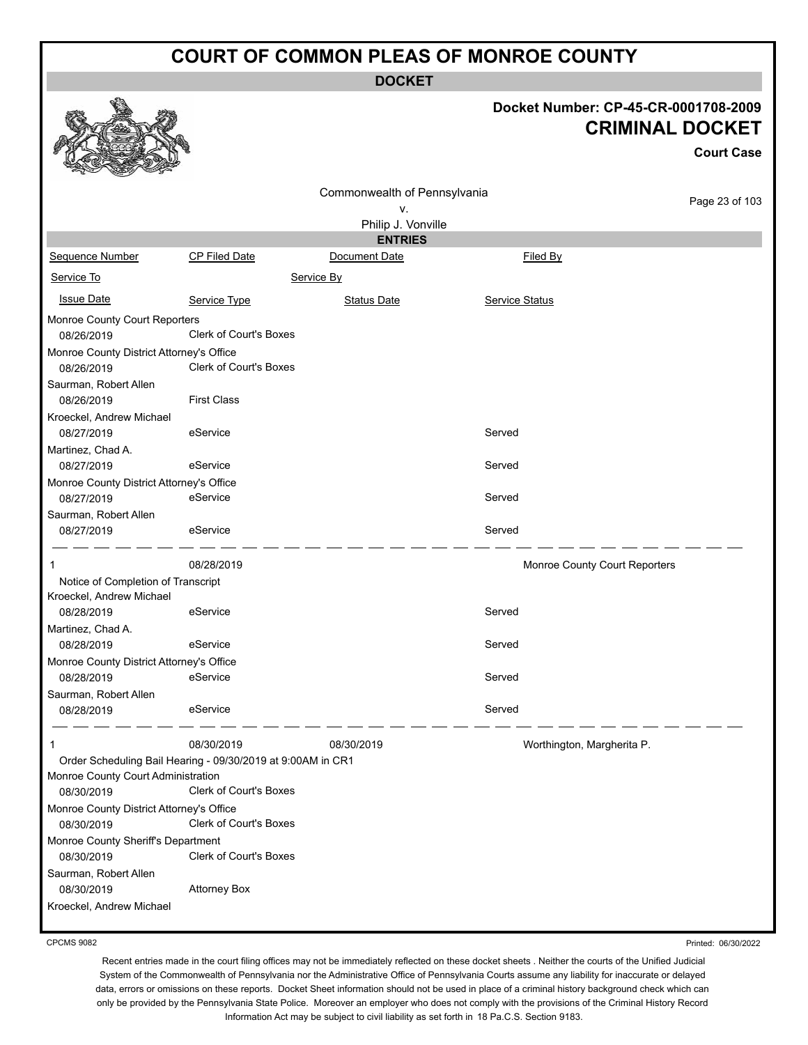# COURT OF COMMON PLEAS OF MONROE COUNTY

**DOCKET**

**Docket Number: CP-45-CR-0001708-2009**

**CRIMINAL DOCKET**

**Court Case**

Commonwealth of Pennsylvania
v.
Philip J. Vonville

**ENTRIES**

| Sequence Number | CP Filed Date | Document Date | Filed By |
|---|---|---|---|
| Service To | | Service By | |
| Issue Date | Service Type | Status Date | Service Status |
| Monroe County Court Reporters | | | |
| 08/26/2019 | Clerk of Court's Boxes | | |
| Monroe County District Attorney's Office | | | |
| 08/26/2019 | Clerk of Court's Boxes | | |
| Saurman, Robert Allen | | | |
| 08/26/2019 | First Class | | |
| Kroeckel, Andrew Michael | | | |
| 08/27/2019 | eService | | Served |
| Martinez, Chad A. | | | |
| 08/27/2019 | eService | | Served |
| Monroe County District Attorney's Office | | | |
| 08/27/2019 | eService | | Served |
| Saurman, Robert Allen | | | |
| 08/27/2019 | eService | | Served |
| 1 | 08/28/2019 | | Monroe County Court Reporters |
| Notice of Completion of Transcript | | | |
| Kroeckel, Andrew Michael | | | |
| 08/28/2019 | eService | | Served |
| Martinez, Chad A. | | | |
| 08/28/2019 | eService | | Served |
| Monroe County District Attorney's Office | | | |
| 08/28/2019 | eService | | Served |
| Saurman, Robert Allen | | | |
| 08/28/2019 | eService | | Served |
| 1 | 08/30/2019 | 08/30/2019 | Worthington, Margherita P. |
| Order Scheduling Bail Hearing - 09/30/2019 at 9:00AM in CR1 | | | |
| Monroe County Court Administration | | | |
| 08/30/2019 | Clerk of Court's Boxes | | |
| Monroe County District Attorney's Office | | | |
| 08/30/2019 | Clerk of Court's Boxes | | |
| Monroe County Sheriff's Department | | | |
| 08/30/2019 | Clerk of Court's Boxes | | |
| Saurman, Robert Allen | | | |
| 08/30/2019 | Attorney Box | | |
| Kroeckel, Andrew Michael | | | |

CPCMS 9082

Printed: 06/30/2022

Recent entries made in the court filing offices may not be immediately reflected on these docket sheets . Neither the courts of the Unified Judicial System of the Commonwealth of Pennsylvania nor the Administrative Office of Pennsylvania Courts assume any liability for inaccurate or delayed data, errors or omissions on these reports. Docket Sheet information should not be used in place of a criminal history background check which can only be provided by the Pennsylvania State Police. Moreover an employer who does not comply with the provisions of the Criminal History Record Information Act may be subject to civil liability as set forth in 18 Pa.C.S. Section 9183.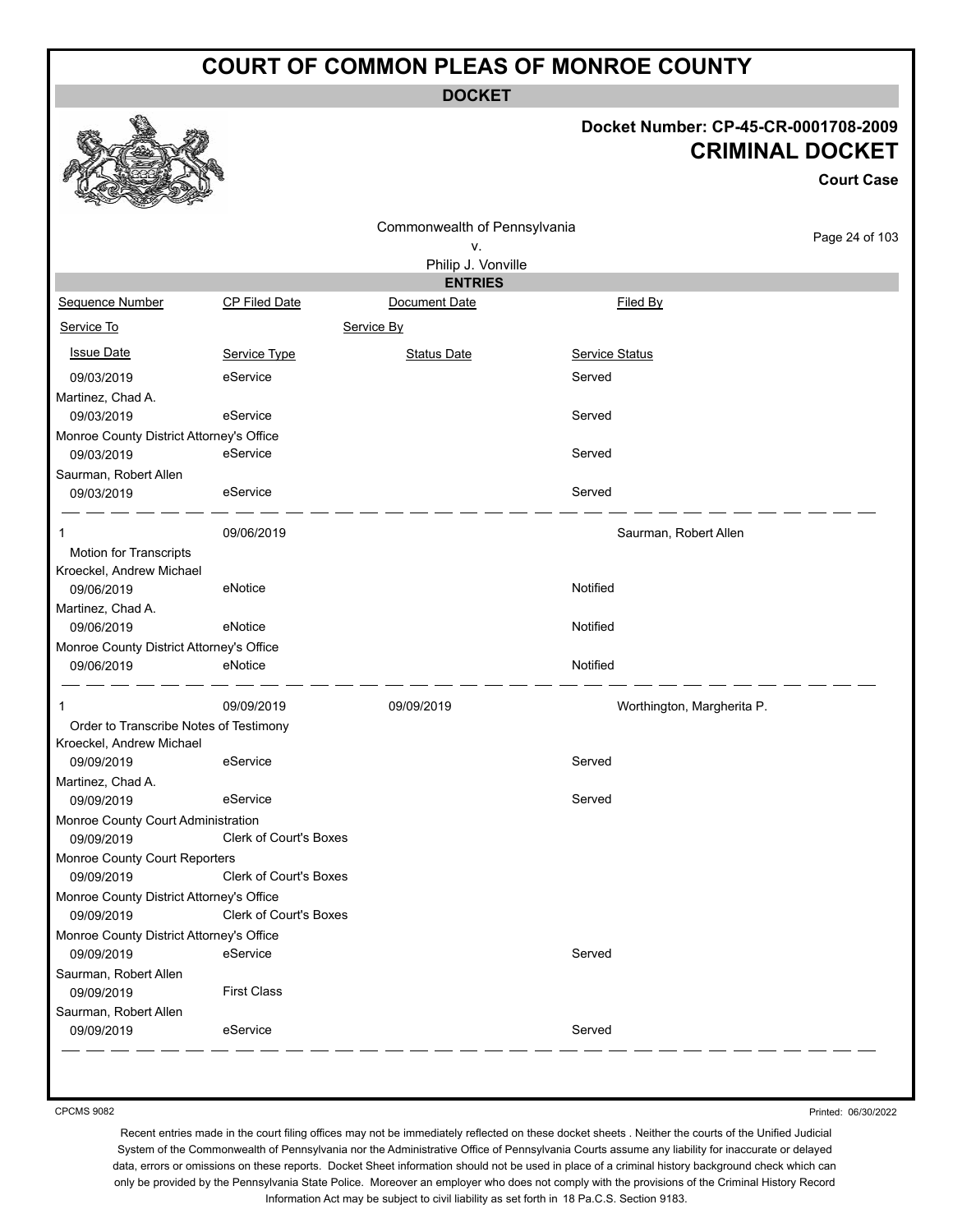# COURT OF COMMON PLEAS OF MONROE COUNTY

**DOCKET**

**Docket Number: CP-45-CR-0001708-2009**
**CRIMINAL DOCKET**
**Court Case**

Commonwealth of Pennsylvania
v.
Philip J. Vonville

**ENTRIES**

| Sequence Number | CP Filed Date | Document Date | Filed By |
|---|---|---|---|
| Service To | | Service By | |
| Issue Date | Service Type | Status Date | Service Status |
| 09/03/2019 | eService | | Served |
| Martinez, Chad A. | | | |
| 09/03/2019 | eService | | Served |
| Monroe County District Attorney's Office | | | |
| 09/03/2019 | eService | | Served |
| Saurman, Robert Allen | | | |
| 09/03/2019 | eService | | Served |
| 1 | 09/06/2019 | | Saurman, Robert Allen |
| Motion for Transcripts | | | |
| Kroeckel, Andrew Michael | | | |
| 09/06/2019 | eNotice | | Notified |
| Martinez, Chad A. | | | |
| 09/06/2019 | eNotice | | Notified |
| Monroe County District Attorney's Office | | | |
| 09/06/2019 | eNotice | | Notified |
| 1 | 09/09/2019 | 09/09/2019 | Worthington, Margherita P. |
| Order to Transcribe Notes of Testimony | | | |
| Kroeckel, Andrew Michael | | | |
| 09/09/2019 | eService | | Served |
| Martinez, Chad A. | | | |
| 09/09/2019 | eService | | Served |
| Monroe County Court Administration | | | |
| 09/09/2019 | Clerk of Court's Boxes | | |
| Monroe County Court Reporters | | | |
| 09/09/2019 | Clerk of Court's Boxes | | |
| Monroe County District Attorney's Office | | | |
| 09/09/2019 | Clerk of Court's Boxes | | |
| Monroe County District Attorney's Office | | | |
| 09/09/2019 | eService | | Served |
| Saurman, Robert Allen | | | |
| 09/09/2019 | First Class | | |
| Saurman, Robert Allen | | | |
| 09/09/2019 | eService | | Served |

CPCMS 9082

Printed: 06/30/2022

Recent entries made in the court filing offices may not be immediately reflected on these docket sheets . Neither the courts of the Unified Judicial System of the Commonwealth of Pennsylvania nor the Administrative Office of Pennsylvania Courts assume any liability for inaccurate or delayed data, errors or omissions on these reports. Docket Sheet information should not be used in place of a criminal history background check which can only be provided by the Pennsylvania State Police. Moreover an employer who does not comply with the provisions of the Criminal History Record Information Act may be subject to civil liability as set forth in 18 Pa.C.S. Section 9183.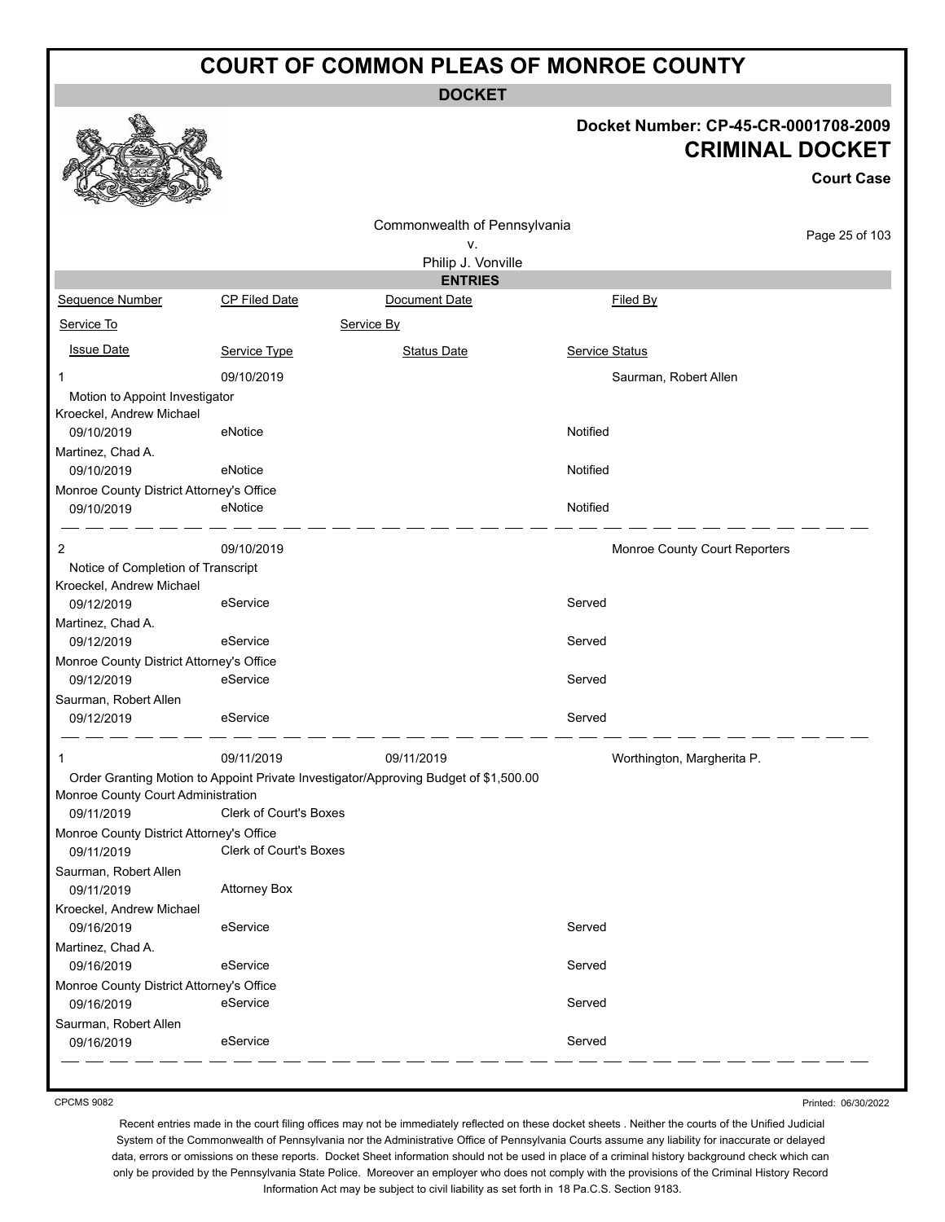# COURT OF COMMON PLEAS OF MONROE COUNTY

## DOCKET

**Docket Number: CP-45-CR-0001708-2009**

**CRIMINAL DOCKET**

**Court Case**

Commonwealth of Pennsylvania
v.
Philip J. Vonville

### ENTRIES

| Sequence Number | CP Filed Date | Document Date | Filed By |
|---|---|---|---|
| Service To | | Service By | |
| Issue Date | Service Type | Status Date | Service Status |
| 1 | 09/10/2019 | | Saurman, Robert Allen |
| Motion to Appoint Investigator | | | |
| Kroeckel, Andrew Michael | | | |
| 09/10/2019 | eNotice | | Notified |
| Martinez, Chad A. | | | |
| 09/10/2019 | eNotice | | Notified |
| Monroe County District Attorney's Office | | | |
| 09/10/2019 | eNotice | | Notified |
| 2 | 09/10/2019 | | Monroe County Court Reporters |
| Notice of Completion of Transcript | | | |
| Kroeckel, Andrew Michael | | | |
| 09/12/2019 | eService | | Served |
| Martinez, Chad A. | | | |
| 09/12/2019 | eService | | Served |
| Monroe County District Attorney's Office | | | |
| 09/12/2019 | eService | | Served |
| Saurman, Robert Allen | | | |
| 09/12/2019 | eService | | Served |
| 1 | 09/11/2019 | 09/11/2019 | Worthington, Margherita P. |
| Order Granting Motion to Appoint Private Investigator/Approving Budget of $1,500.00 | | | |
| Monroe County Court Administration | | | |
| 09/11/2019 | Clerk of Court's Boxes | | |
| Monroe County District Attorney's Office | | | |
| 09/11/2019 | Clerk of Court's Boxes | | |
| Saurman, Robert Allen | | | |
| 09/11/2019 | Attorney Box | | |
| Kroeckel, Andrew Michael | | | |
| 09/16/2019 | eService | | Served |
| Martinez, Chad A. | | | |
| 09/16/2019 | eService | | Served |
| Monroe County District Attorney's Office | | | |
| 09/16/2019 | eService | | Served |
| Saurman, Robert Allen | | | |
| 09/16/2019 | eService | | Served |

CPCMS 9082

Printed: 06/30/2022

Recent entries made in the court filing offices may not be immediately reflected on these docket sheets. Neither the courts of the Unified Judicial System of the Commonwealth of Pennsylvania nor the Administrative Office of Pennsylvania Courts assume any liability for inaccurate or delayed data, errors or omissions on these reports. Docket Sheet information should not be used in place of a criminal history background check which can only be provided by the Pennsylvania State Police. Moreover an employer who does not comply with the provisions of the Criminal History Record Information Act may be subject to civil liability as set forth in 18 Pa.C.S. Section 9183.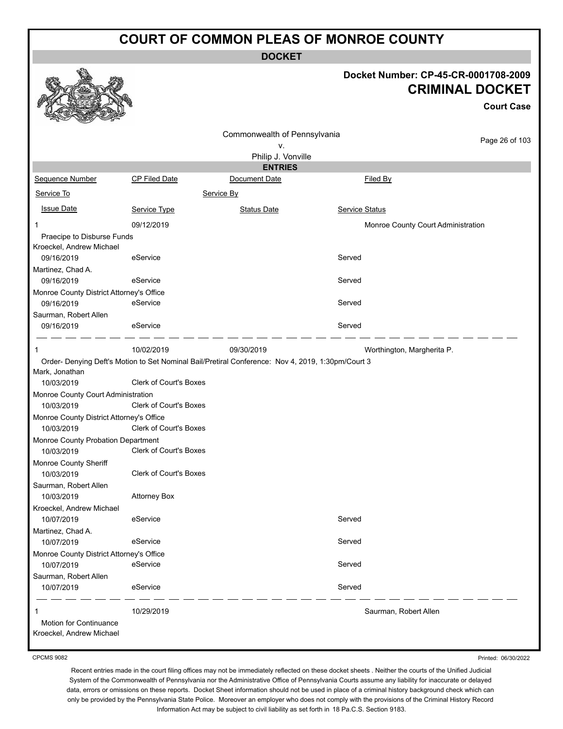# COURT OF COMMON PLEAS OF MONROE COUNTY

**DOCKET**

**Docket Number: CP-45-CR-0001708-2009**

**CRIMINAL DOCKET**

**Court Case**

Commonwealth of Pennsylvania
v.
Philip J. Vonville

**ENTRIES**

| Sequence Number | CP Filed Date | Document Date | Filed By |
|---|---|---|---|
| Service To | | Service By | |
| Issue Date | Service Type | Status Date | Service Status |
| 1 | 09/12/2019 | | Monroe County Court Administration |
| Praecipe to Disburse Funds | | | |
| Kroeckel, Andrew Michael | | | |
| 09/16/2019 | eService | | Served |
| Martinez, Chad A. | | | |
| 09/16/2019 | eService | | Served |
| Monroe County District Attorney's Office | | | |
| 09/16/2019 | eService | | Served |
| Saurman, Robert Allen | | | |
| 09/16/2019 | eService | | Served |
| 1 | 10/02/2019 | 09/30/2019 | Worthington, Margherita P. |
| Order- Denying Deft's Motion to Set Nominal Bail/Pretiral Conference: Nov 4, 2019, 1:30pm/Court 3 | | | |
| Mark, Jonathan | | | |
| 10/03/2019 | Clerk of Court's Boxes | | |
| Monroe County Court Administration | | | |
| 10/03/2019 | Clerk of Court's Boxes | | |
| Monroe County District Attorney's Office | | | |
| 10/03/2019 | Clerk of Court's Boxes | | |
| Monroe County Probation Department | | | |
| 10/03/2019 | Clerk of Court's Boxes | | |
| Monroe County Sheriff | | | |
| 10/03/2019 | Clerk of Court's Boxes | | |
| Saurman, Robert Allen | | | |
| 10/03/2019 | Attorney Box | | |
| Kroeckel, Andrew Michael | | | |
| 10/07/2019 | eService | | Served |
| Martinez, Chad A. | | | |
| 10/07/2019 | eService | | Served |
| Monroe County District Attorney's Office | | | |
| 10/07/2019 | eService | | Served |
| Saurman, Robert Allen | | | |
| 10/07/2019 | eService | | Served |
| 1 | 10/29/2019 | | Saurman, Robert Allen |
| Motion for Continuance | | | |
| Kroeckel, Andrew Michael | | | |

CPCMS 9082

Printed: 06/30/2022

Recent entries made in the court filing offices may not be immediately reflected on these docket sheets . Neither the courts of the Unified Judicial System of the Commonwealth of Pennsylvania nor the Administrative Office of Pennsylvania Courts assume any liability for inaccurate or delayed data, errors or omissions on these reports. Docket Sheet information should not be used in place of a criminal history background check which can only be provided by the Pennsylvania State Police. Moreover an employer who does not comply with the provisions of the Criminal History Record Information Act may be subject to civil liability as set forth in 18 Pa.C.S. Section 9183.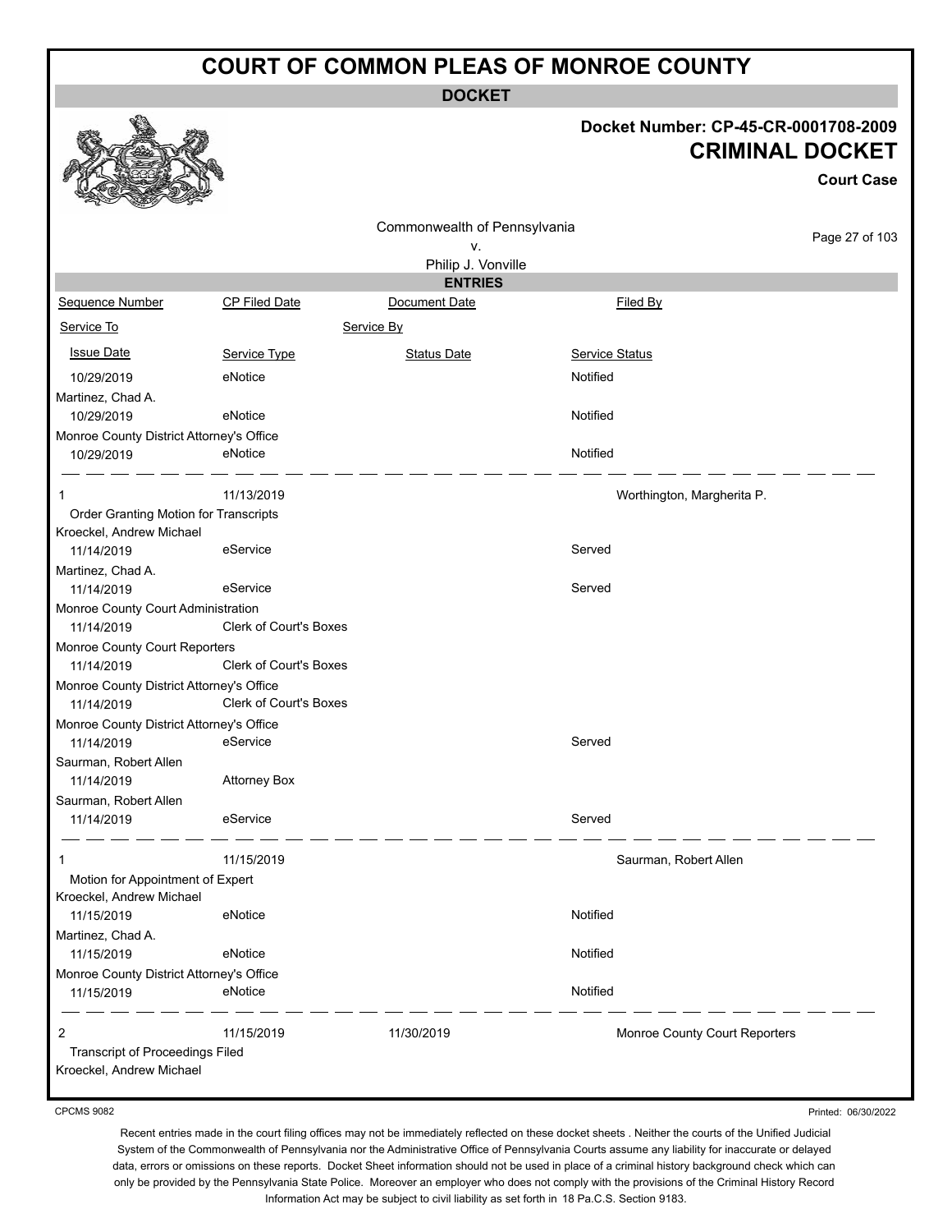# COURT OF COMMON PLEAS OF MONROE COUNTY

**DOCKET**

**Docket Number: CP-45-CR-0001708-2009**

**CRIMINAL DOCKET**

**Court Case**

Commonwealth of Pennsylvania
v.
Philip J. Vonville

**ENTRIES**

| Sequence Number | CP Filed Date | Document Date | Filed By |
|---|---|---|---|
| Service To | | Service By | |
| Issue Date | Service Type | Status Date | Service Status |
| 10/29/2019 | eNotice | | Notified |
| Martinez, Chad A. | | | |
| 10/29/2019 | eNotice | | Notified |
| Monroe County District Attorney's Office | | | |
| 10/29/2019 | eNotice | | Notified |
| 1 | 11/13/2019 | | Worthington, Margherita P. |
| Order Granting Motion for Transcripts | | | |
| Kroeckel, Andrew Michael | | | |
| 11/14/2019 | eService | | Served |
| Martinez, Chad A. | | | |
| 11/14/2019 | eService | | Served |
| Monroe County Court Administration | | | |
| 11/14/2019 | Clerk of Court's Boxes | | |
| Monroe County Court Reporters | | | |
| 11/14/2019 | Clerk of Court's Boxes | | |
| Monroe County District Attorney's Office | | | |
| 11/14/2019 | Clerk of Court's Boxes | | |
| Monroe County District Attorney's Office | | | |
| 11/14/2019 | eService | | Served |
| Saurman, Robert Allen | | | |
| 11/14/2019 | Attorney Box | | |
| Saurman, Robert Allen | | | |
| 11/14/2019 | eService | | Served |
| 1 | 11/15/2019 | | Saurman, Robert Allen |
| Motion for Appointment of Expert | | | |
| Kroeckel, Andrew Michael | | | |
| 11/15/2019 | eNotice | | Notified |
| Martinez, Chad A. | | | |
| 11/15/2019 | eNotice | | Notified |
| Monroe County District Attorney's Office | | | |
| 11/15/2019 | eNotice | | Notified |
| 2 | 11/15/2019 | 11/30/2019 | Monroe County Court Reporters |
| Transcript of Proceedings Filed | | | |
| Kroeckel, Andrew Michael | | | |

CPCMS 9082

Printed: 06/30/2022

Recent entries made in the court filing offices may not be immediately reflected on these docket sheets . Neither the courts of the Unified Judicial System of the Commonwealth of Pennsylvania nor the Administrative Office of Pennsylvania Courts assume any liability for inaccurate or delayed data, errors or omissions on these reports. Docket Sheet information should not be used in place of a criminal history background check which can only be provided by the Pennsylvania State Police. Moreover an employer who does not comply with the provisions of the Criminal History Record Information Act may be subject to civil liability as set forth in 18 Pa.C.S. Section 9183.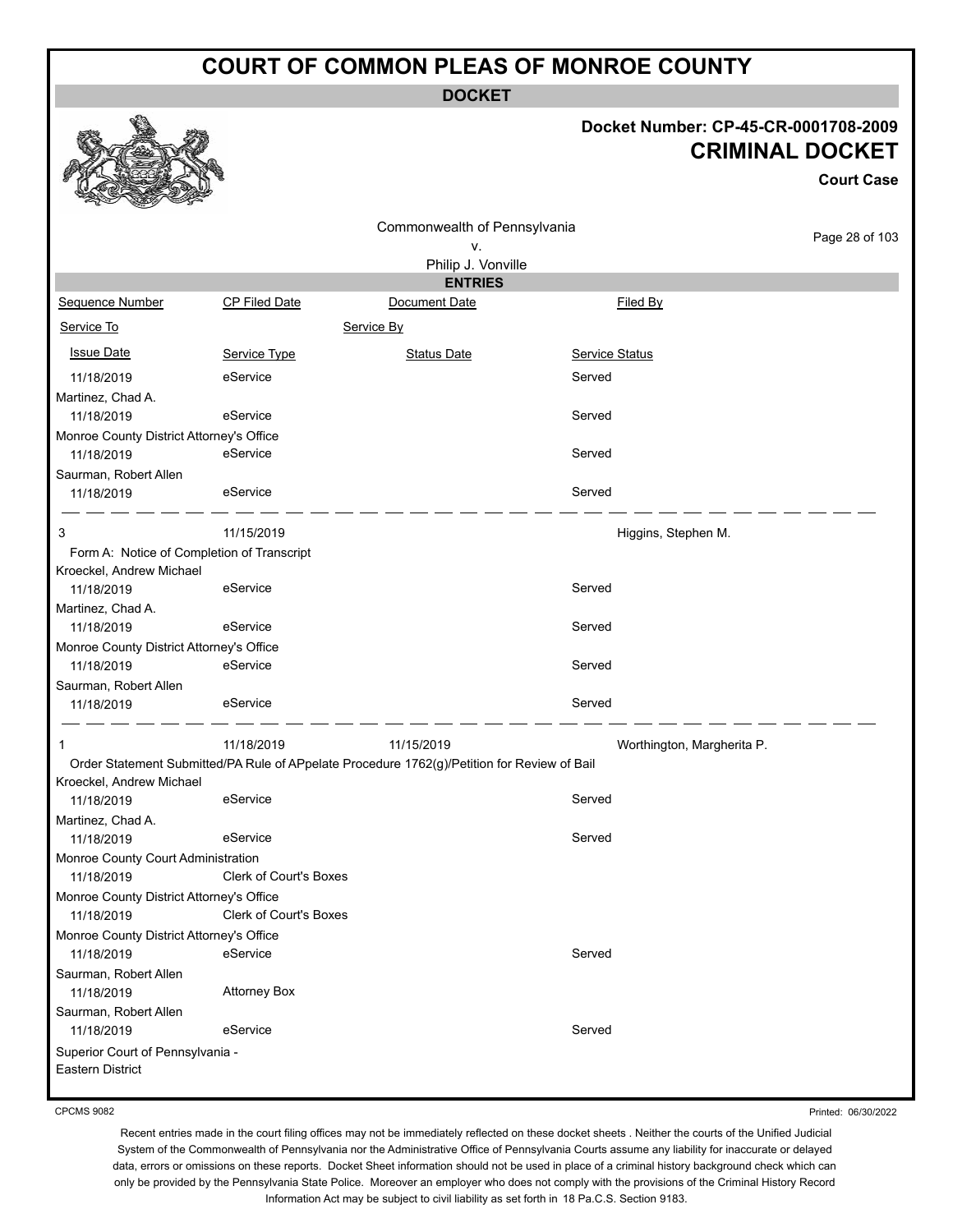# COURT OF COMMON PLEAS OF MONROE COUNTY

## DOCKET

**Docket Number: CP-45-CR-0001708-2009**

**CRIMINAL DOCKET**

**Court Case**

Commonwealth of Pennsylvania
v.
Philip J. Vonville

### ENTRIES

| Sequence Number | CP Filed Date | Document Date | Filed By |
|---|---|---|---|
| Service To | | Service By | |
| Issue Date | Service Type | Status Date | Service Status |
| 11/18/2019 | eService | | Served |
| Martinez, Chad A. | | | |
| 11/18/2019 | eService | | Served |
| Monroe County District Attorney's Office | | | |
| 11/18/2019 | eService | | Served |
| Saurman, Robert Allen | | | |
| 11/18/2019 | eService | | Served |
| 3 | 11/15/2019 | | Higgins, Stephen M. |
| Form A: Notice of Completion of Transcript | | | |
| Kroeckel, Andrew Michael | | | |
| 11/18/2019 | eService | | Served |
| Martinez, Chad A. | | | |
| 11/18/2019 | eService | | Served |
| Monroe County District Attorney's Office | | | |
| 11/18/2019 | eService | | Served |
| Saurman, Robert Allen | | | |
| 11/18/2019 | eService | | Served |
| 1 | 11/18/2019 | 11/15/2019 | Worthington, Margherita P. |
| Order Statement Submitted/PA Rule of APpelate Procedure 1762(g)/Petition for Review of Bail | | | |
| Kroeckel, Andrew Michael | | | |
| 11/18/2019 | eService | | Served |
| Martinez, Chad A. | | | |
| 11/18/2019 | eService | | Served |
| Monroe County Court Administration | | | |
| 11/18/2019 | Clerk of Court's Boxes | | |
| Monroe County District Attorney's Office | | | |
| 11/18/2019 | Clerk of Court's Boxes | | |
| Monroe County District Attorney's Office | | | |
| 11/18/2019 | eService | | Served |
| Saurman, Robert Allen | | | |
| 11/18/2019 | Attorney Box | | |
| Saurman, Robert Allen | | | |
| 11/18/2019 | eService | | Served |
| Superior Court of Pennsylvania - Eastern District | | | |

CPCMS 9082

Printed: 06/30/2022

Recent entries made in the court filing offices may not be immediately reflected on these docket sheets . Neither the courts of the Unified Judicial System of the Commonwealth of Pennsylvania nor the Administrative Office of Pennsylvania Courts assume any liability for inaccurate or delayed data, errors or omissions on these reports. Docket Sheet information should not be used in place of a criminal history background check which can only be provided by the Pennsylvania State Police. Moreover an employer who does not comply with the provisions of the Criminal History Record Information Act may be subject to civil liability as set forth in 18 Pa.C.S. Section 9183.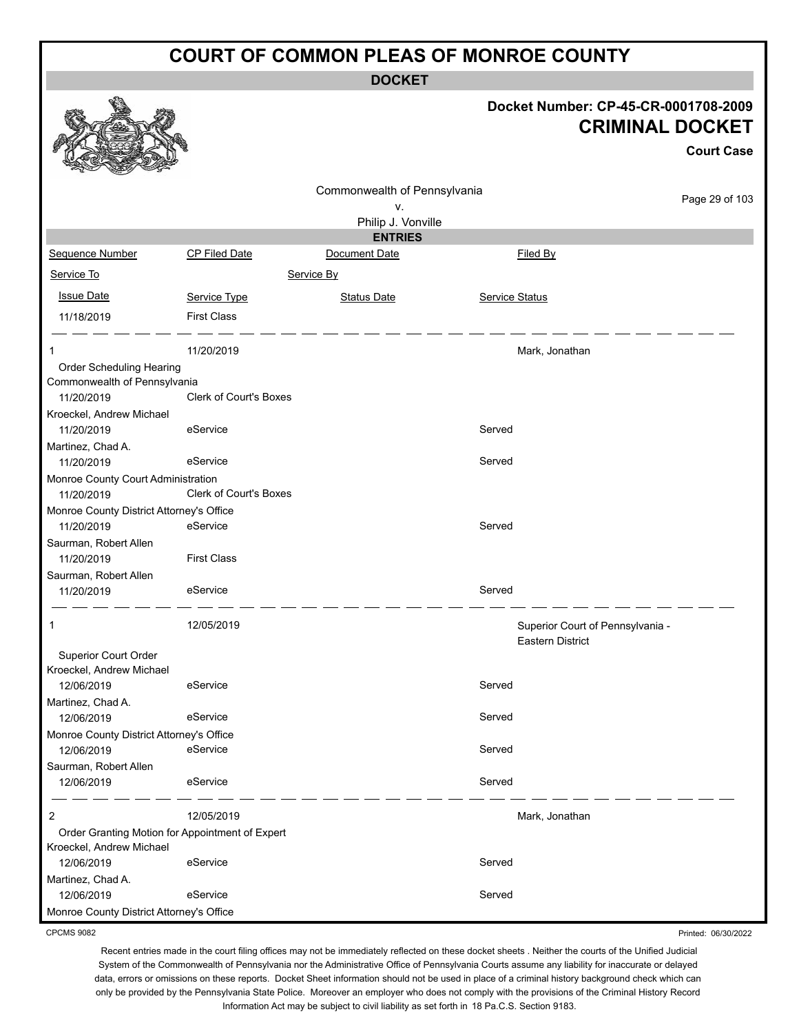# COURT OF COMMON PLEAS OF MONROE COUNTY

## DOCKET

**Docket Number: CP-45-CR-0001708-2009**
**CRIMINAL DOCKET**
**Court Case**

Commonwealth of Pennsylvania
v.
Philip J. Vonville

### ENTRIES

| Sequence Number | CP Filed Date | Document Date | Filed By |
|---|---|---|---|
| Service To | | Service By | |
| Issue Date | Service Type | Status Date | Service Status |

| | | | |
|---|---|---|---|
| 11/18/2019 | First Class | | |

| | | | |
|---|---|---|---|
| 1 | 11/20/2019 | | Mark, Jonathan |
| Order Scheduling Hearing | | | |
| Commonwealth of Pennsylvania | | | |
| 11/20/2019 | Clerk of Court's Boxes | | |
| Kroeckel, Andrew Michael | | | |
| 11/20/2019 | eService | | Served |
| Martinez, Chad A. | | | |
| 11/20/2019 | eService | | Served |
| Monroe County Court Administration | | | |
| 11/20/2019 | Clerk of Court's Boxes | | |
| Monroe County District Attorney's Office | | | |
| 11/20/2019 | eService | | Served |
| Saurman, Robert Allen | | | |
| 11/20/2019 | First Class | | |
| Saurman, Robert Allen | | | |
| 11/20/2019 | eService | | Served |

| | | | |
|---|---|---|---|
| 1 | 12/05/2019 | | Superior Court of Pennsylvania - Eastern District |
| Superior Court Order | | | |
| Kroeckel, Andrew Michael | | | |
| 12/06/2019 | eService | | Served |
| Martinez, Chad A. | | | |
| 12/06/2019 | eService | | Served |
| Monroe County District Attorney's Office | | | |
| 12/06/2019 | eService | | Served |
| Saurman, Robert Allen | | | |
| 12/06/2019 | eService | | Served |

| | | | |
|---|---|---|---|
| 2 | 12/05/2019 | | Mark, Jonathan |
| Order Granting Motion for Appointment of Expert | | | |
| Kroeckel, Andrew Michael | | | |
| 12/06/2019 | eService | | Served |
| Martinez, Chad A. | | | |
| 12/06/2019 | eService | | Served |
| Monroe County District Attorney's Office | | | |

CPCMS 9082

Printed: 06/30/2022

Recent entries made in the court filing offices may not be immediately reflected on these docket sheets . Neither the courts of the Unified Judicial System of the Commonwealth of Pennsylvania nor the Administrative Office of Pennsylvania Courts assume any liability for inaccurate or delayed data, errors or omissions on these reports. Docket Sheet information should not be used in place of a criminal history background check which can only be provided by the Pennsylvania State Police. Moreover an employer who does not comply with the provisions of the Criminal History Record Information Act may be subject to civil liability as set forth in 18 Pa.C.S. Section 9183.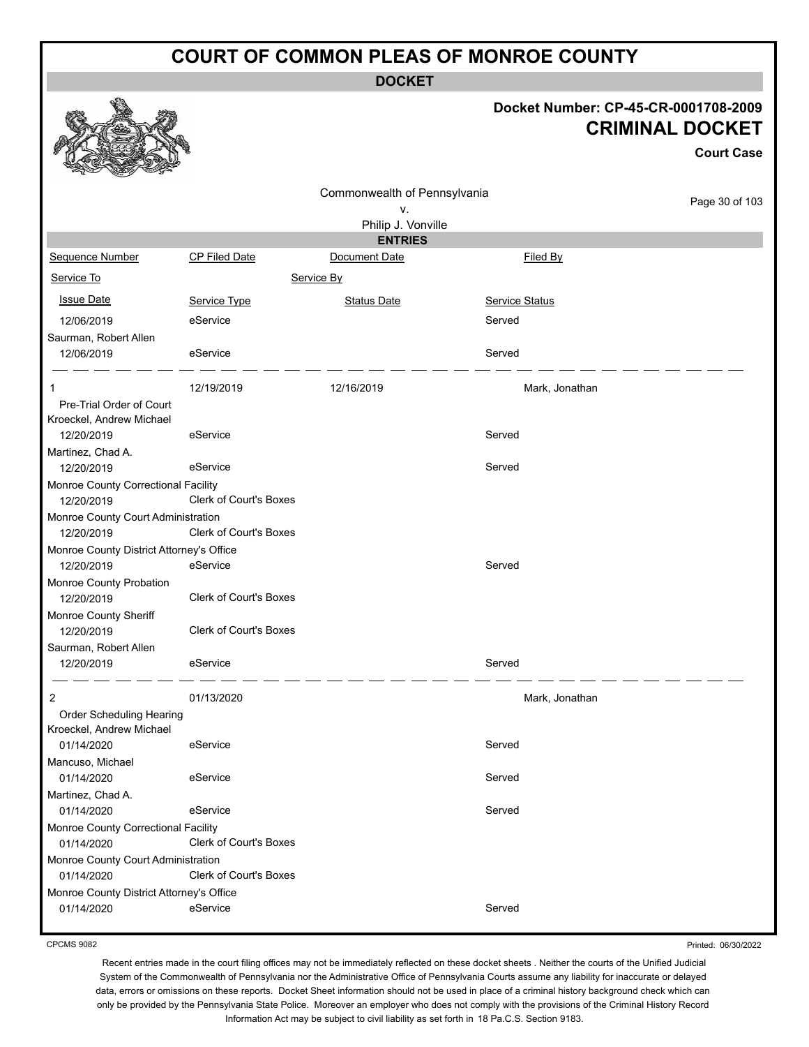# COURT OF COMMON PLEAS OF MONROE COUNTY

## DOCKET

**Docket Number: CP-45-CR-0001708-2009**

**CRIMINAL DOCKET**

**Court Case**

Commonwealth of Pennsylvania
v.
Philip J. Vonville

### ENTRIES

| Sequence Number | CP Filed Date | Document Date | Filed By |
|---|---|---|---|
| Service To | | Service By | |
| Issue Date | Service Type | Status Date | Service Status |
| 12/06/2019 | eService | | Served |
| Saurman, Robert Allen | | | |
| 12/06/2019 | eService | | Served |
| 1 | 12/19/2019 | 12/16/2019 | Mark, Jonathan |
| Pre-Trial Order of Court | | | |
| Kroeckel, Andrew Michael | | | |
| 12/20/2019 | eService | | Served |
| Martinez, Chad A. | | | |
| 12/20/2019 | eService | | Served |
| Monroe County Correctional Facility | | | |
| 12/20/2019 | Clerk of Court's Boxes | | |
| Monroe County Court Administration | | | |
| 12/20/2019 | Clerk of Court's Boxes | | |
| Monroe County District Attorney's Office | | | |
| 12/20/2019 | eService | | Served |
| Monroe County Probation | | | |
| 12/20/2019 | Clerk of Court's Boxes | | |
| Monroe County Sheriff | | | |
| 12/20/2019 | Clerk of Court's Boxes | | |
| Saurman, Robert Allen | | | |
| 12/20/2019 | eService | | Served |
| 2 | 01/13/2020 | | Mark, Jonathan |
| Order Scheduling Hearing | | | |
| Kroeckel, Andrew Michael | | | |
| 01/14/2020 | eService | | Served |
| Mancuso, Michael | | | |
| 01/14/2020 | eService | | Served |
| Martinez, Chad A. | | | |
| 01/14/2020 | eService | | Served |
| Monroe County Correctional Facility | | | |
| 01/14/2020 | Clerk of Court's Boxes | | |
| Monroe County Court Administration | | | |
| 01/14/2020 | Clerk of Court's Boxes | | |
| Monroe County District Attorney's Office | | | |
| 01/14/2020 | eService | | Served |

CPCMS 9082

Printed: 06/30/2022

Recent entries made in the court filing offices may not be immediately reflected on these docket sheets . Neither the courts of the Unified Judicial System of the Commonwealth of Pennsylvania nor the Administrative Office of Pennsylvania Courts assume any liability for inaccurate or delayed data, errors or omissions on these reports. Docket Sheet information should not be used in place of a criminal history background check which can only be provided by the Pennsylvania State Police. Moreover an employer who does not comply with the provisions of the Criminal History Record Information Act may be subject to civil liability as set forth in 18 Pa.C.S. Section 9183.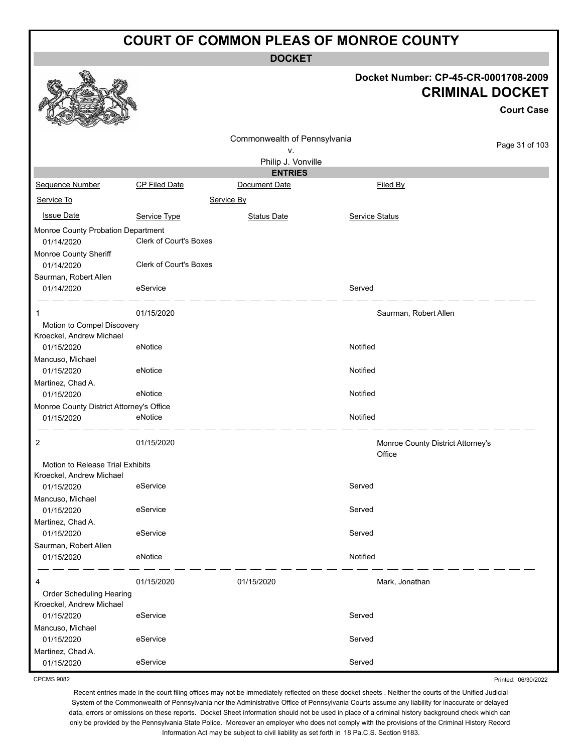# COURT OF COMMON PLEAS OF MONROE COUNTY

**DOCKET**

**Docket Number: CP-45-CR-0001708-2009**

**CRIMINAL DOCKET**

**Court Case**

Commonwealth of Pennsylvania
v.
Philip J. Vonville

**ENTRIES**

| Sequence Number | CP Filed Date | Document Date | Filed By |
|---|---|---|---|
| Service To | | Service By | |
| Issue Date | Service Type | Status Date | Service Status |
| Monroe County Probation Department | | | |
| 01/14/2020 | Clerk of Court's Boxes | | |
| Monroe County Sheriff | | | |
| 01/14/2020 | Clerk of Court's Boxes | | |
| Saurman, Robert Allen | | | |
| 01/14/2020 | eService | | Served |
| 1 | 01/15/2020 | | Saurman, Robert Allen |
| Motion to Compel Discovery | | | |
| Kroeckel, Andrew Michael | | | |
| 01/15/2020 | eNotice | | Notified |
| Mancuso, Michael | | | |
| 01/15/2020 | eNotice | | Notified |
| Martinez, Chad A. | | | |
| 01/15/2020 | eNotice | | Notified |
| Monroe County District Attorney's Office | | | |
| 01/15/2020 | eNotice | | Notified |
| 2 | 01/15/2020 | | Monroe County District Attorney's Office |
| Motion to Release Trial Exhibits | | | |
| Kroeckel, Andrew Michael | | | |
| 01/15/2020 | eService | | Served |
| Mancuso, Michael | | | |
| 01/15/2020 | eService | | Served |
| Martinez, Chad A. | | | |
| 01/15/2020 | eService | | Served |
| Saurman, Robert Allen | | | |
| 01/15/2020 | eNotice | | Notified |
| 4 | 01/15/2020 | 01/15/2020 | Mark, Jonathan |
| Order Scheduling Hearing | | | |
| Kroeckel, Andrew Michael | | | |
| 01/15/2020 | eService | | Served |
| Mancuso, Michael | | | |
| 01/15/2020 | eService | | Served |
| Martinez, Chad A. | | | |
| 01/15/2020 | eService | | Served |

CPCMS 9082

Printed: 06/30/2022

Recent entries made in the court filing offices may not be immediately reflected on these docket sheets . Neither the courts of the Unified Judicial System of the Commonwealth of Pennsylvania nor the Administrative Office of Pennsylvania Courts assume any liability for inaccurate or delayed data, errors or omissions on these reports. Docket Sheet information should not be used in place of a criminal history background check which can only be provided by the Pennsylvania State Police. Moreover an employer who does not comply with the provisions of the Criminal History Record Information Act may be subject to civil liability as set forth in 18 Pa.C.S. Section 9183.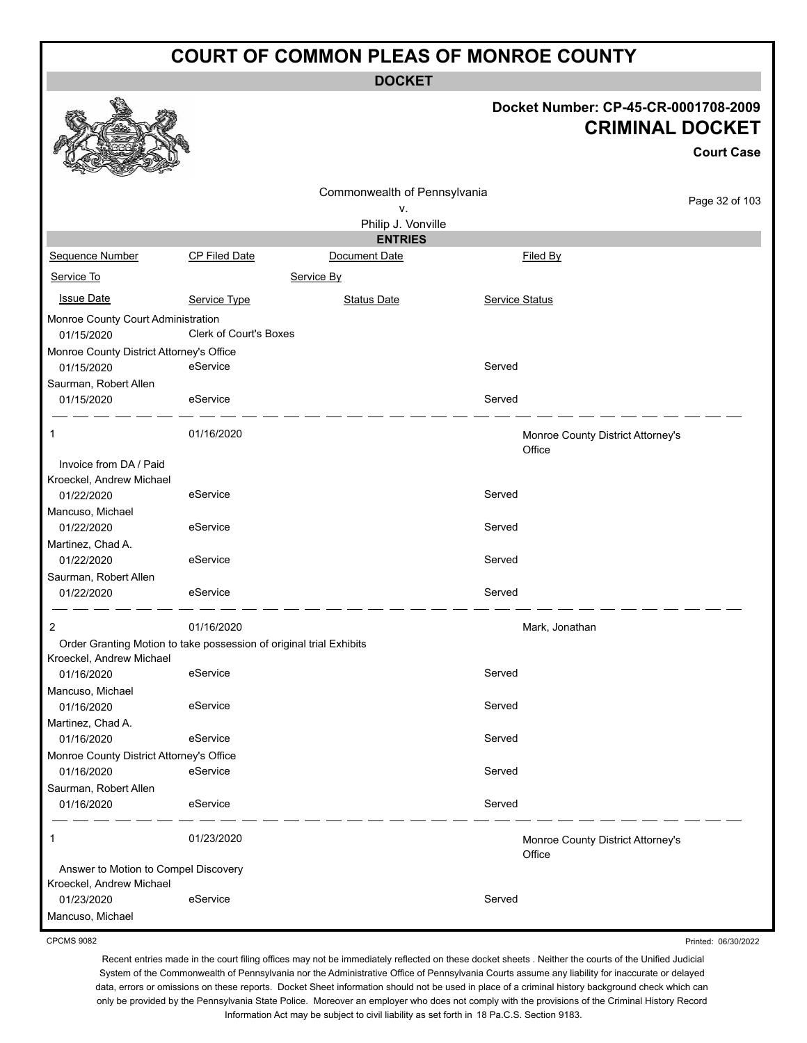# COURT OF COMMON PLEAS OF MONROE COUNTY

**DOCKET**

**Docket Number: CP-45-CR-0001708-2009**

**CRIMINAL DOCKET**

**Court Case**

Commonwealth of Pennsylvania
v.
Philip J. Vonville

**ENTRIES**

| Sequence Number | CP Filed Date | Document Date | Filed By |
|---|---|---|---|
| Service To | | Service By | |
| Issue Date | Service Type | Status Date | Service Status |

Monroe County Court Administration
01/15/2020 — Clerk of Court's Boxes

Monroe County District Attorney's Office
01/15/2020 — eService — Served

Saurman, Robert Allen
01/15/2020 — eService — Served

---

**1** — 01/16/2020 — Monroe County District Attorney's Office

Invoice from DA / Paid

| Service To | Issue Date | Service Type | Service Status |
|---|---|---|---|
| Kroeckel, Andrew Michael | 01/22/2020 | eService | Served |
| Mancuso, Michael | 01/22/2020 | eService | Served |
| Martinez, Chad A. | 01/22/2020 | eService | Served |
| Saurman, Robert Allen | 01/22/2020 | eService | Served |

---

**2** — 01/16/2020 — Mark, Jonathan

Order Granting Motion to take possession of original trial Exhibits

| Service To | Issue Date | Service Type | Service Status |
|---|---|---|---|
| Kroeckel, Andrew Michael | 01/16/2020 | eService | Served |
| Mancuso, Michael | 01/16/2020 | eService | Served |
| Martinez, Chad A. | 01/16/2020 | eService | Served |
| Monroe County District Attorney's Office | 01/16/2020 | eService | Served |
| Saurman, Robert Allen | 01/16/2020 | eService | Served |

---

**1** — 01/23/2020 — Monroe County District Attorney's Office

Answer to Motion to Compel Discovery

| Service To | Issue Date | Service Type | Service Status |
|---|---|---|---|
| Kroeckel, Andrew Michael | 01/23/2020 | eService | Served |
| Mancuso, Michael | | | |

CPCMS 9082

Printed: 06/30/2022

Recent entries made in the court filing offices may not be immediately reflected on these docket sheets . Neither the courts of the Unified Judicial System of the Commonwealth of Pennsylvania nor the Administrative Office of Pennsylvania Courts assume any liability for inaccurate or delayed data, errors or omissions on these reports. Docket Sheet information should not be used in place of a criminal history background check which can only be provided by the Pennsylvania State Police. Moreover an employer who does not comply with the provisions of the Criminal History Record Information Act may be subject to civil liability as set forth in 18 Pa.C.S. Section 9183.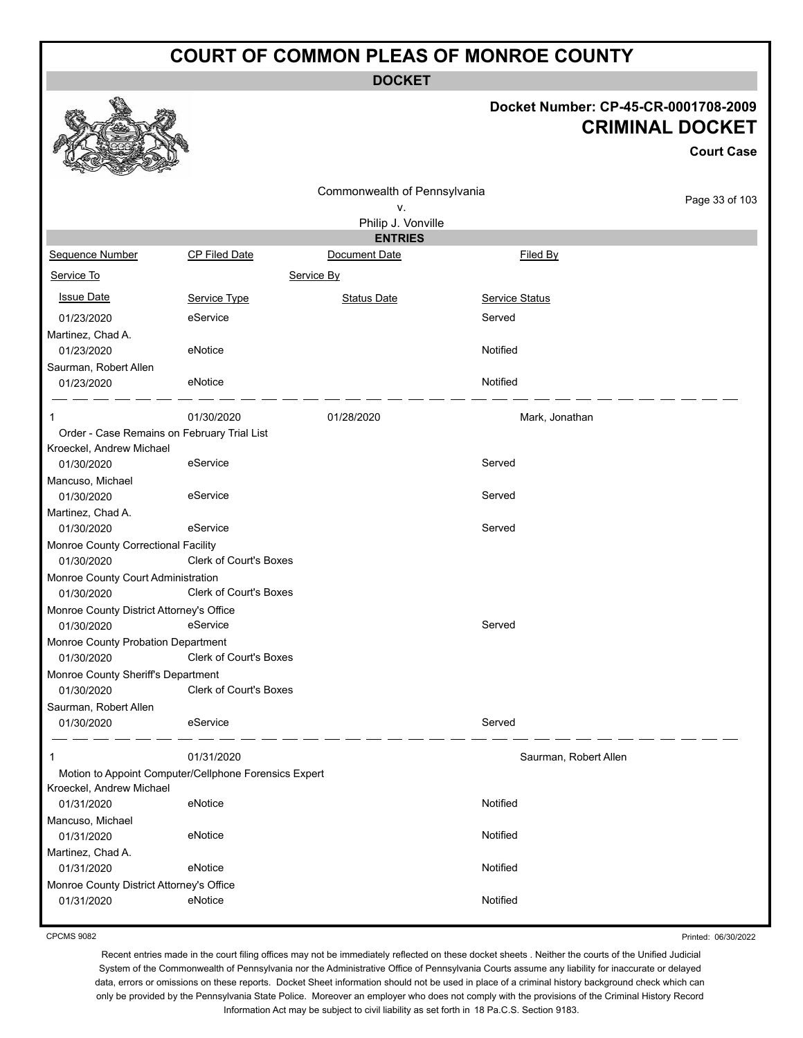# COURT OF COMMON PLEAS OF MONROE COUNTY

## DOCKET

**Docket Number: CP-45-CR-0001708-2009**

## CRIMINAL DOCKET

**Court Case**

Commonwealth of Pennsylvania
v.
Philip J. Vonville

### ENTRIES

| Sequence Number | CP Filed Date | Document Date | Filed By |
|---|---|---|---|
| Service To | | Service By | |
| Issue Date | Service Type | Status Date | Service Status |
| 01/23/2020 | eService | | Served |
| Martinez, Chad A. | | | |
| 01/23/2020 | eNotice | | Notified |
| Saurman, Robert Allen | | | |
| 01/23/2020 | eNotice | | Notified |
| 1 | 01/30/2020 | 01/28/2020 | Mark, Jonathan |
| Order - Case Remains on February Trial List | | | |
| Kroeckel, Andrew Michael | | | |
| 01/30/2020 | eService | | Served |
| Mancuso, Michael | | | |
| 01/30/2020 | eService | | Served |
| Martinez, Chad A. | | | |
| 01/30/2020 | eService | | Served |
| Monroe County Correctional Facility | | | |
| 01/30/2020 | Clerk of Court's Boxes | | |
| Monroe County Court Administration | | | |
| 01/30/2020 | Clerk of Court's Boxes | | |
| Monroe County District Attorney's Office | | | |
| 01/30/2020 | eService | | Served |
| Monroe County Probation Department | | | |
| 01/30/2020 | Clerk of Court's Boxes | | |
| Monroe County Sheriff's Department | | | |
| 01/30/2020 | Clerk of Court's Boxes | | |
| Saurman, Robert Allen | | | |
| 01/30/2020 | eService | | Served |
| 1 | 01/31/2020 | | Saurman, Robert Allen |
| Motion to Appoint Computer/Cellphone Forensics Expert | | | |
| Kroeckel, Andrew Michael | | | |
| 01/31/2020 | eNotice | | Notified |
| Mancuso, Michael | | | |
| 01/31/2020 | eNotice | | Notified |
| Martinez, Chad A. | | | |
| 01/31/2020 | eNotice | | Notified |
| Monroe County District Attorney's Office | | | |
| 01/31/2020 | eNotice | | Notified |

CPCMS 9082

Printed: 06/30/2022

Recent entries made in the court filing offices may not be immediately reflected on these docket sheets . Neither the courts of the Unified Judicial System of the Commonwealth of Pennsylvania nor the Administrative Office of Pennsylvania Courts assume any liability for inaccurate or delayed data, errors or omissions on these reports. Docket Sheet information should not be used in place of a criminal history background check which can only be provided by the Pennsylvania State Police. Moreover an employer who does not comply with the provisions of the Criminal History Record Information Act may be subject to civil liability as set forth in 18 Pa.C.S. Section 9183.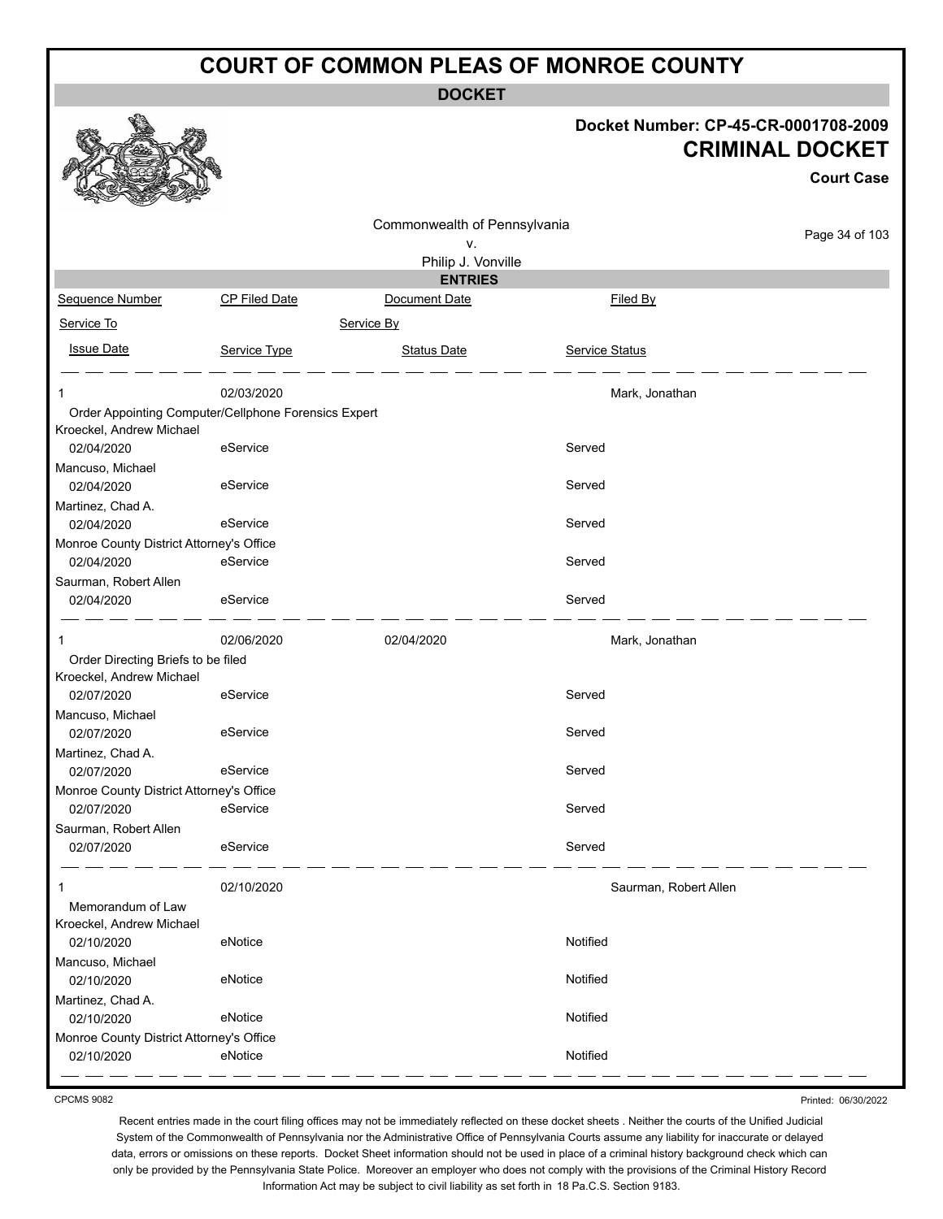# COURT OF COMMON PLEAS OF MONROE COUNTY

**DOCKET**

**Docket Number: CP-45-CR-0001708-2009**

**CRIMINAL DOCKET**

**Court Case**

Commonwealth of Pennsylvania
v.
Philip J. Vonville

**ENTRIES**

| Sequence Number | CP Filed Date | Document Date | Filed By |
|---|---|---|---|
| Service To | | Service By | |
| Issue Date | Service Type | Status Date | Service Status |
| 1 | 02/03/2020 | | Mark, Jonathan |
| Order Appointing Computer/Cellphone Forensics Expert | | | |
| Kroeckel, Andrew Michael | | | |
| 02/04/2020 | eService | | Served |
| Mancuso, Michael | | | |
| 02/04/2020 | eService | | Served |
| Martinez, Chad A. | | | |
| 02/04/2020 | eService | | Served |
| Monroe County District Attorney's Office | | | |
| 02/04/2020 | eService | | Served |
| Saurman, Robert Allen | | | |
| 02/04/2020 | eService | | Served |
| 1 | 02/06/2020 | 02/04/2020 | Mark, Jonathan |
| Order Directing Briefs to be filed | | | |
| Kroeckel, Andrew Michael | | | |
| 02/07/2020 | eService | | Served |
| Mancuso, Michael | | | |
| 02/07/2020 | eService | | Served |
| Martinez, Chad A. | | | |
| 02/07/2020 | eService | | Served |
| Monroe County District Attorney's Office | | | |
| 02/07/2020 | eService | | Served |
| Saurman, Robert Allen | | | |
| 02/07/2020 | eService | | Served |
| 1 | 02/10/2020 | | Saurman, Robert Allen |
| Memorandum of Law | | | |
| Kroeckel, Andrew Michael | | | |
| 02/10/2020 | eNotice | | Notified |
| Mancuso, Michael | | | |
| 02/10/2020 | eNotice | | Notified |
| Martinez, Chad A. | | | |
| 02/10/2020 | eNotice | | Notified |
| Monroe County District Attorney's Office | | | |
| 02/10/2020 | eNotice | | Notified |

CPCMS 9082

Printed: 06/30/2022

Recent entries made in the court filing offices may not be immediately reflected on these docket sheets . Neither the courts of the Unified Judicial System of the Commonwealth of Pennsylvania nor the Administrative Office of Pennsylvania Courts assume any liability for inaccurate or delayed data, errors or omissions on these reports. Docket Sheet information should not be used in place of a criminal history background check which can only be provided by the Pennsylvania State Police. Moreover an employer who does not comply with the provisions of the Criminal History Record Information Act may be subject to civil liability as set forth in 18 Pa.C.S. Section 9183.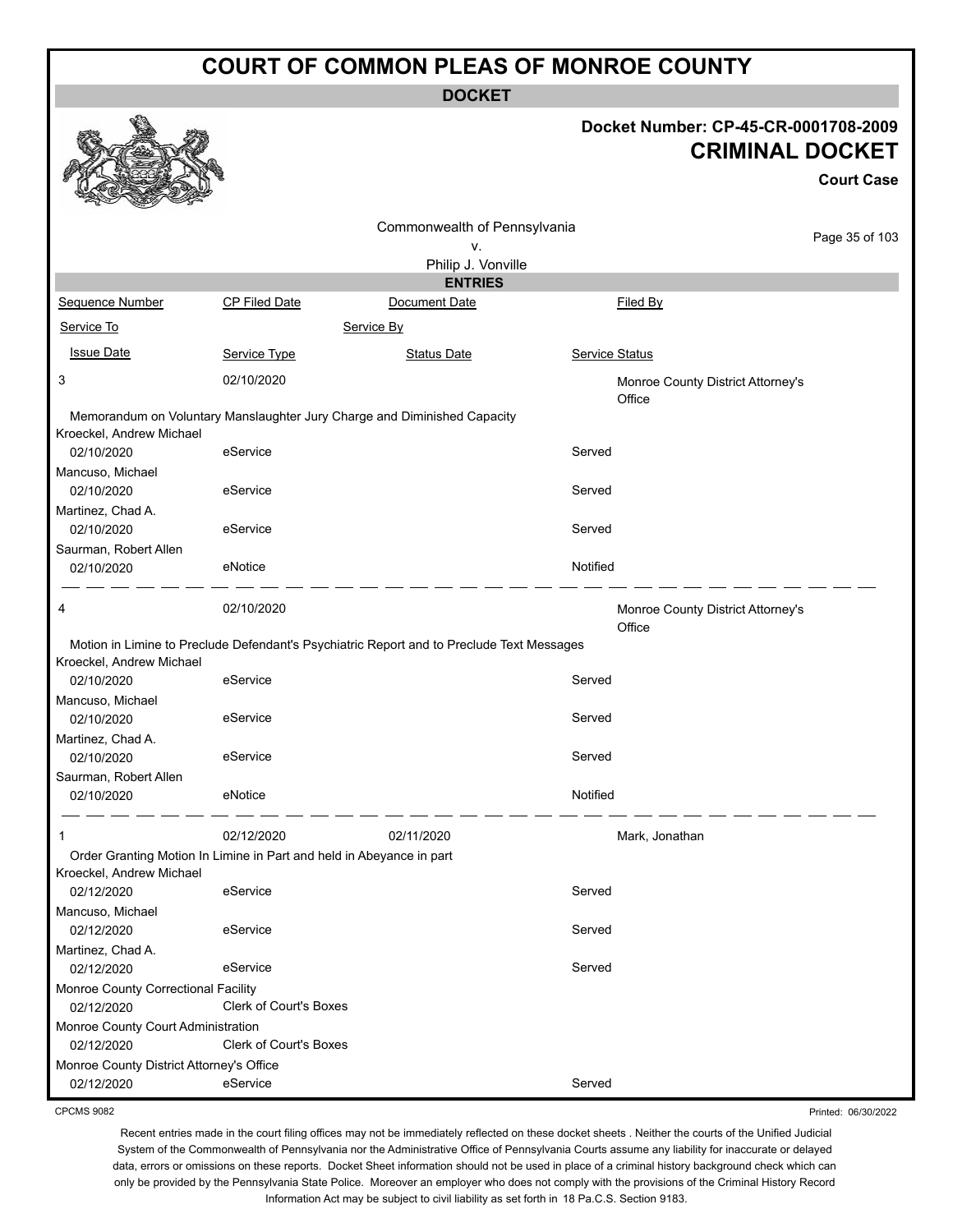# COURT OF COMMON PLEAS OF MONROE COUNTY

**DOCKET**

**Docket Number: CP-45-CR-0001708-2009**

**CRIMINAL DOCKET**

**Court Case**

Commonwealth of Pennsylvania
v.
Philip J. Vonville

**ENTRIES**

| Sequence Number | CP Filed Date | Document Date | Filed By |
|---|---|---|---|
| Service To | | Service By | |
| Issue Date | Service Type | Status Date | Service Status |
| 3 | 02/10/2020 | | Monroe County District Attorney's Office |
| Memorandum on Voluntary Manslaughter Jury Charge and Diminished Capacity | | | |
| Kroeckel, Andrew Michael | | | |
| 02/10/2020 | eService | | Served |
| Mancuso, Michael | | | |
| 02/10/2020 | eService | | Served |
| Martinez, Chad A. | | | |
| 02/10/2020 | eService | | Served |
| Saurman, Robert Allen | | | |
| 02/10/2020 | eNotice | | Notified |
| 4 | 02/10/2020 | | Monroe County District Attorney's Office |
| Motion in Limine to Preclude Defendant's Psychiatric Report and to Preclude Text Messages | | | |
| Kroeckel, Andrew Michael | | | |
| 02/10/2020 | eService | | Served |
| Mancuso, Michael | | | |
| 02/10/2020 | eService | | Served |
| Martinez, Chad A. | | | |
| 02/10/2020 | eService | | Served |
| Saurman, Robert Allen | | | |
| 02/10/2020 | eNotice | | Notified |
| 1 | 02/12/2020 | 02/11/2020 | Mark, Jonathan |
| Order Granting Motion In Limine in Part and held in Abeyance in part | | | |
| Kroeckel, Andrew Michael | | | |
| 02/12/2020 | eService | | Served |
| Mancuso, Michael | | | |
| 02/12/2020 | eService | | Served |
| Martinez, Chad A. | | | |
| 02/12/2020 | eService | | Served |
| Monroe County Correctional Facility | | | |
| 02/12/2020 | Clerk of Court's Boxes | | |
| Monroe County Court Administration | | | |
| 02/12/2020 | Clerk of Court's Boxes | | |
| Monroe County District Attorney's Office | | | |
| 02/12/2020 | eService | | Served |

CPCMS 9082

Printed: 06/30/2022

Recent entries made in the court filing offices may not be immediately reflected on these docket sheets . Neither the courts of the Unified Judicial System of the Commonwealth of Pennsylvania nor the Administrative Office of Pennsylvania Courts assume any liability for inaccurate or delayed data, errors or omissions on these reports. Docket Sheet information should not be used in place of a criminal history background check which can only be provided by the Pennsylvania State Police. Moreover an employer who does not comply with the provisions of the Criminal History Record Information Act may be subject to civil liability as set forth in 18 Pa.C.S. Section 9183.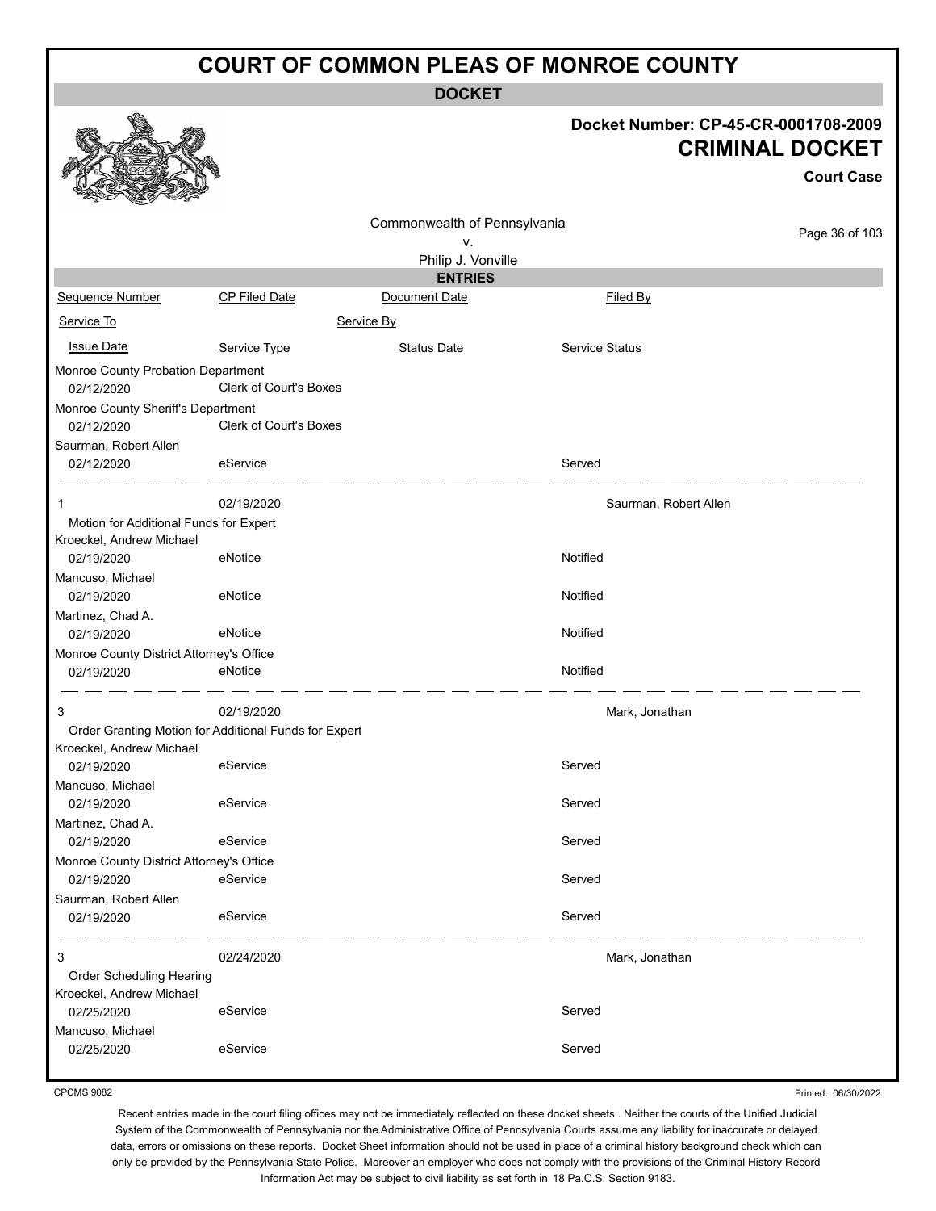# COURT OF COMMON PLEAS OF MONROE COUNTY

## DOCKET

**Docket Number: CP-45-CR-0001708-2009**

**CRIMINAL DOCKET**

**Court Case**

Commonwealth of Pennsylvania
v.
Philip J. Vonville

### ENTRIES

| Sequence Number | CP Filed Date | Document Date | Filed By |
|---|---|---|---|
| Service To | | Service By | |
| Issue Date | Service Type | Status Date | Service Status |
| Monroe County Probation Department | | | |
| 02/12/2020 | Clerk of Court's Boxes | | |
| Monroe County Sheriff's Department | | | |
| 02/12/2020 | Clerk of Court's Boxes | | |
| Saurman, Robert Allen | | | |
| 02/12/2020 | eService | | Served |
| 1 | 02/19/2020 | | Saurman, Robert Allen |
| Motion for Additional Funds for Expert | | | |
| Kroeckel, Andrew Michael | | | |
| 02/19/2020 | eNotice | | Notified |
| Mancuso, Michael | | | |
| 02/19/2020 | eNotice | | Notified |
| Martinez, Chad A. | | | |
| 02/19/2020 | eNotice | | Notified |
| Monroe County District Attorney's Office | | | |
| 02/19/2020 | eNotice | | Notified |
| 3 | 02/19/2020 | | Mark, Jonathan |
| Order Granting Motion for Additional Funds for Expert | | | |
| Kroeckel, Andrew Michael | | | |
| 02/19/2020 | eService | | Served |
| Mancuso, Michael | | | |
| 02/19/2020 | eService | | Served |
| Martinez, Chad A. | | | |
| 02/19/2020 | eService | | Served |
| Monroe County District Attorney's Office | | | |
| 02/19/2020 | eService | | Served |
| Saurman, Robert Allen | | | |
| 02/19/2020 | eService | | Served |
| 3 | 02/24/2020 | | Mark, Jonathan |
| Order Scheduling Hearing | | | |
| Kroeckel, Andrew Michael | | | |
| 02/25/2020 | eService | | Served |
| Mancuso, Michael | | | |
| 02/25/2020 | eService | | Served |

CPCMS 9082

Printed: 06/30/2022

Recent entries made in the court filing offices may not be immediately reflected on these docket sheets . Neither the courts of the Unified Judicial System of the Commonwealth of Pennsylvania nor the Administrative Office of Pennsylvania Courts assume any liability for inaccurate or delayed data, errors or omissions on these reports. Docket Sheet information should not be used in place of a criminal history background check which can only be provided by the Pennsylvania State Police. Moreover an employer who does not comply with the provisions of the Criminal History Record Information Act may be subject to civil liability as set forth in 18 Pa.C.S. Section 9183.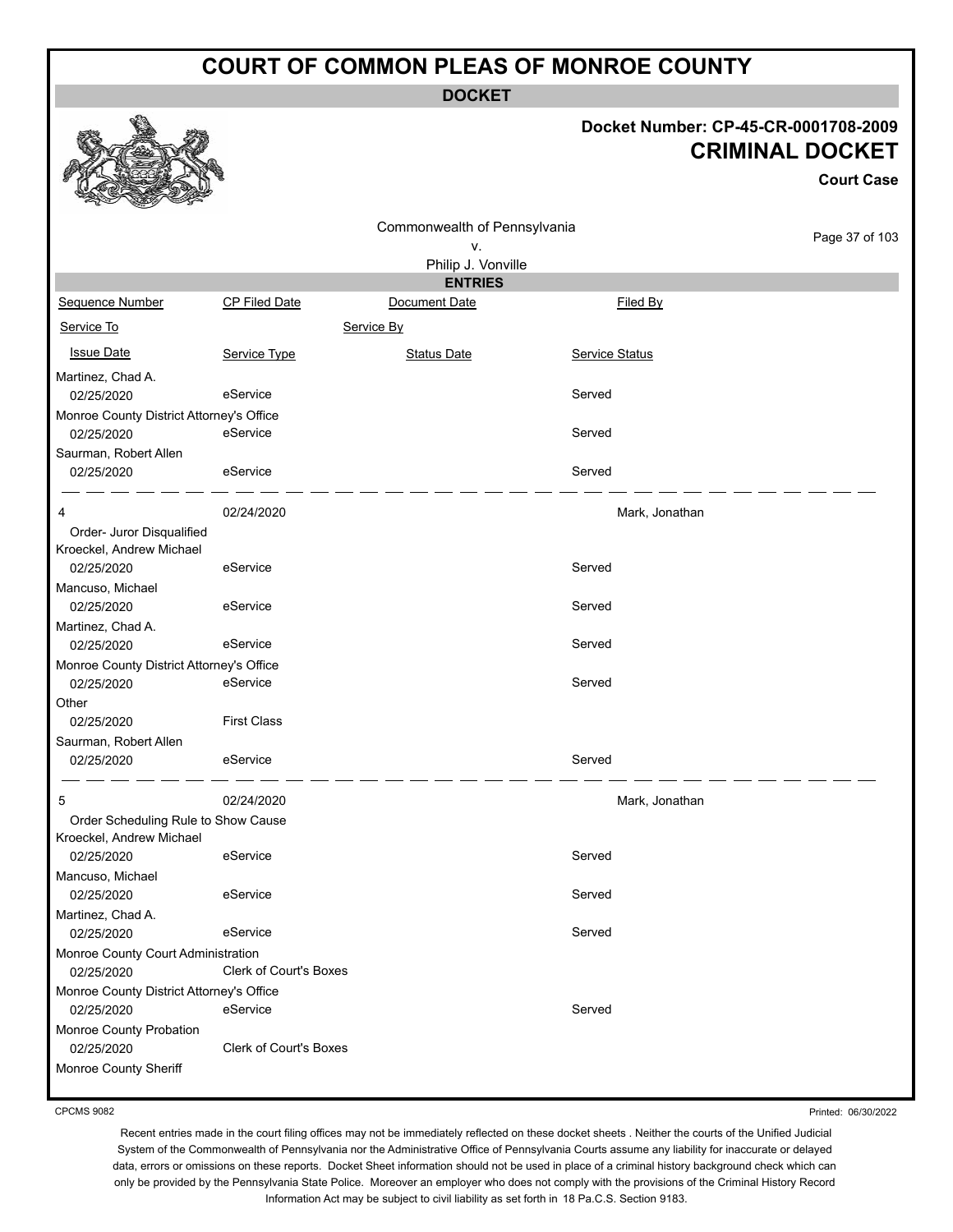# COURT OF COMMON PLEAS OF MONROE COUNTY

**DOCKET**

**Docket Number: CP-45-CR-0001708-2009**

**CRIMINAL DOCKET**

**Court Case**

Commonwealth of Pennsylvania
v.
Philip J. Vonville

**ENTRIES**

| Sequence Number | CP Filed Date | Document Date | Filed By |
|---|---|---|---|
| Service To | | Service By | |
| Issue Date | Service Type | Status Date | Service Status |
| Martinez, Chad A. | | | |
| 02/25/2020 | eService | | Served |
| Monroe County District Attorney's Office | | | |
| 02/25/2020 | eService | | Served |
| Saurman, Robert Allen | | | |
| 02/25/2020 | eService | | Served |
| 4 | 02/24/2020 | | Mark, Jonathan |
| Order- Juror Disqualified | | | |
| Kroeckel, Andrew Michael | | | |
| 02/25/2020 | eService | | Served |
| Mancuso, Michael | | | |
| 02/25/2020 | eService | | Served |
| Martinez, Chad A. | | | |
| 02/25/2020 | eService | | Served |
| Monroe County District Attorney's Office | | | |
| 02/25/2020 | eService | | Served |
| Other | | | |
| 02/25/2020 | First Class | | |
| Saurman, Robert Allen | | | |
| 02/25/2020 | eService | | Served |
| 5 | 02/24/2020 | | Mark, Jonathan |
| Order Scheduling Rule to Show Cause | | | |
| Kroeckel, Andrew Michael | | | |
| 02/25/2020 | eService | | Served |
| Mancuso, Michael | | | |
| 02/25/2020 | eService | | Served |
| Martinez, Chad A. | | | |
| 02/25/2020 | eService | | Served |
| Monroe County Court Administration | | | |
| 02/25/2020 | Clerk of Court's Boxes | | |
| Monroe County District Attorney's Office | | | |
| 02/25/2020 | eService | | Served |
| Monroe County Probation | | | |
| 02/25/2020 | Clerk of Court's Boxes | | |
| Monroe County Sheriff | | | |

CPCMS 9082

Printed: 06/30/2022

Recent entries made in the court filing offices may not be immediately reflected on these docket sheets . Neither the courts of the Unified Judicial System of the Commonwealth of Pennsylvania nor the Administrative Office of Pennsylvania Courts assume any liability for inaccurate or delayed data, errors or omissions on these reports. Docket Sheet information should not be used in place of a criminal history background check which can only be provided by the Pennsylvania State Police. Moreover an employer who does not comply with the provisions of the Criminal History Record Information Act may be subject to civil liability as set forth in 18 Pa.C.S. Section 9183.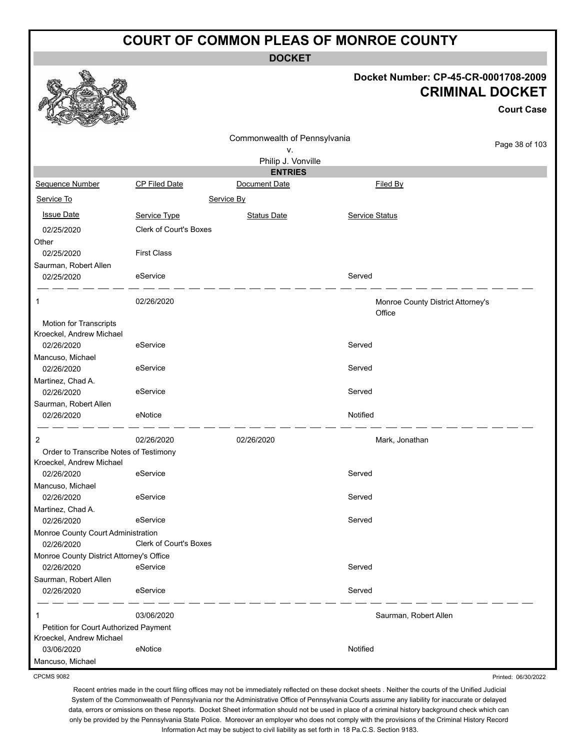# COURT OF COMMON PLEAS OF MONROE COUNTY

**DOCKET**

**Docket Number: CP-45-CR-0001708-2009**

**CRIMINAL DOCKET**

**Court Case**

Commonwealth of Pennsylvania
v.
Philip J. Vonville

**ENTRIES**

| Sequence Number | CP Filed Date | Document Date | Filed By |
|---|---|---|---|
| Service To | | Service By | |
| Issue Date | Service Type | Status Date | Service Status |
| 02/25/2020 | Clerk of Court's Boxes | | |
| Other | | | |
| 02/25/2020 | First Class | | |
| Saurman, Robert Allen | | | |
| 02/25/2020 | eService | | Served |
| 1 | 02/26/2020 | | Monroe County District Attorney's Office |
| Motion for Transcripts | | | |
| Kroeckel, Andrew Michael | | | |
| 02/26/2020 | eService | | Served |
| Mancuso, Michael | | | |
| 02/26/2020 | eService | | Served |
| Martinez, Chad A. | | | |
| 02/26/2020 | eService | | Served |
| Saurman, Robert Allen | | | |
| 02/26/2020 | eNotice | | Notified |
| 2 | 02/26/2020 | 02/26/2020 | Mark, Jonathan |
| Order to Transcribe Notes of Testimony | | | |
| Kroeckel, Andrew Michael | | | |
| 02/26/2020 | eService | | Served |
| Mancuso, Michael | | | |
| 02/26/2020 | eService | | Served |
| Martinez, Chad A. | | | |
| 02/26/2020 | eService | | Served |
| Monroe County Court Administration | | | |
| 02/26/2020 | Clerk of Court's Boxes | | |
| Monroe County District Attorney's Office | | | |
| 02/26/2020 | eService | | Served |
| Saurman, Robert Allen | | | |
| 02/26/2020 | eService | | Served |
| 1 | 03/06/2020 | | Saurman, Robert Allen |
| Petition for Court Authorized Payment | | | |
| Kroeckel, Andrew Michael | | | |
| 03/06/2020 | eNotice | | Notified |
| Mancuso, Michael | | | |

CPCMS 9082

Printed: 06/30/2022

Recent entries made in the court filing offices may not be immediately reflected on these docket sheets . Neither the courts of the Unified Judicial System of the Commonwealth of Pennsylvania nor the Administrative Office of Pennsylvania Courts assume any liability for inaccurate or delayed data, errors or omissions on these reports. Docket Sheet information should not be used in place of a criminal history background check which can only be provided by the Pennsylvania State Police. Moreover an employer who does not comply with the provisions of the Criminal History Record Information Act may be subject to civil liability as set forth in 18 Pa.C.S. Section 9183.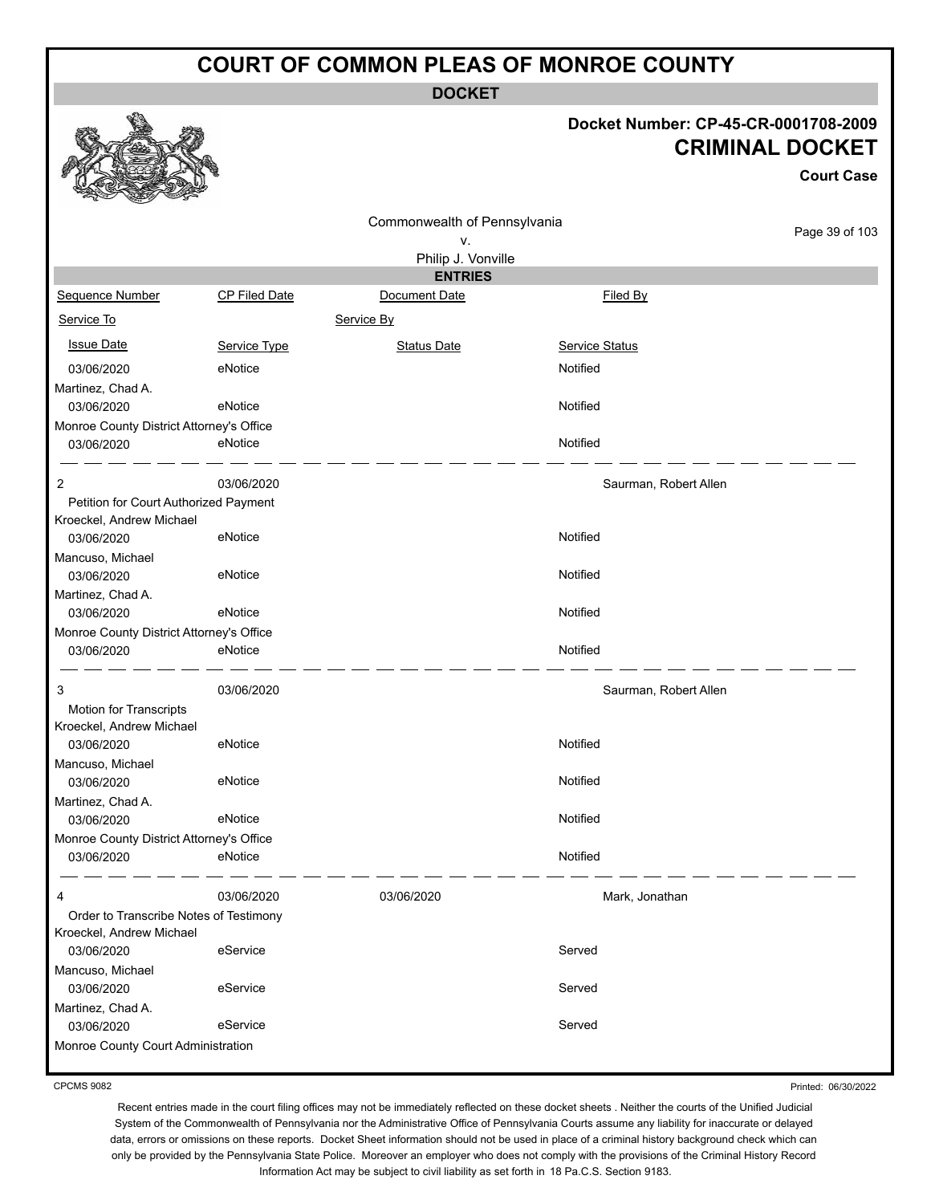# COURT OF COMMON PLEAS OF MONROE COUNTY

**DOCKET**

**Docket Number: CP-45-CR-0001708-2009**

**CRIMINAL DOCKET**

**Court Case**

Commonwealth of Pennsylvania
v.
Philip J. Vonville

**ENTRIES**

| Sequence Number | CP Filed Date | Document Date | Filed By |
|---|---|---|---|
| Service To | | Service By | |
| Issue Date | Service Type | Status Date | Service Status |
| 03/06/2020 | eNotice | | Notified |
| Martinez, Chad A. | | | |
| 03/06/2020 | eNotice | | Notified |
| Monroe County District Attorney's Office | | | |
| 03/06/2020 | eNotice | | Notified |
| 2 | 03/06/2020 | | Saurman, Robert Allen |
| Petition for Court Authorized Payment | | | |
| Kroeckel, Andrew Michael | | | |
| 03/06/2020 | eNotice | | Notified |
| Mancuso, Michael | | | |
| 03/06/2020 | eNotice | | Notified |
| Martinez, Chad A. | | | |
| 03/06/2020 | eNotice | | Notified |
| Monroe County District Attorney's Office | | | |
| 03/06/2020 | eNotice | | Notified |
| 3 | 03/06/2020 | | Saurman, Robert Allen |
| Motion for Transcripts | | | |
| Kroeckel, Andrew Michael | | | |
| 03/06/2020 | eNotice | | Notified |
| Mancuso, Michael | | | |
| 03/06/2020 | eNotice | | Notified |
| Martinez, Chad A. | | | |
| 03/06/2020 | eNotice | | Notified |
| Monroe County District Attorney's Office | | | |
| 03/06/2020 | eNotice | | Notified |
| 4 | 03/06/2020 | 03/06/2020 | Mark, Jonathan |
| Order to Transcribe Notes of Testimony | | | |
| Kroeckel, Andrew Michael | | | |
| 03/06/2020 | eService | | Served |
| Mancuso, Michael | | | |
| 03/06/2020 | eService | | Served |
| Martinez, Chad A. | | | |
| 03/06/2020 | eService | | Served |
| Monroe County Court Administration | | | |

CPCMS 9082

Printed: 06/30/2022

Recent entries made in the court filing offices may not be immediately reflected on these docket sheets . Neither the courts of the Unified Judicial System of the Commonwealth of Pennsylvania nor the Administrative Office of Pennsylvania Courts assume any liability for inaccurate or delayed data, errors or omissions on these reports. Docket Sheet information should not be used in place of a criminal history background check which can only be provided by the Pennsylvania State Police. Moreover an employer who does not comply with the provisions of the Criminal History Record Information Act may be subject to civil liability as set forth in 18 Pa.C.S. Section 9183.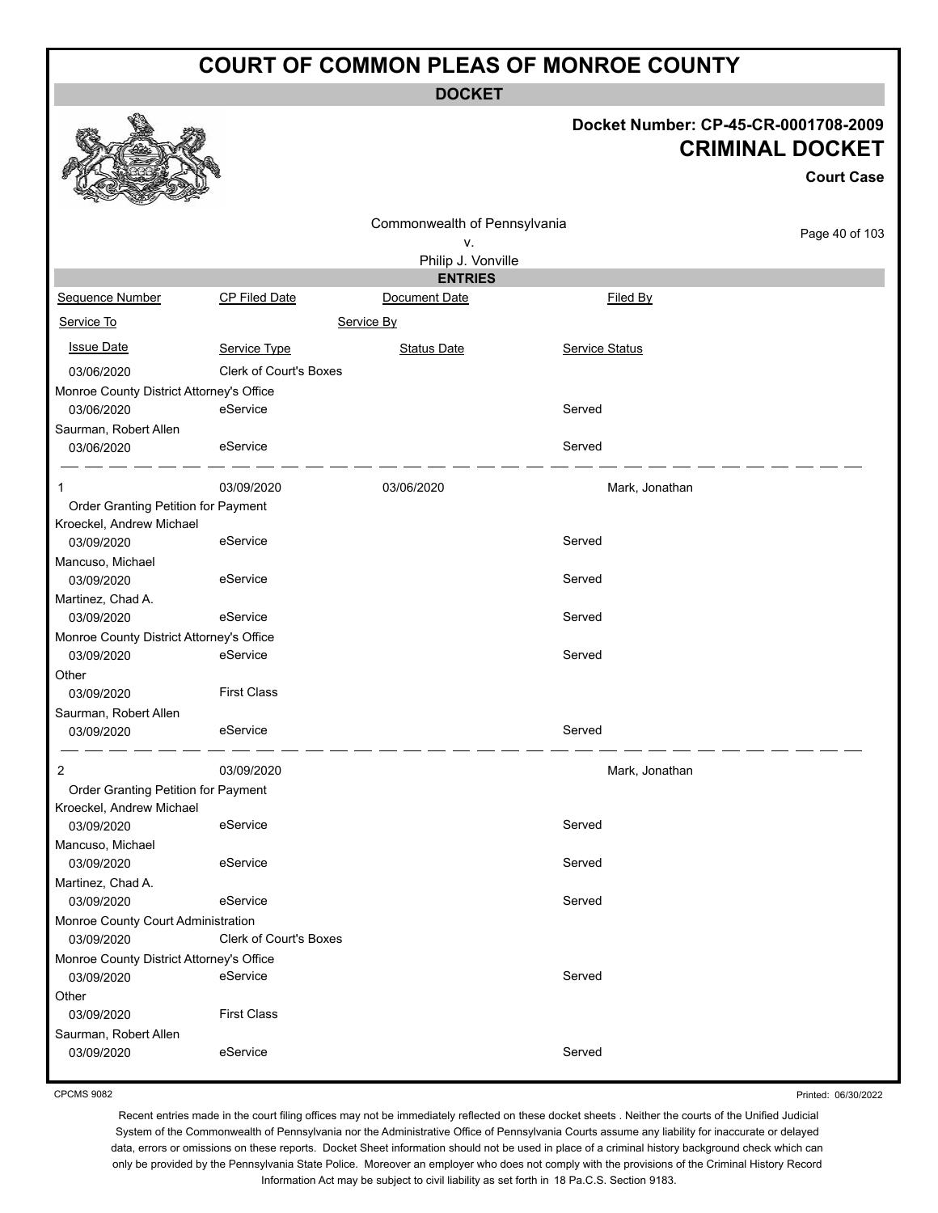# COURT OF COMMON PLEAS OF MONROE COUNTY

**DOCKET**

**Docket Number: CP-45-CR-0001708-2009**

**CRIMINAL DOCKET**

**Court Case**

Commonwealth of Pennsylvania
v.
Philip J. Vonville

**ENTRIES**

| Sequence Number | CP Filed Date | Document Date | Filed By |
|---|---|---|---|
| Service To | Service By | | |
| Issue Date | Service Type | Status Date | Service Status |
| 03/06/2020 | Clerk of Court's Boxes | | |
| Monroe County District Attorney's Office | | | |
| 03/06/2020 | eService | | Served |
| Saurman, Robert Allen | | | |
| 03/06/2020 | eService | | Served |
| 1 | 03/09/2020 | 03/06/2020 | Mark, Jonathan |
| Order Granting Petition for Payment | | | |
| Kroeckel, Andrew Michael | | | |
| 03/09/2020 | eService | | Served |
| Mancuso, Michael | | | |
| 03/09/2020 | eService | | Served |
| Martinez, Chad A. | | | |
| 03/09/2020 | eService | | Served |
| Monroe County District Attorney's Office | | | |
| 03/09/2020 | eService | | Served |
| Other | | | |
| 03/09/2020 | First Class | | |
| Saurman, Robert Allen | | | |
| 03/09/2020 | eService | | Served |
| 2 | 03/09/2020 | | Mark, Jonathan |
| Order Granting Petition for Payment | | | |
| Kroeckel, Andrew Michael | | | |
| 03/09/2020 | eService | | Served |
| Mancuso, Michael | | | |
| 03/09/2020 | eService | | Served |
| Martinez, Chad A. | | | |
| 03/09/2020 | eService | | Served |
| Monroe County Court Administration | | | |
| 03/09/2020 | Clerk of Court's Boxes | | |
| Monroe County District Attorney's Office | | | |
| 03/09/2020 | eService | | Served |
| Other | | | |
| 03/09/2020 | First Class | | |
| Saurman, Robert Allen | | | |
| 03/09/2020 | eService | | Served |

CPCMS 9082

Printed: 06/30/2022

Recent entries made in the court filing offices may not be immediately reflected on these docket sheets . Neither the courts of the Unified Judicial System of the Commonwealth of Pennsylvania nor the Administrative Office of Pennsylvania Courts assume any liability for inaccurate or delayed data, errors or omissions on these reports. Docket Sheet information should not be used in place of a criminal history background check which can only be provided by the Pennsylvania State Police. Moreover an employer who does not comply with the provisions of the Criminal History Record Information Act may be subject to civil liability as set forth in 18 Pa.C.S. Section 9183.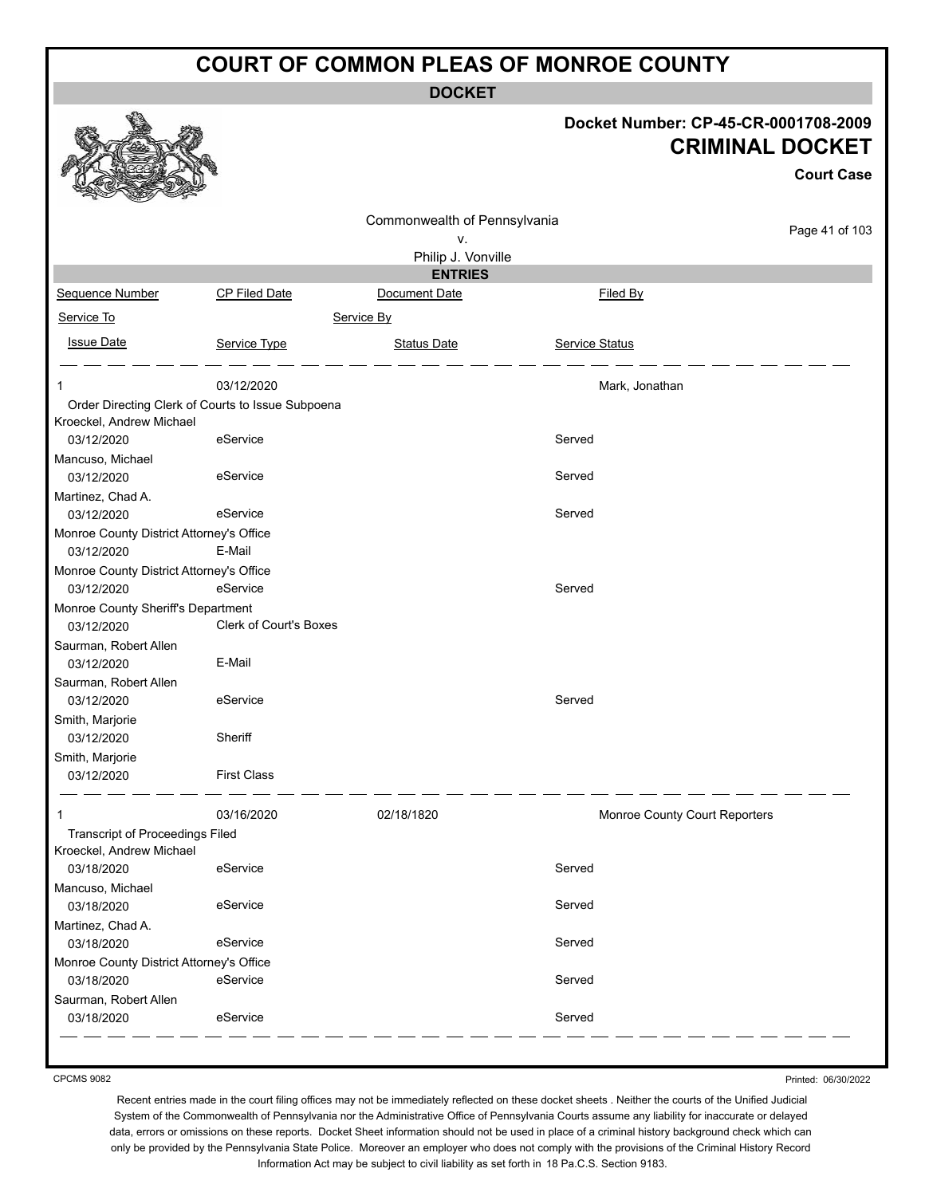# COURT OF COMMON PLEAS OF MONROE COUNTY

**DOCKET**

**Docket Number: CP-45-CR-0001708-2009**

**CRIMINAL DOCKET**

**Court Case**

Commonwealth of Pennsylvania
v.
Philip J. Vonville

**ENTRIES**

| Sequence Number | CP Filed Date | Document Date | Filed By |
|---|---|---|---|
| Service To | | Service By | |
| Issue Date | Service Type | Status Date | Service Status |

| | | | |
|---|---|---|---|
| 1 | 03/12/2020 | | Mark, Jonathan |
| Order Directing Clerk of Courts to Issue Subpoena | | | |
| Kroeckel, Andrew Michael | | | |
| 03/12/2020 | eService | | Served |
| Mancuso, Michael | | | |
| 03/12/2020 | eService | | Served |
| Martinez, Chad A. | | | |
| 03/12/2020 | eService | | Served |
| Monroe County District Attorney's Office | | | |
| 03/12/2020 | E-Mail | | |
| Monroe County District Attorney's Office | | | |
| 03/12/2020 | eService | | Served |
| Monroe County Sheriff's Department | | | |
| 03/12/2020 | Clerk of Court's Boxes | | |
| Saurman, Robert Allen | | | |
| 03/12/2020 | E-Mail | | |
| Saurman, Robert Allen | | | |
| 03/12/2020 | eService | | Served |
| Smith, Marjorie | | | |
| 03/12/2020 | Sheriff | | |
| Smith, Marjorie | | | |
| 03/12/2020 | First Class | | |

| | | | |
|---|---|---|---|
| 1 | 03/16/2020 | 02/18/1820 | Monroe County Court Reporters |
| Transcript of Proceedings Filed | | | |
| Kroeckel, Andrew Michael | | | |
| 03/18/2020 | eService | | Served |
| Mancuso, Michael | | | |
| 03/18/2020 | eService | | Served |
| Martinez, Chad A. | | | |
| 03/18/2020 | eService | | Served |
| Monroe County District Attorney's Office | | | |
| 03/18/2020 | eService | | Served |
| Saurman, Robert Allen | | | |
| 03/18/2020 | eService | | Served |

CPCMS 9082

Printed: 06/30/2022

Recent entries made in the court filing offices may not be immediately reflected on these docket sheets . Neither the courts of the Unified Judicial System of the Commonwealth of Pennsylvania nor the Administrative Office of Pennsylvania Courts assume any liability for inaccurate or delayed data, errors or omissions on these reports. Docket Sheet information should not be used in place of a criminal history background check which can only be provided by the Pennsylvania State Police. Moreover an employer who does not comply with the provisions of the Criminal History Record Information Act may be subject to civil liability as set forth in 18 Pa.C.S. Section 9183.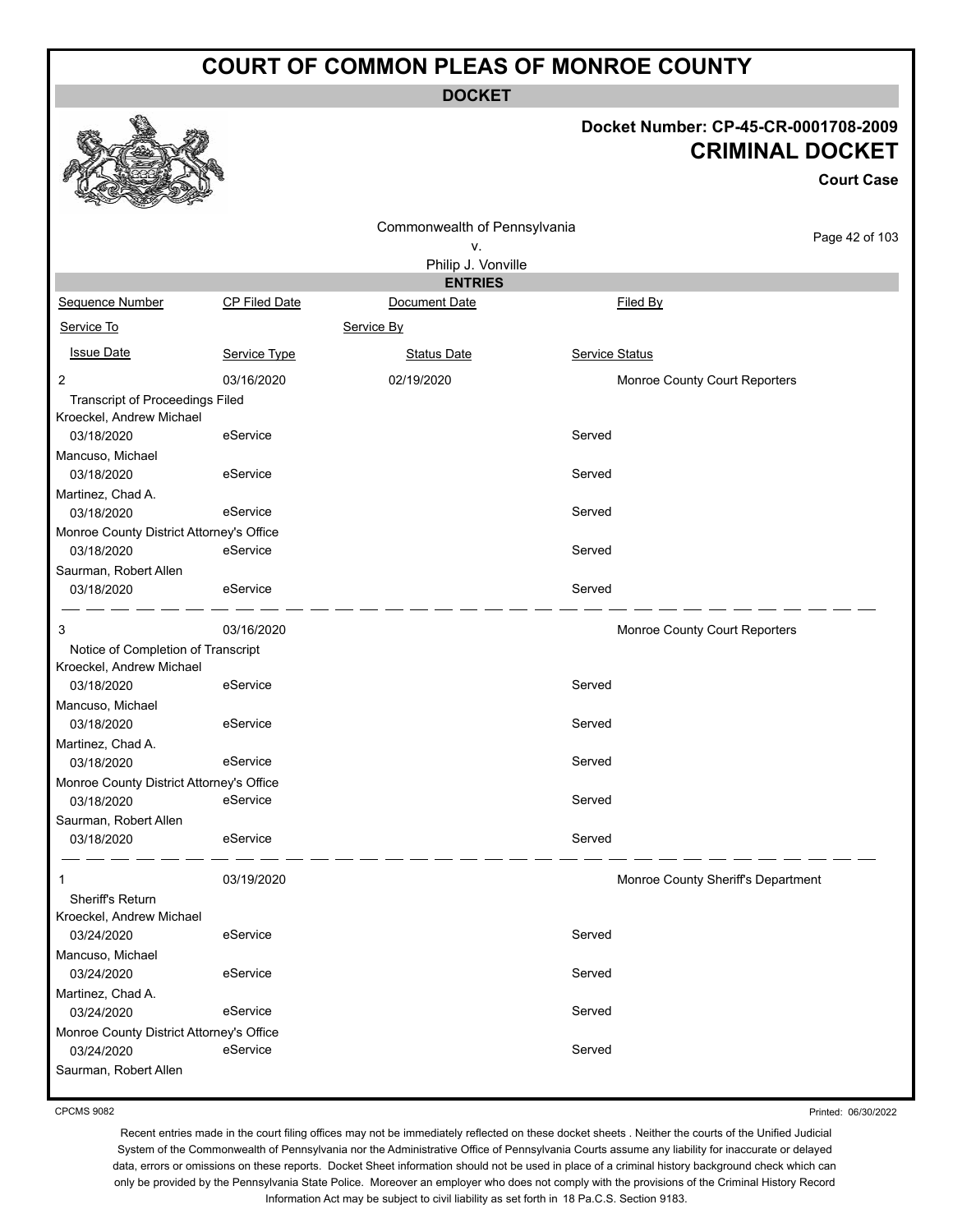# COURT OF COMMON PLEAS OF MONROE COUNTY

## DOCKET

**Docket Number: CP-45-CR-0001708-2009**

## CRIMINAL DOCKET

**Court Case**

Commonwealth of Pennsylvania
v.
Philip J. Vonville

### ENTRIES

| Sequence Number | CP Filed Date | Document Date | Filed By |
|---|---|---|---|
| Service To | | Service By | |
| Issue Date | Service Type | Status Date | Service Status |
| 2 | 03/16/2020 | 02/19/2020 | Monroe County Court Reporters |
| Transcript of Proceedings Filed | | | |
| Kroeckel, Andrew Michael | | | |
| 03/18/2020 | eService | | Served |
| Mancuso, Michael | | | |
| 03/18/2020 | eService | | Served |
| Martinez, Chad A. | | | |
| 03/18/2020 | eService | | Served |
| Monroe County District Attorney's Office | | | |
| 03/18/2020 | eService | | Served |
| Saurman, Robert Allen | | | |
| 03/18/2020 | eService | | Served |
| 3 | 03/16/2020 | | Monroe County Court Reporters |
| Notice of Completion of Transcript | | | |
| Kroeckel, Andrew Michael | | | |
| 03/18/2020 | eService | | Served |
| Mancuso, Michael | | | |
| 03/18/2020 | eService | | Served |
| Martinez, Chad A. | | | |
| 03/18/2020 | eService | | Served |
| Monroe County District Attorney's Office | | | |
| 03/18/2020 | eService | | Served |
| Saurman, Robert Allen | | | |
| 03/18/2020 | eService | | Served |
| 1 | 03/19/2020 | | Monroe County Sheriff's Department |
| Sheriff's Return | | | |
| Kroeckel, Andrew Michael | | | |
| 03/24/2020 | eService | | Served |
| Mancuso, Michael | | | |
| 03/24/2020 | eService | | Served |
| Martinez, Chad A. | | | |
| 03/24/2020 | eService | | Served |
| Monroe County District Attorney's Office | | | |
| 03/24/2020 | eService | | Served |
| Saurman, Robert Allen | | | |

CPCMS 9082

Printed: 06/30/2022

Recent entries made in the court filing offices may not be immediately reflected on these docket sheets . Neither the courts of the Unified Judicial System of the Commonwealth of Pennsylvania nor the Administrative Office of Pennsylvania Courts assume any liability for inaccurate or delayed data, errors or omissions on these reports. Docket Sheet information should not be used in place of a criminal history background check which can only be provided by the Pennsylvania State Police. Moreover an employer who does not comply with the provisions of the Criminal History Record Information Act may be subject to civil liability as set forth in 18 Pa.C.S. Section 9183.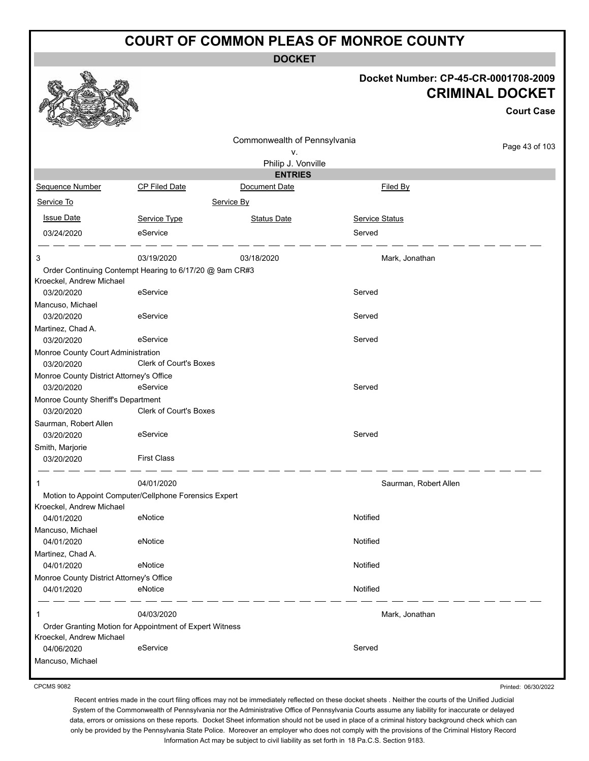# COURT OF COMMON PLEAS OF MONROE COUNTY

**DOCKET**

**Docket Number: CP-45-CR-0001708-2009**

**CRIMINAL DOCKET**

**Court Case**

Commonwealth of Pennsylvania
v.
Philip J. Vonville

**ENTRIES**

| Sequence Number | CP Filed Date | Document Date | Filed By |
|---|---|---|---|
| Service To | | Service By | |
| Issue Date | Service Type | Status Date | Service Status |
| 03/24/2020 | eService | | Served |
| 3 | 03/19/2020 | 03/18/2020 | Mark, Jonathan |
| Order Continuing Contempt Hearing to 6/17/20 @ 9am CR#3 | | | |
| Kroeckel, Andrew Michael | | | |
| 03/20/2020 | eService | | Served |
| Mancuso, Michael | | | |
| 03/20/2020 | eService | | Served |
| Martinez, Chad A. | | | |
| 03/20/2020 | eService | | Served |
| Monroe County Court Administration | | | |
| 03/20/2020 | Clerk of Court's Boxes | | |
| Monroe County District Attorney's Office | | | |
| 03/20/2020 | eService | | Served |
| Monroe County Sheriff's Department | | | |
| 03/20/2020 | Clerk of Court's Boxes | | |
| Saurman, Robert Allen | | | |
| 03/20/2020 | eService | | Served |
| Smith, Marjorie | | | |
| 03/20/2020 | First Class | | |
| 1 | 04/01/2020 | | Saurman, Robert Allen |
| Motion to Appoint Computer/Cellphone Forensics Expert | | | |
| Kroeckel, Andrew Michael | | | |
| 04/01/2020 | eNotice | | Notified |
| Mancuso, Michael | | | |
| 04/01/2020 | eNotice | | Notified |
| Martinez, Chad A. | | | |
| 04/01/2020 | eNotice | | Notified |
| Monroe County District Attorney's Office | | | |
| 04/01/2020 | eNotice | | Notified |
| 1 | 04/03/2020 | | Mark, Jonathan |
| Order Granting Motion for Appointment of Expert Witness | | | |
| Kroeckel, Andrew Michael | | | |
| 04/06/2020 | eService | | Served |
| Mancuso, Michael | | | |

CPCMS 9082

Printed: 06/30/2022

Recent entries made in the court filing offices may not be immediately reflected on these docket sheets . Neither the courts of the Unified Judicial System of the Commonwealth of Pennsylvania nor the Administrative Office of Pennsylvania Courts assume any liability for inaccurate or delayed data, errors or omissions on these reports. Docket Sheet information should not be used in place of a criminal history background check which can only be provided by the Pennsylvania State Police. Moreover an employer who does not comply with the provisions of the Criminal History Record Information Act may be subject to civil liability as set forth in 18 Pa.C.S. Section 9183.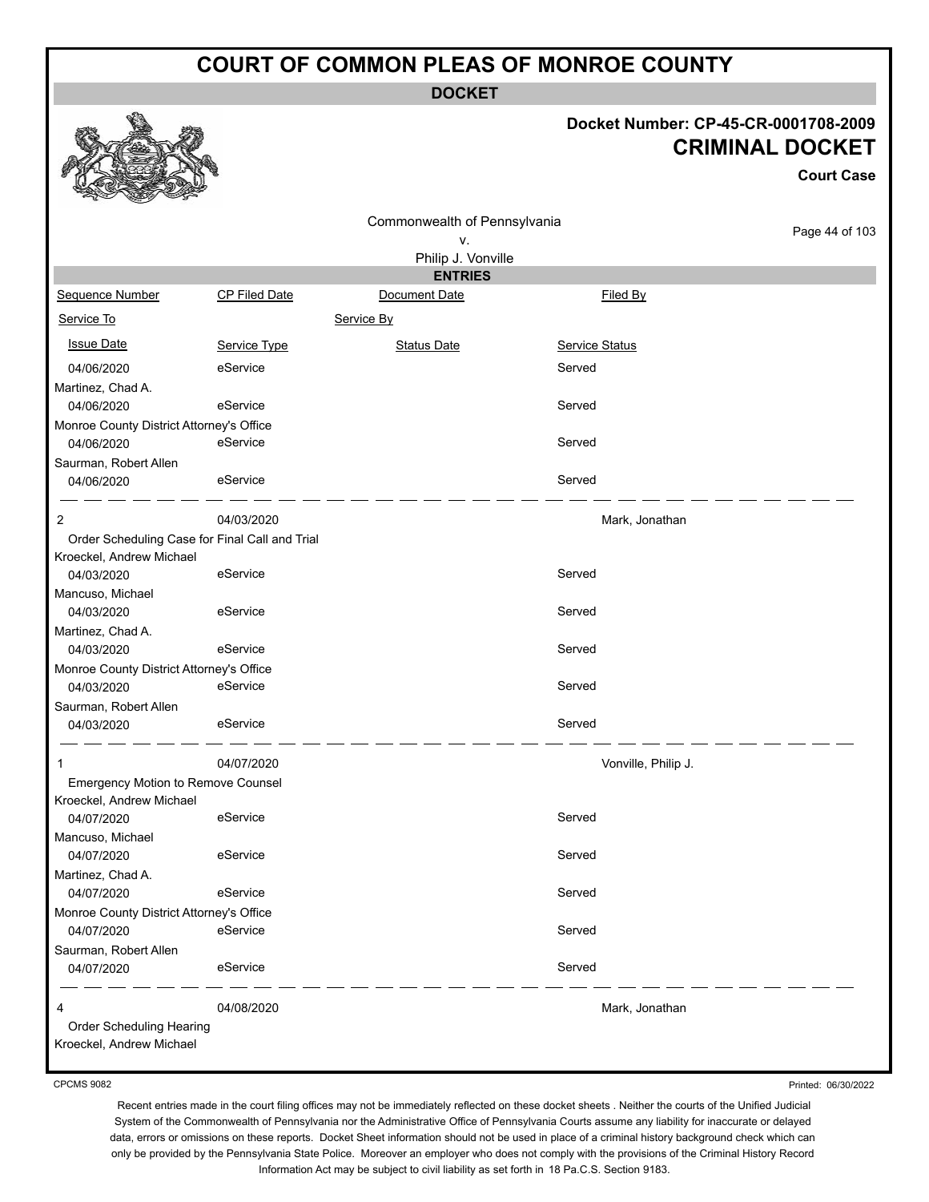# COURT OF COMMON PLEAS OF MONROE COUNTY

## DOCKET

**Docket Number: CP-45-CR-0001708-2009**

**CRIMINAL DOCKET**

**Court Case**

Commonwealth of Pennsylvania
v.
Philip J. Vonville

### ENTRIES

| Sequence Number | CP Filed Date | Document Date | Filed By |
|---|---|---|---|
| Service To | | Service By | |
| Issue Date | Service Type | Status Date | Service Status |
| 04/06/2020 | eService | | Served |
| Martinez, Chad A. | | | |
| 04/06/2020 | eService | | Served |
| Monroe County District Attorney's Office | | | |
| 04/06/2020 | eService | | Served |
| Saurman, Robert Allen | | | |
| 04/06/2020 | eService | | Served |
| 2 | 04/03/2020 | | Mark, Jonathan |
| Order Scheduling Case for Final Call and Trial | | | |
| Kroeckel, Andrew Michael | | | |
| 04/03/2020 | eService | | Served |
| Mancuso, Michael | | | |
| 04/03/2020 | eService | | Served |
| Martinez, Chad A. | | | |
| 04/03/2020 | eService | | Served |
| Monroe County District Attorney's Office | | | |
| 04/03/2020 | eService | | Served |
| Saurman, Robert Allen | | | |
| 04/03/2020 | eService | | Served |
| 1 | 04/07/2020 | | Vonville, Philip J. |
| Emergency Motion to Remove Counsel | | | |
| Kroeckel, Andrew Michael | | | |
| 04/07/2020 | eService | | Served |
| Mancuso, Michael | | | |
| 04/07/2020 | eService | | Served |
| Martinez, Chad A. | | | |
| 04/07/2020 | eService | | Served |
| Monroe County District Attorney's Office | | | |
| 04/07/2020 | eService | | Served |
| Saurman, Robert Allen | | | |
| 04/07/2020 | eService | | Served |
| 4 | 04/08/2020 | | Mark, Jonathan |
| Order Scheduling Hearing | | | |
| Kroeckel, Andrew Michael | | | |

CPCMS 9082

Printed: 06/30/2022

Recent entries made in the court filing offices may not be immediately reflected on these docket sheets . Neither the courts of the Unified Judicial System of the Commonwealth of Pennsylvania nor the Administrative Office of Pennsylvania Courts assume any liability for inaccurate or delayed data, errors or omissions on these reports. Docket Sheet information should not be used in place of a criminal history background check which can only be provided by the Pennsylvania State Police. Moreover an employer who does not comply with the provisions of the Criminal History Record Information Act may be subject to civil liability as set forth in 18 Pa.C.S. Section 9183.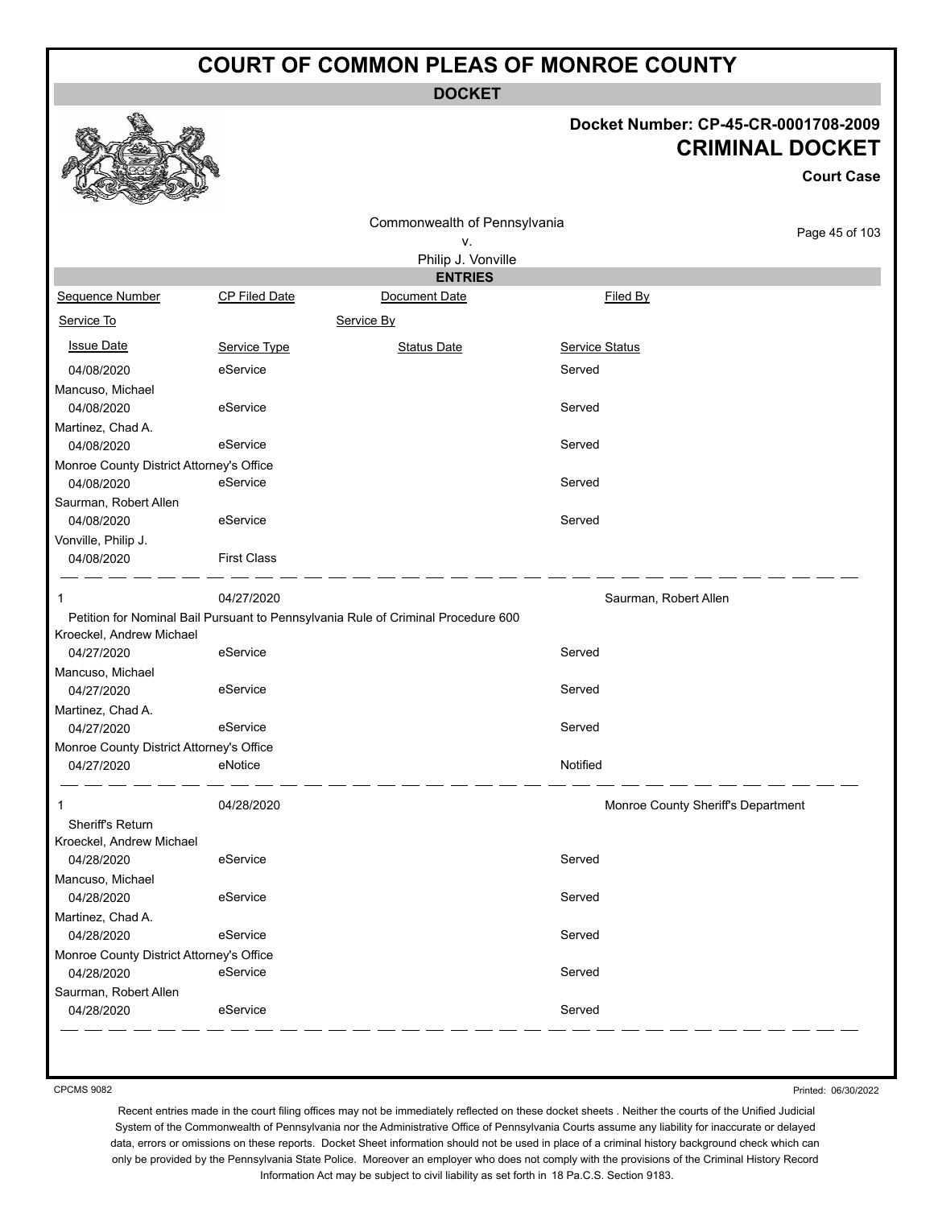# COURT OF COMMON PLEAS OF MONROE COUNTY

## DOCKET

**Docket Number: CP-45-CR-0001708-2009**

**CRIMINAL DOCKET**

**Court Case**

Commonwealth of Pennsylvania
v.
Philip J. Vonville

### ENTRIES

| Sequence Number | CP Filed Date | Document Date | Filed By |
|---|---|---|---|
| Service To | | Service By | |
| Issue Date | Service Type | Status Date | Service Status |
| 04/08/2020 | eService | | Served |
| Mancuso, Michael | | | |
| 04/08/2020 | eService | | Served |
| Martinez, Chad A. | | | |
| 04/08/2020 | eService | | Served |
| Monroe County District Attorney's Office | | | |
| 04/08/2020 | eService | | Served |
| Saurman, Robert Allen | | | |
| 04/08/2020 | eService | | Served |
| Vonville, Philip J. | | | |
| 04/08/2020 | First Class | | |
| 1 | 04/27/2020 | | Saurman, Robert Allen |
| Petition for Nominal Bail Pursuant to Pennsylvania Rule of Criminal Procedure 600 | | | |
| Kroeckel, Andrew Michael | | | |
| 04/27/2020 | eService | | Served |
| Mancuso, Michael | | | |
| 04/27/2020 | eService | | Served |
| Martinez, Chad A. | | | |
| 04/27/2020 | eService | | Served |
| Monroe County District Attorney's Office | | | |
| 04/27/2020 | eNotice | | Notified |
| 1 | 04/28/2020 | | Monroe County Sheriff's Department |
| Sheriff's Return | | | |
| Kroeckel, Andrew Michael | | | |
| 04/28/2020 | eService | | Served |
| Mancuso, Michael | | | |
| 04/28/2020 | eService | | Served |
| Martinez, Chad A. | | | |
| 04/28/2020 | eService | | Served |
| Monroe County District Attorney's Office | | | |
| 04/28/2020 | eService | | Served |
| Saurman, Robert Allen | | | |
| 04/28/2020 | eService | | Served |

CPCMS 9082

Printed: 06/30/2022

Recent entries made in the court filing offices may not be immediately reflected on these docket sheets . Neither the courts of the Unified Judicial System of the Commonwealth of Pennsylvania nor the Administrative Office of Pennsylvania Courts assume any liability for inaccurate or delayed data, errors or omissions on these reports. Docket Sheet information should not be used in place of a criminal history background check which can only be provided by the Pennsylvania State Police. Moreover an employer who does not comply with the provisions of the Criminal History Record Information Act may be subject to civil liability as set forth in 18 Pa.C.S. Section 9183.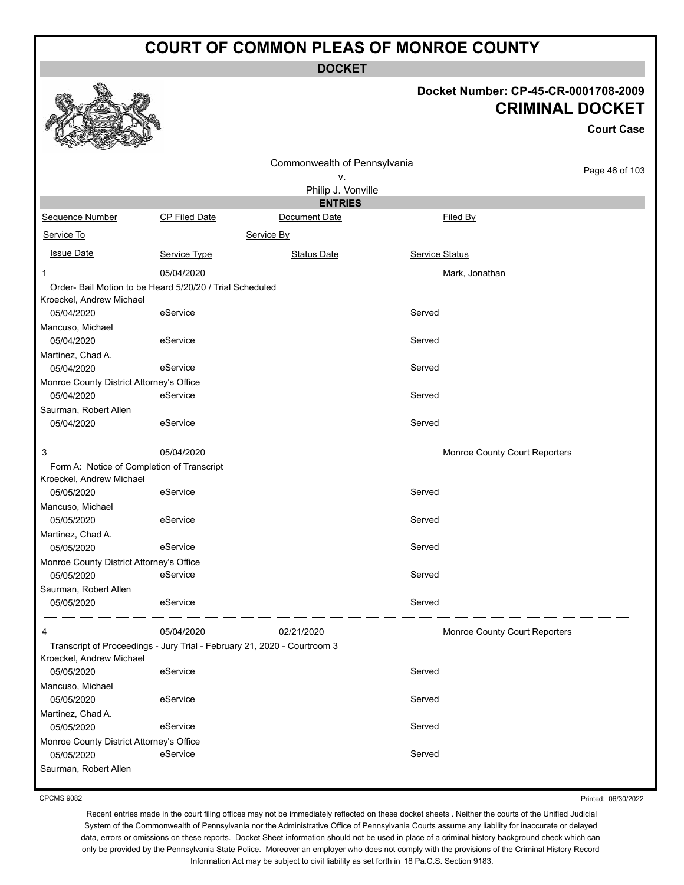# COURT OF COMMON PLEAS OF MONROE COUNTY

**DOCKET**

**Docket Number: CP-45-CR-0001708-2009**

**CRIMINAL DOCKET**

**Court Case**

Commonwealth of Pennsylvania
v.
Philip J. Vonville

**ENTRIES**

| Sequence Number | CP Filed Date | Document Date | Filed By |
|---|---|---|---|
| Service To | | Service By | |
| Issue Date | Service Type | Status Date | Service Status |
| 1 | 05/04/2020 | | Mark, Jonathan |
| Order- Bail Motion to be Heard 5/20/20 / Trial Scheduled | | | |
| Kroeckel, Andrew Michael | | | |
| 05/04/2020 | eService | | Served |
| Mancuso, Michael | | | |
| 05/04/2020 | eService | | Served |
| Martinez, Chad A. | | | |
| 05/04/2020 | eService | | Served |
| Monroe County District Attorney's Office | | | |
| 05/04/2020 | eService | | Served |
| Saurman, Robert Allen | | | |
| 05/04/2020 | eService | | Served |
| 3 | 05/04/2020 | | Monroe County Court Reporters |
| Form A: Notice of Completion of Transcript | | | |
| Kroeckel, Andrew Michael | | | |
| 05/05/2020 | eService | | Served |
| Mancuso, Michael | | | |
| 05/05/2020 | eService | | Served |
| Martinez, Chad A. | | | |
| 05/05/2020 | eService | | Served |
| Monroe County District Attorney's Office | | | |
| 05/05/2020 | eService | | Served |
| Saurman, Robert Allen | | | |
| 05/05/2020 | eService | | Served |
| 4 | 05/04/2020 | 02/21/2020 | Monroe County Court Reporters |
| Transcript of Proceedings - Jury Trial - February 21, 2020 - Courtroom 3 | | | |
| Kroeckel, Andrew Michael | | | |
| 05/05/2020 | eService | | Served |
| Mancuso, Michael | | | |
| 05/05/2020 | eService | | Served |
| Martinez, Chad A. | | | |
| 05/05/2020 | eService | | Served |
| Monroe County District Attorney's Office | | | |
| 05/05/2020 | eService | | Served |
| Saurman, Robert Allen | | | |

CPCMS 9082

Printed: 06/30/2022

Recent entries made in the court filing offices may not be immediately reflected on these docket sheets . Neither the courts of the Unified Judicial System of the Commonwealth of Pennsylvania nor the Administrative Office of Pennsylvania Courts assume any liability for inaccurate or delayed data, errors or omissions on these reports. Docket Sheet information should not be used in place of a criminal history background check which can only be provided by the Pennsylvania State Police. Moreover an employer who does not comply with the provisions of the Criminal History Record Information Act may be subject to civil liability as set forth in 18 Pa.C.S. Section 9183.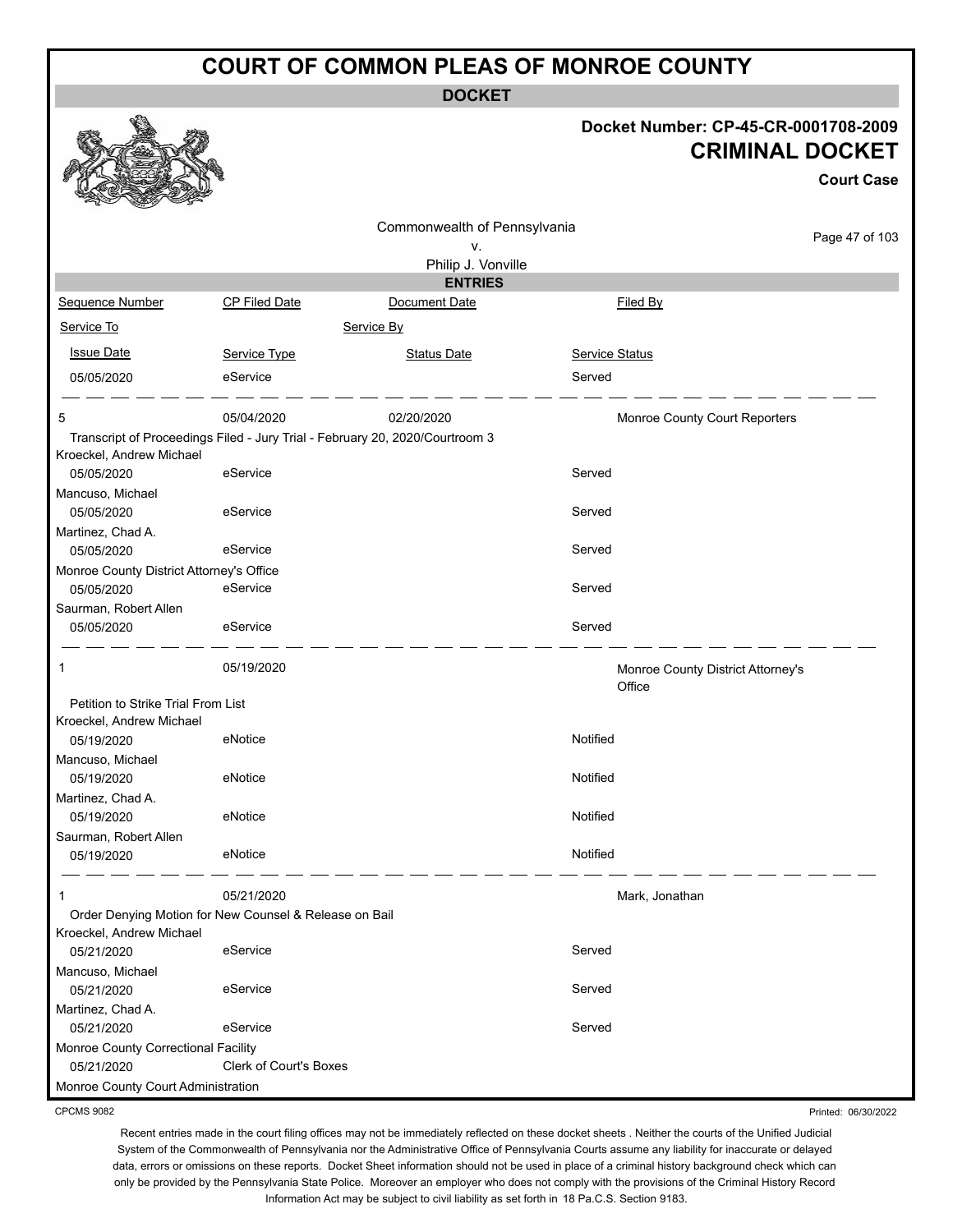# COURT OF COMMON PLEAS OF MONROE COUNTY

## DOCKET

**Docket Number: CP-45-CR-0001708-2009**

**CRIMINAL DOCKET**

**Court Case**

Commonwealth of Pennsylvania
v.
Philip J. Vonville

### ENTRIES

| Sequence Number | CP Filed Date | Document Date | Filed By |
|---|---|---|---|
| Service To | | Service By | |
| Issue Date | Service Type | Status Date | Service Status |
| 05/05/2020 | eService | | Served |

| Sequence Number | CP Filed Date | Document Date | Filed By |
|---|---|---|---|
| 5 | 05/04/2020 | 02/20/2020 | Monroe County Court Reporters |
| Transcript of Proceedings Filed - Jury Trial - February 20, 2020/Courtroom 3 | | | |
| Kroeckel, Andrew Michael | | | |
| 05/05/2020 | eService | | Served |
| Mancuso, Michael | | | |
| 05/05/2020 | eService | | Served |
| Martinez, Chad A. | | | |
| 05/05/2020 | eService | | Served |
| Monroe County District Attorney's Office | | | |
| 05/05/2020 | eService | | Served |
| Saurman, Robert Allen | | | |
| 05/05/2020 | eService | | Served |

| Sequence Number | CP Filed Date | Document Date | Filed By |
|---|---|---|---|
| 1 | 05/19/2020 | | Monroe County District Attorney's Office |
| Petition to Strike Trial From List | | | |
| Kroeckel, Andrew Michael | | | |
| 05/19/2020 | eNotice | | Notified |
| Mancuso, Michael | | | |
| 05/19/2020 | eNotice | | Notified |
| Martinez, Chad A. | | | |
| 05/19/2020 | eNotice | | Notified |
| Saurman, Robert Allen | | | |
| 05/19/2020 | eNotice | | Notified |

| Sequence Number | CP Filed Date | Document Date | Filed By |
|---|---|---|---|
| 1 | 05/21/2020 | | Mark, Jonathan |
| Order Denying Motion for New Counsel & Release on Bail | | | |
| Kroeckel, Andrew Michael | | | |
| 05/21/2020 | eService | | Served |
| Mancuso, Michael | | | |
| 05/21/2020 | eService | | Served |
| Martinez, Chad A. | | | |
| 05/21/2020 | eService | | Served |
| Monroe County Correctional Facility | | | |
| 05/21/2020 | Clerk of Court's Boxes | | |
| Monroe County Court Administration | | | |

CPCMS 9082

Printed: 06/30/2022

Recent entries made in the court filing offices may not be immediately reflected on these docket sheets . Neither the courts of the Unified Judicial System of the Commonwealth of Pennsylvania nor the Administrative Office of Pennsylvania Courts assume any liability for inaccurate or delayed data, errors or omissions on these reports. Docket Sheet information should not be used in place of a criminal history background check which can only be provided by the Pennsylvania State Police. Moreover an employer who does not comply with the provisions of the Criminal History Record Information Act may be subject to civil liability as set forth in 18 Pa.C.S. Section 9183.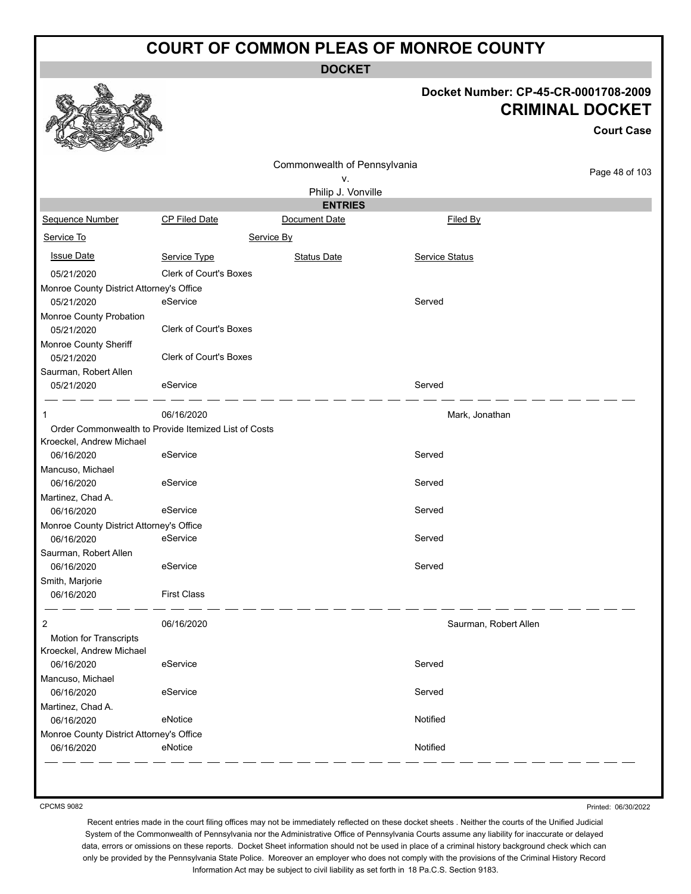# COURT OF COMMON PLEAS OF MONROE COUNTY

**DOCKET**

**Docket Number: CP-45-CR-0001708-2009**

**CRIMINAL DOCKET**

**Court Case**

Commonwealth of Pennsylvania
v.
Philip J. Vonville

**ENTRIES**

| Sequence Number | CP Filed Date | Document Date | Filed By |
|---|---|---|---|
| Service To | | Service By | |
| Issue Date | Service Type | Status Date | Service Status |
| 05/21/2020 | Clerk of Court's Boxes | | |
| Monroe County District Attorney's Office | | | |
| 05/21/2020 | eService | | Served |
| Monroe County Probation | | | |
| 05/21/2020 | Clerk of Court's Boxes | | |
| Monroe County Sheriff | | | |
| 05/21/2020 | Clerk of Court's Boxes | | |
| Saurman, Robert Allen | | | |
| 05/21/2020 | eService | | Served |
| 1 | 06/16/2020 | | Mark, Jonathan |
| Order Commonwealth to Provide Itemized List of Costs | | | |
| Kroeckel, Andrew Michael | | | |
| 06/16/2020 | eService | | Served |
| Mancuso, Michael | | | |
| 06/16/2020 | eService | | Served |
| Martinez, Chad A. | | | |
| 06/16/2020 | eService | | Served |
| Monroe County District Attorney's Office | | | |
| 06/16/2020 | eService | | Served |
| Saurman, Robert Allen | | | |
| 06/16/2020 | eService | | Served |
| Smith, Marjorie | | | |
| 06/16/2020 | First Class | | |
| 2 | 06/16/2020 | | Saurman, Robert Allen |
| Motion for Transcripts | | | |
| Kroeckel, Andrew Michael | | | |
| 06/16/2020 | eService | | Served |
| Mancuso, Michael | | | |
| 06/16/2020 | eService | | Served |
| Martinez, Chad A. | | | |
| 06/16/2020 | eNotice | | Notified |
| Monroe County District Attorney's Office | | | |
| 06/16/2020 | eNotice | | Notified |

CPCMS 9082

Printed: 06/30/2022

Recent entries made in the court filing offices may not be immediately reflected on these docket sheets . Neither the courts of the Unified Judicial System of the Commonwealth of Pennsylvania nor the Administrative Office of Pennsylvania Courts assume any liability for inaccurate or delayed data, errors or omissions on these reports. Docket Sheet information should not be used in place of a criminal history background check which can only be provided by the Pennsylvania State Police. Moreover an employer who does not comply with the provisions of the Criminal History Record Information Act may be subject to civil liability as set forth in 18 Pa.C.S. Section 9183.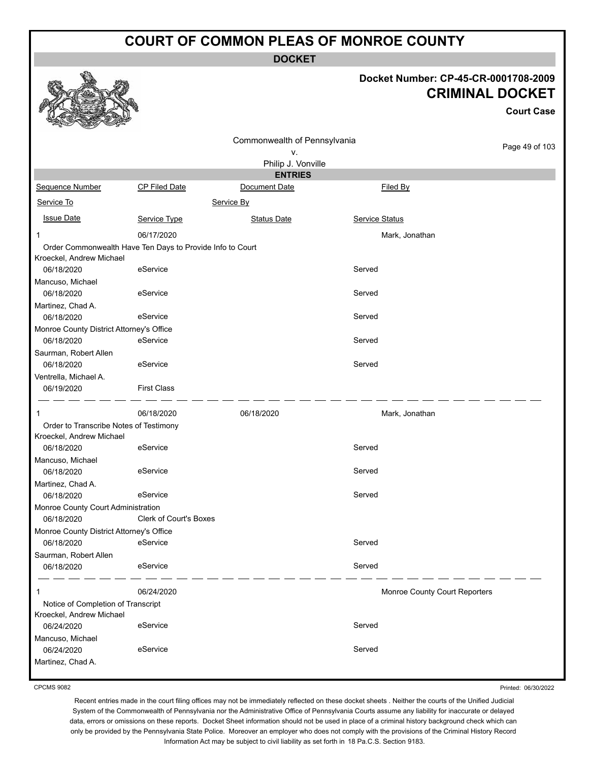# COURT OF COMMON PLEAS OF MONROE COUNTY

## DOCKET

**Docket Number: CP-45-CR-0001708-2009**

**CRIMINAL DOCKET**

**Court Case**

Commonwealth of Pennsylvania
v.
Philip J. Vonville

### ENTRIES

| Sequence Number | CP Filed Date | Document Date | Filed By |
|---|---|---|---|
| Service To | | Service By | |
| Issue Date | Service Type | Status Date | Service Status |
| 1 | 06/17/2020 | | Mark, Jonathan |
| Order Commonwealth Have Ten Days to Provide Info to Court | | | |
| Kroeckel, Andrew Michael | | | |
| 06/18/2020 | eService | | Served |
| Mancuso, Michael | | | |
| 06/18/2020 | eService | | Served |
| Martinez, Chad A. | | | |
| 06/18/2020 | eService | | Served |
| Monroe County District Attorney's Office | | | |
| 06/18/2020 | eService | | Served |
| Saurman, Robert Allen | | | |
| 06/18/2020 | eService | | Served |
| Ventrella, Michael A. | | | |
| 06/19/2020 | First Class | | |
| 1 | 06/18/2020 | 06/18/2020 | Mark, Jonathan |
| Order to Transcribe Notes of Testimony | | | |
| Kroeckel, Andrew Michael | | | |
| 06/18/2020 | eService | | Served |
| Mancuso, Michael | | | |
| 06/18/2020 | eService | | Served |
| Martinez, Chad A. | | | |
| 06/18/2020 | eService | | Served |
| Monroe County Court Administration | | | |
| 06/18/2020 | Clerk of Court's Boxes | | |
| Monroe County District Attorney's Office | | | |
| 06/18/2020 | eService | | Served |
| Saurman, Robert Allen | | | |
| 06/18/2020 | eService | | Served |
| 1 | 06/24/2020 | | Monroe County Court Reporters |
| Notice of Completion of Transcript | | | |
| Kroeckel, Andrew Michael | | | |
| 06/24/2020 | eService | | Served |
| Mancuso, Michael | | | |
| 06/24/2020 | eService | | Served |
| Martinez, Chad A. | | | |

CPCMS 9082

Printed: 06/30/2022

Recent entries made in the court filing offices may not be immediately reflected on these docket sheets . Neither the courts of the Unified Judicial System of the Commonwealth of Pennsylvania nor the Administrative Office of Pennsylvania Courts assume any liability for inaccurate or delayed data, errors or omissions on these reports. Docket Sheet information should not be used in place of a criminal history background check which can only be provided by the Pennsylvania State Police. Moreover an employer who does not comply with the provisions of the Criminal History Record Information Act may be subject to civil liability as set forth in 18 Pa.C.S. Section 9183.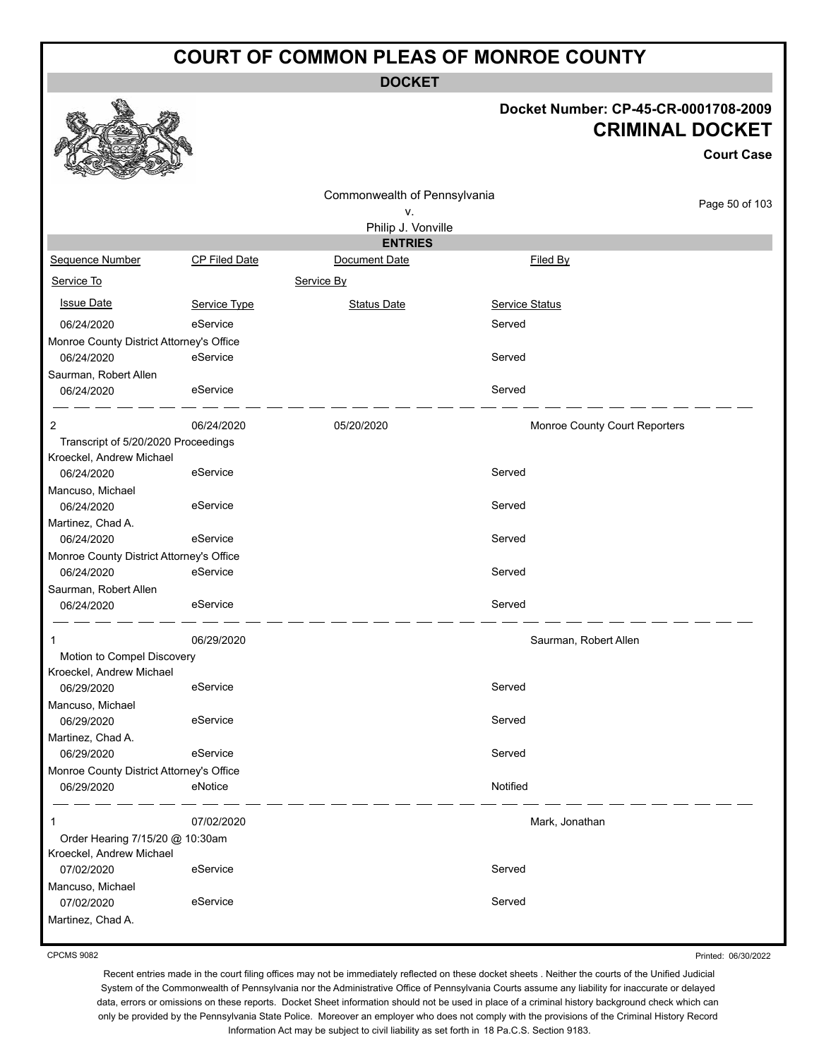# COURT OF COMMON PLEAS OF MONROE COUNTY

## DOCKET

**Docket Number: CP-45-CR-0001708-2009**

**CRIMINAL DOCKET**

**Court Case**

Commonwealth of Pennsylvania
v.
Philip J. Vonville

### ENTRIES

| Sequence Number | CP Filed Date | Document Date | Filed By |
|---|---|---|---|
| Service To | | Service By | |
| Issue Date | Service Type | Status Date | Service Status |
| 06/24/2020 | eService | | Served |
| Monroe County District Attorney's Office | | | |
| 06/24/2020 | eService | | Served |
| Saurman, Robert Allen | | | |
| 06/24/2020 | eService | | Served |
| 2 | 06/24/2020 | 05/20/2020 | Monroe County Court Reporters |
| Transcript of 5/20/2020 Proceedings | | | |
| Kroeckel, Andrew Michael | | | |
| 06/24/2020 | eService | | Served |
| Mancuso, Michael | | | |
| 06/24/2020 | eService | | Served |
| Martinez, Chad A. | | | |
| 06/24/2020 | eService | | Served |
| Monroe County District Attorney's Office | | | |
| 06/24/2020 | eService | | Served |
| Saurman, Robert Allen | | | |
| 06/24/2020 | eService | | Served |
| 1 | 06/29/2020 | | Saurman, Robert Allen |
| Motion to Compel Discovery | | | |
| Kroeckel, Andrew Michael | | | |
| 06/29/2020 | eService | | Served |
| Mancuso, Michael | | | |
| 06/29/2020 | eService | | Served |
| Martinez, Chad A. | | | |
| 06/29/2020 | eService | | Served |
| Monroe County District Attorney's Office | | | |
| 06/29/2020 | eNotice | | Notified |
| 1 | 07/02/2020 | | Mark, Jonathan |
| Order Hearing 7/15/20 @ 10:30am | | | |
| Kroeckel, Andrew Michael | | | |
| 07/02/2020 | eService | | Served |
| Mancuso, Michael | | | |
| 07/02/2020 | eService | | Served |
| Martinez, Chad A. | | | |

CPCMS 9082

Printed: 06/30/2022

Recent entries made in the court filing offices may not be immediately reflected on these docket sheets . Neither the courts of the Unified Judicial System of the Commonwealth of Pennsylvania nor the Administrative Office of Pennsylvania Courts assume any liability for inaccurate or delayed data, errors or omissions on these reports. Docket Sheet information should not be used in place of a criminal history background check which can only be provided by the Pennsylvania State Police. Moreover an employer who does not comply with the provisions of the Criminal History Record Information Act may be subject to civil liability as set forth in 18 Pa.C.S. Section 9183.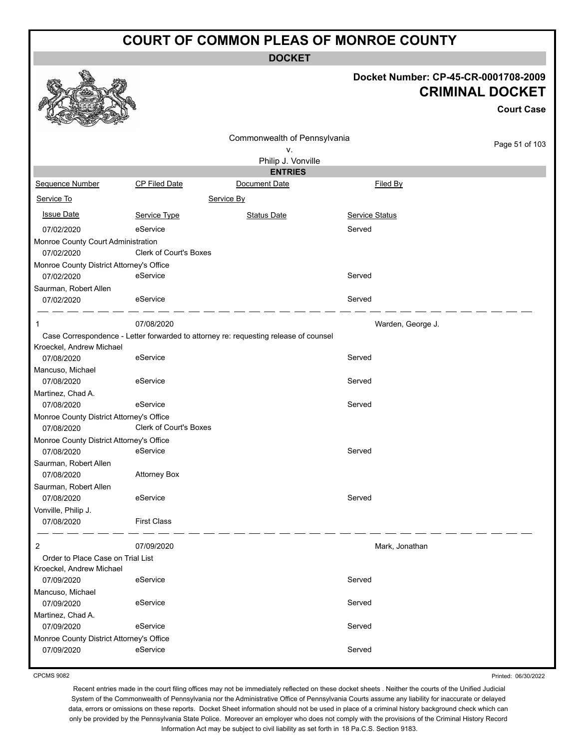# COURT OF COMMON PLEAS OF MONROE COUNTY

## DOCKET

**Docket Number: CP-45-CR-0001708-2009**

**CRIMINAL DOCKET**

**Court Case**

Commonwealth of Pennsylvania
v.
Philip J. Vonville

## ENTRIES

| Sequence Number | CP Filed Date | Document Date | Filed By |
|---|---|---|---|
| Service To | | Service By | |
| Issue Date | Service Type | Status Date | Service Status |
| 07/02/2020 | eService | | Served |
| Monroe County Court Administration | | | |
| 07/02/2020 | Clerk of Court's Boxes | | |
| Monroe County District Attorney's Office | | | |
| 07/02/2020 | eService | | Served |
| Saurman, Robert Allen | | | |
| 07/02/2020 | eService | | Served |
| 1 | 07/08/2020 | | Warden, George J. |
| Case Correspondence - Letter forwarded to attorney re: requesting release of counsel | | | |
| Kroeckel, Andrew Michael | | | |
| 07/08/2020 | eService | | Served |
| Mancuso, Michael | | | |
| 07/08/2020 | eService | | Served |
| Martinez, Chad A. | | | |
| 07/08/2020 | eService | | Served |
| Monroe County District Attorney's Office | | | |
| 07/08/2020 | Clerk of Court's Boxes | | |
| Monroe County District Attorney's Office | | | |
| 07/08/2020 | eService | | Served |
| Saurman, Robert Allen | | | |
| 07/08/2020 | Attorney Box | | |
| Saurman, Robert Allen | | | |
| 07/08/2020 | eService | | Served |
| Vonville, Philip J. | | | |
| 07/08/2020 | First Class | | |
| 2 | 07/09/2020 | | Mark, Jonathan |
| Order to Place Case on Trial List | | | |
| Kroeckel, Andrew Michael | | | |
| 07/09/2020 | eService | | Served |
| Mancuso, Michael | | | |
| 07/09/2020 | eService | | Served |
| Martinez, Chad A. | | | |
| 07/09/2020 | eService | | Served |
| Monroe County District Attorney's Office | | | |
| 07/09/2020 | eService | | Served |

CPCMS 9082

Printed: 06/30/2022

Recent entries made in the court filing offices may not be immediately reflected on these docket sheets . Neither the courts of the Unified Judicial System of the Commonwealth of Pennsylvania nor the Administrative Office of Pennsylvania Courts assume any liability for inaccurate or delayed data, errors or omissions on these reports. Docket Sheet information should not be used in place of a criminal history background check which can only be provided by the Pennsylvania State Police. Moreover an employer who does not comply with the provisions of the Criminal History Record Information Act may be subject to civil liability as set forth in 18 Pa.C.S. Section 9183.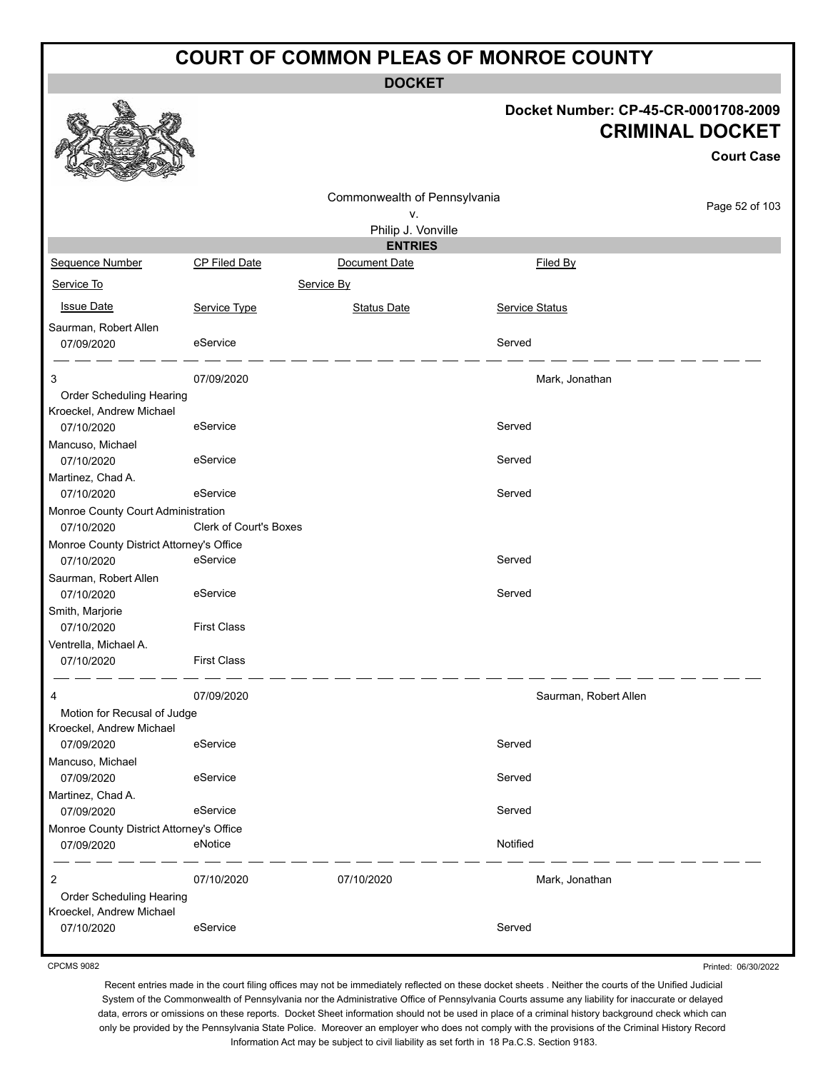# COURT OF COMMON PLEAS OF MONROE COUNTY

**DOCKET**

**Docket Number: CP-45-CR-0001708-2009**

**CRIMINAL DOCKET**

**Court Case**

Commonwealth of Pennsylvania
v.
Philip J. Vonville

**ENTRIES**

| Sequence Number | CP Filed Date | Document Date | Filed By |
|---|---|---|---|
| Service To | | Service By | |
| Issue Date | Service Type | Status Date | Service Status |
| Saurman, Robert Allen | | | |
| 07/09/2020 | eService | | Served |
| 3 | 07/09/2020 | | Mark, Jonathan |
| Order Scheduling Hearing | | | |
| Kroeckel, Andrew Michael | | | |
| 07/10/2020 | eService | | Served |
| Mancuso, Michael | | | |
| 07/10/2020 | eService | | Served |
| Martinez, Chad A. | | | |
| 07/10/2020 | eService | | Served |
| Monroe County Court Administration | | | |
| 07/10/2020 | Clerk of Court's Boxes | | |
| Monroe County District Attorney's Office | | | |
| 07/10/2020 | eService | | Served |
| Saurman, Robert Allen | | | |
| 07/10/2020 | eService | | Served |
| Smith, Marjorie | | | |
| 07/10/2020 | First Class | | |
| Ventrella, Michael A. | | | |
| 07/10/2020 | First Class | | |
| 4 | 07/09/2020 | | Saurman, Robert Allen |
| Motion for Recusal of Judge | | | |
| Kroeckel, Andrew Michael | | | |
| 07/09/2020 | eService | | Served |
| Mancuso, Michael | | | |
| 07/09/2020 | eService | | Served |
| Martinez, Chad A. | | | |
| 07/09/2020 | eService | | Served |
| Monroe County District Attorney's Office | | | |
| 07/09/2020 | eNotice | | Notified |
| 2 | 07/10/2020 | 07/10/2020 | Mark, Jonathan |
| Order Scheduling Hearing | | | |
| Kroeckel, Andrew Michael | | | |
| 07/10/2020 | eService | | Served |

CPCMS 9082

Printed: 06/30/2022

Recent entries made in the court filing offices may not be immediately reflected on these docket sheets . Neither the courts of the Unified Judicial System of the Commonwealth of Pennsylvania nor the Administrative Office of Pennsylvania Courts assume any liability for inaccurate or delayed data, errors or omissions on these reports. Docket Sheet information should not be used in place of a criminal history background check which can only be provided by the Pennsylvania State Police. Moreover an employer who does not comply with the provisions of the Criminal History Record Information Act may be subject to civil liability as set forth in 18 Pa.C.S. Section 9183.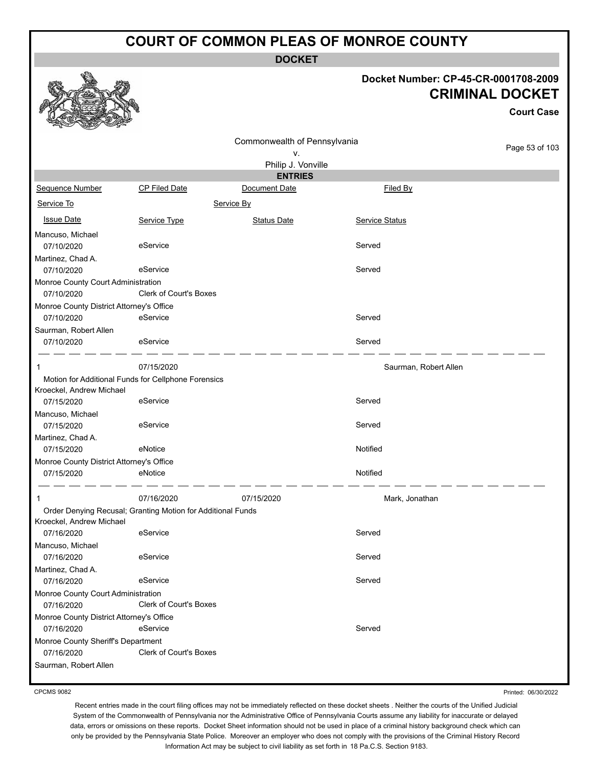# COURT OF COMMON PLEAS OF MONROE COUNTY

## DOCKET

**Docket Number: CP-45-CR-0001708-2009**

**CRIMINAL DOCKET**

**Court Case**

Commonwealth of Pennsylvania
v.
Philip J. Vonville

### ENTRIES

| Sequence Number | CP Filed Date | Document Date | Filed By |
|---|---|---|---|
| Service To | | Service By | |
| Issue Date | Service Type | Status Date | Service Status |
| Mancuso, Michael | | | |
| 07/10/2020 | eService | | Served |
| Martinez, Chad A. | | | |
| 07/10/2020 | eService | | Served |
| Monroe County Court Administration | | | |
| 07/10/2020 | Clerk of Court's Boxes | | |
| Monroe County District Attorney's Office | | | |
| 07/10/2020 | eService | | Served |
| Saurman, Robert Allen | | | |
| 07/10/2020 | eService | | Served |
| 1 | 07/15/2020 | | Saurman, Robert Allen |
| Motion for Additional Funds for Cellphone Forensics | | | |
| Kroeckel, Andrew Michael | | | |
| 07/15/2020 | eService | | Served |
| Mancuso, Michael | | | |
| 07/15/2020 | eService | | Served |
| Martinez, Chad A. | | | |
| 07/15/2020 | eNotice | | Notified |
| Monroe County District Attorney's Office | | | |
| 07/15/2020 | eNotice | | Notified |
| 1 | 07/16/2020 | 07/15/2020 | Mark, Jonathan |
| Order Denying Recusal; Granting Motion for Additional Funds | | | |
| Kroeckel, Andrew Michael | | | |
| 07/16/2020 | eService | | Served |
| Mancuso, Michael | | | |
| 07/16/2020 | eService | | Served |
| Martinez, Chad A. | | | |
| 07/16/2020 | eService | | Served |
| Monroe County Court Administration | | | |
| 07/16/2020 | Clerk of Court's Boxes | | |
| Monroe County District Attorney's Office | | | |
| 07/16/2020 | eService | | Served |
| Monroe County Sheriff's Department | | | |
| 07/16/2020 | Clerk of Court's Boxes | | |
| Saurman, Robert Allen | | | |

CPCMS 9082

Printed: 06/30/2022

Recent entries made in the court filing offices may not be immediately reflected on these docket sheets . Neither the courts of the Unified Judicial System of the Commonwealth of Pennsylvania nor the Administrative Office of Pennsylvania Courts assume any liability for inaccurate or delayed data, errors or omissions on these reports. Docket Sheet information should not be used in place of a criminal history background check which can only be provided by the Pennsylvania State Police. Moreover an employer who does not comply with the provisions of the Criminal History Record Information Act may be subject to civil liability as set forth in 18 Pa.C.S. Section 9183.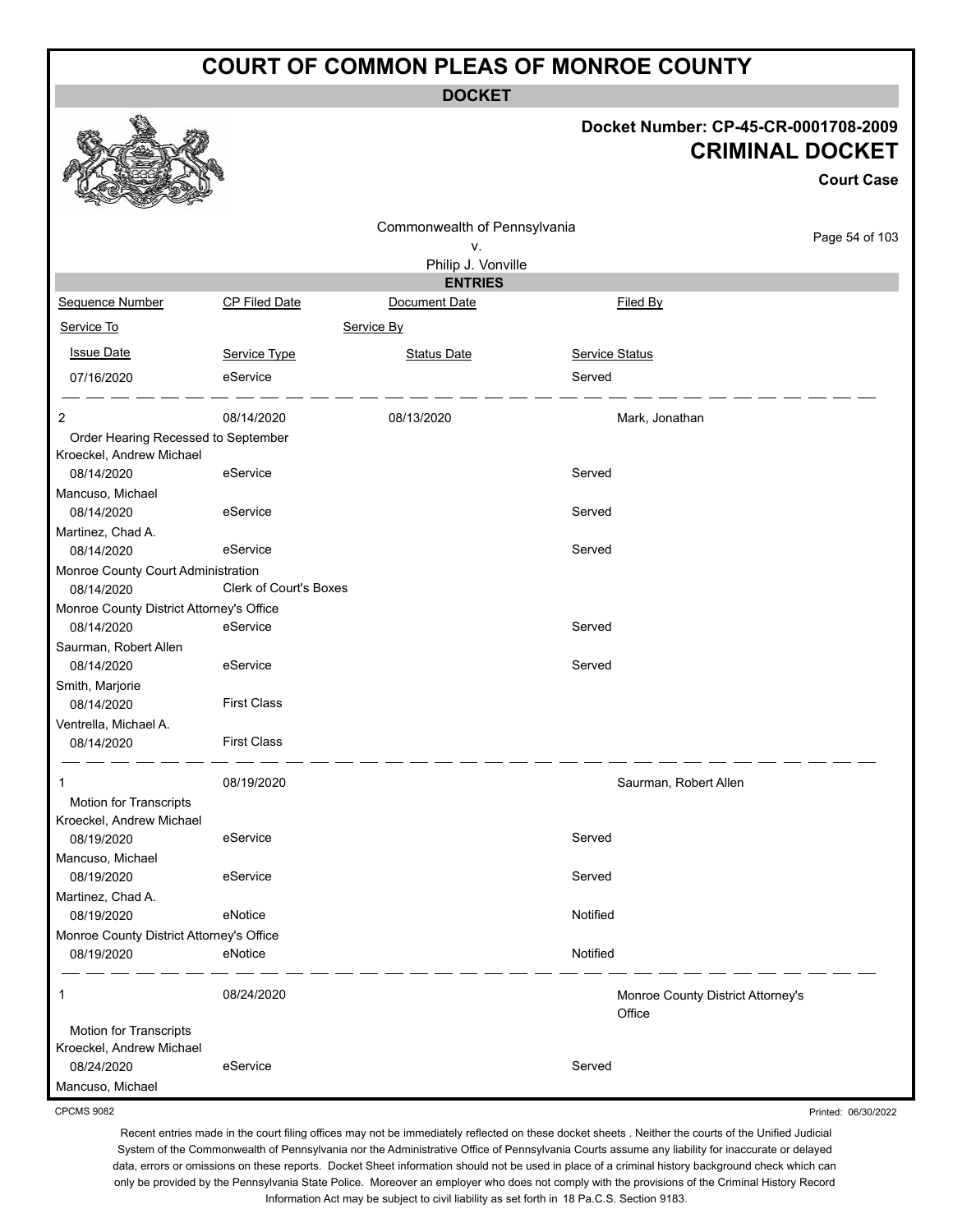# COURT OF COMMON PLEAS OF MONROE COUNTY

**DOCKET**

**Docket Number: CP-45-CR-0001708-2009**

**CRIMINAL DOCKET**

**Court Case**

Commonwealth of Pennsylvania
v.
Philip J. Vonville

**ENTRIES**

| Sequence Number | CP Filed Date | Document Date | Filed By |
|---|---|---|---|
| Service To | | Service By | |
| Issue Date | Service Type | Status Date | Service Status |
| 07/16/2020 | eService | | Served |
| 2 | 08/14/2020 | 08/13/2020 | Mark, Jonathan |
| Order Hearing Recessed to September | | | |
| Kroeckel, Andrew Michael | | | |
| 08/14/2020 | eService | | Served |
| Mancuso, Michael | | | |
| 08/14/2020 | eService | | Served |
| Martinez, Chad A. | | | |
| 08/14/2020 | eService | | Served |
| Monroe County Court Administration | | | |
| 08/14/2020 | Clerk of Court's Boxes | | |
| Monroe County District Attorney's Office | | | |
| 08/14/2020 | eService | | Served |
| Saurman, Robert Allen | | | |
| 08/14/2020 | eService | | Served |
| Smith, Marjorie | | | |
| 08/14/2020 | First Class | | |
| Ventrella, Michael A. | | | |
| 08/14/2020 | First Class | | |
| 1 | 08/19/2020 | | Saurman, Robert Allen |
| Motion for Transcripts | | | |
| Kroeckel, Andrew Michael | | | |
| 08/19/2020 | eService | | Served |
| Mancuso, Michael | | | |
| 08/19/2020 | eService | | Served |
| Martinez, Chad A. | | | |
| 08/19/2020 | eNotice | | Notified |
| Monroe County District Attorney's Office | | | |
| 08/19/2020 | eNotice | | Notified |
| 1 | 08/24/2020 | | Monroe County District Attorney's Office |
| Motion for Transcripts | | | |
| Kroeckel, Andrew Michael | | | |
| 08/24/2020 | eService | | Served |
| Mancuso, Michael | | | |

CPCMS 9082

Printed: 06/30/2022

Recent entries made in the court filing offices may not be immediately reflected on these docket sheets . Neither the courts of the Unified Judicial System of the Commonwealth of Pennsylvania nor the Administrative Office of Pennsylvania Courts assume any liability for inaccurate or delayed data, errors or omissions on these reports. Docket Sheet information should not be used in place of a criminal history background check which can only be provided by the Pennsylvania State Police. Moreover an employer who does not comply with the provisions of the Criminal History Record Information Act may be subject to civil liability as set forth in 18 Pa.C.S. Section 9183.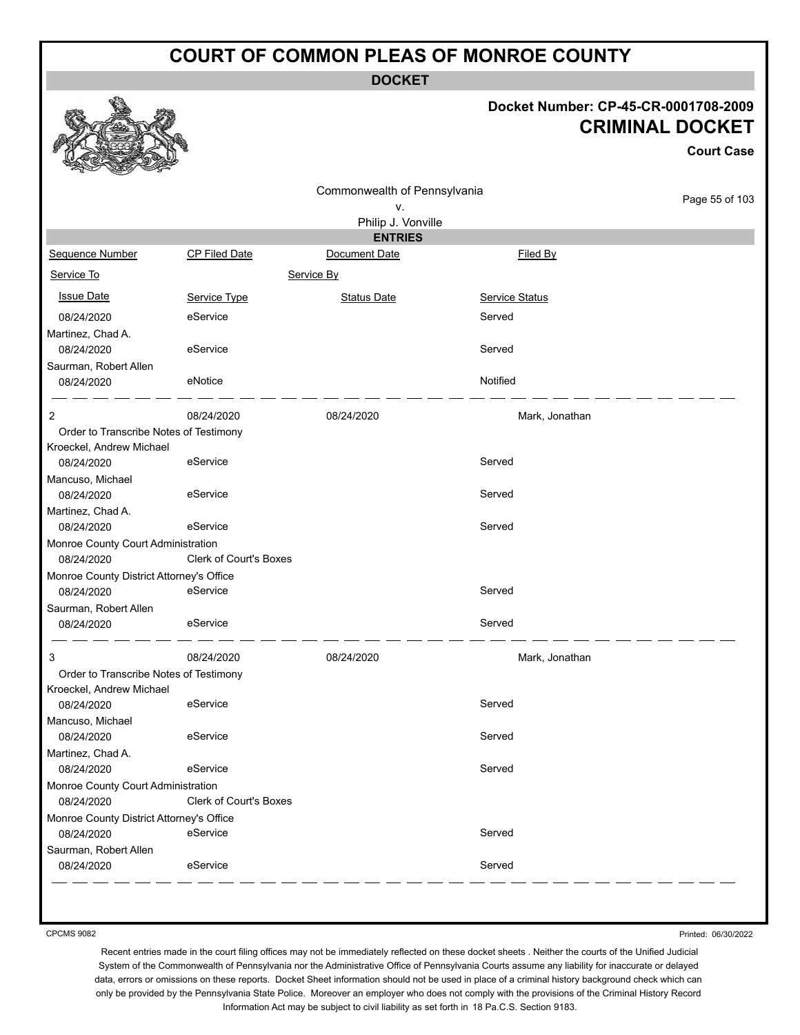# COURT OF COMMON PLEAS OF MONROE COUNTY

**DOCKET**

**Docket Number: CP-45-CR-0001708-2009**

**CRIMINAL DOCKET**

**Court Case**

Commonwealth of Pennsylvania
v.
Philip J. Vonville

**ENTRIES**

| Sequence Number | CP Filed Date | Document Date | Filed By |
|---|---|---|---|
| Service To | | Service By | |
| Issue Date | Service Type | Status Date | Service Status |
| 08/24/2020 | eService | | Served |
| Martinez, Chad A. | | | |
| 08/24/2020 | eService | | Served |
| Saurman, Robert Allen | | | |
| 08/24/2020 | eNotice | | Notified |
| 2 | 08/24/2020 | 08/24/2020 | Mark, Jonathan |
| Order to Transcribe Notes of Testimony | | | |
| Kroeckel, Andrew Michael | | | |
| 08/24/2020 | eService | | Served |
| Mancuso, Michael | | | |
| 08/24/2020 | eService | | Served |
| Martinez, Chad A. | | | |
| 08/24/2020 | eService | | Served |
| Monroe County Court Administration | | | |
| 08/24/2020 | Clerk of Court's Boxes | | |
| Monroe County District Attorney's Office | | | |
| 08/24/2020 | eService | | Served |
| Saurman, Robert Allen | | | |
| 08/24/2020 | eService | | Served |
| 3 | 08/24/2020 | 08/24/2020 | Mark, Jonathan |
| Order to Transcribe Notes of Testimony | | | |
| Kroeckel, Andrew Michael | | | |
| 08/24/2020 | eService | | Served |
| Mancuso, Michael | | | |
| 08/24/2020 | eService | | Served |
| Martinez, Chad A. | | | |
| 08/24/2020 | eService | | Served |
| Monroe County Court Administration | | | |
| 08/24/2020 | Clerk of Court's Boxes | | |
| Monroe County District Attorney's Office | | | |
| 08/24/2020 | eService | | Served |
| Saurman, Robert Allen | | | |
| 08/24/2020 | eService | | Served |

CPCMS 9082

Printed: 06/30/2022

Recent entries made in the court filing offices may not be immediately reflected on these docket sheets . Neither the courts of the Unified Judicial System of the Commonwealth of Pennsylvania nor the Administrative Office of Pennsylvania Courts assume any liability for inaccurate or delayed data, errors or omissions on these reports. Docket Sheet information should not be used in place of a criminal history background check which can only be provided by the Pennsylvania State Police. Moreover an employer who does not comply with the provisions of the Criminal History Record Information Act may be subject to civil liability as set forth in 18 Pa.C.S. Section 9183.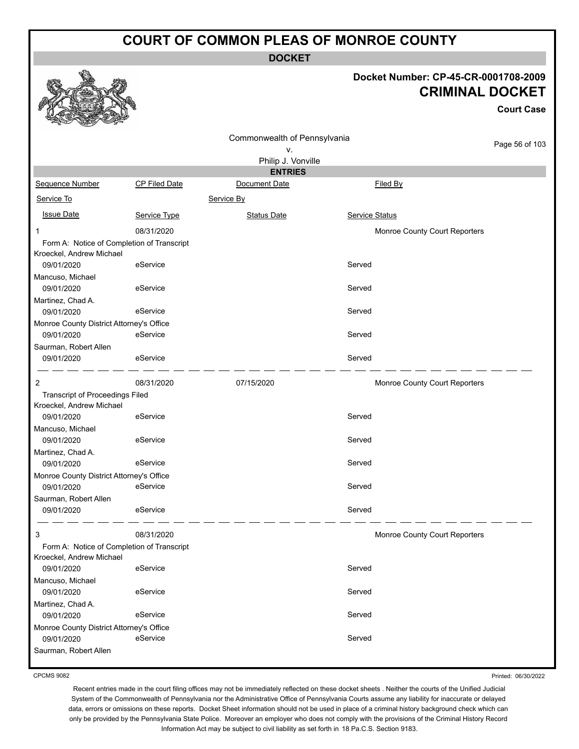# COURT OF COMMON PLEAS OF MONROE COUNTY

## DOCKET

**Docket Number: CP-45-CR-0001708-2009**

**CRIMINAL DOCKET**

**Court Case**

Commonwealth of Pennsylvania
v.
Philip J. Vonville

## ENTRIES

| Sequence Number | CP Filed Date | Document Date | Filed By |
|---|---|---|---|
| Service To | | Service By | |
| Issue Date | Service Type | Status Date | Service Status |
| 1 | 08/31/2020 | | Monroe County Court Reporters |
| Form A: Notice of Completion of Transcript | | | |
| Kroeckel, Andrew Michael | | | |
| 09/01/2020 | eService | | Served |
| Mancuso, Michael | | | |
| 09/01/2020 | eService | | Served |
| Martinez, Chad A. | | | |
| 09/01/2020 | eService | | Served |
| Monroe County District Attorney's Office | | | |
| 09/01/2020 | eService | | Served |
| Saurman, Robert Allen | | | |
| 09/01/2020 | eService | | Served |
| 2 | 08/31/2020 | 07/15/2020 | Monroe County Court Reporters |
| Transcript of Proceedings Filed | | | |
| Kroeckel, Andrew Michael | | | |
| 09/01/2020 | eService | | Served |
| Mancuso, Michael | | | |
| 09/01/2020 | eService | | Served |
| Martinez, Chad A. | | | |
| 09/01/2020 | eService | | Served |
| Monroe County District Attorney's Office | | | |
| 09/01/2020 | eService | | Served |
| Saurman, Robert Allen | | | |
| 09/01/2020 | eService | | Served |
| 3 | 08/31/2020 | | Monroe County Court Reporters |
| Form A: Notice of Completion of Transcript | | | |
| Kroeckel, Andrew Michael | | | |
| 09/01/2020 | eService | | Served |
| Mancuso, Michael | | | |
| 09/01/2020 | eService | | Served |
| Martinez, Chad A. | | | |
| 09/01/2020 | eService | | Served |
| Monroe County District Attorney's Office | | | |
| 09/01/2020 | eService | | Served |
| Saurman, Robert Allen | | | |

CPCMS 9082

Printed: 06/30/2022

Recent entries made in the court filing offices may not be immediately reflected on these docket sheets . Neither the courts of the Unified Judicial System of the Commonwealth of Pennsylvania nor the Administrative Office of Pennsylvania Courts assume any liability for inaccurate or delayed data, errors or omissions on these reports. Docket Sheet information should not be used in place of a criminal history background check which can only be provided by the Pennsylvania State Police. Moreover an employer who does not comply with the provisions of the Criminal History Record Information Act may be subject to civil liability as set forth in 18 Pa.C.S. Section 9183.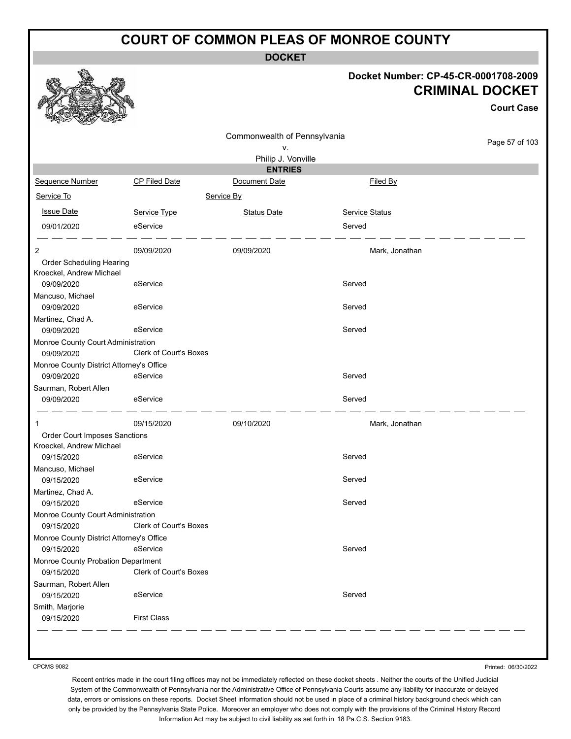# COURT OF COMMON PLEAS OF MONROE COUNTY

**DOCKET**

**Docket Number: CP-45-CR-0001708-2009**

**CRIMINAL DOCKET**

**Court Case**

Commonwealth of Pennsylvania
v.
Philip J. Vonville

**ENTRIES**

| Sequence Number | CP Filed Date | Document Date | Filed By |
|---|---|---|---|
| Service To | | Service By | |
| Issue Date | Service Type | Status Date | Service Status |
| 09/01/2020 | eService | | Served |
| 2 | 09/09/2020 | 09/09/2020 | Mark, Jonathan |
| Order Scheduling Hearing | | | |
| Kroeckel, Andrew Michael | | | |
| 09/09/2020 | eService | | Served |
| Mancuso, Michael | | | |
| 09/09/2020 | eService | | Served |
| Martinez, Chad A. | | | |
| 09/09/2020 | eService | | Served |
| Monroe County Court Administration | | | |
| 09/09/2020 | Clerk of Court's Boxes | | |
| Monroe County District Attorney's Office | | | |
| 09/09/2020 | eService | | Served |
| Saurman, Robert Allen | | | |
| 09/09/2020 | eService | | Served |
| 1 | 09/15/2020 | 09/10/2020 | Mark, Jonathan |
| Order Court Imposes Sanctions | | | |
| Kroeckel, Andrew Michael | | | |
| 09/15/2020 | eService | | Served |
| Mancuso, Michael | | | |
| 09/15/2020 | eService | | Served |
| Martinez, Chad A. | | | |
| 09/15/2020 | eService | | Served |
| Monroe County Court Administration | | | |
| 09/15/2020 | Clerk of Court's Boxes | | |
| Monroe County District Attorney's Office | | | |
| 09/15/2020 | eService | | Served |
| Monroe County Probation Department | | | |
| 09/15/2020 | Clerk of Court's Boxes | | |
| Saurman, Robert Allen | | | |
| 09/15/2020 | eService | | Served |
| Smith, Marjorie | | | |
| 09/15/2020 | First Class | | |

CPCMS 9082 Printed: 06/30/2022

Recent entries made in the court filing offices may not be immediately reflected on these docket sheets . Neither the courts of the Unified Judicial System of the Commonwealth of Pennsylvania nor the Administrative Office of Pennsylvania Courts assume any liability for inaccurate or delayed data, errors or omissions on these reports. Docket Sheet information should not be used in place of a criminal history background check which can only be provided by the Pennsylvania State Police. Moreover an employer who does not comply with the provisions of the Criminal History Record Information Act may be subject to civil liability as set forth in 18 Pa.C.S. Section 9183.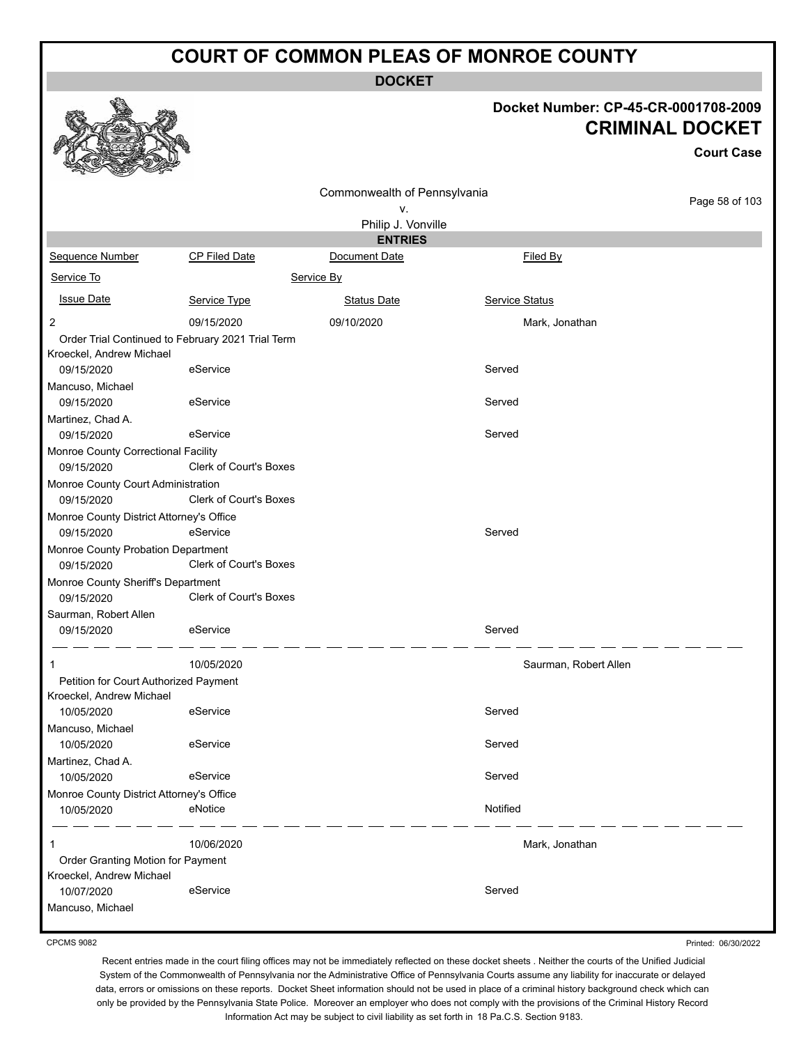# COURT OF COMMON PLEAS OF MONROE COUNTY

**DOCKET**

**Docket Number: CP-45-CR-0001708-2009**

## CRIMINAL DOCKET

**Court Case**

Commonwealth of Pennsylvania
v.
Philip J. Vonville

**ENTRIES**

| Sequence Number | CP Filed Date | Document Date | Filed By |
|---|---|---|---|
| Service To | | Service By | |
| Issue Date | Service Type | Status Date | Service Status |
| 2 | 09/15/2020 | 09/10/2020 | Mark, Jonathan |
| Order Trial Continued to February 2021 Trial Term | | | |
| Kroeckel, Andrew Michael | | | |
| 09/15/2020 | eService | | Served |
| Mancuso, Michael | | | |
| 09/15/2020 | eService | | Served |
| Martinez, Chad A. | | | |
| 09/15/2020 | eService | | Served |
| Monroe County Correctional Facility | | | |
| 09/15/2020 | Clerk of Court's Boxes | | |
| Monroe County Court Administration | | | |
| 09/15/2020 | Clerk of Court's Boxes | | |
| Monroe County District Attorney's Office | | | |
| 09/15/2020 | eService | | Served |
| Monroe County Probation Department | | | |
| 09/15/2020 | Clerk of Court's Boxes | | |
| Monroe County Sheriff's Department | | | |
| 09/15/2020 | Clerk of Court's Boxes | | |
| Saurman, Robert Allen | | | |
| 09/15/2020 | eService | | Served |
| 1 | 10/05/2020 | | Saurman, Robert Allen |
| Petition for Court Authorized Payment | | | |
| Kroeckel, Andrew Michael | | | |
| 10/05/2020 | eService | | Served |
| Mancuso, Michael | | | |
| 10/05/2020 | eService | | Served |
| Martinez, Chad A. | | | |
| 10/05/2020 | eService | | Served |
| Monroe County District Attorney's Office | | | |
| 10/05/2020 | eNotice | | Notified |
| 1 | 10/06/2020 | | Mark, Jonathan |
| Order Granting Motion for Payment | | | |
| Kroeckel, Andrew Michael | | | |
| 10/07/2020 | eService | | Served |
| Mancuso, Michael | | | |

CPCMS 9082

Printed: 06/30/2022

Recent entries made in the court filing offices may not be immediately reflected on these docket sheets . Neither the courts of the Unified Judicial System of the Commonwealth of Pennsylvania nor the Administrative Office of Pennsylvania Courts assume any liability for inaccurate or delayed data, errors or omissions on these reports. Docket Sheet information should not be used in place of a criminal history background check which can only be provided by the Pennsylvania State Police. Moreover an employer who does not comply with the provisions of the Criminal History Record Information Act may be subject to civil liability as set forth in 18 Pa.C.S. Section 9183.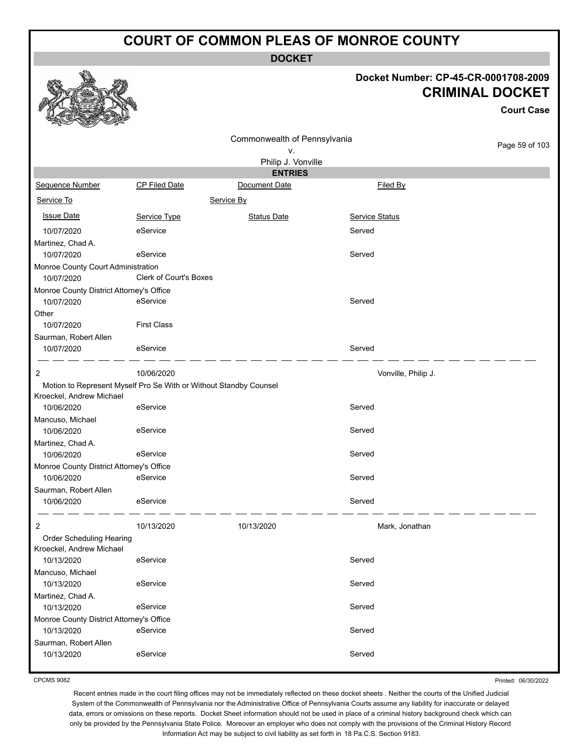# COURT OF COMMON PLEAS OF MONROE COUNTY

**DOCKET**

**Docket Number: CP-45-CR-0001708-2009**

**CRIMINAL DOCKET**

**Court Case**

Commonwealth of Pennsylvania
v.
Philip J. Vonville

**ENTRIES**

| Sequence Number | CP Filed Date | Document Date | Filed By |
|---|---|---|---|
| Service To | | Service By | |
| Issue Date | Service Type | Status Date | Service Status |
| 10/07/2020 | eService | | Served |
| Martinez, Chad A. | | | |
| 10/07/2020 | eService | | Served |
| Monroe County Court Administration | | | |
| 10/07/2020 | Clerk of Court's Boxes | | |
| Monroe County District Attorney's Office | | | |
| 10/07/2020 | eService | | Served |
| Other | | | |
| 10/07/2020 | First Class | | |
| Saurman, Robert Allen | | | |
| 10/07/2020 | eService | | Served |
| 2 | 10/06/2020 | | Vonville, Philip J. |
| Motion to Represent Myself Pro Se With or Without Standby Counsel | | | |
| Kroeckel, Andrew Michael | | | |
| 10/06/2020 | eService | | Served |
| Mancuso, Michael | | | |
| 10/06/2020 | eService | | Served |
| Martinez, Chad A. | | | |
| 10/06/2020 | eService | | Served |
| Monroe County District Attorney's Office | | | |
| 10/06/2020 | eService | | Served |
| Saurman, Robert Allen | | | |
| 10/06/2020 | eService | | Served |
| 2 | 10/13/2020 | 10/13/2020 | Mark, Jonathan |
| Order Scheduling Hearing | | | |
| Kroeckel, Andrew Michael | | | |
| 10/13/2020 | eService | | Served |
| Mancuso, Michael | | | |
| 10/13/2020 | eService | | Served |
| Martinez, Chad A. | | | |
| 10/13/2020 | eService | | Served |
| Monroe County District Attorney's Office | | | |
| 10/13/2020 | eService | | Served |
| Saurman, Robert Allen | | | |
| 10/13/2020 | eService | | Served |

CPCMS 9082

Printed: 06/30/2022

Recent entries made in the court filing offices may not be immediately reflected on these docket sheets . Neither the courts of the Unified Judicial System of the Commonwealth of Pennsylvania nor the Administrative Office of Pennsylvania Courts assume any liability for inaccurate or delayed data, errors or omissions on these reports. Docket Sheet information should not be used in place of a criminal history background check which can only be provided by the Pennsylvania State Police. Moreover an employer who does not comply with the provisions of the Criminal History Record Information Act may be subject to civil liability as set forth in 18 Pa.C.S. Section 9183.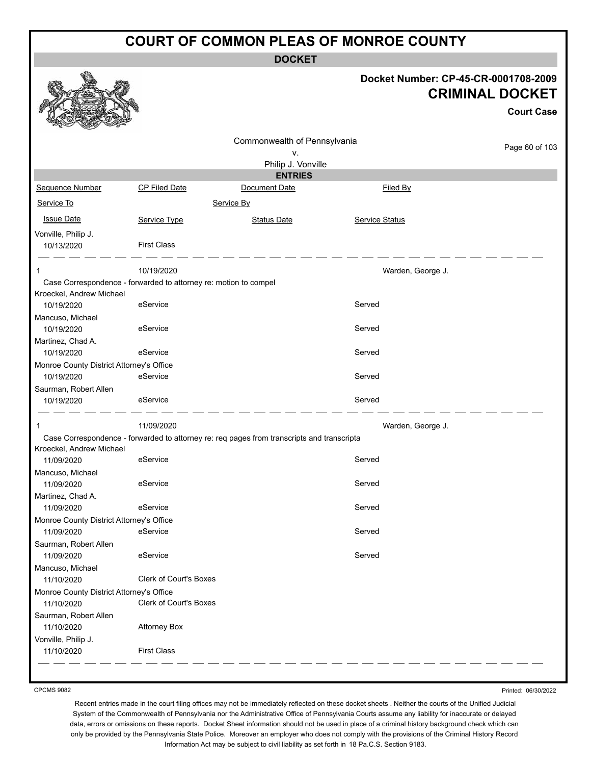# COURT OF COMMON PLEAS OF MONROE COUNTY

## DOCKET

**Docket Number: CP-45-CR-0001708-2009**

**CRIMINAL DOCKET**

**Court Case**

Commonwealth of Pennsylvania
v.
Philip J. Vonville

### ENTRIES

| Sequence Number | CP Filed Date | Document Date | Filed By |
|---|---|---|---|
| Service To | | Service By | |
| Issue Date | Service Type | Status Date | Service Status |
| Vonville, Philip J. | | | |
| 10/13/2020 | First Class | | |
| 1 | 10/19/2020 | | Warden, George J. |
| Case Correspondence - forwarded to attorney re: motion to compel | | | |
| Kroeckel, Andrew Michael | | | |
| 10/19/2020 | eService | | Served |
| Mancuso, Michael | | | |
| 10/19/2020 | eService | | Served |
| Martinez, Chad A. | | | |
| 10/19/2020 | eService | | Served |
| Monroe County District Attorney's Office | | | |
| 10/19/2020 | eService | | Served |
| Saurman, Robert Allen | | | |
| 10/19/2020 | eService | | Served |
| 1 | 11/09/2020 | | Warden, George J. |
| Case Correspondence - forwarded to attorney re: req pages from transcripts and transcripta | | | |
| Kroeckel, Andrew Michael | | | |
| 11/09/2020 | eService | | Served |
| Mancuso, Michael | | | |
| 11/09/2020 | eService | | Served |
| Martinez, Chad A. | | | |
| 11/09/2020 | eService | | Served |
| Monroe County District Attorney's Office | | | |
| 11/09/2020 | eService | | Served |
| Saurman, Robert Allen | | | |
| 11/09/2020 | eService | | Served |
| Mancuso, Michael | | | |
| 11/10/2020 | Clerk of Court's Boxes | | |
| Monroe County District Attorney's Office | | | |
| 11/10/2020 | Clerk of Court's Boxes | | |
| Saurman, Robert Allen | | | |
| 11/10/2020 | Attorney Box | | |
| Vonville, Philip J. | | | |
| 11/10/2020 | First Class | | |

CPCMS 9082

Printed: 06/30/2022

Recent entries made in the court filing offices may not be immediately reflected on these docket sheets . Neither the courts of the Unified Judicial System of the Commonwealth of Pennsylvania nor the Administrative Office of Pennsylvania Courts assume any liability for inaccurate or delayed data, errors or omissions on these reports. Docket Sheet information should not be used in place of a criminal history background check which can only be provided by the Pennsylvania State Police. Moreover an employer who does not comply with the provisions of the Criminal History Record Information Act may be subject to civil liability as set forth in 18 Pa.C.S. Section 9183.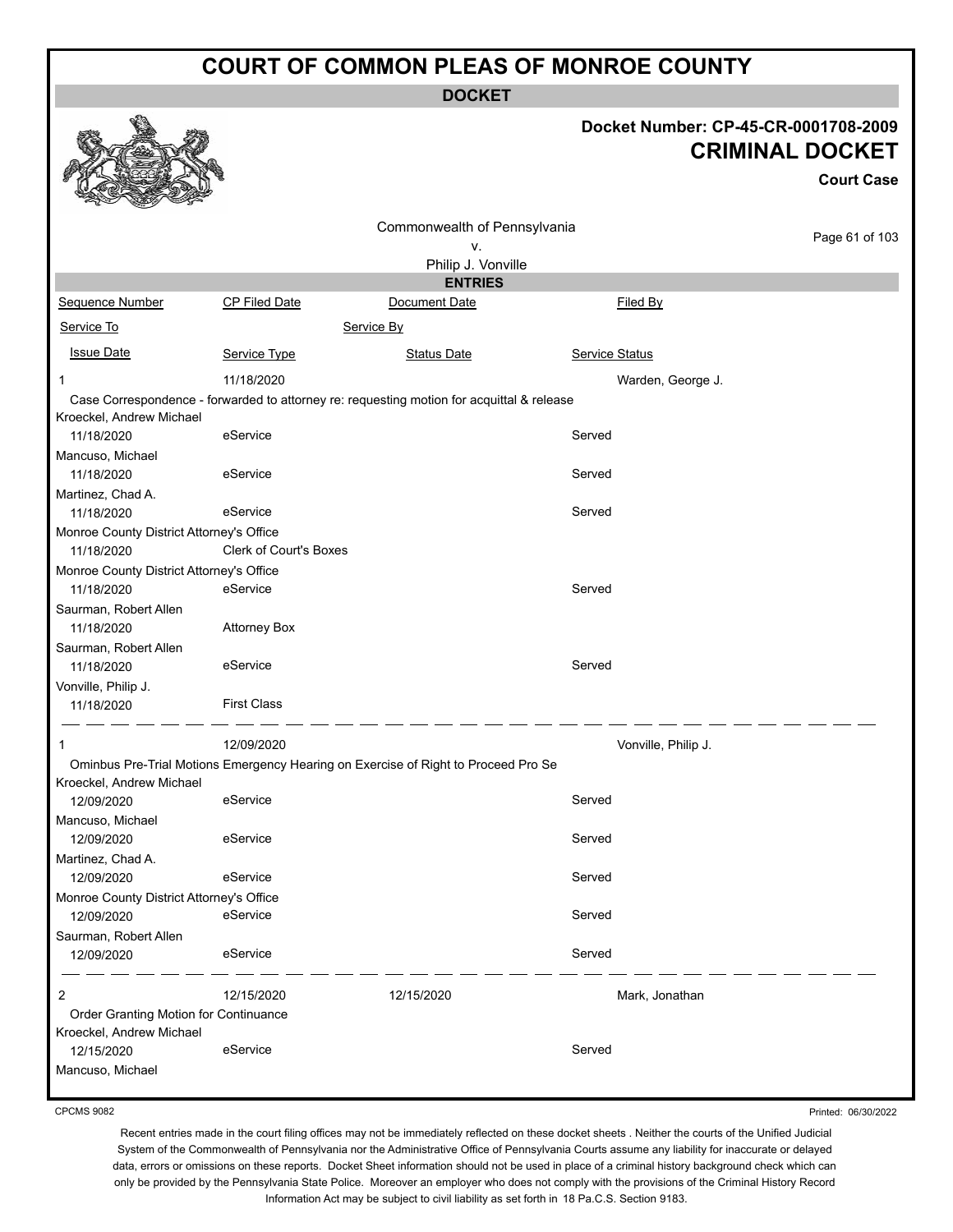# COURT OF COMMON PLEAS OF MONROE COUNTY

## DOCKET

**Docket Number: CP-45-CR-0001708-2009**

**CRIMINAL DOCKET**

**Court Case**

Commonwealth of Pennsylvania
v.
Philip J. Vonville

### ENTRIES

| Sequence Number | CP Filed Date | Document Date | Filed By |
|---|---|---|---|
| Service To | | Service By | |
| Issue Date | Service Type | Status Date | Service Status |

**1** — 11/18/2020 — Filed By: Warden, George J.

Case Correspondence - forwarded to attorney re: requesting motion for acquittal & release

| Service To | Issue Date | Service Type | Status Date | Service Status |
|---|---|---|---|---|
| Kroeckel, Andrew Michael | 11/18/2020 | eService | | Served |
| Mancuso, Michael | 11/18/2020 | eService | | Served |
| Martinez, Chad A. | 11/18/2020 | eService | | Served |
| Monroe County District Attorney's Office | 11/18/2020 | Clerk of Court's Boxes | | |
| Monroe County District Attorney's Office | 11/18/2020 | eService | | Served |
| Saurman, Robert Allen | 11/18/2020 | Attorney Box | | |
| Saurman, Robert Allen | 11/18/2020 | eService | | Served |
| Vonville, Philip J. | 11/18/2020 | First Class | | |

**1** — 12/09/2020 — Filed By: Vonville, Philip J.

Ominbus Pre-Trial Motions Emergency Hearing on Exercise of Right to Proceed Pro Se

| Service To | Issue Date | Service Type | Status Date | Service Status |
|---|---|---|---|---|
| Kroeckel, Andrew Michael | 12/09/2020 | eService | | Served |
| Mancuso, Michael | 12/09/2020 | eService | | Served |
| Martinez, Chad A. | 12/09/2020 | eService | | Served |
| Monroe County District Attorney's Office | 12/09/2020 | eService | | Served |
| Saurman, Robert Allen | 12/09/2020 | eService | | Served |

**2** — 12/15/2020 — Document Date: 12/15/2020 — Filed By: Mark, Jonathan

Order Granting Motion for Continuance

| Service To | Issue Date | Service Type | Status Date | Service Status |
|---|---|---|---|---|
| Kroeckel, Andrew Michael | 12/15/2020 | eService | | Served |
| Mancuso, Michael | | | | |

CPCMS 9082

Printed: 06/30/2022

Recent entries made in the court filing offices may not be immediately reflected on these docket sheets . Neither the courts of the Unified Judicial System of the Commonwealth of Pennsylvania nor the Administrative Office of Pennsylvania Courts assume any liability for inaccurate or delayed data, errors or omissions on these reports. Docket Sheet information should not be used in place of a criminal history background check which can only be provided by the Pennsylvania State Police. Moreover an employer who does not comply with the provisions of the Criminal History Record Information Act may be subject to civil liability as set forth in 18 Pa.C.S. Section 9183.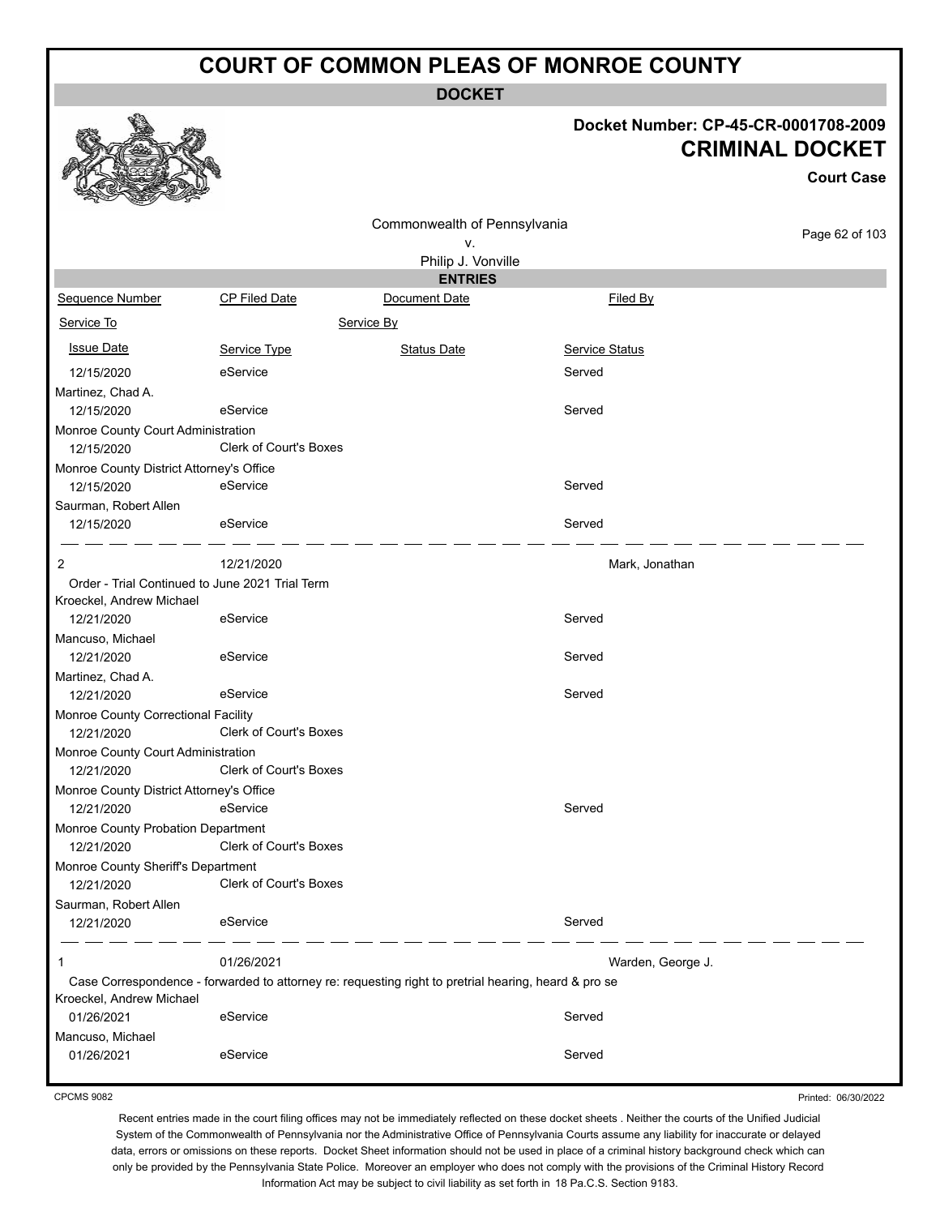# COURT OF COMMON PLEAS OF MONROE COUNTY

## DOCKET

**Docket Number: CP-45-CR-0001708-2009**

**CRIMINAL DOCKET**

**Court Case**

Commonwealth of Pennsylvania
v.
Philip J. Vonville

### ENTRIES

| Sequence Number | CP Filed Date | Document Date | Filed By |
|---|---|---|---|
| Service To | | Service By | |
| Issue Date | Service Type | Status Date | Service Status |
| 12/15/2020 | eService | | Served |
| Martinez, Chad A. | | | |
| 12/15/2020 | eService | | Served |
| Monroe County Court Administration | | | |
| 12/15/2020 | Clerk of Court's Boxes | | |
| Monroe County District Attorney's Office | | | |
| 12/15/2020 | eService | | Served |
| Saurman, Robert Allen | | | |
| 12/15/2020 | eService | | Served |
| 2 | 12/21/2020 | | Mark, Jonathan |
| Order - Trial Continued to June 2021 Trial Term | | | |
| Kroeckel, Andrew Michael | | | |
| 12/21/2020 | eService | | Served |
| Mancuso, Michael | | | |
| 12/21/2020 | eService | | Served |
| Martinez, Chad A. | | | |
| 12/21/2020 | eService | | Served |
| Monroe County Correctional Facility | | | |
| 12/21/2020 | Clerk of Court's Boxes | | |
| Monroe County Court Administration | | | |
| 12/21/2020 | Clerk of Court's Boxes | | |
| Monroe County District Attorney's Office | | | |
| 12/21/2020 | eService | | Served |
| Monroe County Probation Department | | | |
| 12/21/2020 | Clerk of Court's Boxes | | |
| Monroe County Sheriff's Department | | | |
| 12/21/2020 | Clerk of Court's Boxes | | |
| Saurman, Robert Allen | | | |
| 12/21/2020 | eService | | Served |
| 1 | 01/26/2021 | | Warden, George J. |
| Case Correspondence - forwarded to attorney re: requesting right to pretrial hearing, heard & pro se | | | |
| Kroeckel, Andrew Michael | | | |
| 01/26/2021 | eService | | Served |
| Mancuso, Michael | | | |
| 01/26/2021 | eService | | Served |

CPCMS 9082

Printed: 06/30/2022

Recent entries made in the court filing offices may not be immediately reflected on these docket sheets . Neither the courts of the Unified Judicial System of the Commonwealth of Pennsylvania nor the Administrative Office of Pennsylvania Courts assume any liability for inaccurate or delayed data, errors or omissions on these reports. Docket Sheet information should not be used in place of a criminal history background check which can only be provided by the Pennsylvania State Police. Moreover an employer who does not comply with the provisions of the Criminal History Record Information Act may be subject to civil liability as set forth in 18 Pa.C.S. Section 9183.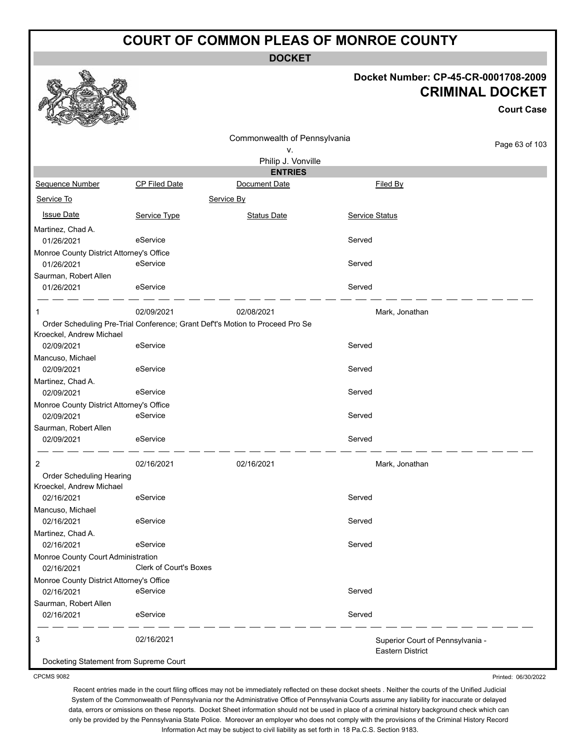# COURT OF COMMON PLEAS OF MONROE COUNTY

**DOCKET**

**Docket Number: CP-45-CR-0001708-2009**

**CRIMINAL DOCKET**

**Court Case**

Commonwealth of Pennsylvania
v.
Philip J. Vonville

**ENTRIES**

| Sequence Number | CP Filed Date | Document Date | Filed By |
|---|---|---|---|
| Service To | | Service By | |
| Issue Date | Service Type | Status Date | Service Status |
| Martinez, Chad A. | | | |
| 01/26/2021 | eService | | Served |
| Monroe County District Attorney's Office | | | |
| 01/26/2021 | eService | | Served |
| Saurman, Robert Allen | | | |
| 01/26/2021 | eService | | Served |
| 1 | 02/09/2021 | 02/08/2021 | Mark, Jonathan |
| Order Scheduling Pre-Trial Conference; Grant Def't's Motion to Proceed Pro Se | | | |
| Kroeckel, Andrew Michael | | | |
| 02/09/2021 | eService | | Served |
| Mancuso, Michael | | | |
| 02/09/2021 | eService | | Served |
| Martinez, Chad A. | | | |
| 02/09/2021 | eService | | Served |
| Monroe County District Attorney's Office | | | |
| 02/09/2021 | eService | | Served |
| Saurman, Robert Allen | | | |
| 02/09/2021 | eService | | Served |
| 2 | 02/16/2021 | 02/16/2021 | Mark, Jonathan |
| Order Scheduling Hearing | | | |
| Kroeckel, Andrew Michael | | | |
| 02/16/2021 | eService | | Served |
| Mancuso, Michael | | | |
| 02/16/2021 | eService | | Served |
| Martinez, Chad A. | | | |
| 02/16/2021 | eService | | Served |
| Monroe County Court Administration | | | |
| 02/16/2021 | Clerk of Court's Boxes | | |
| Monroe County District Attorney's Office | | | |
| 02/16/2021 | eService | | Served |
| Saurman, Robert Allen | | | |
| 02/16/2021 | eService | | Served |
| 3 | 02/16/2021 | | Superior Court of Pennsylvania - Eastern District |
| Docketing Statement from Supreme Court | | | |

CPCMS 9082

Printed: 06/30/2022

Recent entries made in the court filing offices may not be immediately reflected on these docket sheets . Neither the courts of the Unified Judicial System of the Commonwealth of Pennsylvania nor the Administrative Office of Pennsylvania Courts assume any liability for inaccurate or delayed data, errors or omissions on these reports. Docket Sheet information should not be used in place of a criminal history background check which can only be provided by the Pennsylvania State Police. Moreover an employer who does not comply with the provisions of the Criminal History Record Information Act may be subject to civil liability as set forth in 18 Pa.C.S. Section 9183.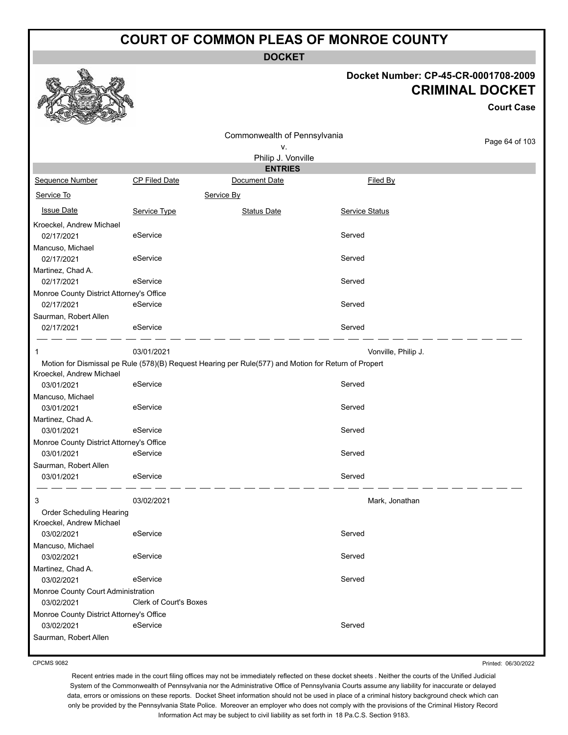# COURT OF COMMON PLEAS OF MONROE COUNTY

**DOCKET**

**Docket Number: CP-45-CR-0001708-2009**
**CRIMINAL DOCKET**
**Court Case**

Commonwealth of Pennsylvania
v.
Philip J. Vonville

**ENTRIES**

| Sequence Number | CP Filed Date | Document Date | Filed By |
|---|---|---|---|
| Service To | | Service By | |
| Issue Date | Service Type | Status Date | Service Status |

| | | | |
|---|---|---|---|
| Kroeckel, Andrew Michael | | | |
| 02/17/2021 | eService | | Served |
| Mancuso, Michael | | | |
| 02/17/2021 | eService | | Served |
| Martinez, Chad A. | | | |
| 02/17/2021 | eService | | Served |
| Monroe County District Attorney's Office | | | |
| 02/17/2021 | eService | | Served |
| Saurman, Robert Allen | | | |
| 02/17/2021 | eService | | Served |

| | | | |
|---|---|---|---|
| 1 | 03/01/2021 | | Vonville, Philip J. |
| Motion for Dismissal pe Rule (578)(B) Request Hearing per Rule(577) and Motion for Return of Propert | | | |
| Kroeckel, Andrew Michael | | | |
| 03/01/2021 | eService | | Served |
| Mancuso, Michael | | | |
| 03/01/2021 | eService | | Served |
| Martinez, Chad A. | | | |
| 03/01/2021 | eService | | Served |
| Monroe County District Attorney's Office | | | |
| 03/01/2021 | eService | | Served |
| Saurman, Robert Allen | | | |
| 03/01/2021 | eService | | Served |

| | | | |
|---|---|---|---|
| 3 | 03/02/2021 | | Mark, Jonathan |
| Order Scheduling Hearing | | | |
| Kroeckel, Andrew Michael | | | |
| 03/02/2021 | eService | | Served |
| Mancuso, Michael | | | |
| 03/02/2021 | eService | | Served |
| Martinez, Chad A. | | | |
| 03/02/2021 | eService | | Served |
| Monroe County Court Administration | | | |
| 03/02/2021 | Clerk of Court's Boxes | | |
| Monroe County District Attorney's Office | | | |
| 03/02/2021 | eService | | Served |
| Saurman, Robert Allen | | | |

CPCMS 9082

Printed: 06/30/2022

Recent entries made in the court filing offices may not be immediately reflected on these docket sheets . Neither the courts of the Unified Judicial System of the Commonwealth of Pennsylvania nor the Administrative Office of Pennsylvania Courts assume any liability for inaccurate or delayed data, errors or omissions on these reports. Docket Sheet information should not be used in place of a criminal history background check which can only be provided by the Pennsylvania State Police. Moreover an employer who does not comply with the provisions of the Criminal History Record Information Act may be subject to civil liability as set forth in 18 Pa.C.S. Section 9183.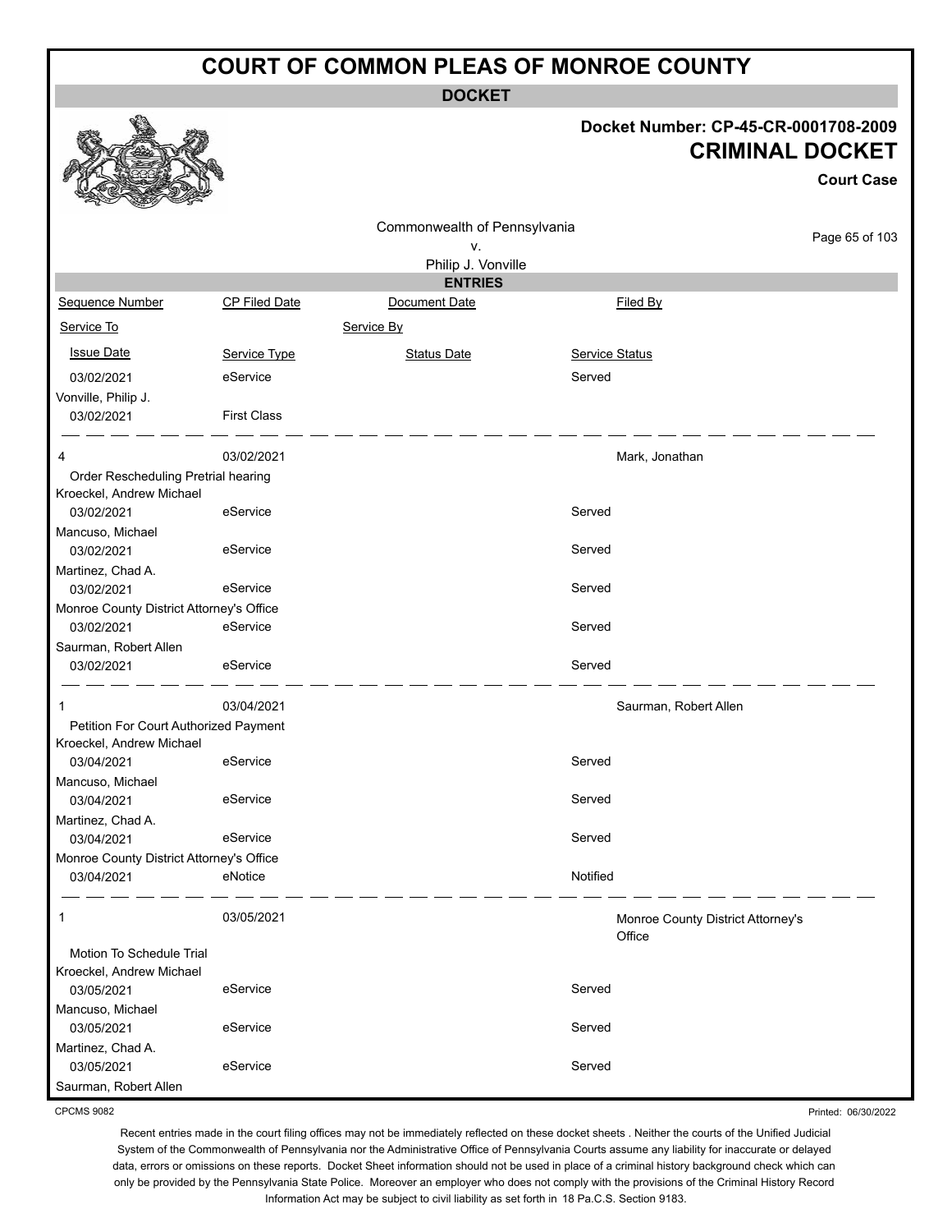# COURT OF COMMON PLEAS OF MONROE COUNTY

**DOCKET**

**Docket Number: CP-45-CR-0001708-2009**

**CRIMINAL DOCKET**

**Court Case**

Commonwealth of Pennsylvania
v.
Philip J. Vonville

**ENTRIES**

| Sequence Number | CP Filed Date | Document Date | Filed By |
|---|---|---|---|
| Service To | | Service By | |
| Issue Date | Service Type | Status Date | Service Status |

| | | | |
|---|---|---|---|
| 03/02/2021 | eService | | Served |
| Vonville, Philip J. | | | |
| 03/02/2021 | First Class | | |

| | | | |
|---|---|---|---|
| 4 | 03/02/2021 | | Mark, Jonathan |
| Order Rescheduling Pretrial hearing | | | |
| Kroeckel, Andrew Michael | | | |
| 03/02/2021 | eService | | Served |
| Mancuso, Michael | | | |
| 03/02/2021 | eService | | Served |
| Martinez, Chad A. | | | |
| 03/02/2021 | eService | | Served |
| Monroe County District Attorney's Office | | | |
| 03/02/2021 | eService | | Served |
| Saurman, Robert Allen | | | |
| 03/02/2021 | eService | | Served |

| | | | |
|---|---|---|---|
| 1 | 03/04/2021 | | Saurman, Robert Allen |
| Petition For Court Authorized Payment | | | |
| Kroeckel, Andrew Michael | | | |
| 03/04/2021 | eService | | Served |
| Mancuso, Michael | | | |
| 03/04/2021 | eService | | Served |
| Martinez, Chad A. | | | |
| 03/04/2021 | eService | | Served |
| Monroe County District Attorney's Office | | | |
| 03/04/2021 | eNotice | | Notified |

| | | | |
|---|---|---|---|
| 1 | 03/05/2021 | | Monroe County District Attorney's Office |
| Motion To Schedule Trial | | | |
| Kroeckel, Andrew Michael | | | |
| 03/05/2021 | eService | | Served |
| Mancuso, Michael | | | |
| 03/05/2021 | eService | | Served |
| Martinez, Chad A. | | | |
| 03/05/2021 | eService | | Served |
| Saurman, Robert Allen | | | |

CPCMS 9082

Printed: 06/30/2022

Recent entries made in the court filing offices may not be immediately reflected on these docket sheets . Neither the courts of the Unified Judicial System of the Commonwealth of Pennsylvania nor the Administrative Office of Pennsylvania Courts assume any liability for inaccurate or delayed data, errors or omissions on these reports. Docket Sheet information should not be used in place of a criminal history background check which can only be provided by the Pennsylvania State Police. Moreover an employer who does not comply with the provisions of the Criminal History Record Information Act may be subject to civil liability as set forth in 18 Pa.C.S. Section 9183.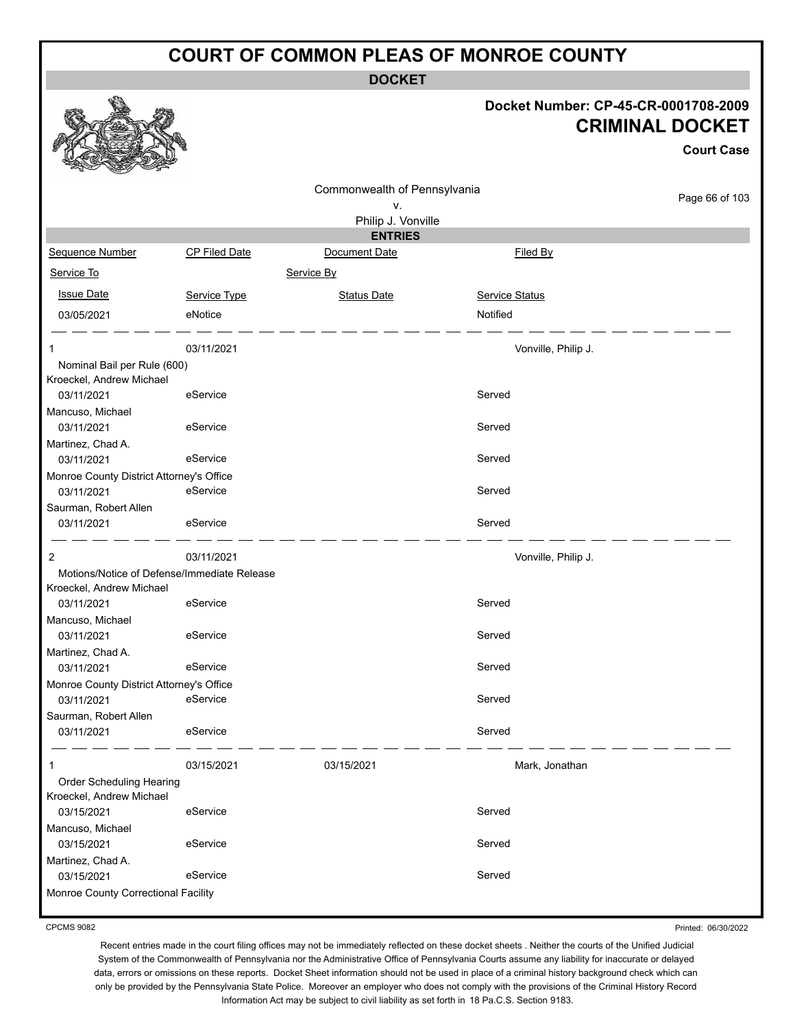# COURT OF COMMON PLEAS OF MONROE COUNTY

**DOCKET**

**Docket Number: CP-45-CR-0001708-2009**

**CRIMINAL DOCKET**

**Court Case**

Commonwealth of Pennsylvania
v.
Philip J. Vonville

**ENTRIES**

| Sequence Number | CP Filed Date | Document Date | Filed By |
|---|---|---|---|
| Service To | | Service By | |
| Issue Date | Service Type | Status Date | Service Status |
| 03/05/2021 | eNotice | | Notified |
| 1 | 03/11/2021 | | Vonville, Philip J. |
| Nominal Bail per Rule (600) | | | |
| Kroeckel, Andrew Michael | | | |
| 03/11/2021 | eService | | Served |
| Mancuso, Michael | | | |
| 03/11/2021 | eService | | Served |
| Martinez, Chad A. | | | |
| 03/11/2021 | eService | | Served |
| Monroe County District Attorney's Office | | | |
| 03/11/2021 | eService | | Served |
| Saurman, Robert Allen | | | |
| 03/11/2021 | eService | | Served |
| 2 | 03/11/2021 | | Vonville, Philip J. |
| Motions/Notice of Defense/Immediate Release | | | |
| Kroeckel, Andrew Michael | | | |
| 03/11/2021 | eService | | Served |
| Mancuso, Michael | | | |
| 03/11/2021 | eService | | Served |
| Martinez, Chad A. | | | |
| 03/11/2021 | eService | | Served |
| Monroe County District Attorney's Office | | | |
| 03/11/2021 | eService | | Served |
| Saurman, Robert Allen | | | |
| 03/11/2021 | eService | | Served |
| 1 | 03/15/2021 | 03/15/2021 | Mark, Jonathan |
| Order Scheduling Hearing | | | |
| Kroeckel, Andrew Michael | | | |
| 03/15/2021 | eService | | Served |
| Mancuso, Michael | | | |
| 03/15/2021 | eService | | Served |
| Martinez, Chad A. | | | |
| 03/15/2021 | eService | | Served |
| Monroe County Correctional Facility | | | |

CPCMS 9082

Printed: 06/30/2022

Recent entries made in the court filing offices may not be immediately reflected on these docket sheets . Neither the courts of the Unified Judicial System of the Commonwealth of Pennsylvania nor the Administrative Office of Pennsylvania Courts assume any liability for inaccurate or delayed data, errors or omissions on these reports. Docket Sheet information should not be used in place of a criminal history background check which can only be provided by the Pennsylvania State Police. Moreover an employer who does not comply with the provisions of the Criminal History Record Information Act may be subject to civil liability as set forth in 18 Pa.C.S. Section 9183.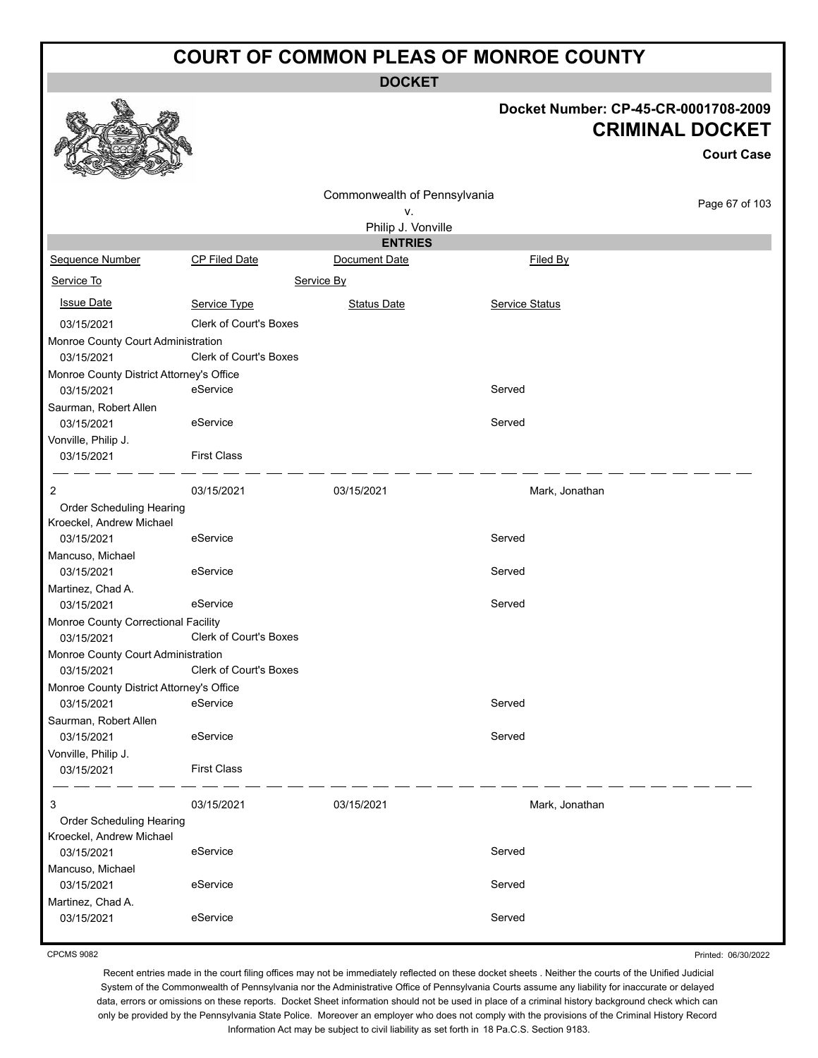# COURT OF COMMON PLEAS OF MONROE COUNTY

**DOCKET**

**Docket Number: CP-45-CR-0001708-2009**

**CRIMINAL DOCKET**

**Court Case**

Commonwealth of Pennsylvania
v.
Philip J. Vonville

**ENTRIES**

| Sequence Number | CP Filed Date | Document Date | Filed By |
|---|---|---|---|
| Service To | Service By | | |
| Issue Date | Service Type | Status Date | Service Status |
| 03/15/2021 | Clerk of Court's Boxes | | |
| Monroe County Court Administration | | | |
| 03/15/2021 | Clerk of Court's Boxes | | |
| Monroe County District Attorney's Office | | | |
| 03/15/2021 | eService | | Served |
| Saurman, Robert Allen | | | |
| 03/15/2021 | eService | | Served |
| Vonville, Philip J. | | | |
| 03/15/2021 | First Class | | |
| 2 | 03/15/2021 | 03/15/2021 | Mark, Jonathan |
| Order Scheduling Hearing | | | |
| Kroeckel, Andrew Michael | | | |
| 03/15/2021 | eService | | Served |
| Mancuso, Michael | | | |
| 03/15/2021 | eService | | Served |
| Martinez, Chad A. | | | |
| 03/15/2021 | eService | | Served |
| Monroe County Correctional Facility | | | |
| 03/15/2021 | Clerk of Court's Boxes | | |
| Monroe County Court Administration | | | |
| 03/15/2021 | Clerk of Court's Boxes | | |
| Monroe County District Attorney's Office | | | |
| 03/15/2021 | eService | | Served |
| Saurman, Robert Allen | | | |
| 03/15/2021 | eService | | Served |
| Vonville, Philip J. | | | |
| 03/15/2021 | First Class | | |
| 3 | 03/15/2021 | 03/15/2021 | Mark, Jonathan |
| Order Scheduling Hearing | | | |
| Kroeckel, Andrew Michael | | | |
| 03/15/2021 | eService | | Served |
| Mancuso, Michael | | | |
| 03/15/2021 | eService | | Served |
| Martinez, Chad A. | | | |
| 03/15/2021 | eService | | Served |

CPCMS 9082

Printed: 06/30/2022

Recent entries made in the court filing offices may not be immediately reflected on these docket sheets . Neither the courts of the Unified Judicial System of the Commonwealth of Pennsylvania nor the Administrative Office of Pennsylvania Courts assume any liability for inaccurate or delayed data, errors or omissions on these reports. Docket Sheet information should not be used in place of a criminal history background check which can only be provided by the Pennsylvania State Police. Moreover an employer who does not comply with the provisions of the Criminal History Record Information Act may be subject to civil liability as set forth in 18 Pa.C.S. Section 9183.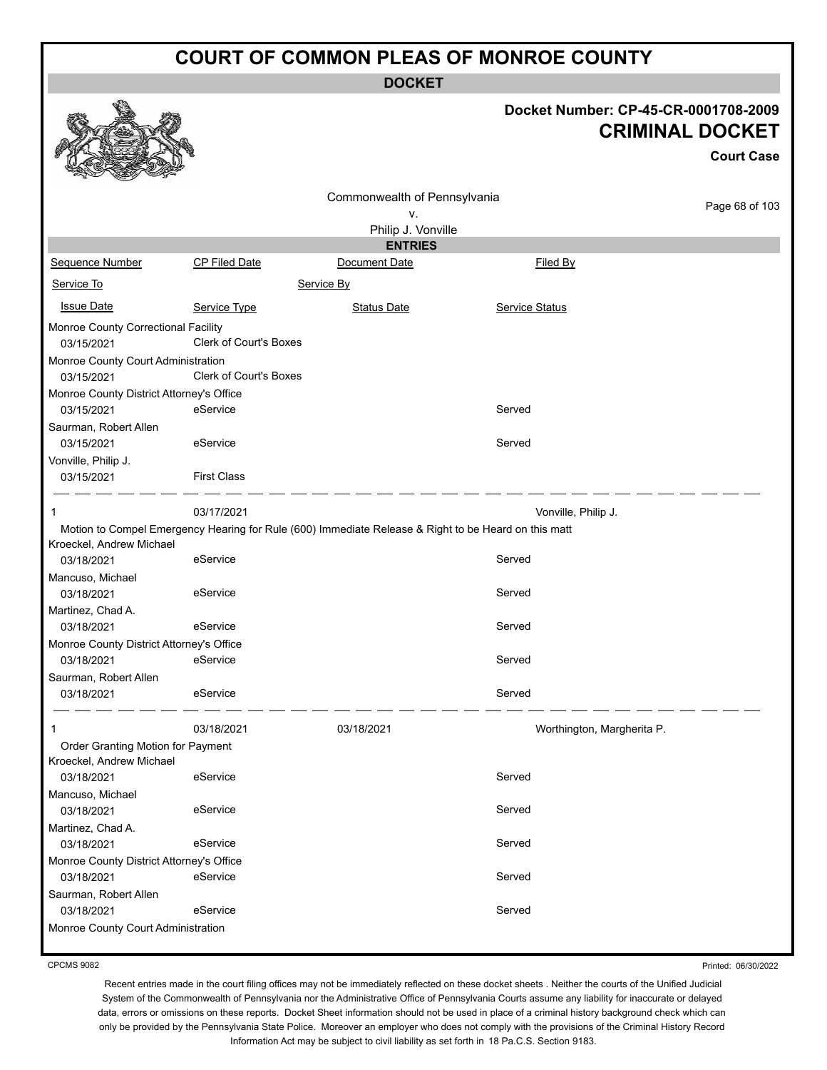# COURT OF COMMON PLEAS OF MONROE COUNTY

## DOCKET

**Docket Number: CP-45-CR-0001708-2009**

**CRIMINAL DOCKET**

**Court Case**

Commonwealth of Pennsylvania
v.
Philip J. Vonville

### ENTRIES

| Sequence Number | CP Filed Date | Document Date | Filed By |
|---|---|---|---|
| Service To | | Service By | |
| Issue Date | Service Type | Status Date | Service Status |
| Monroe County Correctional Facility | | | |
| 03/15/2021 | Clerk of Court's Boxes | | |
| Monroe County Court Administration | | | |
| 03/15/2021 | Clerk of Court's Boxes | | |
| Monroe County District Attorney's Office | | | |
| 03/15/2021 | eService | | Served |
| Saurman, Robert Allen | | | |
| 03/15/2021 | eService | | Served |
| Vonville, Philip J. | | | |
| 03/15/2021 | First Class | | |
| 1 | 03/17/2021 | | Vonville, Philip J. |
| Motion to Compel Emergency Hearing for Rule (600) Immediate Release & Right to be Heard on this matt | | | |
| Kroeckel, Andrew Michael | | | |
| 03/18/2021 | eService | | Served |
| Mancuso, Michael | | | |
| 03/18/2021 | eService | | Served |
| Martinez, Chad A. | | | |
| 03/18/2021 | eService | | Served |
| Monroe County District Attorney's Office | | | |
| 03/18/2021 | eService | | Served |
| Saurman, Robert Allen | | | |
| 03/18/2021 | eService | | Served |
| 1 | 03/18/2021 | 03/18/2021 | Worthington, Margherita P. |
| Order Granting Motion for Payment | | | |
| Kroeckel, Andrew Michael | | | |
| 03/18/2021 | eService | | Served |
| Mancuso, Michael | | | |
| 03/18/2021 | eService | | Served |
| Martinez, Chad A. | | | |
| 03/18/2021 | eService | | Served |
| Monroe County District Attorney's Office | | | |
| 03/18/2021 | eService | | Served |
| Saurman, Robert Allen | | | |
| 03/18/2021 | eService | | Served |
| Monroe County Court Administration | | | |

CPCMS 9082

Printed: 06/30/2022

Recent entries made in the court filing offices may not be immediately reflected on these docket sheets . Neither the courts of the Unified Judicial System of the Commonwealth of Pennsylvania nor the Administrative Office of Pennsylvania Courts assume any liability for inaccurate or delayed data, errors or omissions on these reports. Docket Sheet information should not be used in place of a criminal history background check which can only be provided by the Pennsylvania State Police. Moreover an employer who does not comply with the provisions of the Criminal History Record Information Act may be subject to civil liability as set forth in 18 Pa.C.S. Section 9183.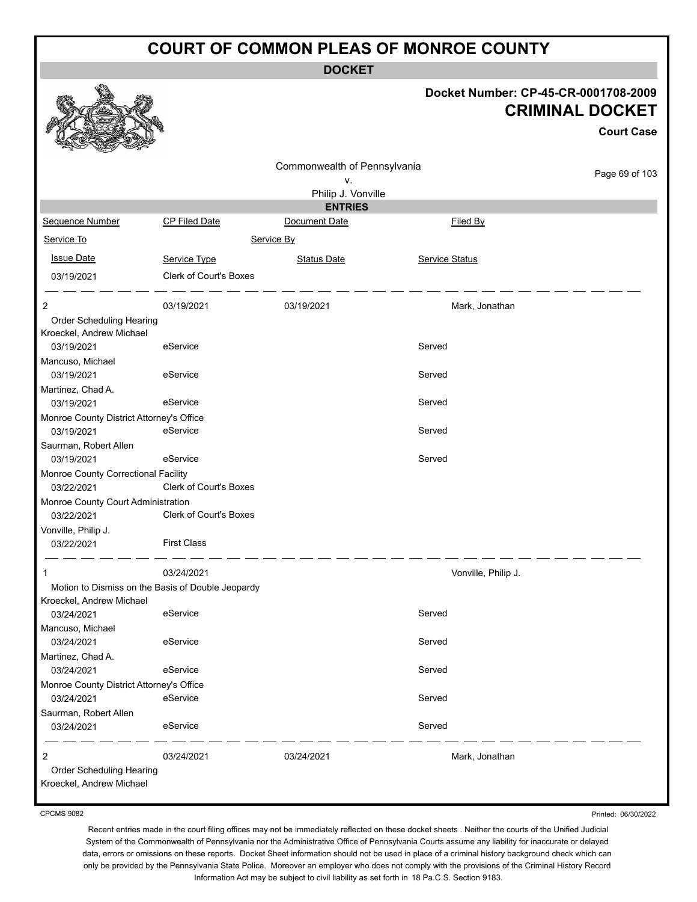# COURT OF COMMON PLEAS OF MONROE COUNTY

## DOCKET

**Docket Number: CP-45-CR-0001708-2009**

**CRIMINAL DOCKET**

**Court Case**

Commonwealth of Pennsylvania
v.
Philip J. Vonville

### ENTRIES

| Sequence Number | CP Filed Date | Document Date | Filed By |
|---|---|---|---|
| Service To | | Service By | |
| Issue Date | Service Type | Status Date | Service Status |
| 03/19/2021 | Clerk of Court's Boxes | | |
| 2 | 03/19/2021 | 03/19/2021 | Mark, Jonathan |
| Order Scheduling Hearing | | | |
| Kroeckel, Andrew Michael | | | |
| 03/19/2021 | eService | | Served |
| Mancuso, Michael | | | |
| 03/19/2021 | eService | | Served |
| Martinez, Chad A. | | | |
| 03/19/2021 | eService | | Served |
| Monroe County District Attorney's Office | | | |
| 03/19/2021 | eService | | Served |
| Saurman, Robert Allen | | | |
| 03/19/2021 | eService | | Served |
| Monroe County Correctional Facility | | | |
| 03/22/2021 | Clerk of Court's Boxes | | |
| Monroe County Court Administration | | | |
| 03/22/2021 | Clerk of Court's Boxes | | |
| Vonville, Philip J. | | | |
| 03/22/2021 | First Class | | |
| 1 | 03/24/2021 | | Vonville, Philip J. |
| Motion to Dismiss on the Basis of Double Jeopardy | | | |
| Kroeckel, Andrew Michael | | | |
| 03/24/2021 | eService | | Served |
| Mancuso, Michael | | | |
| 03/24/2021 | eService | | Served |
| Martinez, Chad A. | | | |
| 03/24/2021 | eService | | Served |
| Monroe County District Attorney's Office | | | |
| 03/24/2021 | eService | | Served |
| Saurman, Robert Allen | | | |
| 03/24/2021 | eService | | Served |
| 2 | 03/24/2021 | 03/24/2021 | Mark, Jonathan |
| Order Scheduling Hearing | | | |
| Kroeckel, Andrew Michael | | | |

CPCMS 9082

Printed: 06/30/2022

Recent entries made in the court filing offices may not be immediately reflected on these docket sheets . Neither the courts of the Unified Judicial System of the Commonwealth of Pennsylvania nor the Administrative Office of Pennsylvania Courts assume any liability for inaccurate or delayed data, errors or omissions on these reports. Docket Sheet information should not be used in place of a criminal history background check which can only be provided by the Pennsylvania State Police. Moreover an employer who does not comply with the provisions of the Criminal History Record Information Act may be subject to civil liability as set forth in 18 Pa.C.S. Section 9183.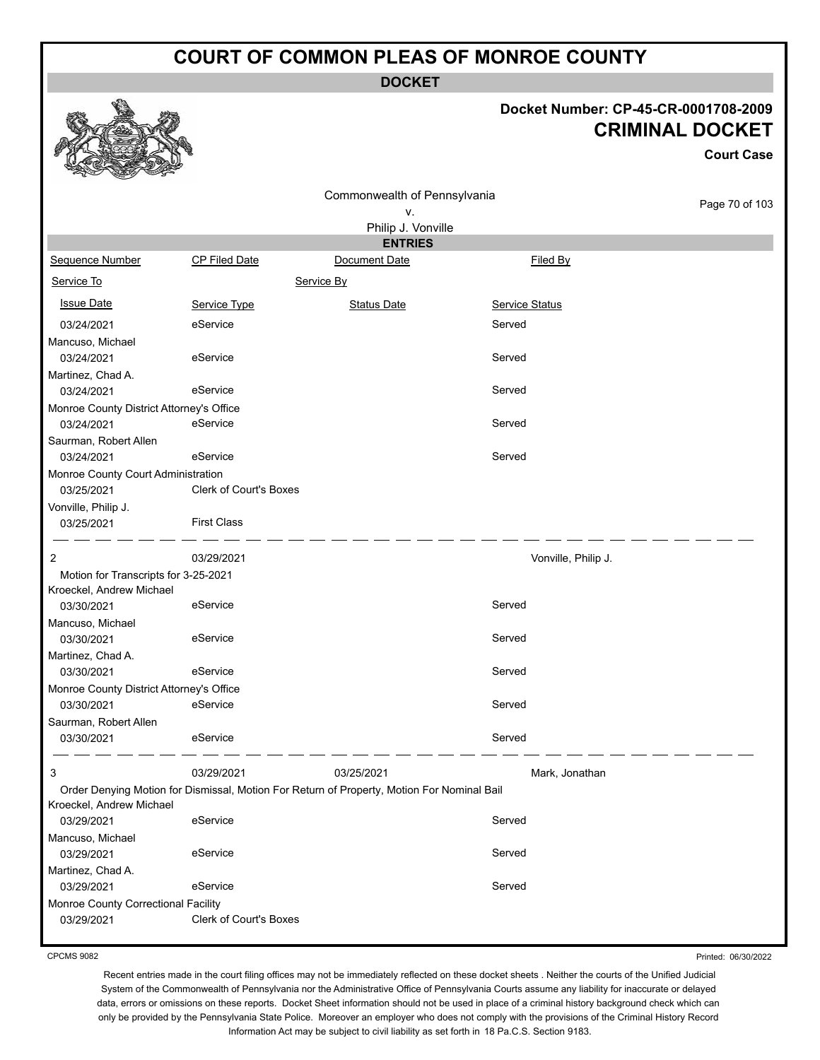# COURT OF COMMON PLEAS OF MONROE COUNTY

## DOCKET

**Docket Number: CP-45-CR-0001708-2009**

**CRIMINAL DOCKET**

**Court Case**

Commonwealth of Pennsylvania
v.
Philip J. Vonville

### ENTRIES

| Sequence Number | CP Filed Date | Document Date | Filed By |
|---|---|---|---|
| Service To | | Service By | |
| Issue Date | Service Type | Status Date | Service Status |
| 03/24/2021 | eService | | Served |
| Mancuso, Michael | | | |
| 03/24/2021 | eService | | Served |
| Martinez, Chad A. | | | |
| 03/24/2021 | eService | | Served |
| Monroe County District Attorney's Office | | | |
| 03/24/2021 | eService | | Served |
| Saurman, Robert Allen | | | |
| 03/24/2021 | eService | | Served |
| Monroe County Court Administration | | | |
| 03/25/2021 | Clerk of Court's Boxes | | |
| Vonville, Philip J. | | | |
| 03/25/2021 | First Class | | |
| 2 | 03/29/2021 | | Vonville, Philip J. |
| Motion for Transcripts for 3-25-2021 | | | |
| Kroeckel, Andrew Michael | | | |
| 03/30/2021 | eService | | Served |
| Mancuso, Michael | | | |
| 03/30/2021 | eService | | Served |
| Martinez, Chad A. | | | |
| 03/30/2021 | eService | | Served |
| Monroe County District Attorney's Office | | | |
| 03/30/2021 | eService | | Served |
| Saurman, Robert Allen | | | |
| 03/30/2021 | eService | | Served |
| 3 | 03/29/2021 | 03/25/2021 | Mark, Jonathan |
| Order Denying Motion for Dismissal, Motion For Return of Property, Motion For Nominal Bail | | | |
| Kroeckel, Andrew Michael | | | |
| 03/29/2021 | eService | | Served |
| Mancuso, Michael | | | |
| 03/29/2021 | eService | | Served |
| Martinez, Chad A. | | | |
| 03/29/2021 | eService | | Served |
| Monroe County Correctional Facility | | | |
| 03/29/2021 | Clerk of Court's Boxes | | |

CPCMS 9082

Printed: 06/30/2022

Recent entries made in the court filing offices may not be immediately reflected on these docket sheets . Neither the courts of the Unified Judicial System of the Commonwealth of Pennsylvania nor the Administrative Office of Pennsylvania Courts assume any liability for inaccurate or delayed data, errors or omissions on these reports. Docket Sheet information should not be used in place of a criminal history background check which can only be provided by the Pennsylvania State Police. Moreover an employer who does not comply with the provisions of the Criminal History Record Information Act may be subject to civil liability as set forth in 18 Pa.C.S. Section 9183.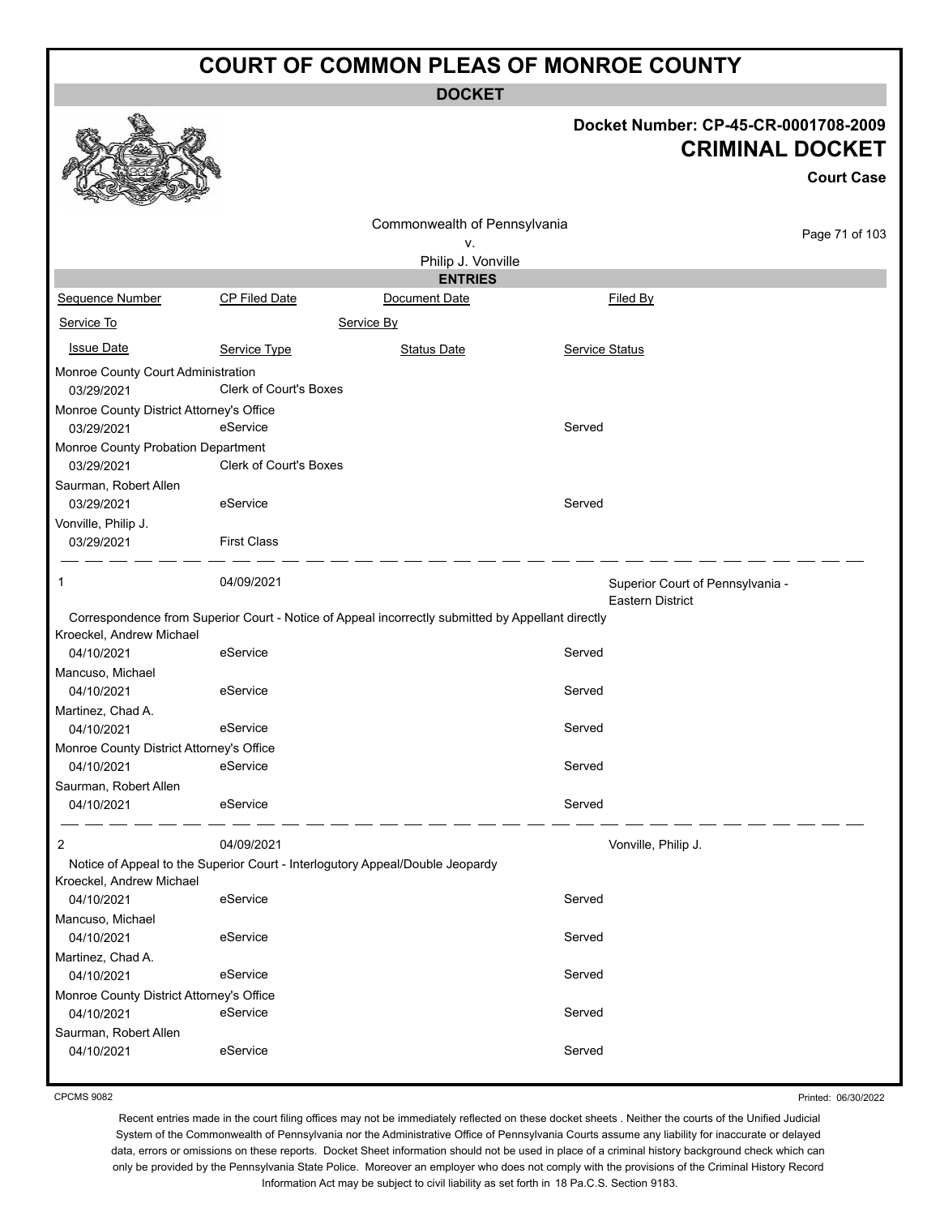# COURT OF COMMON PLEAS OF MONROE COUNTY

## DOCKET

**Docket Number: CP-45-CR-0001708-2009**

**CRIMINAL DOCKET**

**Court Case**

Commonwealth of Pennsylvania
v.
Philip J. Vonville

### ENTRIES

| Sequence Number | CP Filed Date | Document Date | Filed By |
|---|---|---|---|
| Service To | | Service By | |
| Issue Date | Service Type | Status Date | Service Status |

| | | | |
|---|---|---|---|
| Monroe County Court Administration | | | |
| 03/29/2021 | Clerk of Court's Boxes | | |
| Monroe County District Attorney's Office | | | |
| 03/29/2021 | eService | | Served |
| Monroe County Probation Department | | | |
| 03/29/2021 | Clerk of Court's Boxes | | |
| Saurman, Robert Allen | | | |
| 03/29/2021 | eService | | Served |
| Vonville, Philip J. | | | |
| 03/29/2021 | First Class | | |

| | | | |
|---|---|---|---|
| 1 | 04/09/2021 | | Superior Court of Pennsylvania - Eastern District |
| Correspondence from Superior Court - Notice of Appeal incorrectly submitted by Appellant directly | | | |
| Kroeckel, Andrew Michael | | | |
| 04/10/2021 | eService | | Served |
| Mancuso, Michael | | | |
| 04/10/2021 | eService | | Served |
| Martinez, Chad A. | | | |
| 04/10/2021 | eService | | Served |
| Monroe County District Attorney's Office | | | |
| 04/10/2021 | eService | | Served |
| Saurman, Robert Allen | | | |
| 04/10/2021 | eService | | Served |

| | | | |
|---|---|---|---|
| 2 | 04/09/2021 | | Vonville, Philip J. |
| Notice of Appeal to the Superior Court - Interlogutory Appeal/Double Jeopardy | | | |
| Kroeckel, Andrew Michael | | | |
| 04/10/2021 | eService | | Served |
| Mancuso, Michael | | | |
| 04/10/2021 | eService | | Served |
| Martinez, Chad A. | | | |
| 04/10/2021 | eService | | Served |
| Monroe County District Attorney's Office | | | |
| 04/10/2021 | eService | | Served |
| Saurman, Robert Allen | | | |
| 04/10/2021 | eService | | Served |

CPCMS 9082

Printed: 06/30/2022

Recent entries made in the court filing offices may not be immediately reflected on these docket sheets . Neither the courts of the Unified Judicial System of the Commonwealth of Pennsylvania nor the Administrative Office of Pennsylvania Courts assume any liability for inaccurate or delayed data, errors or omissions on these reports. Docket Sheet information should not be used in place of a criminal history background check which can only be provided by the Pennsylvania State Police. Moreover an employer who does not comply with the provisions of the Criminal History Record Information Act may be subject to civil liability as set forth in 18 Pa.C.S. Section 9183.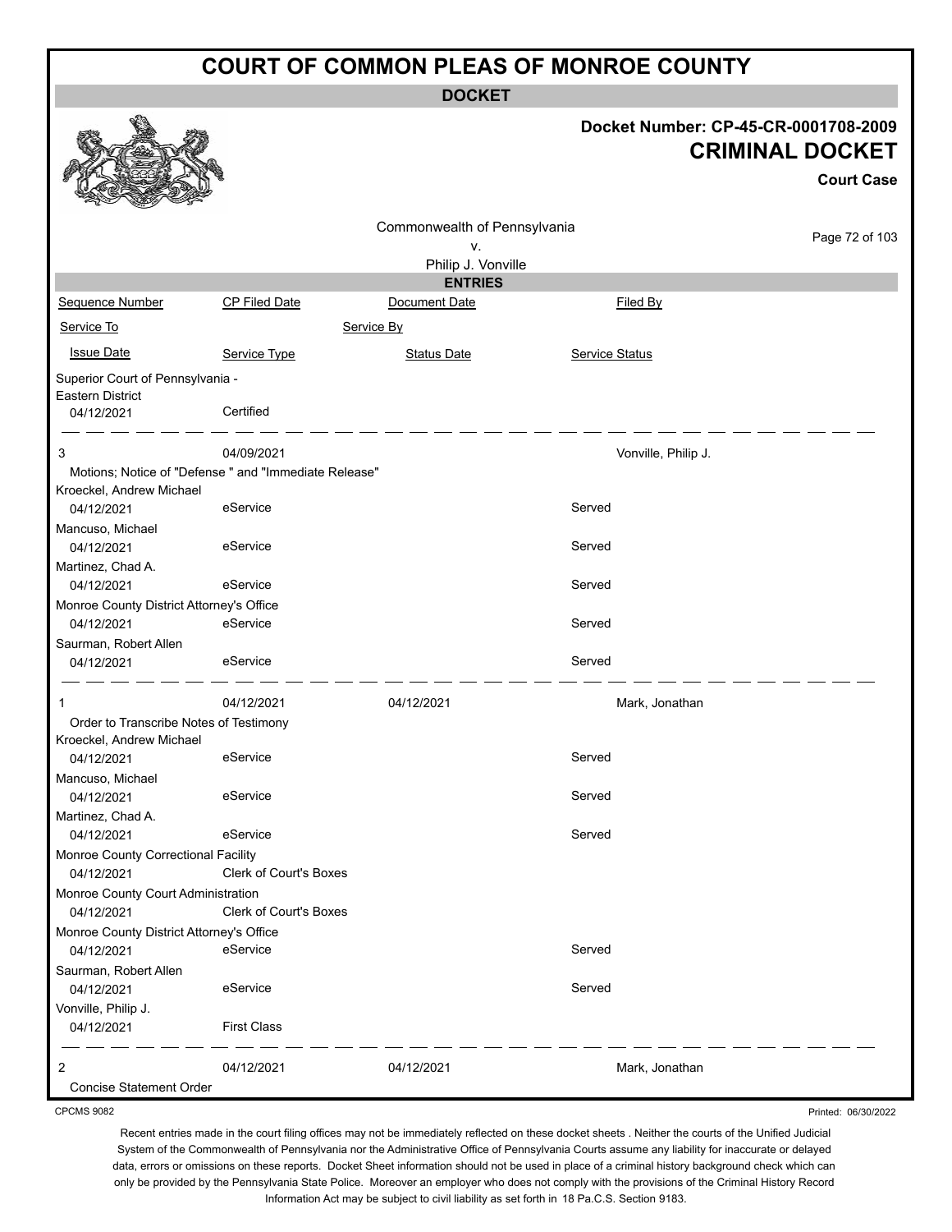# COURT OF COMMON PLEAS OF MONROE COUNTY

**DOCKET**

**Docket Number: CP-45-CR-0001708-2009**

**CRIMINAL DOCKET**

**Court Case**

Commonwealth of Pennsylvania
v.
Philip J. Vonville

**ENTRIES**

| Sequence Number | CP Filed Date | Document Date | Filed By |
|---|---|---|---|
| Service To | | Service By | |
| Issue Date | Service Type | Status Date | Service Status |
| Superior Court of Pennsylvania - Eastern District | | | |
| 04/12/2021 | Certified | | |
| 3 | 04/09/2021 | | Vonville, Philip J. |
| Motions; Notice of "Defense " and "Immediate Release" | | | |
| Kroeckel, Andrew Michael | | | |
| 04/12/2021 | eService | | Served |
| Mancuso, Michael | | | |
| 04/12/2021 | eService | | Served |
| Martinez, Chad A. | | | |
| 04/12/2021 | eService | | Served |
| Monroe County District Attorney's Office | | | |
| 04/12/2021 | eService | | Served |
| Saurman, Robert Allen | | | |
| 04/12/2021 | eService | | Served |
| 1 | 04/12/2021 | 04/12/2021 | Mark, Jonathan |
| Order to Transcribe Notes of Testimony | | | |
| Kroeckel, Andrew Michael | | | |
| 04/12/2021 | eService | | Served |
| Mancuso, Michael | | | |
| 04/12/2021 | eService | | Served |
| Martinez, Chad A. | | | |
| 04/12/2021 | eService | | Served |
| Monroe County Correctional Facility | | | |
| 04/12/2021 | Clerk of Court's Boxes | | |
| Monroe County Court Administration | | | |
| 04/12/2021 | Clerk of Court's Boxes | | |
| Monroe County District Attorney's Office | | | |
| 04/12/2021 | eService | | Served |
| Saurman, Robert Allen | | | |
| 04/12/2021 | eService | | Served |
| Vonville, Philip J. | | | |
| 04/12/2021 | First Class | | |
| 2 | 04/12/2021 | 04/12/2021 | Mark, Jonathan |
| Concise Statement Order | | | |

CPCMS 9082

Printed: 06/30/2022

Recent entries made in the court filing offices may not be immediately reflected on these docket sheets . Neither the courts of the Unified Judicial System of the Commonwealth of Pennsylvania nor the Administrative Office of Pennsylvania Courts assume any liability for inaccurate or delayed data, errors or omissions on these reports. Docket Sheet information should not be used in place of a criminal history background check which can only be provided by the Pennsylvania State Police. Moreover an employer who does not comply with the provisions of the Criminal History Record Information Act may be subject to civil liability as set forth in 18 Pa.C.S. Section 9183.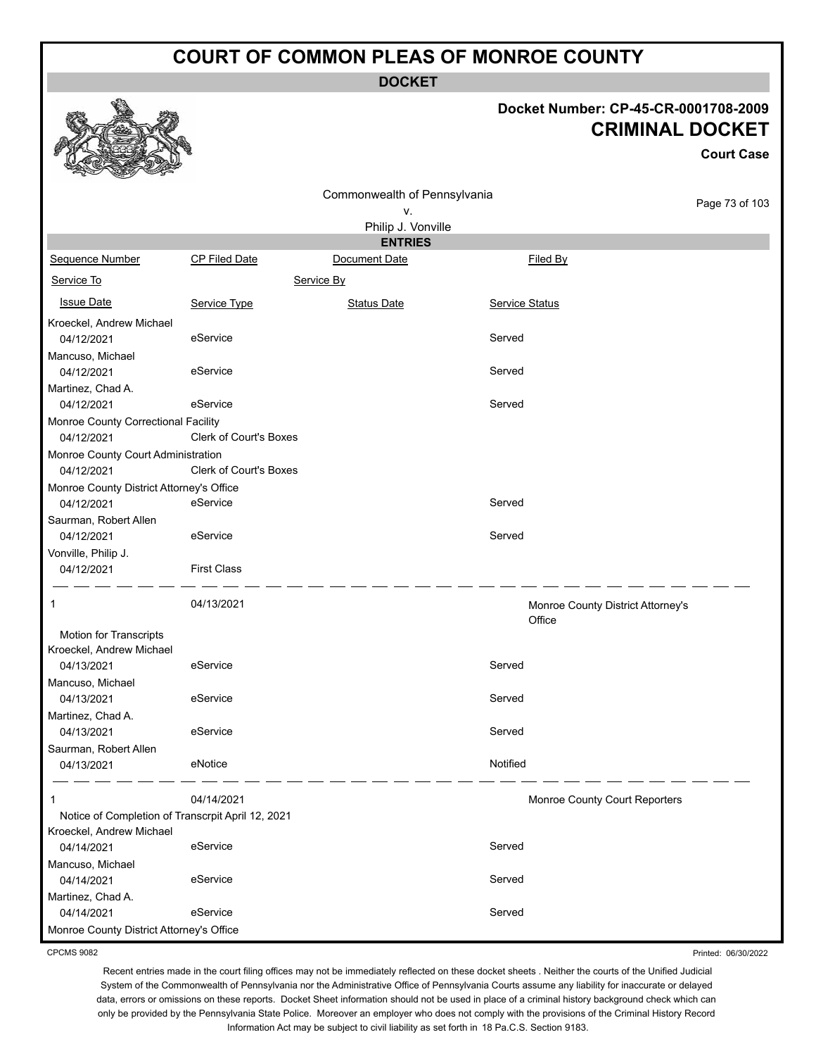# COURT OF COMMON PLEAS OF MONROE COUNTY

**DOCKET**

**Docket Number: CP-45-CR-0001708-2009**

**CRIMINAL DOCKET**

**Court Case**

Commonwealth of Pennsylvania
v.
Philip J. Vonville

**ENTRIES**

| Sequence Number | CP Filed Date | Document Date | Filed By |
|---|---|---|---|
| Service To | | Service By | |
| Issue Date | Service Type | Status Date | Service Status |
| Kroeckel, Andrew Michael | | | |
| 04/12/2021 | eService | | Served |
| Mancuso, Michael | | | |
| 04/12/2021 | eService | | Served |
| Martinez, Chad A. | | | |
| 04/12/2021 | eService | | Served |
| Monroe County Correctional Facility | | | |
| 04/12/2021 | Clerk of Court's Boxes | | |
| Monroe County Court Administration | | | |
| 04/12/2021 | Clerk of Court's Boxes | | |
| Monroe County District Attorney's Office | | | |
| 04/12/2021 | eService | | Served |
| Saurman, Robert Allen | | | |
| 04/12/2021 | eService | | Served |
| Vonville, Philip J. | | | |
| 04/12/2021 | First Class | | |
| 1 | 04/13/2021 | | Monroe County District Attorney's Office |
| Motion for Transcripts | | | |
| Kroeckel, Andrew Michael | | | |
| 04/13/2021 | eService | | Served |
| Mancuso, Michael | | | |
| 04/13/2021 | eService | | Served |
| Martinez, Chad A. | | | |
| 04/13/2021 | eService | | Served |
| Saurman, Robert Allen | | | |
| 04/13/2021 | eNotice | | Notified |
| 1 | 04/14/2021 | | Monroe County Court Reporters |
| Notice of Completion of Transcrpit April 12, 2021 | | | |
| Kroeckel, Andrew Michael | | | |
| 04/14/2021 | eService | | Served |
| Mancuso, Michael | | | |
| 04/14/2021 | eService | | Served |
| Martinez, Chad A. | | | |
| 04/14/2021 | eService | | Served |
| Monroe County District Attorney's Office | | | |

CPCMS 9082

Printed: 06/30/2022

Recent entries made in the court filing offices may not be immediately reflected on these docket sheets . Neither the courts of the Unified Judicial System of the Commonwealth of Pennsylvania nor the Administrative Office of Pennsylvania Courts assume any liability for inaccurate or delayed data, errors or omissions on these reports. Docket Sheet information should not be used in place of a criminal history background check which can only be provided by the Pennsylvania State Police. Moreover an employer who does not comply with the provisions of the Criminal History Record Information Act may be subject to civil liability as set forth in 18 Pa.C.S. Section 9183.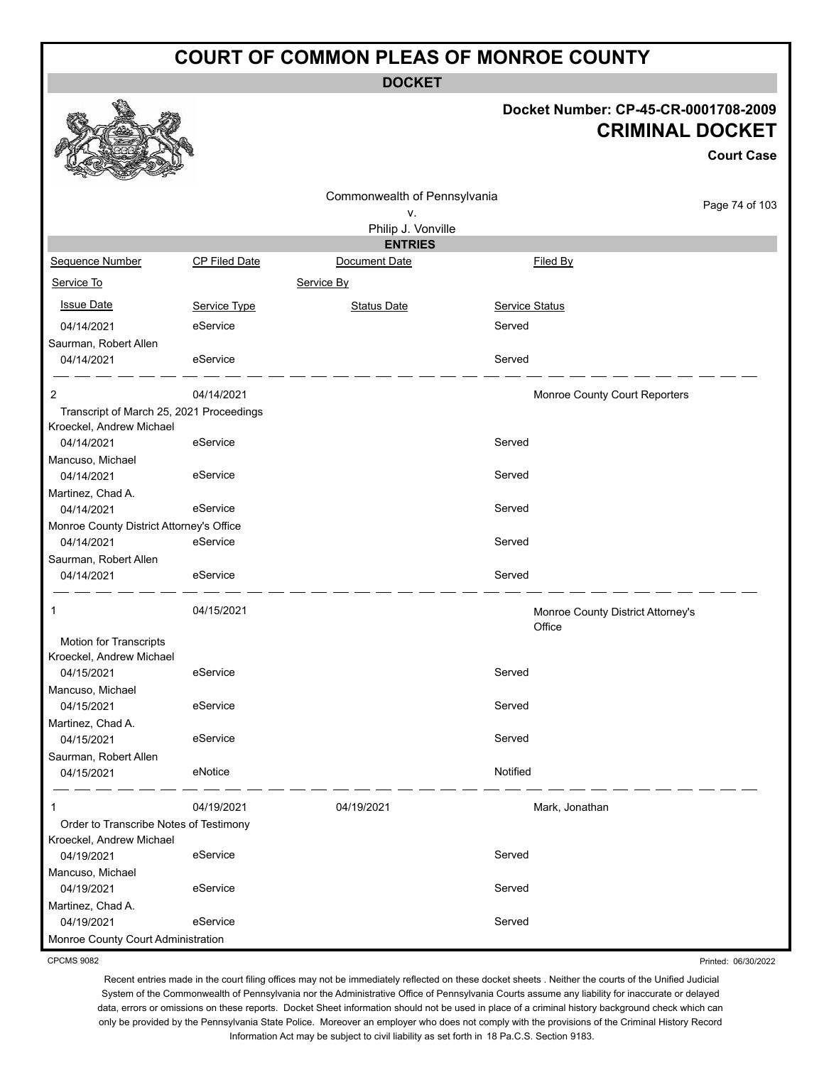# COURT OF COMMON PLEAS OF MONROE COUNTY

## DOCKET

**Docket Number: CP-45-CR-0001708-2009**

**CRIMINAL DOCKET**

**Court Case**

Commonwealth of Pennsylvania
v.
Philip J. Vonville

### ENTRIES

| Sequence Number | CP Filed Date | Document Date | Filed By |
|---|---|---|---|
| Service To | | Service By | |
| Issue Date | Service Type | Status Date | Service Status |
| 04/14/2021 | eService | | Served |
| Saurman, Robert Allen | | | |
| 04/14/2021 | eService | | Served |
| 2 | 04/14/2021 | | Monroe County Court Reporters |
| Transcript of March 25, 2021 Proceedings | | | |
| Kroeckel, Andrew Michael | | | |
| 04/14/2021 | eService | | Served |
| Mancuso, Michael | | | |
| 04/14/2021 | eService | | Served |
| Martinez, Chad A. | | | |
| 04/14/2021 | eService | | Served |
| Monroe County District Attorney's Office | | | |
| 04/14/2021 | eService | | Served |
| Saurman, Robert Allen | | | |
| 04/14/2021 | eService | | Served |
| 1 | 04/15/2021 | | Monroe County District Attorney's Office |
| Motion for Transcripts | | | |
| Kroeckel, Andrew Michael | | | |
| 04/15/2021 | eService | | Served |
| Mancuso, Michael | | | |
| 04/15/2021 | eService | | Served |
| Martinez, Chad A. | | | |
| 04/15/2021 | eService | | Served |
| Saurman, Robert Allen | | | |
| 04/15/2021 | eNotice | | Notified |
| 1 | 04/19/2021 | 04/19/2021 | Mark, Jonathan |
| Order to Transcribe Notes of Testimony | | | |
| Kroeckel, Andrew Michael | | | |
| 04/19/2021 | eService | | Served |
| Mancuso, Michael | | | |
| 04/19/2021 | eService | | Served |
| Martinez, Chad A. | | | |
| 04/19/2021 | eService | | Served |
| Monroe County Court Administration | | | |

CPCMS 9082

Printed: 06/30/2022

Recent entries made in the court filing offices may not be immediately reflected on these docket sheets . Neither the courts of the Unified Judicial System of the Commonwealth of Pennsylvania nor the Administrative Office of Pennsylvania Courts assume any liability for inaccurate or delayed data, errors or omissions on these reports. Docket Sheet information should not be used in place of a criminal history background check which can only be provided by the Pennsylvania State Police. Moreover an employer who does not comply with the provisions of the Criminal History Record Information Act may be subject to civil liability as set forth in 18 Pa.C.S. Section 9183.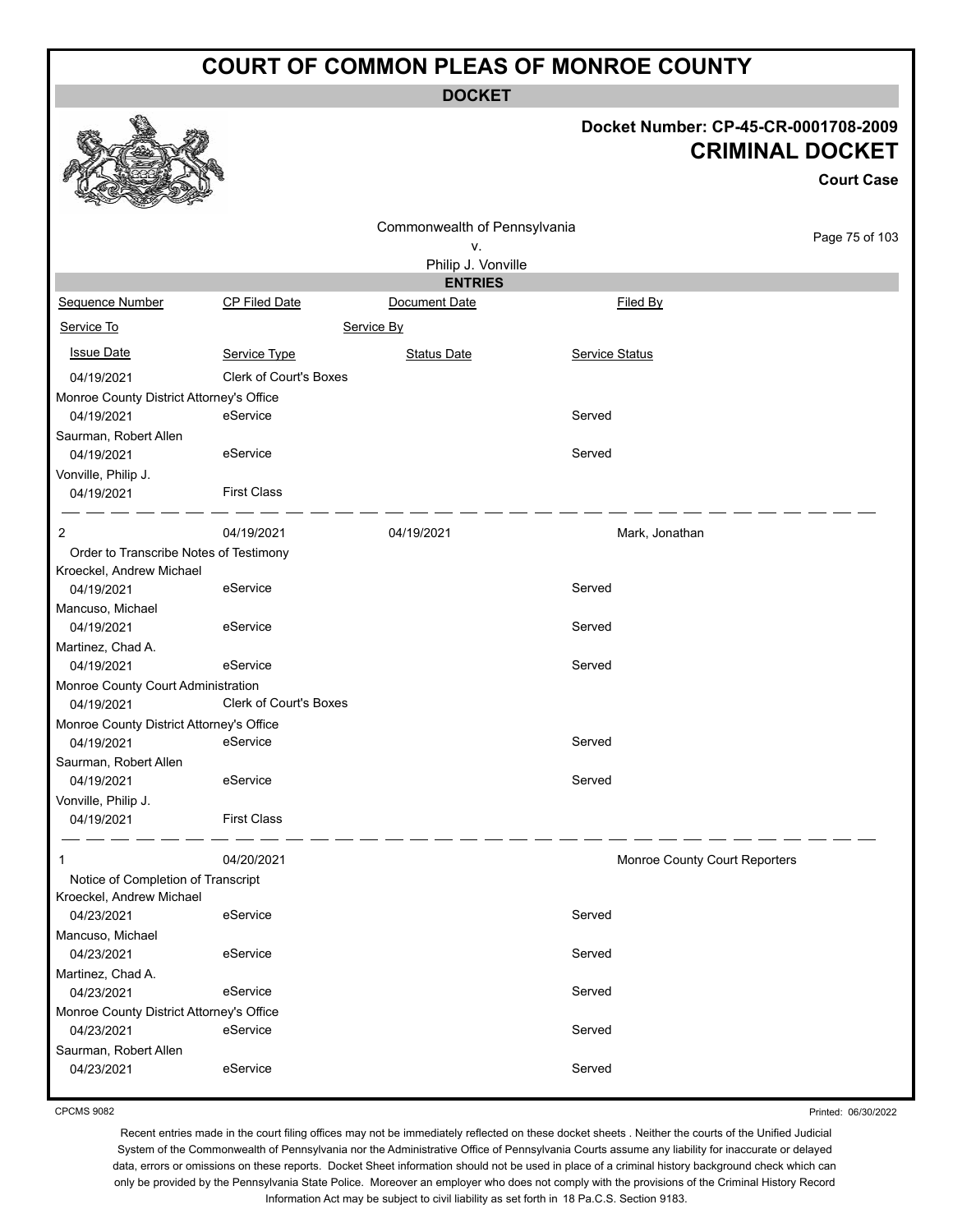# COURT OF COMMON PLEAS OF MONROE COUNTY

**DOCKET**

**Docket Number: CP-45-CR-0001708-2009**

**CRIMINAL DOCKET**

**Court Case**

Commonwealth of Pennsylvania
v.
Philip J. Vonville

**ENTRIES**

| Sequence Number | CP Filed Date | Document Date | Filed By |
|---|---|---|---|
| Service To | | Service By | |
| Issue Date | Service Type | Status Date | Service Status |
| 04/19/2021 | Clerk of Court's Boxes | | |
| Monroe County District Attorney's Office | | | |
| 04/19/2021 | eService | | Served |
| Saurman, Robert Allen | | | |
| 04/19/2021 | eService | | Served |
| Vonville, Philip J. | | | |
| 04/19/2021 | First Class | | |
| 2 | 04/19/2021 | 04/19/2021 | Mark, Jonathan |
| Order to Transcribe Notes of Testimony | | | |
| Kroeckel, Andrew Michael | | | |
| 04/19/2021 | eService | | Served |
| Mancuso, Michael | | | |
| 04/19/2021 | eService | | Served |
| Martinez, Chad A. | | | |
| 04/19/2021 | eService | | Served |
| Monroe County Court Administration | | | |
| 04/19/2021 | Clerk of Court's Boxes | | |
| Monroe County District Attorney's Office | | | |
| 04/19/2021 | eService | | Served |
| Saurman, Robert Allen | | | |
| 04/19/2021 | eService | | Served |
| Vonville, Philip J. | | | |
| 04/19/2021 | First Class | | |
| 1 | 04/20/2021 | | Monroe County Court Reporters |
| Notice of Completion of Transcript | | | |
| Kroeckel, Andrew Michael | | | |
| 04/23/2021 | eService | | Served |
| Mancuso, Michael | | | |
| 04/23/2021 | eService | | Served |
| Martinez, Chad A. | | | |
| 04/23/2021 | eService | | Served |
| Monroe County District Attorney's Office | | | |
| 04/23/2021 | eService | | Served |
| Saurman, Robert Allen | | | |
| 04/23/2021 | eService | | Served |

CPCMS 9082

Printed: 06/30/2022

Recent entries made in the court filing offices may not be immediately reflected on these docket sheets . Neither the courts of the Unified Judicial System of the Commonwealth of Pennsylvania nor the Administrative Office of Pennsylvania Courts assume any liability for inaccurate or delayed data, errors or omissions on these reports. Docket Sheet information should not be used in place of a criminal history background check which can only be provided by the Pennsylvania State Police. Moreover an employer who does not comply with the provisions of the Criminal History Record Information Act may be subject to civil liability as set forth in 18 Pa.C.S. Section 9183.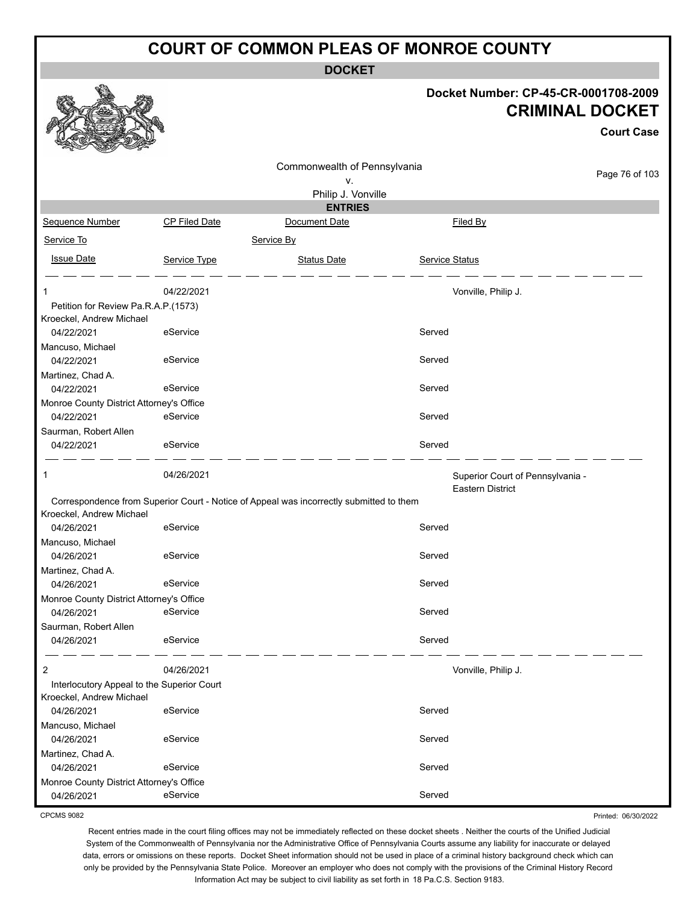# COURT OF COMMON PLEAS OF MONROE COUNTY

## DOCKET

**Docket Number: CP-45-CR-0001708-2009**

## CRIMINAL DOCKET

**Court Case**

Commonwealth of Pennsylvania
v.
Philip J. Vonville

### ENTRIES

| Sequence Number | CP Filed Date | Document Date | Filed By |
|---|---|---|---|
| Service To | | Service By | |
| Issue Date | Service Type | Status Date | Service Status |

| | | | |
|---|---|---|---|
| 1 | 04/22/2021 | | Vonville, Philip J. |
| Petition for Review Pa.R.A.P.(1573) | | | |
| Kroeckel, Andrew Michael | | | |
| 04/22/2021 | eService | | Served |
| Mancuso, Michael | | | |
| 04/22/2021 | eService | | Served |
| Martinez, Chad A. | | | |
| 04/22/2021 | eService | | Served |
| Monroe County District Attorney's Office | | | |
| 04/22/2021 | eService | | Served |
| Saurman, Robert Allen | | | |
| 04/22/2021 | eService | | Served |

| | | | |
|---|---|---|---|
| 1 | 04/26/2021 | | Superior Court of Pennsylvania - Eastern District |
| Correspondence from Superior Court - Notice of Appeal was incorrectly submitted to them | | | |
| Kroeckel, Andrew Michael | | | |
| 04/26/2021 | eService | | Served |
| Mancuso, Michael | | | |
| 04/26/2021 | eService | | Served |
| Martinez, Chad A. | | | |
| 04/26/2021 | eService | | Served |
| Monroe County District Attorney's Office | | | |
| 04/26/2021 | eService | | Served |
| Saurman, Robert Allen | | | |
| 04/26/2021 | eService | | Served |

| | | | |
|---|---|---|---|
| 2 | 04/26/2021 | | Vonville, Philip J. |
| Interlocutory Appeal to the Superior Court | | | |
| Kroeckel, Andrew Michael | | | |
| 04/26/2021 | eService | | Served |
| Mancuso, Michael | | | |
| 04/26/2021 | eService | | Served |
| Martinez, Chad A. | | | |
| 04/26/2021 | eService | | Served |
| Monroe County District Attorney's Office | | | |
| 04/26/2021 | eService | | Served |

CPCMS 9082

Printed: 06/30/2022

Recent entries made in the court filing offices may not be immediately reflected on these docket sheets . Neither the courts of the Unified Judicial System of the Commonwealth of Pennsylvania nor the Administrative Office of Pennsylvania Courts assume any liability for inaccurate or delayed data, errors or omissions on these reports. Docket Sheet information should not be used in place of a criminal history background check which can only be provided by the Pennsylvania State Police. Moreover an employer who does not comply with the provisions of the Criminal History Record Information Act may be subject to civil liability as set forth in 18 Pa.C.S. Section 9183.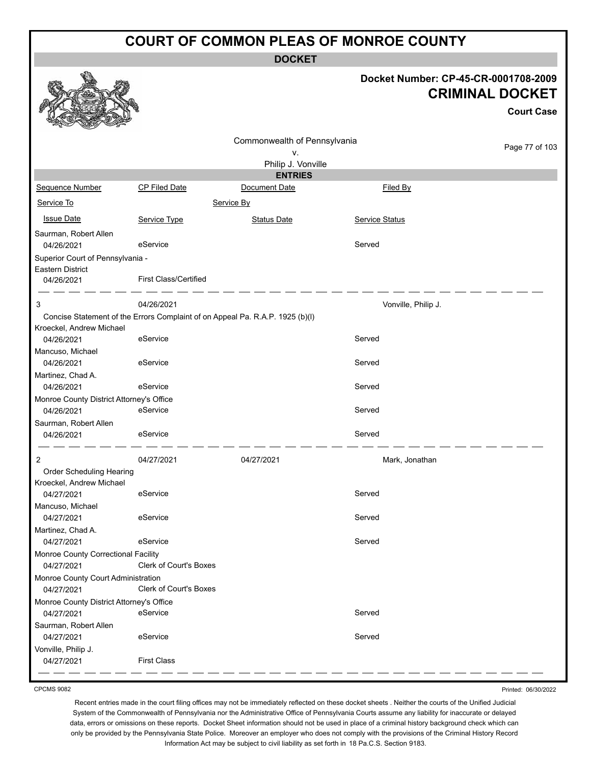# COURT OF COMMON PLEAS OF MONROE COUNTY

**DOCKET**

**Docket Number: CP-45-CR-0001708-2009**

**CRIMINAL DOCKET**

**Court Case**

Commonwealth of Pennsylvania
v.
Philip J. Vonville

**ENTRIES**

| Sequence Number | CP Filed Date | Document Date | Filed By |
|---|---|---|---|
| Service To | | Service By | |
| Issue Date | Service Type | Status Date | Service Status |
| Saurman, Robert Allen | | | |
| 04/26/2021 | eService | | Served |
| Superior Court of Pennsylvania - Eastern District | | | |
| 04/26/2021 | First Class/Certified | | |
| 3 | 04/26/2021 | | Vonville, Philip J. |
| Concise Statement of the Errors Complaint of on Appeal Pa. R.A.P. 1925 (b)(l) | | | |
| Kroeckel, Andrew Michael | | | |
| 04/26/2021 | eService | | Served |
| Mancuso, Michael | | | |
| 04/26/2021 | eService | | Served |
| Martinez, Chad A. | | | |
| 04/26/2021 | eService | | Served |
| Monroe County District Attorney's Office | | | |
| 04/26/2021 | eService | | Served |
| Saurman, Robert Allen | | | |
| 04/26/2021 | eService | | Served |
| 2 | 04/27/2021 | 04/27/2021 | Mark, Jonathan |
| Order Scheduling Hearing | | | |
| Kroeckel, Andrew Michael | | | |
| 04/27/2021 | eService | | Served |
| Mancuso, Michael | | | |
| 04/27/2021 | eService | | Served |
| Martinez, Chad A. | | | |
| 04/27/2021 | eService | | Served |
| Monroe County Correctional Facility | | | |
| 04/27/2021 | Clerk of Court's Boxes | | |
| Monroe County Court Administration | | | |
| 04/27/2021 | Clerk of Court's Boxes | | |
| Monroe County District Attorney's Office | | | |
| 04/27/2021 | eService | | Served |
| Saurman, Robert Allen | | | |
| 04/27/2021 | eService | | Served |
| Vonville, Philip J. | | | |
| 04/27/2021 | First Class | | |

CPCMS 9082

Printed: 06/30/2022

Recent entries made in the court filing offices may not be immediately reflected on these docket sheets . Neither the courts of the Unified Judicial System of the Commonwealth of Pennsylvania nor the Administrative Office of Pennsylvania Courts assume any liability for inaccurate or delayed data, errors or omissions on these reports. Docket Sheet information should not be used in place of a criminal history background check which can only be provided by the Pennsylvania State Police. Moreover an employer who does not comply with the provisions of the Criminal History Record Information Act may be subject to civil liability as set forth in 18 Pa.C.S. Section 9183.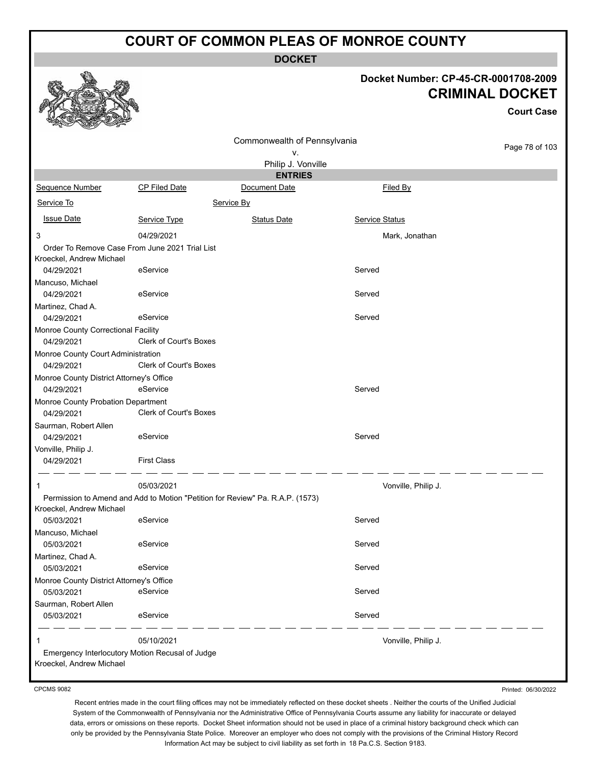# COURT OF COMMON PLEAS OF MONROE COUNTY

**DOCKET**

**Docket Number: CP-45-CR-0001708-2009**

**CRIMINAL DOCKET**

**Court Case**

Commonwealth of Pennsylvania
v.
Philip J. Vonville

**ENTRIES**

| Sequence Number | CP Filed Date | Document Date | Filed By |
|---|---|---|---|
| Service To | | Service By | |
| Issue Date | Service Type | Status Date | Service Status |
| 3 | 04/29/2021 | | Mark, Jonathan |
| Order To Remove Case From June 2021 Trial List | | | |
| Kroeckel, Andrew Michael | | | |
| 04/29/2021 | eService | | Served |
| Mancuso, Michael | | | |
| 04/29/2021 | eService | | Served |
| Martinez, Chad A. | | | |
| 04/29/2021 | eService | | Served |
| Monroe County Correctional Facility | | | |
| 04/29/2021 | Clerk of Court's Boxes | | |
| Monroe County Court Administration | | | |
| 04/29/2021 | Clerk of Court's Boxes | | |
| Monroe County District Attorney's Office | | | |
| 04/29/2021 | eService | | Served |
| Monroe County Probation Department | | | |
| 04/29/2021 | Clerk of Court's Boxes | | |
| Saurman, Robert Allen | | | |
| 04/29/2021 | eService | | Served |
| Vonville, Philip J. | | | |
| 04/29/2021 | First Class | | |
| 1 | 05/03/2021 | | Vonville, Philip J. |
| Permission to Amend and Add to Motion "Petition for Review" Pa. R.A.P. (1573) | | | |
| Kroeckel, Andrew Michael | | | |
| 05/03/2021 | eService | | Served |
| Mancuso, Michael | | | |
| 05/03/2021 | eService | | Served |
| Martinez, Chad A. | | | |
| 05/03/2021 | eService | | Served |
| Monroe County District Attorney's Office | | | |
| 05/03/2021 | eService | | Served |
| Saurman, Robert Allen | | | |
| 05/03/2021 | eService | | Served |
| 1 | 05/10/2021 | | Vonville, Philip J. |
| Emergency Interlocutory Motion Recusal of Judge | | | |
| Kroeckel, Andrew Michael | | | |

CPCMS 9082

Printed: 06/30/2022

Recent entries made in the court filing offices may not be immediately reflected on these docket sheets . Neither the courts of the Unified Judicial System of the Commonwealth of Pennsylvania nor the Administrative Office of Pennsylvania Courts assume any liability for inaccurate or delayed data, errors or omissions on these reports. Docket Sheet information should not be used in place of a criminal history background check which can only be provided by the Pennsylvania State Police. Moreover an employer who does not comply with the provisions of the Criminal History Record Information Act may be subject to civil liability as set forth in 18 Pa.C.S. Section 9183.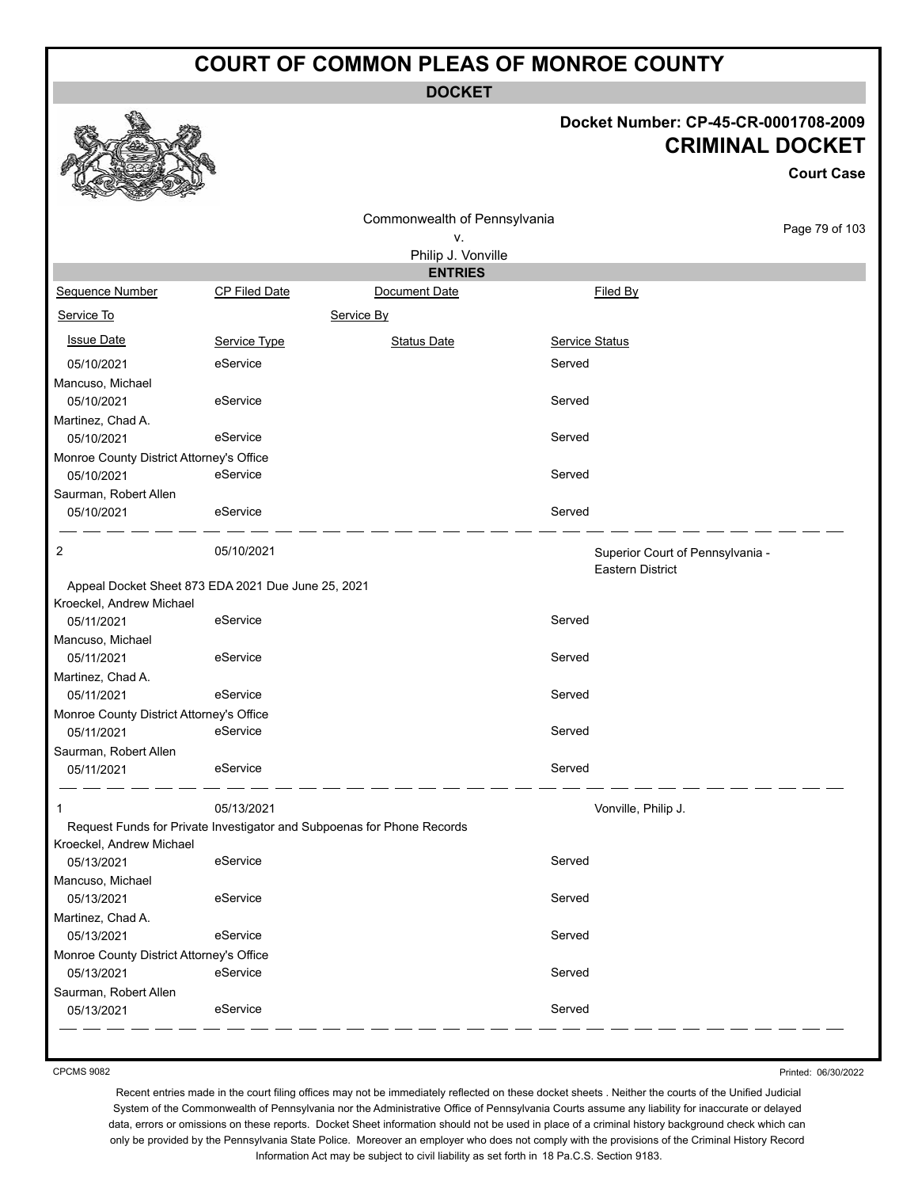# COURT OF COMMON PLEAS OF MONROE COUNTY

## DOCKET

**Docket Number: CP-45-CR-0001708-2009**

**CRIMINAL DOCKET**

**Court Case**

Commonwealth of Pennsylvania
v.
Philip J. Vonville

### ENTRIES

| Sequence Number | CP Filed Date | Document Date | Filed By |
|---|---|---|---|
| Service To | | Service By | |
| Issue Date | Service Type | Status Date | Service Status |

| | | | |
|---|---|---|---|
| 05/10/2021 | eService | | Served |
| Mancuso, Michael | | | |
| 05/10/2021 | eService | | Served |
| Martinez, Chad A. | | | |
| 05/10/2021 | eService | | Served |
| Monroe County District Attorney's Office | | | |
| 05/10/2021 | eService | | Served |
| Saurman, Robert Allen | | | |
| 05/10/2021 | eService | | Served |

| | | | |
|---|---|---|---|
| 2 | 05/10/2021 | | Superior Court of Pennsylvania - Eastern District |
| Appeal Docket Sheet 873 EDA 2021 Due June 25, 2021 | | | |
| Kroeckel, Andrew Michael | | | |
| 05/11/2021 | eService | | Served |
| Mancuso, Michael | | | |
| 05/11/2021 | eService | | Served |
| Martinez, Chad A. | | | |
| 05/11/2021 | eService | | Served |
| Monroe County District Attorney's Office | | | |
| 05/11/2021 | eService | | Served |
| Saurman, Robert Allen | | | |
| 05/11/2021 | eService | | Served |

| | | | |
|---|---|---|---|
| 1 | 05/13/2021 | | Vonville, Philip J. |
| Request Funds for Private Investigator and Subpoenas for Phone Records | | | |
| Kroeckel, Andrew Michael | | | |
| 05/13/2021 | eService | | Served |
| Mancuso, Michael | | | |
| 05/13/2021 | eService | | Served |
| Martinez, Chad A. | | | |
| 05/13/2021 | eService | | Served |
| Monroe County District Attorney's Office | | | |
| 05/13/2021 | eService | | Served |
| Saurman, Robert Allen | | | |
| 05/13/2021 | eService | | Served |

CPCMS 9082

Printed: 06/30/2022

Recent entries made in the court filing offices may not be immediately reflected on these docket sheets . Neither the courts of the Unified Judicial System of the Commonwealth of Pennsylvania nor the Administrative Office of Pennsylvania Courts assume any liability for inaccurate or delayed data, errors or omissions on these reports. Docket Sheet information should not be used in place of a criminal history background check which can only be provided by the Pennsylvania State Police. Moreover an employer who does not comply with the provisions of the Criminal History Record Information Act may be subject to civil liability as set forth in 18 Pa.C.S. Section 9183.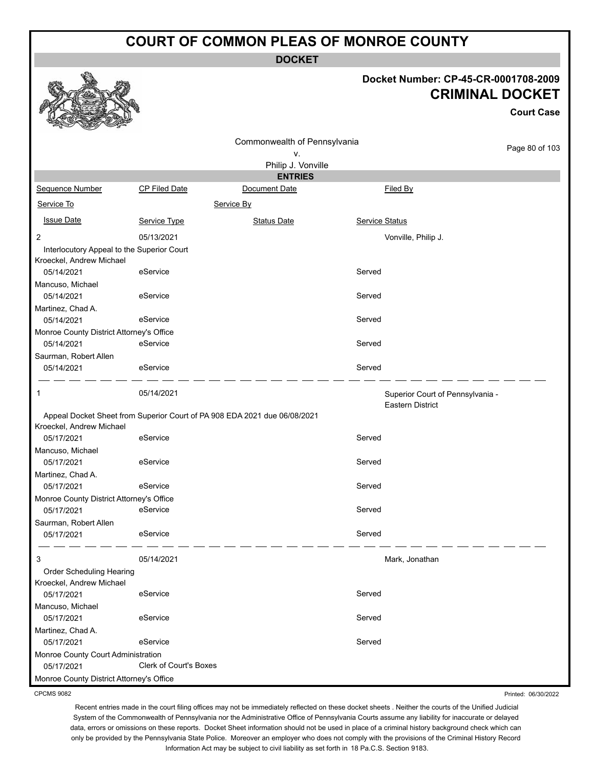# COURT OF COMMON PLEAS OF MONROE COUNTY

**DOCKET**

**Docket Number: CP-45-CR-0001708-2009**

**CRIMINAL DOCKET**

**Court Case**

Commonwealth of Pennsylvania
v.
Philip J. Vonville

**ENTRIES**

| Sequence Number | CP Filed Date | Document Date | Filed By |
|---|---|---|---|
| Service To | | Service By | |
| Issue Date | Service Type | Status Date | Service Status |
| 2 | 05/13/2021 | | Vonville, Philip J. |
| Interlocutory Appeal to the Superior Court | | | |
| Kroeckel, Andrew Michael | | | |
| 05/14/2021 | eService | | Served |
| Mancuso, Michael | | | |
| 05/14/2021 | eService | | Served |
| Martinez, Chad A. | | | |
| 05/14/2021 | eService | | Served |
| Monroe County District Attorney's Office | | | |
| 05/14/2021 | eService | | Served |
| Saurman, Robert Allen | | | |
| 05/14/2021 | eService | | Served |
| 1 | 05/14/2021 | | Superior Court of Pennsylvania - Eastern District |
| Appeal Docket Sheet from Superior Court of PA 908 EDA 2021 due 06/08/2021 | | | |
| Kroeckel, Andrew Michael | | | |
| 05/17/2021 | eService | | Served |
| Mancuso, Michael | | | |
| 05/17/2021 | eService | | Served |
| Martinez, Chad A. | | | |
| 05/17/2021 | eService | | Served |
| Monroe County District Attorney's Office | | | |
| 05/17/2021 | eService | | Served |
| Saurman, Robert Allen | | | |
| 05/17/2021 | eService | | Served |
| 3 | 05/14/2021 | | Mark, Jonathan |
| Order Scheduling Hearing | | | |
| Kroeckel, Andrew Michael | | | |
| 05/17/2021 | eService | | Served |
| Mancuso, Michael | | | |
| 05/17/2021 | eService | | Served |
| Martinez, Chad A. | | | |
| 05/17/2021 | eService | | Served |
| Monroe County Court Administration | | | |
| 05/17/2021 | Clerk of Court's Boxes | | |
| Monroe County District Attorney's Office | | | |

CPCMS 9082

Printed: 06/30/2022

Recent entries made in the court filing offices may not be immediately reflected on these docket sheets . Neither the courts of the Unified Judicial System of the Commonwealth of Pennsylvania nor the Administrative Office of Pennsylvania Courts assume any liability for inaccurate or delayed data, errors or omissions on these reports. Docket Sheet information should not be used in place of a criminal history background check which can only be provided by the Pennsylvania State Police. Moreover an employer who does not comply with the provisions of the Criminal History Record Information Act may be subject to civil liability as set forth in 18 Pa.C.S. Section 9183.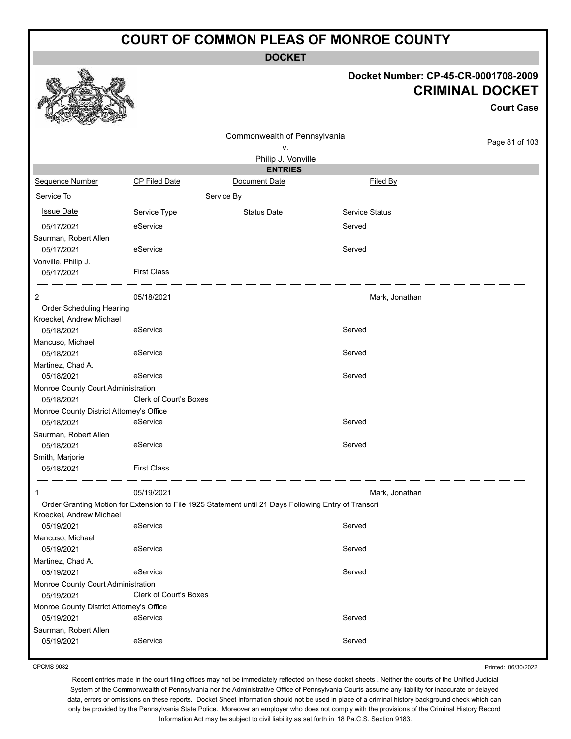# COURT OF COMMON PLEAS OF MONROE COUNTY

**DOCKET**

**Docket Number: CP-45-CR-0001708-2009**

**CRIMINAL DOCKET**

**Court Case**

Commonwealth of Pennsylvania
v.
Philip J. Vonville

**ENTRIES**

| Sequence Number | CP Filed Date | Document Date | Filed By |
|---|---|---|---|
| Service To | | Service By | |
| Issue Date | Service Type | Status Date | Service Status |
| 05/17/2021 | eService | | Served |
| Saurman, Robert Allen | | | |
| 05/17/2021 | eService | | Served |
| Vonville, Philip J. | | | |
| 05/17/2021 | First Class | | |
| 2 | 05/18/2021 | | Mark, Jonathan |
| Order Scheduling Hearing | | | |
| Kroeckel, Andrew Michael | | | |
| 05/18/2021 | eService | | Served |
| Mancuso, Michael | | | |
| 05/18/2021 | eService | | Served |
| Martinez, Chad A. | | | |
| 05/18/2021 | eService | | Served |
| Monroe County Court Administration | | | |
| 05/18/2021 | Clerk of Court's Boxes | | |
| Monroe County District Attorney's Office | | | |
| 05/18/2021 | eService | | Served |
| Saurman, Robert Allen | | | |
| 05/18/2021 | eService | | Served |
| Smith, Marjorie | | | |
| 05/18/2021 | First Class | | |
| 1 | 05/19/2021 | | Mark, Jonathan |
| Order Granting Motion for Extension to File 1925 Statement until 21 Days Following Entry of Transcri | | | |
| Kroeckel, Andrew Michael | | | |
| 05/19/2021 | eService | | Served |
| Mancuso, Michael | | | |
| 05/19/2021 | eService | | Served |
| Martinez, Chad A. | | | |
| 05/19/2021 | eService | | Served |
| Monroe County Court Administration | | | |
| 05/19/2021 | Clerk of Court's Boxes | | |
| Monroe County District Attorney's Office | | | |
| 05/19/2021 | eService | | Served |
| Saurman, Robert Allen | | | |
| 05/19/2021 | eService | | Served |

CPCMS 9082

Printed: 06/30/2022

Recent entries made in the court filing offices may not be immediately reflected on these docket sheets . Neither the courts of the Unified Judicial System of the Commonwealth of Pennsylvania nor the Administrative Office of Pennsylvania Courts assume any liability for inaccurate or delayed data, errors or omissions on these reports. Docket Sheet information should not be used in place of a criminal history background check which can only be provided by the Pennsylvania State Police. Moreover an employer who does not comply with the provisions of the Criminal History Record Information Act may be subject to civil liability as set forth in 18 Pa.C.S. Section 9183.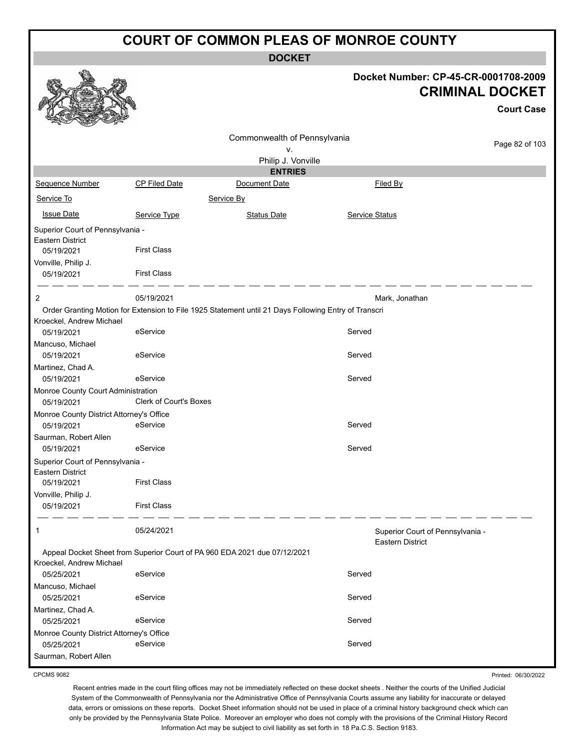# COURT OF COMMON PLEAS OF MONROE COUNTY

**DOCKET**

**Docket Number: CP-45-CR-0001708-2009**

**CRIMINAL DOCKET**

**Court Case**

Commonwealth of Pennsylvania
v.
Philip J. Vonville

**ENTRIES**

| Sequence Number | CP Filed Date | Document Date | Filed By |
|---|---|---|---|
| Service To | | Service By | |
| Issue Date | Service Type | Status Date | Service Status |

Superior Court of Pennsylvania - Eastern District
05/19/2021 First Class

Vonville, Philip J.
05/19/2021 First Class

---

| 2 | 05/19/2021 | | Mark, Jonathan |
|---|---|---|---|

Order Granting Motion for Extension to File 1925 Statement until 21 Days Following Entry of Transcri

| Service To | Issue Date | Service Type | Service Status |
|---|---|---|---|
| Kroeckel, Andrew Michael | 05/19/2021 | eService | Served |
| Mancuso, Michael | 05/19/2021 | eService | Served |
| Martinez, Chad A. | 05/19/2021 | eService | Served |
| Monroe County Court Administration | 05/19/2021 | Clerk of Court's Boxes | |
| Monroe County District Attorney's Office | 05/19/2021 | eService | Served |
| Saurman, Robert Allen | 05/19/2021 | eService | Served |
| Superior Court of Pennsylvania - Eastern District | 05/19/2021 | First Class | |
| Vonville, Philip J. | 05/19/2021 | First Class | |

---

| 1 | 05/24/2021 | | Superior Court of Pennsylvania - Eastern District |
|---|---|---|---|

Appeal Docket Sheet from Superior Court of PA 960 EDA 2021 due 07/12/2021

| Service To | Issue Date | Service Type | Service Status |
|---|---|---|---|
| Kroeckel, Andrew Michael | 05/25/2021 | eService | Served |
| Mancuso, Michael | 05/25/2021 | eService | Served |
| Martinez, Chad A. | 05/25/2021 | eService | Served |
| Monroe County District Attorney's Office | 05/25/2021 | eService | Served |
| Saurman, Robert Allen | | | |

CPCMS 9082

Printed: 06/30/2022

Recent entries made in the court filing offices may not be immediately reflected on these docket sheets . Neither the courts of the Unified Judicial System of the Commonwealth of Pennsylvania nor the Administrative Office of Pennsylvania Courts assume any liability for inaccurate or delayed data, errors or omissions on these reports. Docket Sheet information should not be used in place of a criminal history background check which can only be provided by the Pennsylvania State Police. Moreover an employer who does not comply with the provisions of the Criminal History Record Information Act may be subject to civil liability as set forth in 18 Pa.C.S. Section 9183.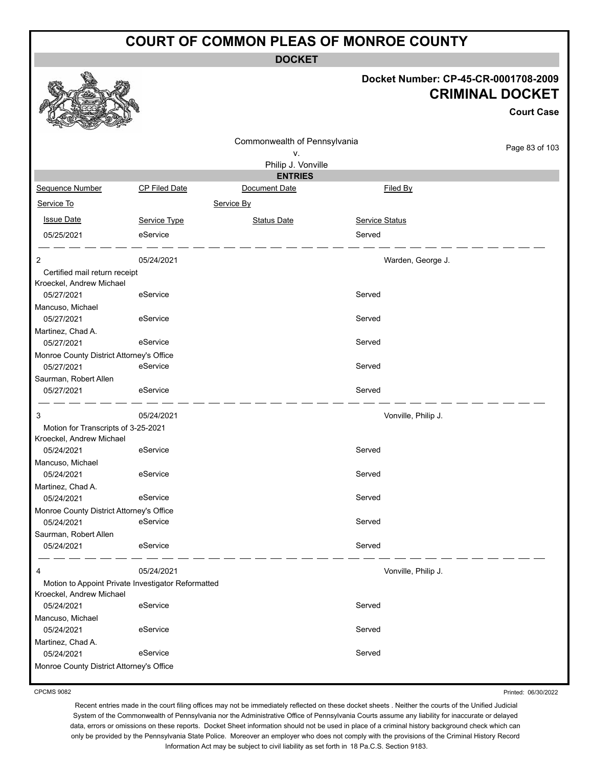# COURT OF COMMON PLEAS OF MONROE COUNTY

**DOCKET**

**Docket Number: CP-45-CR-0001708-2009**

**CRIMINAL DOCKET**

**Court Case**

Commonwealth of Pennsylvania
v.
Philip J. Vonville

**ENTRIES**

| Sequence Number | CP Filed Date | Document Date | Filed By |
|---|---|---|---|
| Service To | | Service By | |
| Issue Date | Service Type | Status Date | Service Status |
| 05/25/2021 | eService | | Served |
| 2 | 05/24/2021 | | Warden, George J. |
| Certified mail return receipt | | | |
| Kroeckel, Andrew Michael | | | |
| 05/27/2021 | eService | | Served |
| Mancuso, Michael | | | |
| 05/27/2021 | eService | | Served |
| Martinez, Chad A. | | | |
| 05/27/2021 | eService | | Served |
| Monroe County District Attorney's Office | | | |
| 05/27/2021 | eService | | Served |
| Saurman, Robert Allen | | | |
| 05/27/2021 | eService | | Served |
| 3 | 05/24/2021 | | Vonville, Philip J. |
| Motion for Transcripts of 3-25-2021 | | | |
| Kroeckel, Andrew Michael | | | |
| 05/24/2021 | eService | | Served |
| Mancuso, Michael | | | |
| 05/24/2021 | eService | | Served |
| Martinez, Chad A. | | | |
| 05/24/2021 | eService | | Served |
| Monroe County District Attorney's Office | | | |
| 05/24/2021 | eService | | Served |
| Saurman, Robert Allen | | | |
| 05/24/2021 | eService | | Served |
| 4 | 05/24/2021 | | Vonville, Philip J. |
| Motion to Appoint Private Investigator Reformatted | | | |
| Kroeckel, Andrew Michael | | | |
| 05/24/2021 | eService | | Served |
| Mancuso, Michael | | | |
| 05/24/2021 | eService | | Served |
| Martinez, Chad A. | | | |
| 05/24/2021 | eService | | Served |
| Monroe County District Attorney's Office | | | |

CPCMS 9082

Printed: 06/30/2022

Recent entries made in the court filing offices may not be immediately reflected on these docket sheets . Neither the courts of the Unified Judicial System of the Commonwealth of Pennsylvania nor the Administrative Office of Pennsylvania Courts assume any liability for inaccurate or delayed data, errors or omissions on these reports. Docket Sheet information should not be used in place of a criminal history background check which can only be provided by the Pennsylvania State Police. Moreover an employer who does not comply with the provisions of the Criminal History Record Information Act may be subject to civil liability as set forth in 18 Pa.C.S. Section 9183.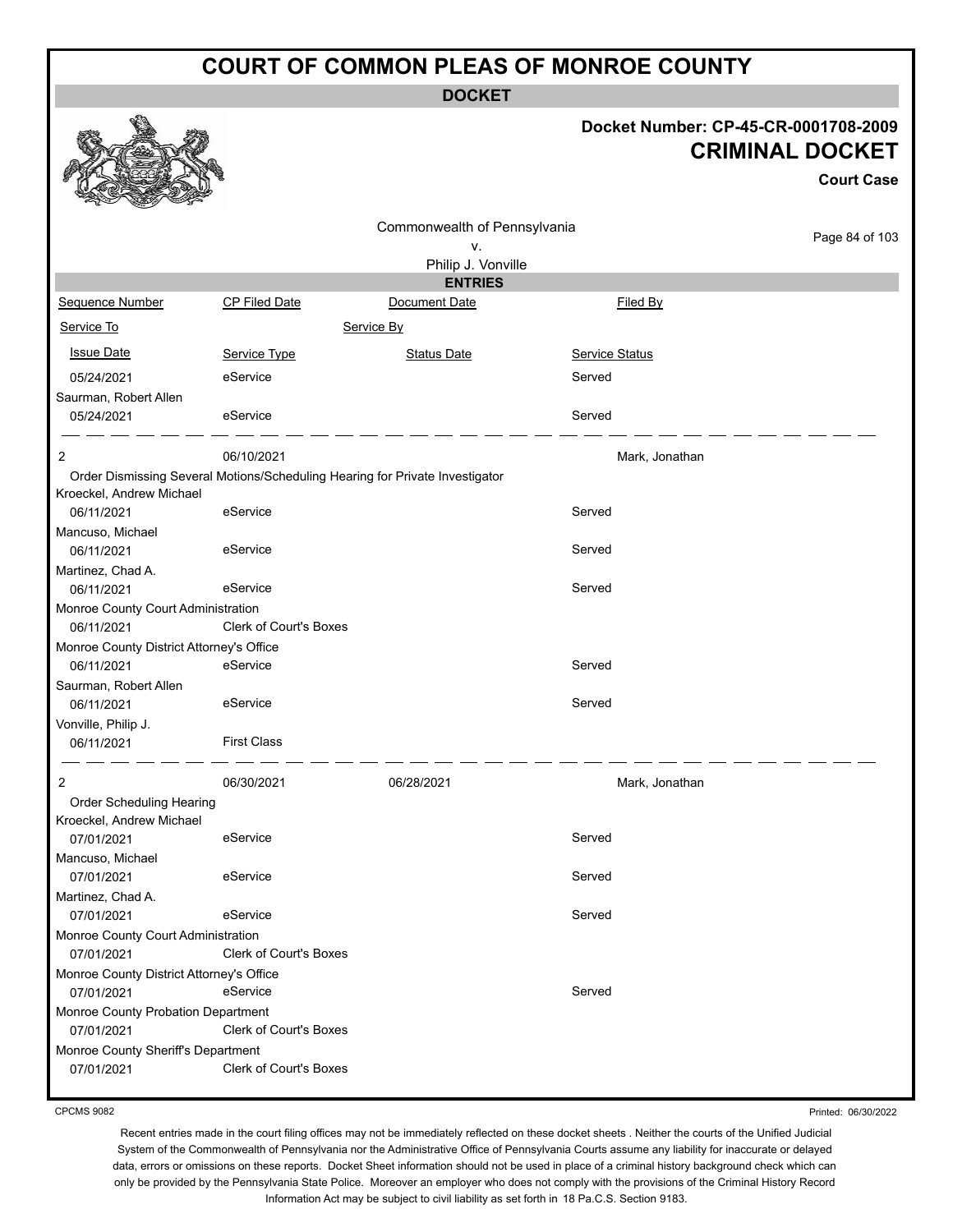# COURT OF COMMON PLEAS OF MONROE COUNTY

**DOCKET**

**Docket Number: CP-45-CR-0001708-2009**

**CRIMINAL DOCKET**

**Court Case**

Commonwealth of Pennsylvania
v.
Philip J. Vonville

**ENTRIES**

| Sequence Number | CP Filed Date | Document Date | Filed By |
|---|---|---|---|
| Service To | | Service By | |
| Issue Date | Service Type | Status Date | Service Status |
| 05/24/2021 | eService | | Served |
| Saurman, Robert Allen | | | |
| 05/24/2021 | eService | | Served |
| 2 | 06/10/2021 | | Mark, Jonathan |
| Order Dismissing Several Motions/Scheduling Hearing for Private Investigator | | | |
| Kroeckel, Andrew Michael | | | |
| 06/11/2021 | eService | | Served |
| Mancuso, Michael | | | |
| 06/11/2021 | eService | | Served |
| Martinez, Chad A. | | | |
| 06/11/2021 | eService | | Served |
| Monroe County Court Administration | | | |
| 06/11/2021 | Clerk of Court's Boxes | | |
| Monroe County District Attorney's Office | | | |
| 06/11/2021 | eService | | Served |
| Saurman, Robert Allen | | | |
| 06/11/2021 | eService | | Served |
| Vonville, Philip J. | | | |
| 06/11/2021 | First Class | | |
| 2 | 06/30/2021 | 06/28/2021 | Mark, Jonathan |
| Order Scheduling Hearing | | | |
| Kroeckel, Andrew Michael | | | |
| 07/01/2021 | eService | | Served |
| Mancuso, Michael | | | |
| 07/01/2021 | eService | | Served |
| Martinez, Chad A. | | | |
| 07/01/2021 | eService | | Served |
| Monroe County Court Administration | | | |
| 07/01/2021 | Clerk of Court's Boxes | | |
| Monroe County District Attorney's Office | | | |
| 07/01/2021 | eService | | Served |
| Monroe County Probation Department | | | |
| 07/01/2021 | Clerk of Court's Boxes | | |
| Monroe County Sheriff's Department | | | |
| 07/01/2021 | Clerk of Court's Boxes | | |

CPCMS 9082

Printed: 06/30/2022

Recent entries made in the court filing offices may not be immediately reflected on these docket sheets . Neither the courts of the Unified Judicial System of the Commonwealth of Pennsylvania nor the Administrative Office of Pennsylvania Courts assume any liability for inaccurate or delayed data, errors or omissions on these reports. Docket Sheet information should not be used in place of a criminal history background check which can only be provided by the Pennsylvania State Police. Moreover an employer who does not comply with the provisions of the Criminal History Record Information Act may be subject to civil liability as set forth in 18 Pa.C.S. Section 9183.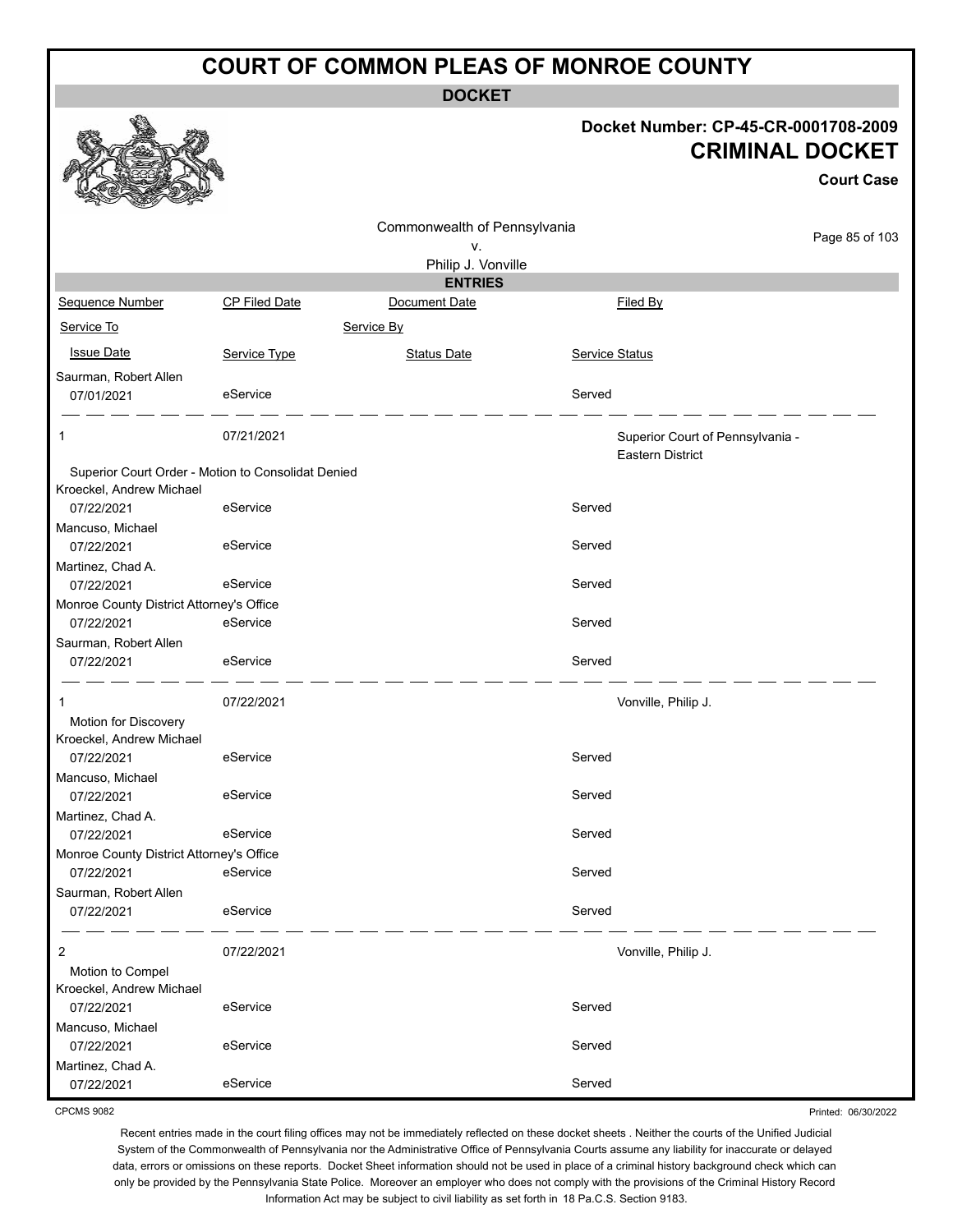# COURT OF COMMON PLEAS OF MONROE COUNTY

**DOCKET**

**Docket Number: CP-45-CR-0001708-2009**

**CRIMINAL DOCKET**

**Court Case**

Commonwealth of Pennsylvania
v.
Philip J. Vonville

**ENTRIES**

| Sequence Number | CP Filed Date | Document Date | Filed By |
|---|---|---|---|
| Service To | | Service By | |
| Issue Date | Service Type | Status Date | Service Status |
| Saurman, Robert Allen | | | |
| 07/01/2021 | eService | | Served |
| 1 | 07/21/2021 | | Superior Court of Pennsylvania - Eastern District |
| Superior Court Order - Motion to Consolidat Denied | | | |
| Kroeckel, Andrew Michael | | | |
| 07/22/2021 | eService | | Served |
| Mancuso, Michael | | | |
| 07/22/2021 | eService | | Served |
| Martinez, Chad A. | | | |
| 07/22/2021 | eService | | Served |
| Monroe County District Attorney's Office | | | |
| 07/22/2021 | eService | | Served |
| Saurman, Robert Allen | | | |
| 07/22/2021 | eService | | Served |
| 1 | 07/22/2021 | | Vonville, Philip J. |
| Motion for Discovery | | | |
| Kroeckel, Andrew Michael | | | |
| 07/22/2021 | eService | | Served |
| Mancuso, Michael | | | |
| 07/22/2021 | eService | | Served |
| Martinez, Chad A. | | | |
| 07/22/2021 | eService | | Served |
| Monroe County District Attorney's Office | | | |
| 07/22/2021 | eService | | Served |
| Saurman, Robert Allen | | | |
| 07/22/2021 | eService | | Served |
| 2 | 07/22/2021 | | Vonville, Philip J. |
| Motion to Compel | | | |
| Kroeckel, Andrew Michael | | | |
| 07/22/2021 | eService | | Served |
| Mancuso, Michael | | | |
| 07/22/2021 | eService | | Served |
| Martinez, Chad A. | | | |
| 07/22/2021 | eService | | Served |

CPCMS 9082

Printed: 06/30/2022

Recent entries made in the court filing offices may not be immediately reflected on these docket sheets . Neither the courts of the Unified Judicial System of the Commonwealth of Pennsylvania nor the Administrative Office of Pennsylvania Courts assume any liability for inaccurate or delayed data, errors or omissions on these reports. Docket Sheet information should not be used in place of a criminal history background check which can only be provided by the Pennsylvania State Police. Moreover an employer who does not comply with the provisions of the Criminal History Record Information Act may be subject to civil liability as set forth in 18 Pa.C.S. Section 9183.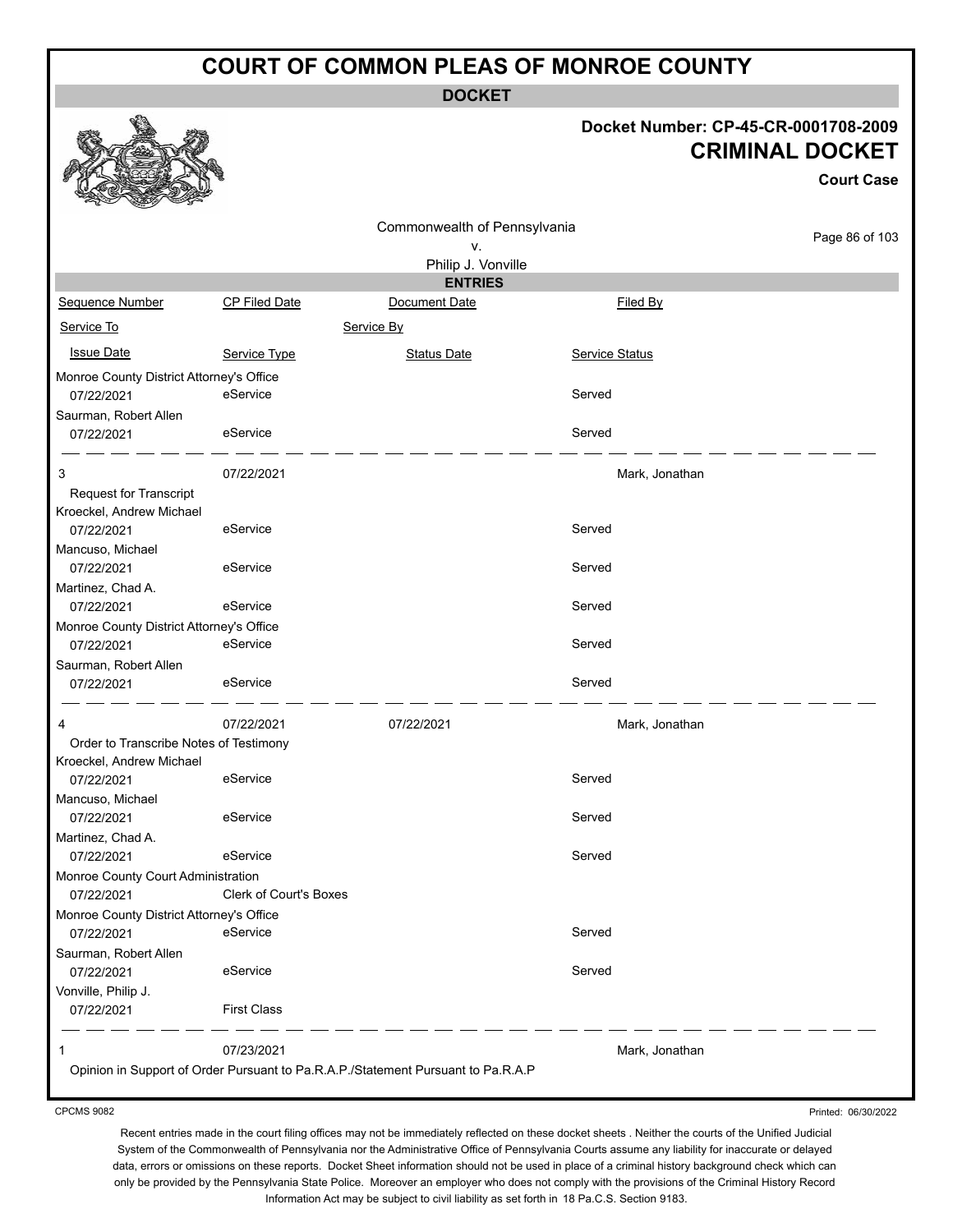# COURT OF COMMON PLEAS OF MONROE COUNTY

## DOCKET

**Docket Number: CP-45-CR-0001708-2009**

**CRIMINAL DOCKET**

**Court Case**

Commonwealth of Pennsylvania
v.
Philip J. Vonville

### ENTRIES

| Sequence Number | CP Filed Date | Document Date | Filed By |
|---|---|---|---|
| Service To | | Service By | |
| Issue Date | Service Type | Status Date | Service Status |
| Monroe County District Attorney's Office | | | |
| 07/22/2021 | eService | | Served |
| Saurman, Robert Allen | | | |
| 07/22/2021 | eService | | Served |
| 3 | 07/22/2021 | | Mark, Jonathan |
| Request for Transcript | | | |
| Kroeckel, Andrew Michael | | | |
| 07/22/2021 | eService | | Served |
| Mancuso, Michael | | | |
| 07/22/2021 | eService | | Served |
| Martinez, Chad A. | | | |
| 07/22/2021 | eService | | Served |
| Monroe County District Attorney's Office | | | |
| 07/22/2021 | eService | | Served |
| Saurman, Robert Allen | | | |
| 07/22/2021 | eService | | Served |
| 4 | 07/22/2021 | 07/22/2021 | Mark, Jonathan |
| Order to Transcribe Notes of Testimony | | | |
| Kroeckel, Andrew Michael | | | |
| 07/22/2021 | eService | | Served |
| Mancuso, Michael | | | |
| 07/22/2021 | eService | | Served |
| Martinez, Chad A. | | | |
| 07/22/2021 | eService | | Served |
| Monroe County Court Administration | | | |
| 07/22/2021 | Clerk of Court's Boxes | | |
| Monroe County District Attorney's Office | | | |
| 07/22/2021 | eService | | Served |
| Saurman, Robert Allen | | | |
| 07/22/2021 | eService | | Served |
| Vonville, Philip J. | | | |
| 07/22/2021 | First Class | | |
| 1 | 07/23/2021 | | Mark, Jonathan |
| Opinion in Support of Order Pursuant to Pa.R.A.P./Statement Pursuant to Pa.R.A.P | | | |

CPCMS 9082

Printed: 06/30/2022

Recent entries made in the court filing offices may not be immediately reflected on these docket sheets . Neither the courts of the Unified Judicial System of the Commonwealth of Pennsylvania nor the Administrative Office of Pennsylvania Courts assume any liability for inaccurate or delayed data, errors or omissions on these reports. Docket Sheet information should not be used in place of a criminal history background check which can only be provided by the Pennsylvania State Police. Moreover an employer who does not comply with the provisions of the Criminal History Record Information Act may be subject to civil liability as set forth in 18 Pa.C.S. Section 9183.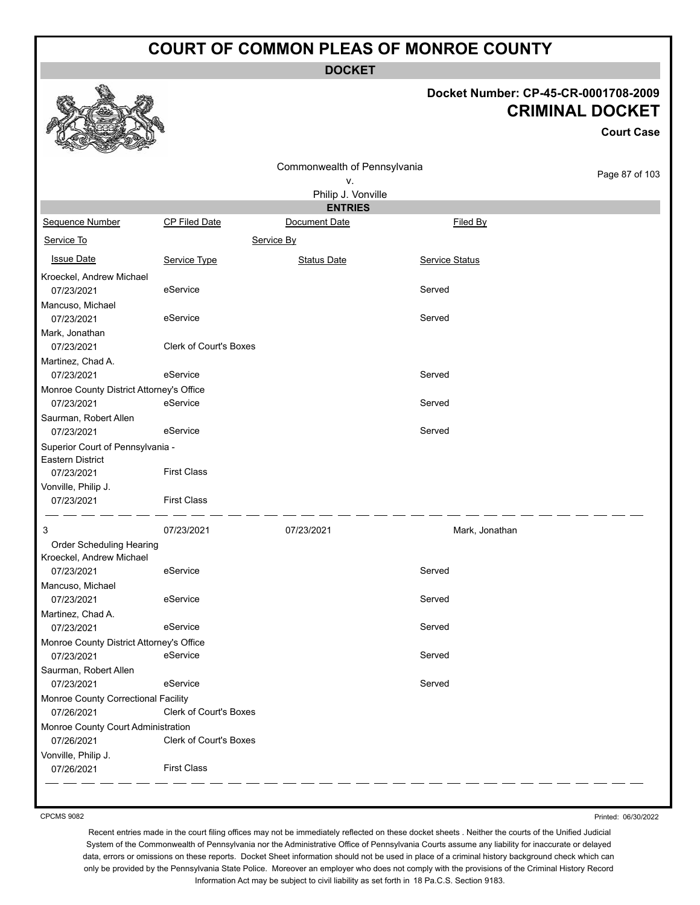# COURT OF COMMON PLEAS OF MONROE COUNTY

**DOCKET**

**Docket Number: CP-45-CR-0001708-2009**

## CRIMINAL DOCKET

**Court Case**

Commonwealth of Pennsylvania
v.
Philip J. Vonville

**ENTRIES**

| Sequence Number | CP Filed Date | Document Date | Filed By |
|---|---|---|---|
| Service To | Service By | | |
| Issue Date | Service Type | Status Date | Service Status |
| Kroeckel, Andrew Michael | | | |
| 07/23/2021 | eService | | Served |
| Mancuso, Michael | | | |
| 07/23/2021 | eService | | Served |
| Mark, Jonathan | | | |
| 07/23/2021 | Clerk of Court's Boxes | | |
| Martinez, Chad A. | | | |
| 07/23/2021 | eService | | Served |
| Monroe County District Attorney's Office | | | |
| 07/23/2021 | eService | | Served |
| Saurman, Robert Allen | | | |
| 07/23/2021 | eService | | Served |
| Superior Court of Pennsylvania - Eastern District | | | |
| 07/23/2021 | First Class | | |
| Vonville, Philip J. | | | |
| 07/23/2021 | First Class | | |

| Sequence Number | CP Filed Date | Document Date | Filed By |
|---|---|---|---|
| 3 | 07/23/2021 | 07/23/2021 | Mark, Jonathan |
| Order Scheduling Hearing | | | |
| Kroeckel, Andrew Michael | | | |
| 07/23/2021 | eService | | Served |
| Mancuso, Michael | | | |
| 07/23/2021 | eService | | Served |
| Martinez, Chad A. | | | |
| 07/23/2021 | eService | | Served |
| Monroe County District Attorney's Office | | | |
| 07/23/2021 | eService | | Served |
| Saurman, Robert Allen | | | |
| 07/23/2021 | eService | | Served |
| Monroe County Correctional Facility | | | |
| 07/26/2021 | Clerk of Court's Boxes | | |
| Monroe County Court Administration | | | |
| 07/26/2021 | Clerk of Court's Boxes | | |
| Vonville, Philip J. | | | |
| 07/26/2021 | First Class | | |

CPCMS 9082

Printed: 06/30/2022

Recent entries made in the court filing offices may not be immediately reflected on these docket sheets . Neither the courts of the Unified Judicial System of the Commonwealth of Pennsylvania nor the Administrative Office of Pennsylvania Courts assume any liability for inaccurate or delayed data, errors or omissions on these reports. Docket Sheet information should not be used in place of a criminal history background check which can only be provided by the Pennsylvania State Police. Moreover an employer who does not comply with the provisions of the Criminal History Record Information Act may be subject to civil liability as set forth in 18 Pa.C.S. Section 9183.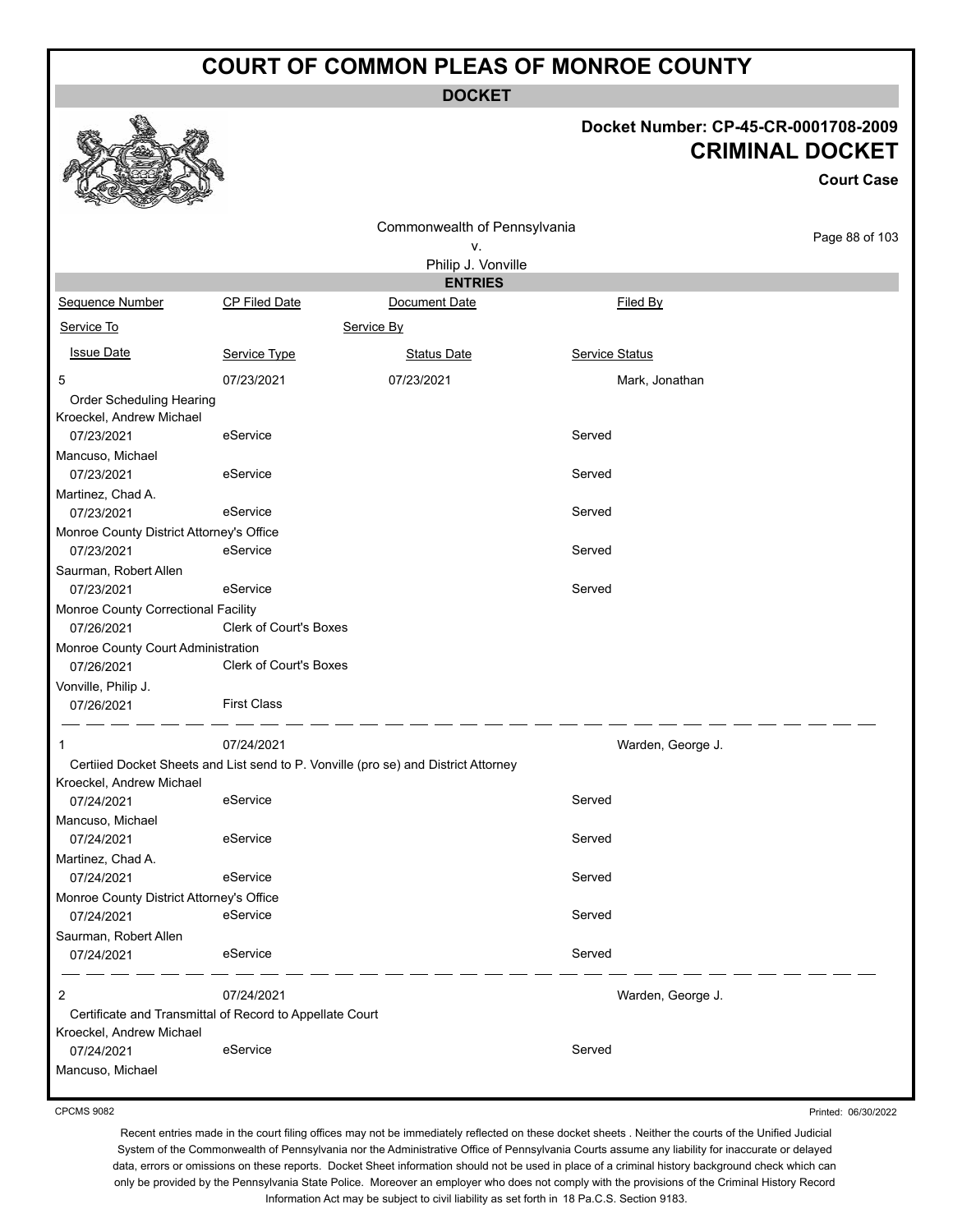# COURT OF COMMON PLEAS OF MONROE COUNTY

**DOCKET**

**Docket Number: CP-45-CR-0001708-2009**

## CRIMINAL DOCKET

**Court Case**

Commonwealth of Pennsylvania
v.
Philip J. Vonville

**ENTRIES**

| Sequence Number | CP Filed Date | Document Date | Filed By |
|---|---|---|---|
| Service To | | Service By | |
| Issue Date | Service Type | Status Date | Service Status |
| 5 | 07/23/2021 | 07/23/2021 | Mark, Jonathan |
| Order Scheduling Hearing | | | |
| Kroeckel, Andrew Michael | | | |
| 07/23/2021 | eService | | Served |
| Mancuso, Michael | | | |
| 07/23/2021 | eService | | Served |
| Martinez, Chad A. | | | |
| 07/23/2021 | eService | | Served |
| Monroe County District Attorney's Office | | | |
| 07/23/2021 | eService | | Served |
| Saurman, Robert Allen | | | |
| 07/23/2021 | eService | | Served |
| Monroe County Correctional Facility | | | |
| 07/26/2021 | Clerk of Court's Boxes | | |
| Monroe County Court Administration | | | |
| 07/26/2021 | Clerk of Court's Boxes | | |
| Vonville, Philip J. | | | |
| 07/26/2021 | First Class | | |
| 1 | 07/24/2021 | | Warden, George J. |
| Certiied Docket Sheets and List send to P. Vonville (pro se) and District Attorney | | | |
| Kroeckel, Andrew Michael | | | |
| 07/24/2021 | eService | | Served |
| Mancuso, Michael | | | |
| 07/24/2021 | eService | | Served |
| Martinez, Chad A. | | | |
| 07/24/2021 | eService | | Served |
| Monroe County District Attorney's Office | | | |
| 07/24/2021 | eService | | Served |
| Saurman, Robert Allen | | | |
| 07/24/2021 | eService | | Served |
| 2 | 07/24/2021 | | Warden, George J. |
| Certificate and Transmittal of Record to Appellate Court | | | |
| Kroeckel, Andrew Michael | | | |
| 07/24/2021 | eService | | Served |
| Mancuso, Michael | | | |

CPCMS 9082

Printed: 06/30/2022

Recent entries made in the court filing offices may not be immediately reflected on these docket sheets . Neither the courts of the Unified Judicial System of the Commonwealth of Pennsylvania nor the Administrative Office of Pennsylvania Courts assume any liability for inaccurate or delayed data, errors or omissions on these reports. Docket Sheet information should not be used in place of a criminal history background check which can only be provided by the Pennsylvania State Police. Moreover an employer who does not comply with the provisions of the Criminal History Record Information Act may be subject to civil liability as set forth in 18 Pa.C.S. Section 9183.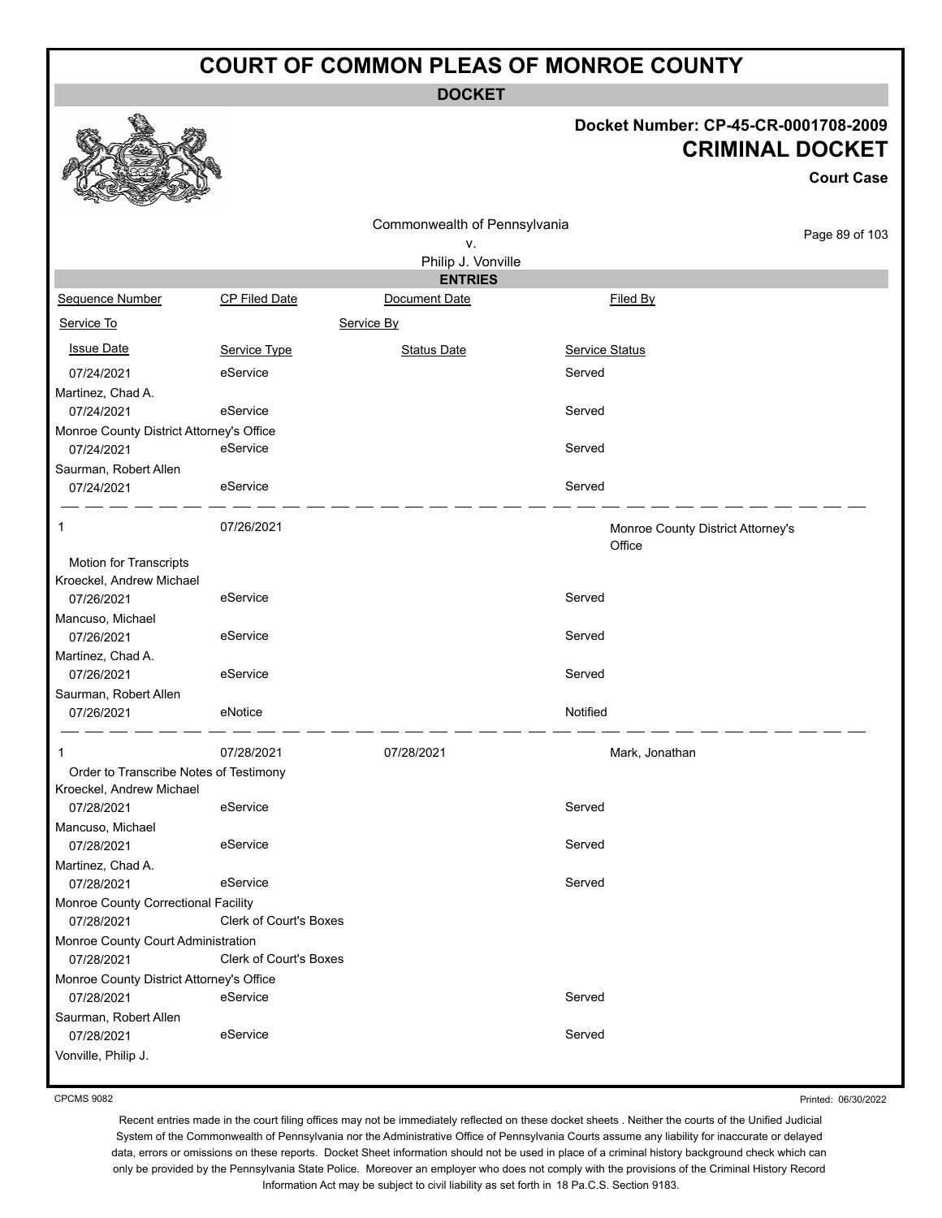# COURT OF COMMON PLEAS OF MONROE COUNTY

**DOCKET**

**Docket Number: CP-45-CR-0001708-2009**

**CRIMINAL DOCKET**

**Court Case**

Commonwealth of Pennsylvania
v.
Philip J. Vonville

**ENTRIES**

| Sequence Number | CP Filed Date | Document Date | Filed By |
|---|---|---|---|
| Service To | | Service By | |
| Issue Date | Service Type | Status Date | Service Status |
| 07/24/2021 | eService | | Served |
| Martinez, Chad A. | | | |
| 07/24/2021 | eService | | Served |
| Monroe County District Attorney's Office | | | |
| 07/24/2021 | eService | | Served |
| Saurman, Robert Allen | | | |
| 07/24/2021 | eService | | Served |
| 1 | 07/26/2021 | | Monroe County District Attorney's Office |
| Motion for Transcripts | | | |
| Kroeckel, Andrew Michael | | | |
| 07/26/2021 | eService | | Served |
| Mancuso, Michael | | | |
| 07/26/2021 | eService | | Served |
| Martinez, Chad A. | | | |
| 07/26/2021 | eService | | Served |
| Saurman, Robert Allen | | | |
| 07/26/2021 | eNotice | | Notified |
| 1 | 07/28/2021 | 07/28/2021 | Mark, Jonathan |
| Order to Transcribe Notes of Testimony | | | |
| Kroeckel, Andrew Michael | | | |
| 07/28/2021 | eService | | Served |
| Mancuso, Michael | | | |
| 07/28/2021 | eService | | Served |
| Martinez, Chad A. | | | |
| 07/28/2021 | eService | | Served |
| Monroe County Correctional Facility | | | |
| 07/28/2021 | Clerk of Court's Boxes | | |
| Monroe County Court Administration | | | |
| 07/28/2021 | Clerk of Court's Boxes | | |
| Monroe County District Attorney's Office | | | |
| 07/28/2021 | eService | | Served |
| Saurman, Robert Allen | | | |
| 07/28/2021 | eService | | Served |
| Vonville, Philip J. | | | |

CPCMS 9082

Printed: 06/30/2022

Recent entries made in the court filing offices may not be immediately reflected on these docket sheets . Neither the courts of the Unified Judicial System of the Commonwealth of Pennsylvania nor the Administrative Office of Pennsylvania Courts assume any liability for inaccurate or delayed data, errors or omissions on these reports. Docket Sheet information should not be used in place of a criminal history background check which can only be provided by the Pennsylvania State Police. Moreover an employer who does not comply with the provisions of the Criminal History Record Information Act may be subject to civil liability as set forth in 18 Pa.C.S. Section 9183.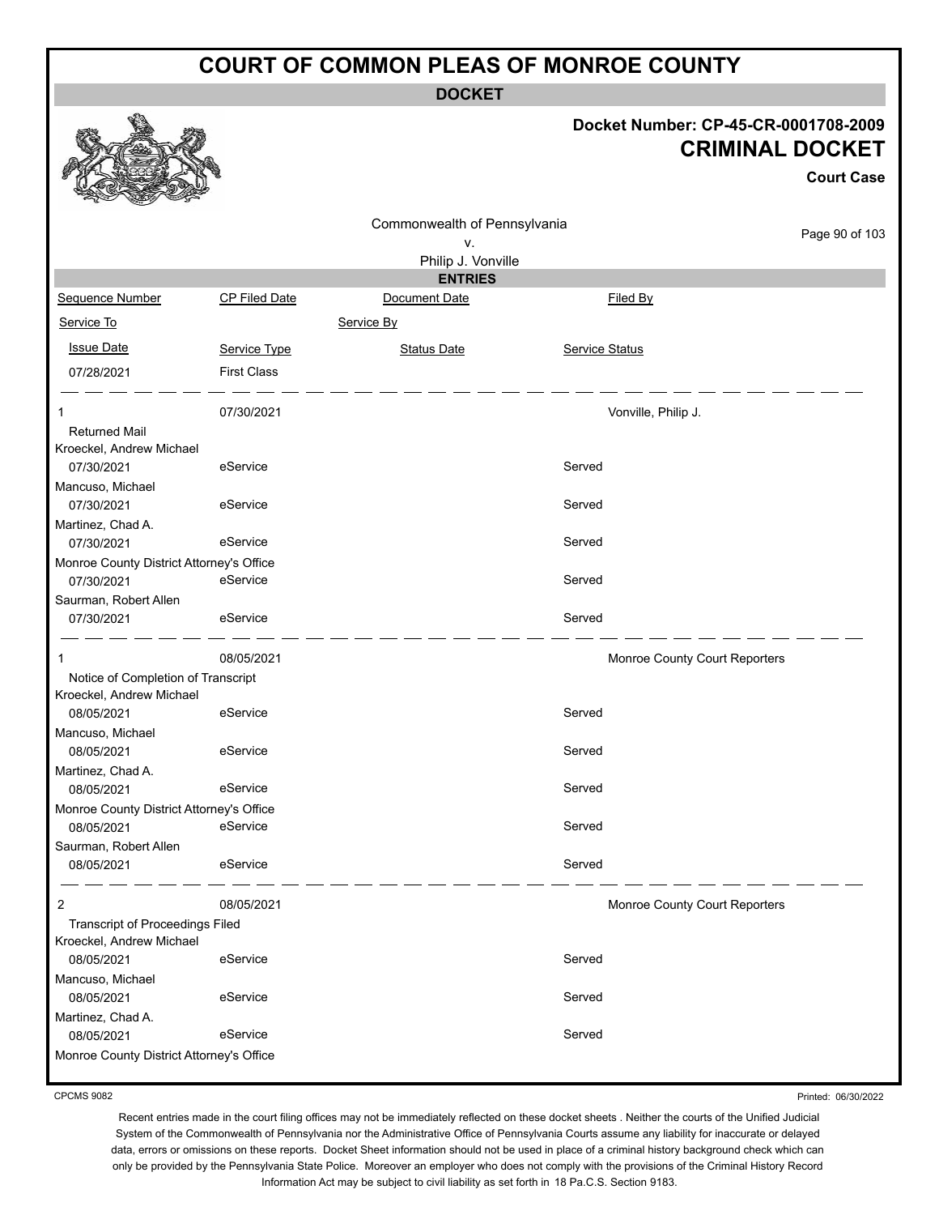# COURT OF COMMON PLEAS OF MONROE COUNTY

## DOCKET

**Docket Number: CP-45-CR-0001708-2009**

## CRIMINAL DOCKET

**Court Case**

Commonwealth of Pennsylvania
v.
Philip J. Vonville

### ENTRIES

| Sequence Number | CP Filed Date | Document Date | Filed By |
|---|---|---|---|
| Service To | | Service By | |
| Issue Date | Service Type | Status Date | Service Status |
| 07/28/2021 | First Class | | |

| Sequence Number | CP Filed Date | Document Date | Filed By |
|---|---|---|---|
| 1 | 07/30/2021 | | Vonville, Philip J. |
| Returned Mail | | | |
| Kroeckel, Andrew Michael | | | |
| 07/30/2021 | eService | | Served |
| Mancuso, Michael | | | |
| 07/30/2021 | eService | | Served |
| Martinez, Chad A. | | | |
| 07/30/2021 | eService | | Served |
| Monroe County District Attorney's Office | | | |
| 07/30/2021 | eService | | Served |
| Saurman, Robert Allen | | | |
| 07/30/2021 | eService | | Served |

| Sequence Number | CP Filed Date | Document Date | Filed By |
|---|---|---|---|
| 1 | 08/05/2021 | | Monroe County Court Reporters |
| Notice of Completion of Transcript | | | |
| Kroeckel, Andrew Michael | | | |
| 08/05/2021 | eService | | Served |
| Mancuso, Michael | | | |
| 08/05/2021 | eService | | Served |
| Martinez, Chad A. | | | |
| 08/05/2021 | eService | | Served |
| Monroe County District Attorney's Office | | | |
| 08/05/2021 | eService | | Served |
| Saurman, Robert Allen | | | |
| 08/05/2021 | eService | | Served |

| Sequence Number | CP Filed Date | Document Date | Filed By |
|---|---|---|---|
| 2 | 08/05/2021 | | Monroe County Court Reporters |
| Transcript of Proceedings Filed | | | |
| Kroeckel, Andrew Michael | | | |
| 08/05/2021 | eService | | Served |
| Mancuso, Michael | | | |
| 08/05/2021 | eService | | Served |
| Martinez, Chad A. | | | |
| 08/05/2021 | eService | | Served |
| Monroe County District Attorney's Office | | | |

CPCMS 9082

Printed: 06/30/2022

Recent entries made in the court filing offices may not be immediately reflected on these docket sheets . Neither the courts of the Unified Judicial System of the Commonwealth of Pennsylvania nor the Administrative Office of Pennsylvania Courts assume any liability for inaccurate or delayed data, errors or omissions on these reports. Docket Sheet information should not be used in place of a criminal history background check which can only be provided by the Pennsylvania State Police. Moreover an employer who does not comply with the provisions of the Criminal History Record Information Act may be subject to civil liability as set forth in 18 Pa.C.S. Section 9183.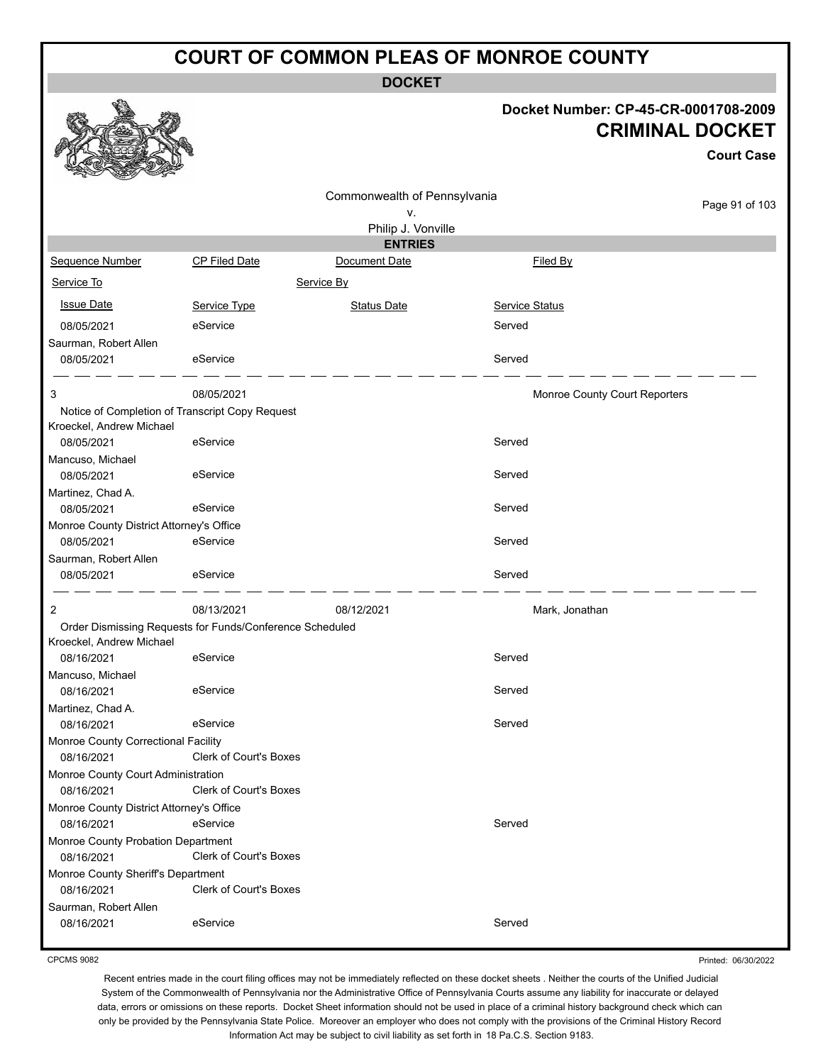# COURT OF COMMON PLEAS OF MONROE COUNTY

## DOCKET

**Docket Number: CP-45-CR-0001708-2009**

**CRIMINAL DOCKET**

**Court Case**

Commonwealth of Pennsylvania
v.
Philip J. Vonville

### ENTRIES

| Sequence Number | CP Filed Date | Document Date | Filed By |
|---|---|---|---|
| Service To | | Service By | |
| Issue Date | Service Type | Status Date | Service Status |
| 08/05/2021 | eService | | Served |
| Saurman, Robert Allen | | | |
| 08/05/2021 | eService | | Served |
| 3 | 08/05/2021 | | Monroe County Court Reporters |
| Notice of Completion of Transcript Copy Request | | | |
| Kroeckel, Andrew Michael | | | |
| 08/05/2021 | eService | | Served |
| Mancuso, Michael | | | |
| 08/05/2021 | eService | | Served |
| Martinez, Chad A. | | | |
| 08/05/2021 | eService | | Served |
| Monroe County District Attorney's Office | | | |
| 08/05/2021 | eService | | Served |
| Saurman, Robert Allen | | | |
| 08/05/2021 | eService | | Served |
| 2 | 08/13/2021 | 08/12/2021 | Mark, Jonathan |
| Order Dismissing Requests for Funds/Conference Scheduled | | | |
| Kroeckel, Andrew Michael | | | |
| 08/16/2021 | eService | | Served |
| Mancuso, Michael | | | |
| 08/16/2021 | eService | | Served |
| Martinez, Chad A. | | | |
| 08/16/2021 | eService | | Served |
| Monroe County Correctional Facility | | | |
| 08/16/2021 | Clerk of Court's Boxes | | |
| Monroe County Court Administration | | | |
| 08/16/2021 | Clerk of Court's Boxes | | |
| Monroe County District Attorney's Office | | | |
| 08/16/2021 | eService | | Served |
| Monroe County Probation Department | | | |
| 08/16/2021 | Clerk of Court's Boxes | | |
| Monroe County Sheriff's Department | | | |
| 08/16/2021 | Clerk of Court's Boxes | | |
| Saurman, Robert Allen | | | |
| 08/16/2021 | eService | | Served |

CPCMS 9082

Printed: 06/30/2022

Recent entries made in the court filing offices may not be immediately reflected on these docket sheets . Neither the courts of the Unified Judicial System of the Commonwealth of Pennsylvania nor the Administrative Office of Pennsylvania Courts assume any liability for inaccurate or delayed data, errors or omissions on these reports. Docket Sheet information should not be used in place of a criminal history background check which can only be provided by the Pennsylvania State Police. Moreover an employer who does not comply with the provisions of the Criminal History Record Information Act may be subject to civil liability as set forth in 18 Pa.C.S. Section 9183.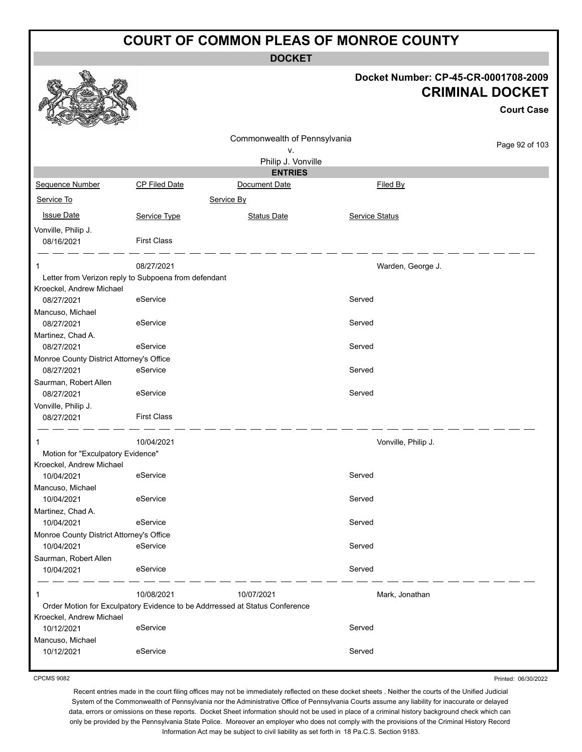# COURT OF COMMON PLEAS OF MONROE COUNTY

**DOCKET**

**Docket Number: CP-45-CR-0001708-2009**

**CRIMINAL DOCKET**

**Court Case**

Commonwealth of Pennsylvania
v.
Philip J. Vonville

**ENTRIES**

| Sequence Number | CP Filed Date | Document Date | Filed By |
|---|---|---|---|
| Service To | | Service By | |
| Issue Date | Service Type | Status Date | Service Status |
| Vonville, Philip J. | | | |
| 08/16/2021 | First Class | | |
| 1 | 08/27/2021 | | Warden, George J. |
| Letter from Verizon reply to Subpoena from defendant | | | |
| Kroeckel, Andrew Michael | | | |
| 08/27/2021 | eService | | Served |
| Mancuso, Michael | | | |
| 08/27/2021 | eService | | Served |
| Martinez, Chad A. | | | |
| 08/27/2021 | eService | | Served |
| Monroe County District Attorney's Office | | | |
| 08/27/2021 | eService | | Served |
| Saurman, Robert Allen | | | |
| 08/27/2021 | eService | | Served |
| Vonville, Philip J. | | | |
| 08/27/2021 | First Class | | |
| 1 | 10/04/2021 | | Vonville, Philip J. |
| Motion for "Exculpatory Evidence" | | | |
| Kroeckel, Andrew Michael | | | |
| 10/04/2021 | eService | | Served |
| Mancuso, Michael | | | |
| 10/04/2021 | eService | | Served |
| Martinez, Chad A. | | | |
| 10/04/2021 | eService | | Served |
| Monroe County District Attorney's Office | | | |
| 10/04/2021 | eService | | Served |
| Saurman, Robert Allen | | | |
| 10/04/2021 | eService | | Served |
| 1 | 10/08/2021 | 10/07/2021 | Mark, Jonathan |
| Order Motion for Exculpatory Evidence to be Addrressed at Status Conference | | | |
| Kroeckel, Andrew Michael | | | |
| 10/12/2021 | eService | | Served |
| Mancuso, Michael | | | |
| 10/12/2021 | eService | | Served |

CPCMS 9082

Printed: 06/30/2022

Recent entries made in the court filing offices may not be immediately reflected on these docket sheets . Neither the courts of the Unified Judicial System of the Commonwealth of Pennsylvania nor the Administrative Office of Pennsylvania Courts assume any liability for inaccurate or delayed data, errors or omissions on these reports. Docket Sheet information should not be used in place of a criminal history background check which can only be provided by the Pennsylvania State Police. Moreover an employer who does not comply with the provisions of the Criminal History Record Information Act may be subject to civil liability as set forth in 18 Pa.C.S. Section 9183.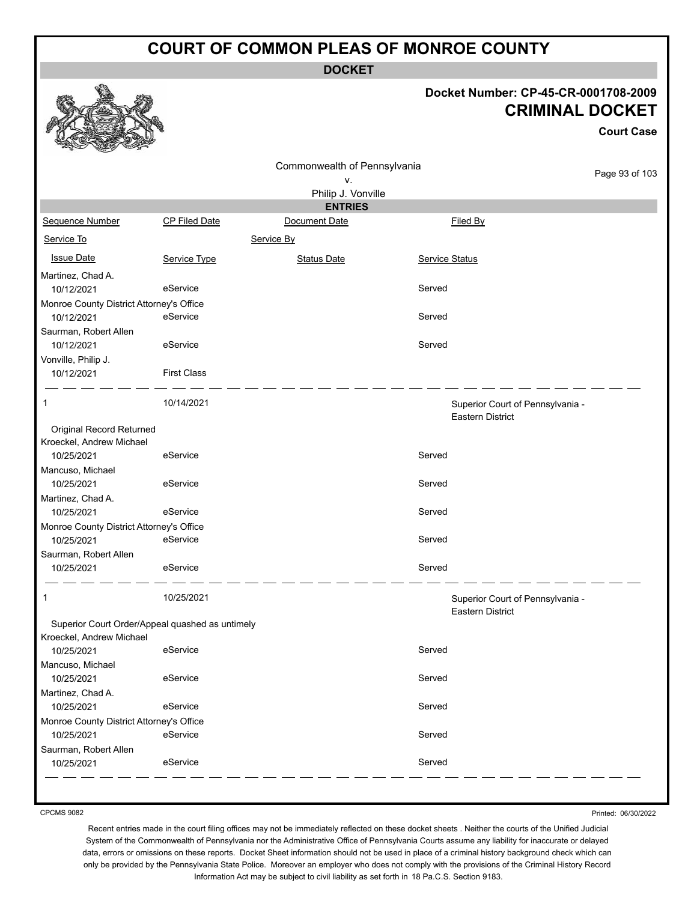# COURT OF COMMON PLEAS OF MONROE COUNTY

**DOCKET**

**Docket Number: CP-45-CR-0001708-2009**

**CRIMINAL DOCKET**

**Court Case**

Commonwealth of Pennsylvania
v.
Philip J. Vonville

**ENTRIES**

| Sequence Number | CP Filed Date | Document Date | Filed By |
|---|---|---|---|
| Service To | | Service By | |
| Issue Date | Service Type | Status Date | Service Status |
| Martinez, Chad A. | | | |
| 10/12/2021 | eService | | Served |
| Monroe County District Attorney's Office | | | |
| 10/12/2021 | eService | | Served |
| Saurman, Robert Allen | | | |
| 10/12/2021 | eService | | Served |
| Vonville, Philip J. | | | |
| 10/12/2021 | First Class | | |
| 1 | 10/14/2021 | | Superior Court of Pennsylvania - Eastern District |
| Original Record Returned | | | |
| Kroeckel, Andrew Michael | | | |
| 10/25/2021 | eService | | Served |
| Mancuso, Michael | | | |
| 10/25/2021 | eService | | Served |
| Martinez, Chad A. | | | |
| 10/25/2021 | eService | | Served |
| Monroe County District Attorney's Office | | | |
| 10/25/2021 | eService | | Served |
| Saurman, Robert Allen | | | |
| 10/25/2021 | eService | | Served |
| 1 | 10/25/2021 | | Superior Court of Pennsylvania - Eastern District |
| Superior Court Order/Appeal quashed as untimely | | | |
| Kroeckel, Andrew Michael | | | |
| 10/25/2021 | eService | | Served |
| Mancuso, Michael | | | |
| 10/25/2021 | eService | | Served |
| Martinez, Chad A. | | | |
| 10/25/2021 | eService | | Served |
| Monroe County District Attorney's Office | | | |
| 10/25/2021 | eService | | Served |
| Saurman, Robert Allen | | | |
| 10/25/2021 | eService | | Served |

CPCMS 9082

Printed: 06/30/2022

Recent entries made in the court filing offices may not be immediately reflected on these docket sheets . Neither the courts of the Unified Judicial System of the Commonwealth of Pennsylvania nor the Administrative Office of Pennsylvania Courts assume any liability for inaccurate or delayed data, errors or omissions on these reports. Docket Sheet information should not be used in place of a criminal history background check which can only be provided by the Pennsylvania State Police. Moreover an employer who does not comply with the provisions of the Criminal History Record Information Act may be subject to civil liability as set forth in 18 Pa.C.S. Section 9183.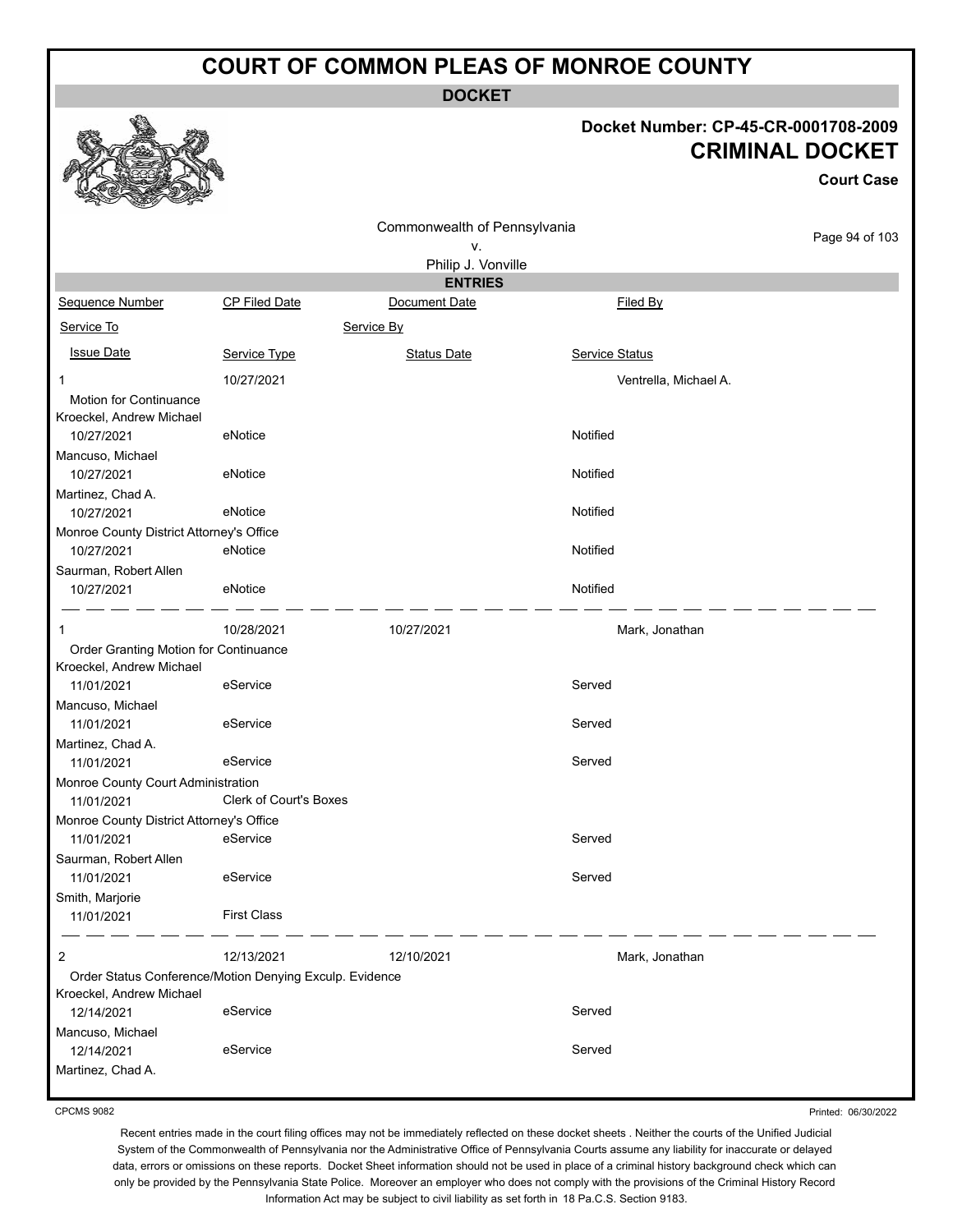# COURT OF COMMON PLEAS OF MONROE COUNTY

## DOCKET

**Docket Number: CP-45-CR-0001708-2009**
**CRIMINAL DOCKET**
**Court Case**

Commonwealth of Pennsylvania
v.
Philip J. Vonville

### ENTRIES

| Sequence Number | CP Filed Date | Document Date | Filed By |
|---|---|---|---|
| Service To | | Service By | |
| Issue Date | Service Type | Status Date | Service Status |
| 1 | 10/27/2021 | | Ventrella, Michael A. |
| Motion for Continuance | | | |
| Kroeckel, Andrew Michael | | | |
| 10/27/2021 | eNotice | | Notified |
| Mancuso, Michael | | | |
| 10/27/2021 | eNotice | | Notified |
| Martinez, Chad A. | | | |
| 10/27/2021 | eNotice | | Notified |
| Monroe County District Attorney's Office | | | |
| 10/27/2021 | eNotice | | Notified |
| Saurman, Robert Allen | | | |
| 10/27/2021 | eNotice | | Notified |
| 1 | 10/28/2021 | 10/27/2021 | Mark, Jonathan |
| Order Granting Motion for Continuance | | | |
| Kroeckel, Andrew Michael | | | |
| 11/01/2021 | eService | | Served |
| Mancuso, Michael | | | |
| 11/01/2021 | eService | | Served |
| Martinez, Chad A. | | | |
| 11/01/2021 | eService | | Served |
| Monroe County Court Administration | | | |
| 11/01/2021 | Clerk of Court's Boxes | | |
| Monroe County District Attorney's Office | | | |
| 11/01/2021 | eService | | Served |
| Saurman, Robert Allen | | | |
| 11/01/2021 | eService | | Served |
| Smith, Marjorie | | | |
| 11/01/2021 | First Class | | |
| 2 | 12/13/2021 | 12/10/2021 | Mark, Jonathan |
| Order Status Conference/Motion Denying Exculp. Evidence | | | |
| Kroeckel, Andrew Michael | | | |
| 12/14/2021 | eService | | Served |
| Mancuso, Michael | | | |
| 12/14/2021 | eService | | Served |
| Martinez, Chad A. | | | |

CPCMS 9082

Printed: 06/30/2022

Recent entries made in the court filing offices may not be immediately reflected on these docket sheets . Neither the courts of the Unified Judicial System of the Commonwealth of Pennsylvania nor the Administrative Office of Pennsylvania Courts assume any liability for inaccurate or delayed data, errors or omissions on these reports. Docket Sheet information should not be used in place of a criminal history background check which can only be provided by the Pennsylvania State Police. Moreover an employer who does not comply with the provisions of the Criminal History Record Information Act may be subject to civil liability as set forth in 18 Pa.C.S. Section 9183.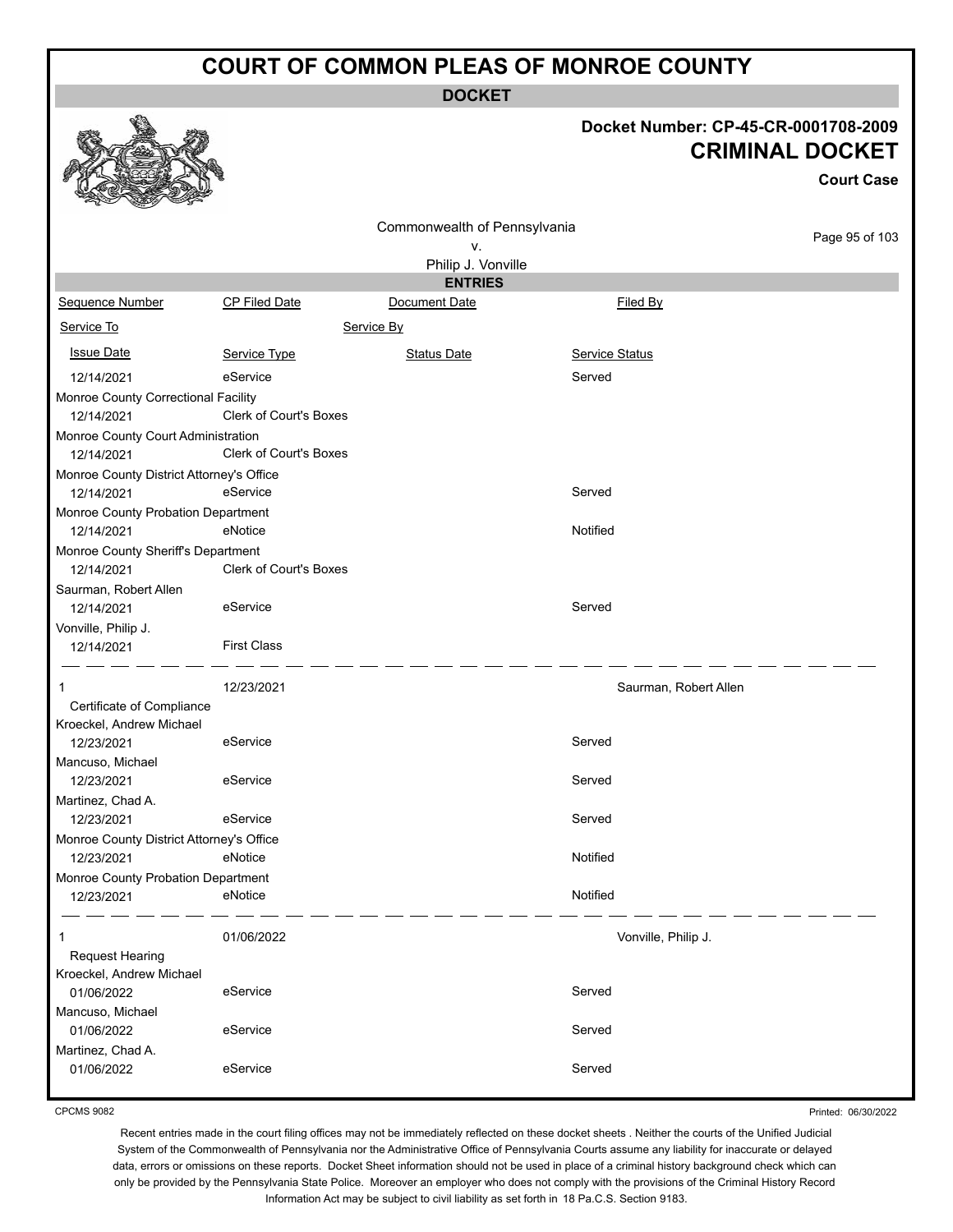# COURT OF COMMON PLEAS OF MONROE COUNTY

**DOCKET**

**Docket Number: CP-45-CR-0001708-2009**

**CRIMINAL DOCKET**

**Court Case**

Commonwealth of Pennsylvania
v.
Philip J. Vonville

**ENTRIES**

| Sequence Number | CP Filed Date | Document Date | Filed By |
|---|---|---|---|
| Service To | | Service By | |
| Issue Date | Service Type | Status Date | Service Status |
| 12/14/2021 | eService | | Served |
| Monroe County Correctional Facility | | | |
| 12/14/2021 | Clerk of Court's Boxes | | |
| Monroe County Court Administration | | | |
| 12/14/2021 | Clerk of Court's Boxes | | |
| Monroe County District Attorney's Office | | | |
| 12/14/2021 | eService | | Served |
| Monroe County Probation Department | | | |
| 12/14/2021 | eNotice | | Notified |
| Monroe County Sheriff's Department | | | |
| 12/14/2021 | Clerk of Court's Boxes | | |
| Saurman, Robert Allen | | | |
| 12/14/2021 | eService | | Served |
| Vonville, Philip J. | | | |
| 12/14/2021 | First Class | | |
| 1 | 12/23/2021 | | Saurman, Robert Allen |
| Certificate of Compliance | | | |
| Kroeckel, Andrew Michael | | | |
| 12/23/2021 | eService | | Served |
| Mancuso, Michael | | | |
| 12/23/2021 | eService | | Served |
| Martinez, Chad A. | | | |
| 12/23/2021 | eService | | Served |
| Monroe County District Attorney's Office | | | |
| 12/23/2021 | eNotice | | Notified |
| Monroe County Probation Department | | | |
| 12/23/2021 | eNotice | | Notified |
| 1 | 01/06/2022 | | Vonville, Philip J. |
| Request Hearing | | | |
| Kroeckel, Andrew Michael | | | |
| 01/06/2022 | eService | | Served |
| Mancuso, Michael | | | |
| 01/06/2022 | eService | | Served |
| Martinez, Chad A. | | | |
| 01/06/2022 | eService | | Served |

CPCMS 9082

Printed: 06/30/2022

Recent entries made in the court filing offices may not be immediately reflected on these docket sheets . Neither the courts of the Unified Judicial System of the Commonwealth of Pennsylvania nor the Administrative Office of Pennsylvania Courts assume any liability for inaccurate or delayed data, errors or omissions on these reports. Docket Sheet information should not be used in place of a criminal history background check which can only be provided by the Pennsylvania State Police. Moreover an employer who does not comply with the provisions of the Criminal History Record Information Act may be subject to civil liability as set forth in 18 Pa.C.S. Section 9183.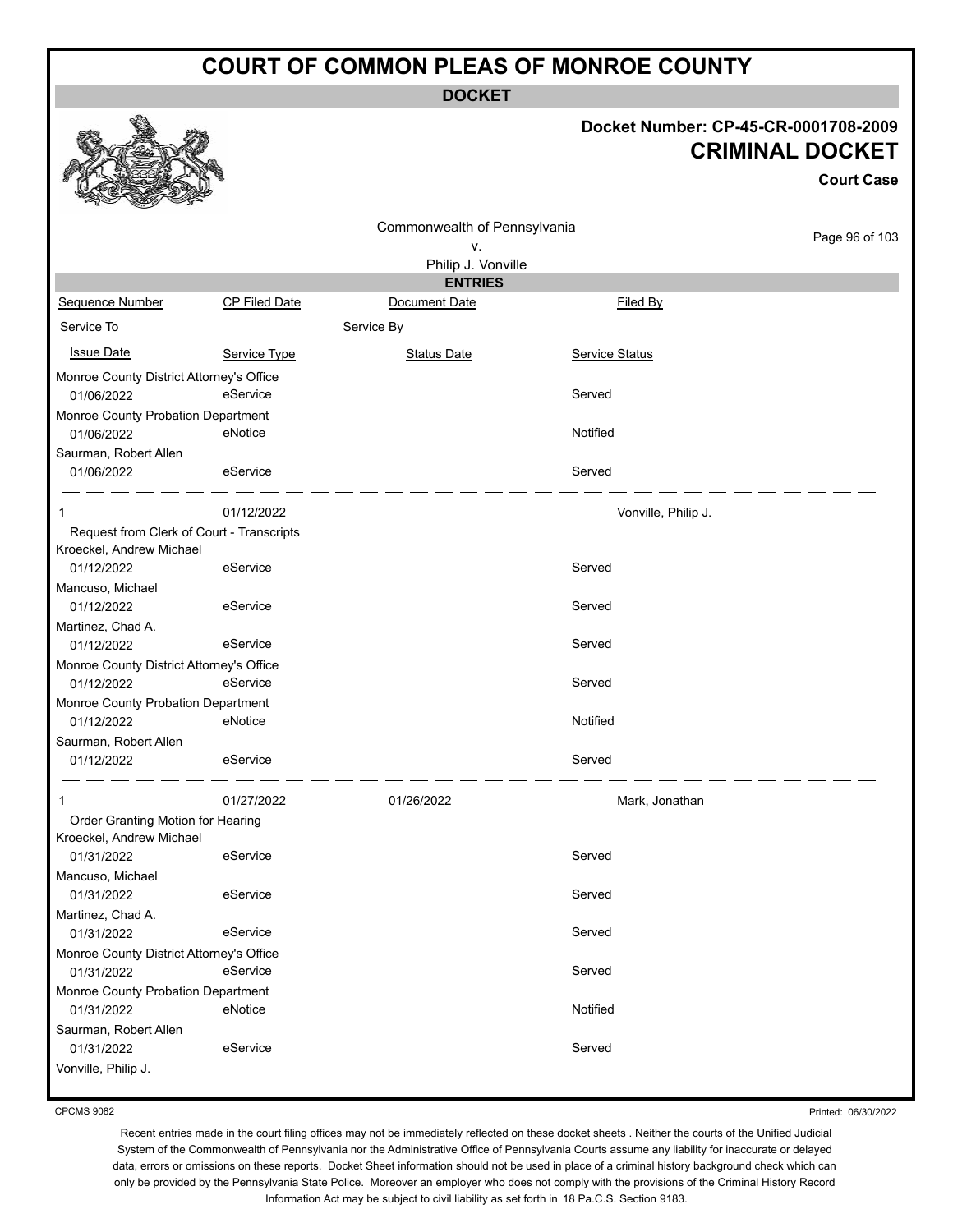# COURT OF COMMON PLEAS OF MONROE COUNTY

**DOCKET**

**Docket Number: CP-45-CR-0001708-2009**

**CRIMINAL DOCKET**

**Court Case**

Commonwealth of Pennsylvania
v.
Philip J. Vonville

**ENTRIES**

| Sequence Number | CP Filed Date | Document Date | Filed By |
|---|---|---|---|
| Service To | | Service By | |
| Issue Date | Service Type | Status Date | Service Status |
| Monroe County District Attorney's Office | | | |
| 01/06/2022 | eService | | Served |
| Monroe County Probation Department | | | |
| 01/06/2022 | eNotice | | Notified |
| Saurman, Robert Allen | | | |
| 01/06/2022 | eService | | Served |
| 1 | 01/12/2022 | | Vonville, Philip J. |
| Request from Clerk of Court - Transcripts | | | |
| Kroeckel, Andrew Michael | | | |
| 01/12/2022 | eService | | Served |
| Mancuso, Michael | | | |
| 01/12/2022 | eService | | Served |
| Martinez, Chad A. | | | |
| 01/12/2022 | eService | | Served |
| Monroe County District Attorney's Office | | | |
| 01/12/2022 | eService | | Served |
| Monroe County Probation Department | | | |
| 01/12/2022 | eNotice | | Notified |
| Saurman, Robert Allen | | | |
| 01/12/2022 | eService | | Served |
| 1 | 01/27/2022 | 01/26/2022 | Mark, Jonathan |
| Order Granting Motion for Hearing | | | |
| Kroeckel, Andrew Michael | | | |
| 01/31/2022 | eService | | Served |
| Mancuso, Michael | | | |
| 01/31/2022 | eService | | Served |
| Martinez, Chad A. | | | |
| 01/31/2022 | eService | | Served |
| Monroe County District Attorney's Office | | | |
| 01/31/2022 | eService | | Served |
| Monroe County Probation Department | | | |
| 01/31/2022 | eNotice | | Notified |
| Saurman, Robert Allen | | | |
| 01/31/2022 | eService | | Served |
| Vonville, Philip J. | | | |

CPCMS 9082

Printed: 06/30/2022

Recent entries made in the court filing offices may not be immediately reflected on these docket sheets . Neither the courts of the Unified Judicial System of the Commonwealth of Pennsylvania nor the Administrative Office of Pennsylvania Courts assume any liability for inaccurate or delayed data, errors or omissions on these reports. Docket Sheet information should not be used in place of a criminal history background check which can only be provided by the Pennsylvania State Police. Moreover an employer who does not comply with the provisions of the Criminal History Record Information Act may be subject to civil liability as set forth in 18 Pa.C.S. Section 9183.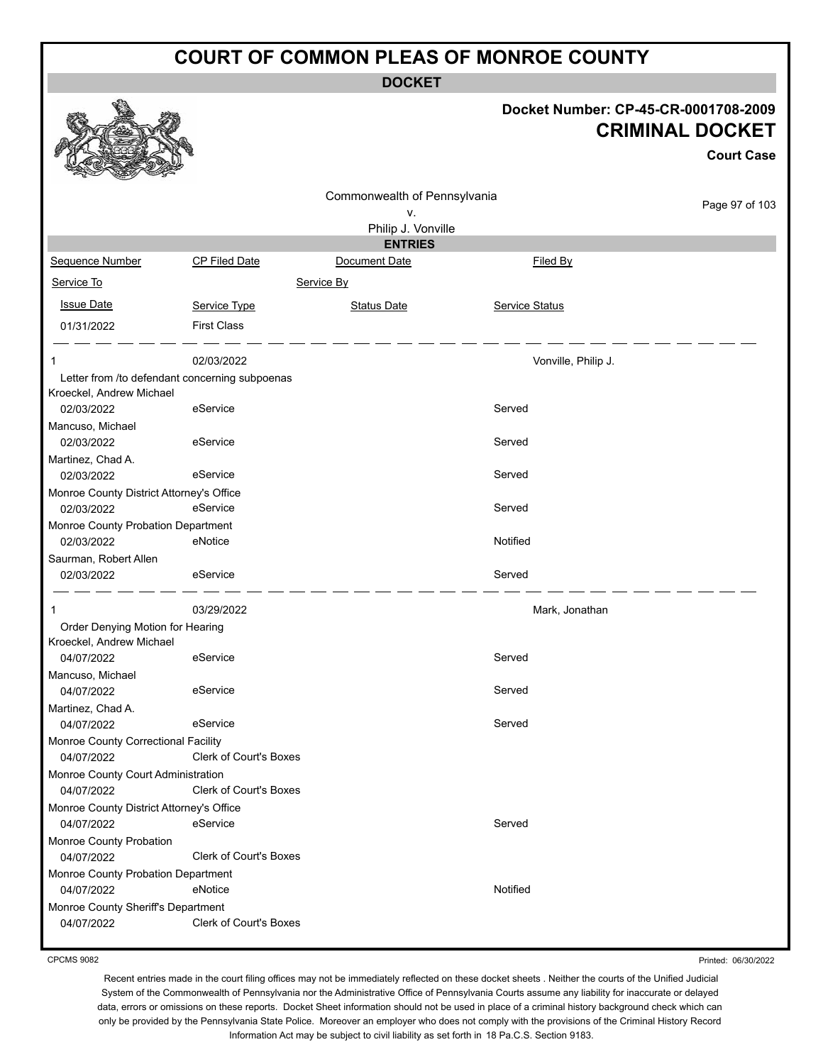# COURT OF COMMON PLEAS OF MONROE COUNTY

**DOCKET**

**Docket Number: CP-45-CR-0001708-2009**

**CRIMINAL DOCKET**

**Court Case**

Commonwealth of Pennsylvania
v.
Philip J. Vonville

**ENTRIES**

| Sequence Number | CP Filed Date | Document Date | Filed By |
|---|---|---|---|
| Service To | | Service By | |
| Issue Date | Service Type | Status Date | Service Status |
| 01/31/2022 | First Class | | |
| 1 | 02/03/2022 | | Vonville, Philip J. |
| Letter from /to defendant concerning subpoenas | | | |
| Kroeckel, Andrew Michael | | | |
| 02/03/2022 | eService | | Served |
| Mancuso, Michael | | | |
| 02/03/2022 | eService | | Served |
| Martinez, Chad A. | | | |
| 02/03/2022 | eService | | Served |
| Monroe County District Attorney's Office | | | |
| 02/03/2022 | eService | | Served |
| Monroe County Probation Department | | | |
| 02/03/2022 | eNotice | | Notified |
| Saurman, Robert Allen | | | |
| 02/03/2022 | eService | | Served |
| 1 | 03/29/2022 | | Mark, Jonathan |
| Order Denying Motion for Hearing | | | |
| Kroeckel, Andrew Michael | | | |
| 04/07/2022 | eService | | Served |
| Mancuso, Michael | | | |
| 04/07/2022 | eService | | Served |
| Martinez, Chad A. | | | |
| 04/07/2022 | eService | | Served |
| Monroe County Correctional Facility | | | |
| 04/07/2022 | Clerk of Court's Boxes | | |
| Monroe County Court Administration | | | |
| 04/07/2022 | Clerk of Court's Boxes | | |
| Monroe County District Attorney's Office | | | |
| 04/07/2022 | eService | | Served |
| Monroe County Probation | | | |
| 04/07/2022 | Clerk of Court's Boxes | | |
| Monroe County Probation Department | | | |
| 04/07/2022 | eNotice | | Notified |
| Monroe County Sheriff's Department | | | |
| 04/07/2022 | Clerk of Court's Boxes | | |

CPCMS 9082

Printed: 06/30/2022

Recent entries made in the court filing offices may not be immediately reflected on these docket sheets . Neither the courts of the Unified Judicial System of the Commonwealth of Pennsylvania nor the Administrative Office of Pennsylvania Courts assume any liability for inaccurate or delayed data, errors or omissions on these reports. Docket Sheet information should not be used in place of a criminal history background check which can only be provided by the Pennsylvania State Police. Moreover an employer who does not comply with the provisions of the Criminal History Record Information Act may be subject to civil liability as set forth in 18 Pa.C.S. Section 9183.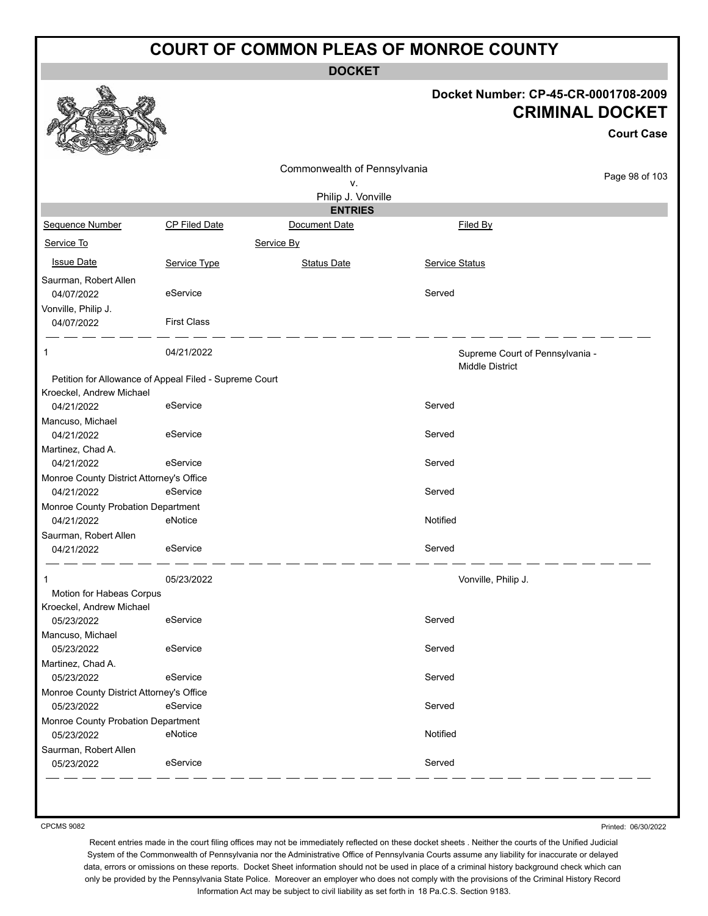# COURT OF COMMON PLEAS OF MONROE COUNTY

**DOCKET**

**Docket Number: CP-45-CR-0001708-2009**

## CRIMINAL DOCKET

**Court Case**

Commonwealth of Pennsylvania
v.
Philip J. Vonville

**ENTRIES**

| Sequence Number | CP Filed Date | Document Date | Filed By |
|---|---|---|---|
| Service To | | Service By | |
| Issue Date | Service Type | Status Date | Service Status |
| Saurman, Robert Allen | | | |
| 04/07/2022 | eService | | Served |
| Vonville, Philip J. | | | |
| 04/07/2022 | First Class | | |
| 1 | 04/21/2022 | | Supreme Court of Pennsylvania - Middle District |
| Petition for Allowance of Appeal Filed - Supreme Court | | | |
| Kroeckel, Andrew Michael | | | |
| 04/21/2022 | eService | | Served |
| Mancuso, Michael | | | |
| 04/21/2022 | eService | | Served |
| Martinez, Chad A. | | | |
| 04/21/2022 | eService | | Served |
| Monroe County District Attorney's Office | | | |
| 04/21/2022 | eService | | Served |
| Monroe County Probation Department | | | |
| 04/21/2022 | eNotice | | Notified |
| Saurman, Robert Allen | | | |
| 04/21/2022 | eService | | Served |
| 1 | 05/23/2022 | | Vonville, Philip J. |
| Motion for Habeas Corpus | | | |
| Kroeckel, Andrew Michael | | | |
| 05/23/2022 | eService | | Served |
| Mancuso, Michael | | | |
| 05/23/2022 | eService | | Served |
| Martinez, Chad A. | | | |
| 05/23/2022 | eService | | Served |
| Monroe County District Attorney's Office | | | |
| 05/23/2022 | eService | | Served |
| Monroe County Probation Department | | | |
| 05/23/2022 | eNotice | | Notified |
| Saurman, Robert Allen | | | |
| 05/23/2022 | eService | | Served |

CPCMS 9082

Printed: 06/30/2022

Recent entries made in the court filing offices may not be immediately reflected on these docket sheets . Neither the courts of the Unified Judicial System of the Commonwealth of Pennsylvania nor the Administrative Office of Pennsylvania Courts assume any liability for inaccurate or delayed data, errors or omissions on these reports. Docket Sheet information should not be used in place of a criminal history background check which can only be provided by the Pennsylvania State Police. Moreover an employer who does not comply with the provisions of the Criminal History Record Information Act may be subject to civil liability as set forth in 18 Pa.C.S. Section 9183.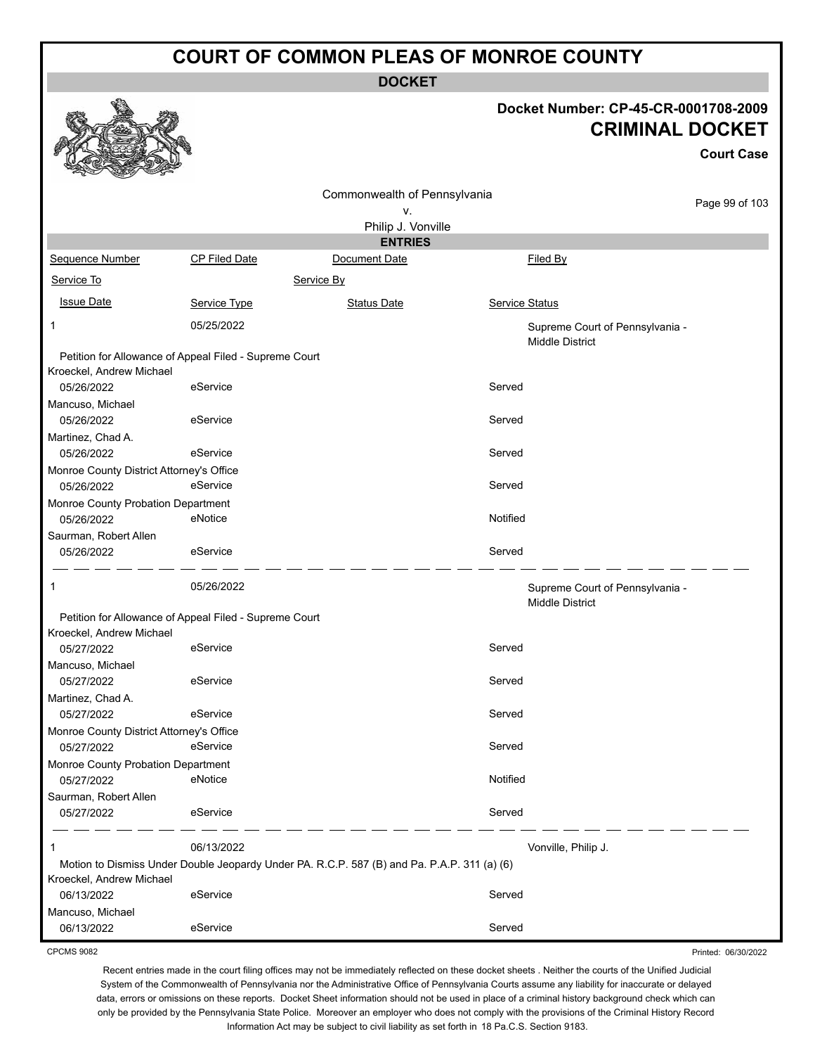# COURT OF COMMON PLEAS OF MONROE COUNTY

## DOCKET

**Docket Number: CP-45-CR-0001708-2009**
**CRIMINAL DOCKET**
**Court Case**

Commonwealth of Pennsylvania
v.
Philip J. Vonville

### ENTRIES

| Sequence Number | CP Filed Date | Document Date | Filed By |
|---|---|---|---|
| Service To | | Service By | |
| Issue Date | Service Type | Status Date | Service Status |

**1** — 05/25/2022 — Filed By: Supreme Court of Pennsylvania - Middle District

Petition for Allowance of Appeal Filed - Supreme Court

| Service To | Issue Date | Service Type | Service Status |
|---|---|---|---|
| Kroeckel, Andrew Michael | 05/26/2022 | eService | Served |
| Mancuso, Michael | 05/26/2022 | eService | Served |
| Martinez, Chad A. | 05/26/2022 | eService | Served |
| Monroe County District Attorney's Office | 05/26/2022 | eService | Served |
| Monroe County Probation Department | 05/26/2022 | eNotice | Notified |
| Saurman, Robert Allen | 05/26/2022 | eService | Served |

**1** — 05/26/2022 — Filed By: Supreme Court of Pennsylvania - Middle District

Petition for Allowance of Appeal Filed - Supreme Court

| Service To | Issue Date | Service Type | Service Status |
|---|---|---|---|
| Kroeckel, Andrew Michael | 05/27/2022 | eService | Served |
| Mancuso, Michael | 05/27/2022 | eService | Served |
| Martinez, Chad A. | 05/27/2022 | eService | Served |
| Monroe County District Attorney's Office | 05/27/2022 | eService | Served |
| Monroe County Probation Department | 05/27/2022 | eNotice | Notified |
| Saurman, Robert Allen | 05/27/2022 | eService | Served |

**1** — 06/13/2022 — Filed By: Vonville, Philip J.

Motion to Dismiss Under Double Jeopardy Under PA. R.C.P. 587 (B) and Pa. P.A.P. 311 (a) (6)

| Service To | Issue Date | Service Type | Service Status |
|---|---|---|---|
| Kroeckel, Andrew Michael | 06/13/2022 | eService | Served |
| Mancuso, Michael | 06/13/2022 | eService | Served |

CPCMS 9082 — Printed: 06/30/2022

Recent entries made in the court filing offices may not be immediately reflected on these docket sheets . Neither the courts of the Unified Judicial System of the Commonwealth of Pennsylvania nor the Administrative Office of Pennsylvania Courts assume any liability for inaccurate or delayed data, errors or omissions on these reports. Docket Sheet information should not be used in place of a criminal history background check which can only be provided by the Pennsylvania State Police. Moreover an employer who does not comply with the provisions of the Criminal History Record Information Act may be subject to civil liability as set forth in 18 Pa.C.S. Section 9183.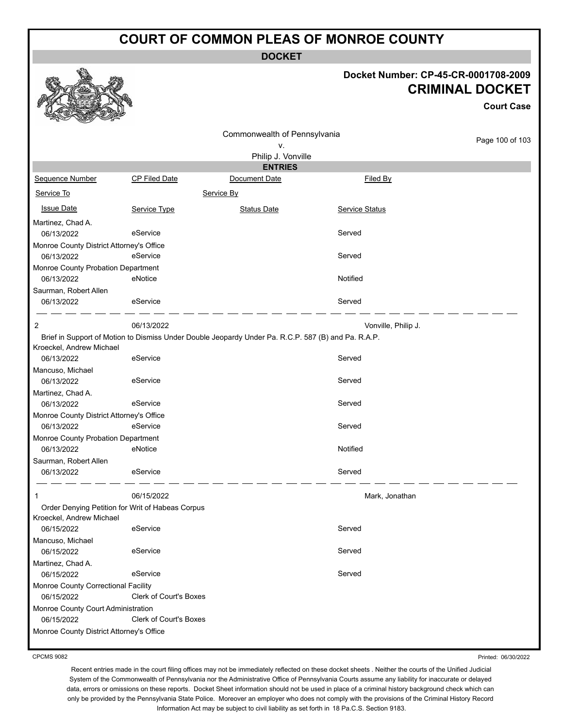# COURT OF COMMON PLEAS OF MONROE COUNTY

## DOCKET

**Docket Number: CP-45-CR-0001708-2009**

**CRIMINAL DOCKET**

**Court Case**

Commonwealth of Pennsylvania
v.
Philip J. Vonville

### ENTRIES

| Sequence Number | CP Filed Date | Document Date | Filed By |
|---|---|---|---|
| Service To | | Service By | |
| Issue Date | Service Type | Status Date | Service Status |
| Martinez, Chad A. | | | |
| 06/13/2022 | eService | | Served |
| Monroe County District Attorney's Office | | | |
| 06/13/2022 | eService | | Served |
| Monroe County Probation Department | | | |
| 06/13/2022 | eNotice | | Notified |
| Saurman, Robert Allen | | | |
| 06/13/2022 | eService | | Served |
| 2 | 06/13/2022 | | Vonville, Philip J. |
| Brief in Support of Motion to Dismiss Under Double Jeopardy Under Pa. R.C.P. 587 (B) and Pa. R.A.P. | | | |
| Kroeckel, Andrew Michael | | | |
| 06/13/2022 | eService | | Served |
| Mancuso, Michael | | | |
| 06/13/2022 | eService | | Served |
| Martinez, Chad A. | | | |
| 06/13/2022 | eService | | Served |
| Monroe County District Attorney's Office | | | |
| 06/13/2022 | eService | | Served |
| Monroe County Probation Department | | | |
| 06/13/2022 | eNotice | | Notified |
| Saurman, Robert Allen | | | |
| 06/13/2022 | eService | | Served |
| 1 | 06/15/2022 | | Mark, Jonathan |
| Order Denying Petition for Writ of Habeas Corpus | | | |
| Kroeckel, Andrew Michael | | | |
| 06/15/2022 | eService | | Served |
| Mancuso, Michael | | | |
| 06/15/2022 | eService | | Served |
| Martinez, Chad A. | | | |
| 06/15/2022 | eService | | Served |
| Monroe County Correctional Facility | | | |
| 06/15/2022 | Clerk of Court's Boxes | | |
| Monroe County Court Administration | | | |
| 06/15/2022 | Clerk of Court's Boxes | | |
| Monroe County District Attorney's Office | | | |

CPCMS 9082

Printed: 06/30/2022

Recent entries made in the court filing offices may not be immediately reflected on these docket sheets . Neither the courts of the Unified Judicial System of the Commonwealth of Pennsylvania nor the Administrative Office of Pennsylvania Courts assume any liability for inaccurate or delayed data, errors or omissions on these reports. Docket Sheet information should not be used in place of a criminal history background check which can only be provided by the Pennsylvania State Police. Moreover an employer who does not comply with the provisions of the Criminal History Record Information Act may be subject to civil liability as set forth in 18 Pa.C.S. Section 9183.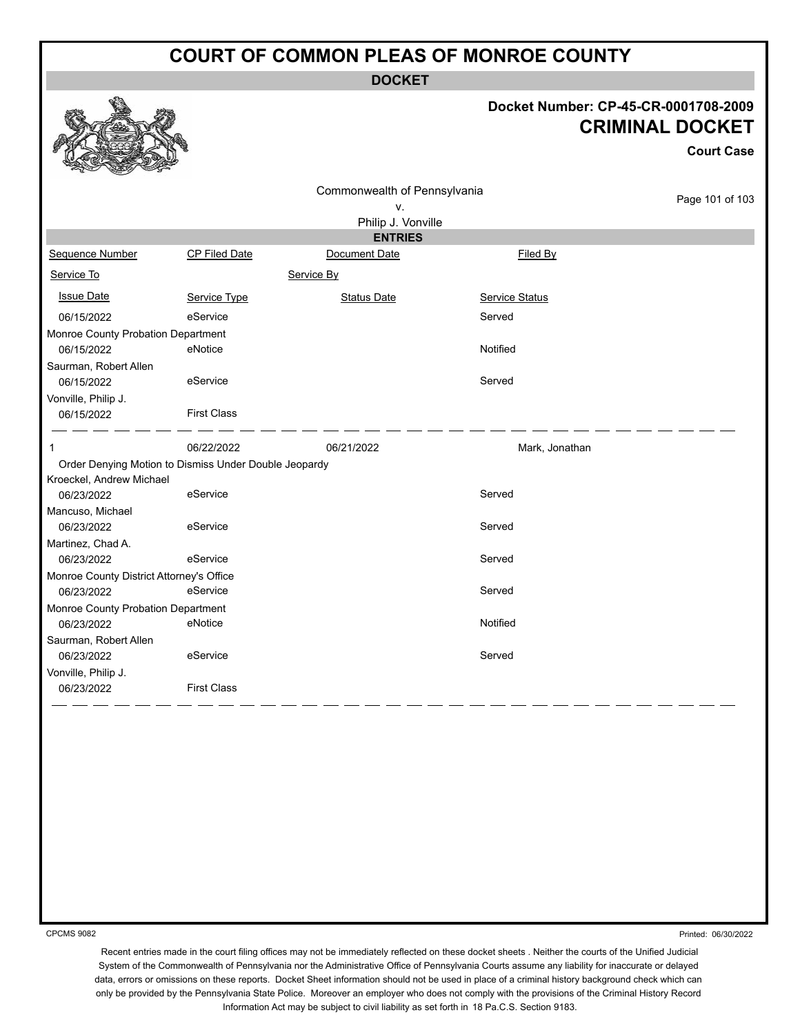# COURT OF COMMON PLEAS OF MONROE COUNTY

## DOCKET

**Docket Number: CP-45-CR-0001708-2009**

**CRIMINAL DOCKET**

**Court Case**

Commonwealth of Pennsylvania
v.
Philip J. Vonville

### ENTRIES

| Sequence Number | CP Filed Date | Document Date | Filed By |
|---|---|---|---|
| Service To | | Service By | |
| Issue Date | Service Type | Status Date | Service Status |
| 06/15/2022 | eService | | Served |
| Monroe County Probation Department | | | |
| 06/15/2022 | eNotice | | Notified |
| Saurman, Robert Allen | | | |
| 06/15/2022 | eService | | Served |
| Vonville, Philip J. | | | |
| 06/15/2022 | First Class | | |
| 1 | 06/22/2022 | 06/21/2022 | Mark, Jonathan |
| Order Denying Motion to Dismiss Under Double Jeopardy | | | |
| Kroeckel, Andrew Michael | | | |
| 06/23/2022 | eService | | Served |
| Mancuso, Michael | | | |
| 06/23/2022 | eService | | Served |
| Martinez, Chad A. | | | |
| 06/23/2022 | eService | | Served |
| Monroe County District Attorney's Office | | | |
| 06/23/2022 | eService | | Served |
| Monroe County Probation Department | | | |
| 06/23/2022 | eNotice | | Notified |
| Saurman, Robert Allen | | | |
| 06/23/2022 | eService | | Served |
| Vonville, Philip J. | | | |
| 06/23/2022 | First Class | | |

CPCMS 9082

Printed: 06/30/2022

Recent entries made in the court filing offices may not be immediately reflected on these docket sheets . Neither the courts of the Unified Judicial System of the Commonwealth of Pennsylvania nor the Administrative Office of Pennsylvania Courts assume any liability for inaccurate or delayed data, errors or omissions on these reports. Docket Sheet information should not be used in place of a criminal history background check which can only be provided by the Pennsylvania State Police. Moreover an employer who does not comply with the provisions of the Criminal History Record Information Act may be subject to civil liability as set forth in 18 Pa.C.S. Section 9183.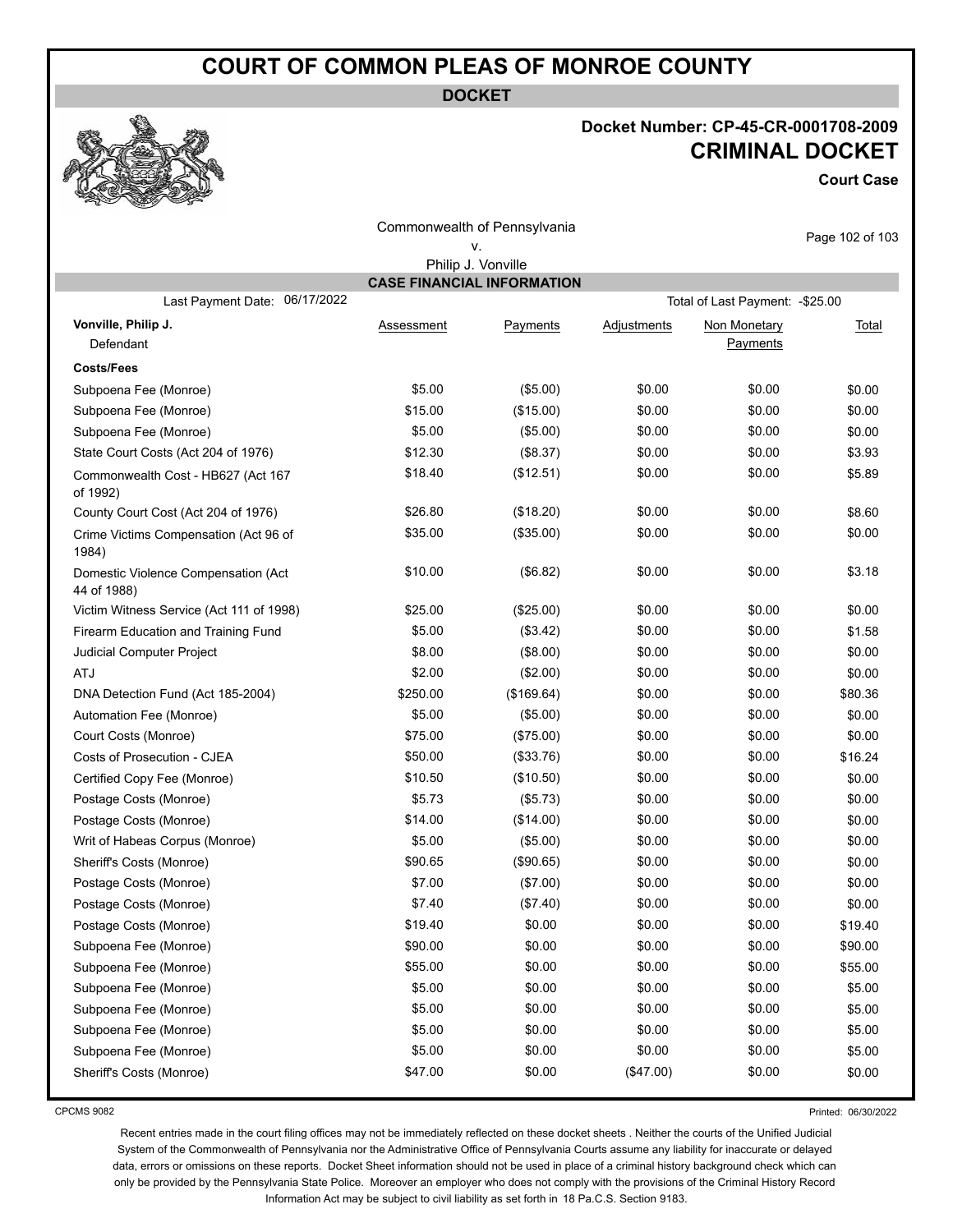# COURT OF COMMON PLEAS OF MONROE COUNTY

**DOCKET**

**Docket Number: CP-45-CR-0001708-2009**

## CRIMINAL DOCKET

**Court Case**

Commonwealth of Pennsylvania
v.
Philip J. Vonville

**CASE FINANCIAL INFORMATION**

Last Payment Date: 06/17/2022 — Total of Last Payment: -$25.00

| **Vonville, Philip J.** Defendant | Assessment | Payments | Adjustments | Non Monetary Payments | Total |
|---|---|---|---|---|---|
| **Costs/Fees** | | | | | |
| Subpoena Fee (Monroe) | $5.00 | ($5.00) | $0.00 | $0.00 | $0.00 |
| Subpoena Fee (Monroe) | $15.00 | ($15.00) | $0.00 | $0.00 | $0.00 |
| Subpoena Fee (Monroe) | $5.00 | ($5.00) | $0.00 | $0.00 | $0.00 |
| State Court Costs (Act 204 of 1976) | $12.30 | ($8.37) | $0.00 | $0.00 | $3.93 |
| Commonwealth Cost - HB627 (Act 167 of 1992) | $18.40 | ($12.51) | $0.00 | $0.00 | $5.89 |
| County Court Cost (Act 204 of 1976) | $26.80 | ($18.20) | $0.00 | $0.00 | $8.60 |
| Crime Victims Compensation (Act 96 of 1984) | $35.00 | ($35.00) | $0.00 | $0.00 | $0.00 |
| Domestic Violence Compensation (Act 44 of 1988) | $10.00 | ($6.82) | $0.00 | $0.00 | $3.18 |
| Victim Witness Service (Act 111 of 1998) | $25.00 | ($25.00) | $0.00 | $0.00 | $0.00 |
| Firearm Education and Training Fund | $5.00 | ($3.42) | $0.00 | $0.00 | $1.58 |
| Judicial Computer Project | $8.00 | ($8.00) | $0.00 | $0.00 | $0.00 |
| ATJ | $2.00 | ($2.00) | $0.00 | $0.00 | $0.00 |
| DNA Detection Fund (Act 185-2004) | $250.00 | ($169.64) | $0.00 | $0.00 | $80.36 |
| Automation Fee (Monroe) | $5.00 | ($5.00) | $0.00 | $0.00 | $0.00 |
| Court Costs (Monroe) | $75.00 | ($75.00) | $0.00 | $0.00 | $0.00 |
| Costs of Prosecution - CJEA | $50.00 | ($33.76) | $0.00 | $0.00 | $16.24 |
| Certified Copy Fee (Monroe) | $10.50 | ($10.50) | $0.00 | $0.00 | $0.00 |
| Postage Costs (Monroe) | $5.73 | ($5.73) | $0.00 | $0.00 | $0.00 |
| Postage Costs (Monroe) | $14.00 | ($14.00) | $0.00 | $0.00 | $0.00 |
| Writ of Habeas Corpus (Monroe) | $5.00 | ($5.00) | $0.00 | $0.00 | $0.00 |
| Sheriff's Costs (Monroe) | $90.65 | ($90.65) | $0.00 | $0.00 | $0.00 |
| Postage Costs (Monroe) | $7.00 | ($7.00) | $0.00 | $0.00 | $0.00 |
| Postage Costs (Monroe) | $7.40 | ($7.40) | $0.00 | $0.00 | $0.00 |
| Postage Costs (Monroe) | $19.40 | $0.00 | $0.00 | $0.00 | $19.40 |
| Subpoena Fee (Monroe) | $90.00 | $0.00 | $0.00 | $0.00 | $90.00 |
| Subpoena Fee (Monroe) | $55.00 | $0.00 | $0.00 | $0.00 | $55.00 |
| Subpoena Fee (Monroe) | $5.00 | $0.00 | $0.00 | $0.00 | $5.00 |
| Subpoena Fee (Monroe) | $5.00 | $0.00 | $0.00 | $0.00 | $5.00 |
| Subpoena Fee (Monroe) | $5.00 | $0.00 | $0.00 | $0.00 | $5.00 |
| Subpoena Fee (Monroe) | $5.00 | $0.00 | $0.00 | $0.00 | $5.00 |
| Sheriff's Costs (Monroe) | $47.00 | $0.00 | ($47.00) | $0.00 | $0.00 |

CPCMS 9082 — Printed: 06/30/2022

Recent entries made in the court filing offices may not be immediately reflected on these docket sheets . Neither the courts of the Unified Judicial System of the Commonwealth of Pennsylvania nor the Administrative Office of Pennsylvania Courts assume any liability for inaccurate or delayed data, errors or omissions on these reports. Docket Sheet information should not be used in place of a criminal history background check which can only be provided by the Pennsylvania State Police. Moreover an employer who does not comply with the provisions of the Criminal History Record Information Act may be subject to civil liability as set forth in 18 Pa.C.S. Section 9183.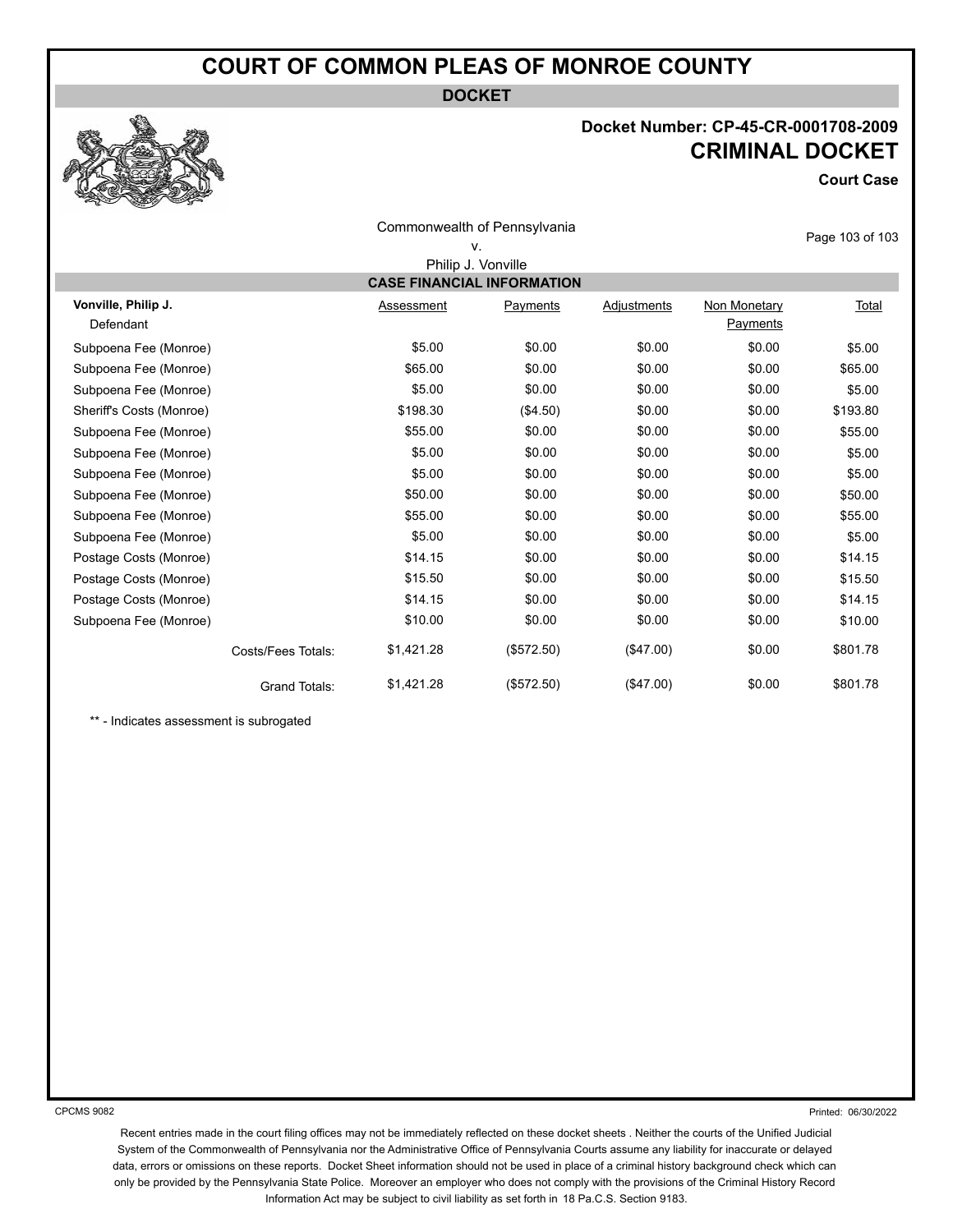# COURT OF COMMON PLEAS OF MONROE COUNTY

**DOCKET**

**Docket Number: CP-45-CR-0001708-2009**

**CRIMINAL DOCKET**

**Court Case**

Commonwealth of Pennsylvania
v.
Philip J. Vonville

**CASE FINANCIAL INFORMATION**

| **Vonville, Philip J.** Defendant | | Assessment | Payments | Adjustments | Non Monetary Payments | Total |
|---|---|---|---|---|---|---|
| Subpoena Fee (Monroe) | | $5.00 | $0.00 | $0.00 | $0.00 | $5.00 |
| Subpoena Fee (Monroe) | | $65.00 | $0.00 | $0.00 | $0.00 | $65.00 |
| Subpoena Fee (Monroe) | | $5.00 | $0.00 | $0.00 | $0.00 | $5.00 |
| Sheriff's Costs (Monroe) | | $198.30 | ($4.50) | $0.00 | $0.00 | $193.80 |
| Subpoena Fee (Monroe) | | $55.00 | $0.00 | $0.00 | $0.00 | $55.00 |
| Subpoena Fee (Monroe) | | $5.00 | $0.00 | $0.00 | $0.00 | $5.00 |
| Subpoena Fee (Monroe) | | $5.00 | $0.00 | $0.00 | $0.00 | $5.00 |
| Subpoena Fee (Monroe) | | $50.00 | $0.00 | $0.00 | $0.00 | $50.00 |
| Subpoena Fee (Monroe) | | $55.00 | $0.00 | $0.00 | $0.00 | $55.00 |
| Subpoena Fee (Monroe) | | $5.00 | $0.00 | $0.00 | $0.00 | $5.00 |
| Postage Costs (Monroe) | | $14.15 | $0.00 | $0.00 | $0.00 | $14.15 |
| Postage Costs (Monroe) | | $15.50 | $0.00 | $0.00 | $0.00 | $15.50 |
| Postage Costs (Monroe) | | $14.15 | $0.00 | $0.00 | $0.00 | $14.15 |
| Subpoena Fee (Monroe) | | $10.00 | $0.00 | $0.00 | $0.00 | $10.00 |
| | Costs/Fees Totals: | $1,421.28 | ($572.50) | ($47.00) | $0.00 | $801.78 |
| | Grand Totals: | $1,421.28 | ($572.50) | ($47.00) | $0.00 | $801.78 |

** - Indicates assessment is subrogated

CPCMS 9082

Printed: 06/30/2022

Recent entries made in the court filing offices may not be immediately reflected on these docket sheets . Neither the courts of the Unified Judicial System of the Commonwealth of Pennsylvania nor the Administrative Office of Pennsylvania Courts assume any liability for inaccurate or delayed data, errors or omissions on these reports. Docket Sheet information should not be used in place of a criminal history background check which can only be provided by the Pennsylvania State Police. Moreover an employer who does not comply with the provisions of the Criminal History Record Information Act may be subject to civil liability as set forth in 18 Pa.C.S. Section 9183.